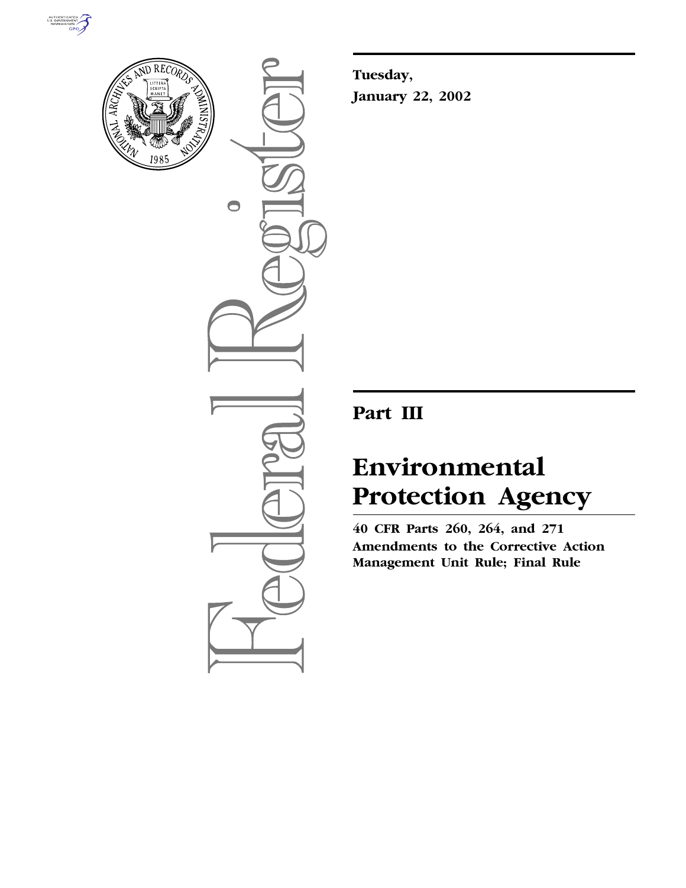**Tuesday,**

**January 22, 2002**

# Part III

# Environmental Protection Agency

**40 CFR Parts 260, 264, and 271**

**Amendments to the Corrective Action Management Unit Rule; Final Rule**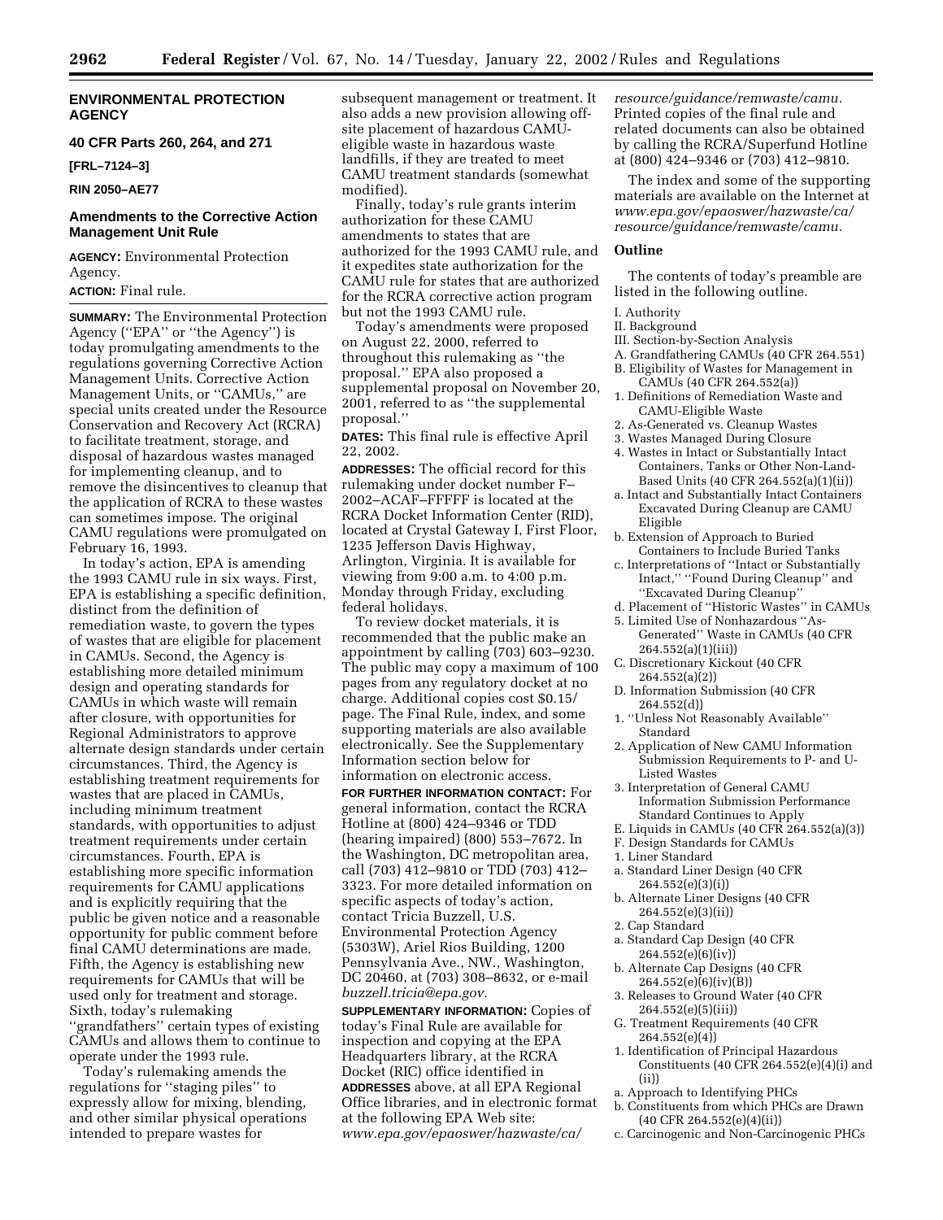## ENVIRONMENTAL PROTECTION AGENCY

### 40 CFR Parts 260, 264, and 271

**[FRL–7124–3]**

**RIN 2050–AE77**

### Amendments to the Corrective Action Management Unit Rule

**AGENCY:** Environmental Protection Agency.

**ACTION:** Final rule.

**SUMMARY:** The Environmental Protection Agency (''EPA'' or ''the Agency'') is today promulgating amendments to the regulations governing Corrective Action Management Units. Corrective Action Management Units, or ''CAMUs,'' are special units created under the Resource Conservation and Recovery Act (RCRA) to facilitate treatment, storage, and disposal of hazardous wastes managed for implementing cleanup, and to remove the disincentives to cleanup that the application of RCRA to these wastes can sometimes impose. The original CAMU regulations were promulgated on February 16, 1993.

In today's action, EPA is amending the 1993 CAMU rule in six ways. First, EPA is establishing a specific definition, distinct from the definition of remediation waste, to govern the types of wastes that are eligible for placement in CAMUs. Second, the Agency is establishing more detailed minimum design and operating standards for CAMUs in which waste will remain after closure, with opportunities for Regional Administrators to approve alternate design standards under certain circumstances. Third, the Agency is establishing treatment requirements for wastes that are placed in CAMUs, including minimum treatment standards, with opportunities to adjust treatment requirements under certain circumstances. Fourth, EPA is establishing more specific information requirements for CAMU applications and is explicitly requiring that the public be given notice and a reasonable opportunity for public comment before final CAMU determinations are made. Fifth, the Agency is establishing new requirements for CAMUs that will be used only for treatment and storage. Sixth, today's rulemaking ''grandfathers'' certain types of existing CAMUs and allows them to continue to operate under the 1993 rule.

Today's rulemaking amends the regulations for ''staging piles'' to expressly allow for mixing, blending, and other similar physical operations intended to prepare wastes for subsequent management or treatment. It also adds a new provision allowing off-site placement of hazardous CAMU-eligible waste in hazardous waste landfills, if they are treated to meet CAMU treatment standards (somewhat modified).

Finally, today's rule grants interim authorization for these CAMU amendments to states that are authorized for the 1993 CAMU rule, and it expedites state authorization for the CAMU rule for states that are authorized for the RCRA corrective action program but not the 1993 CAMU rule.

Today's amendments were proposed on August 22, 2000, referred to throughout this rulemaking as ''the proposal.'' EPA also proposed a supplemental proposal on November 20, 2001, referred to as ''the supplemental proposal.''

**DATES:** This final rule is effective April 22, 2002.

**ADDRESSES:** The official record for this rulemaking under docket number F–2002–ACAF–FFFFF is located at the RCRA Docket Information Center (RID), located at Crystal Gateway I, First Floor, 1235 Jefferson Davis Highway, Arlington, Virginia. It is available for viewing from 9:00 a.m. to 4:00 p.m. Monday through Friday, excluding federal holidays.

To review docket materials, it is recommended that the public make an appointment by calling (703) 603–9230. The public may copy a maximum of 100 pages from any regulatory docket at no charge. Additional copies cost $0.15/page. The Final Rule, index, and some supporting materials are also available electronically. See the Supplementary Information section below for information on electronic access.

**FOR FURTHER INFORMATION CONTACT:** For general information, contact the RCRA Hotline at (800) 424–9346 or TDD (hearing impaired) (800) 553–7672. In the Washington, DC metropolitan area, call (703) 412–9810 or TDD (703) 412–3323. For more detailed information on specific aspects of today's action, contact Tricia Buzzell, U.S. Environmental Protection Agency (5303W), Ariel Rios Building, 1200 Pennsylvania Ave., NW., Washington, DC 20460, at (703) 308–8632, or e-mail *buzzell.tricia@epa.gov.*

**SUPPLEMENTARY INFORMATION:** Copies of today's Final Rule are available for inspection and copying at the EPA Headquarters library, at the RCRA Docket (RIC) office identified in **ADDRESSES** above, at all EPA Regional Office libraries, and in electronic format at the following EPA Web site: *www.epa.gov/epaoswer/hazwaste/ca/resource/guidance/remwaste/camu.* Printed copies of the final rule and related documents can also be obtained by calling the RCRA/Superfund Hotline at (800) 424–9346 or (703) 412–9810.

The index and some of the supporting materials are available on the Internet at *www.epa.gov/epaoswer/hazwaste/ca/resource/guidance/remwaste/camu.*

### Outline

The contents of today's preamble are listed in the following outline.

I. Authority
II. Background
III. Section-by-Section Analysis
A. Grandfathering CAMUs (40 CFR 264.551)
B. Eligibility of Wastes for Management in CAMUs (40 CFR 264.552(a))
1. Definitions of Remediation Waste and CAMU-Eligible Waste
2. As-Generated vs. Cleanup Wastes
3. Wastes Managed During Closure
4. Wastes in Intact or Substantially Intact Containers, Tanks or Other Non-Land-Based Units (40 CFR 264.552(a)(1)(ii))
a. Intact and Substantially Intact Containers Excavated During Cleanup are CAMU Eligible
b. Extension of Approach to Buried Containers to Include Buried Tanks
c. Interpretations of ''Intact or Substantially Intact,'' ''Found During Cleanup'' and ''Excavated During Cleanup''
d. Placement of ''Historic Wastes'' in CAMUs
5. Limited Use of Nonhazardous ''As-Generated'' Waste in CAMUs (40 CFR 264.552(a)(1)(iii))
C. Discretionary Kickout (40 CFR 264.552(a)(2))
D. Information Submission (40 CFR 264.552(d))
1. ''Unless Not Reasonably Available'' Standard
2. Application of New CAMU Information Submission Requirements to P- and U-Listed Wastes
3. Interpretation of General CAMU Information Submission Performance Standard Continues to Apply
E. Liquids in CAMUs (40 CFR 264.552(a)(3))
F. Design Standards for CAMUs
1. Liner Standard
a. Standard Liner Design (40 CFR 264.552(e)(3)(i))
b. Alternate Liner Designs (40 CFR 264.552(e)(3)(ii))
2. Cap Standard
a. Standard Cap Design (40 CFR 264.552(e)(6)(iv))
b. Alternate Cap Designs (40 CFR 264.552(e)(6)(iv)(B))
3. Releases to Ground Water (40 CFR 264.552(e)(5)(iii))
G. Treatment Requirements (40 CFR 264.552(e)(4))
1. Identification of Principal Hazardous Constituents (40 CFR 264.552(e)(4)(i) and (ii))
a. Approach to Identifying PHCs
b. Constituents from which PHCs are Drawn (40 CFR 264.552(e)(4)(ii))
c. Carcinogenic and Non-Carcinogenic PHCs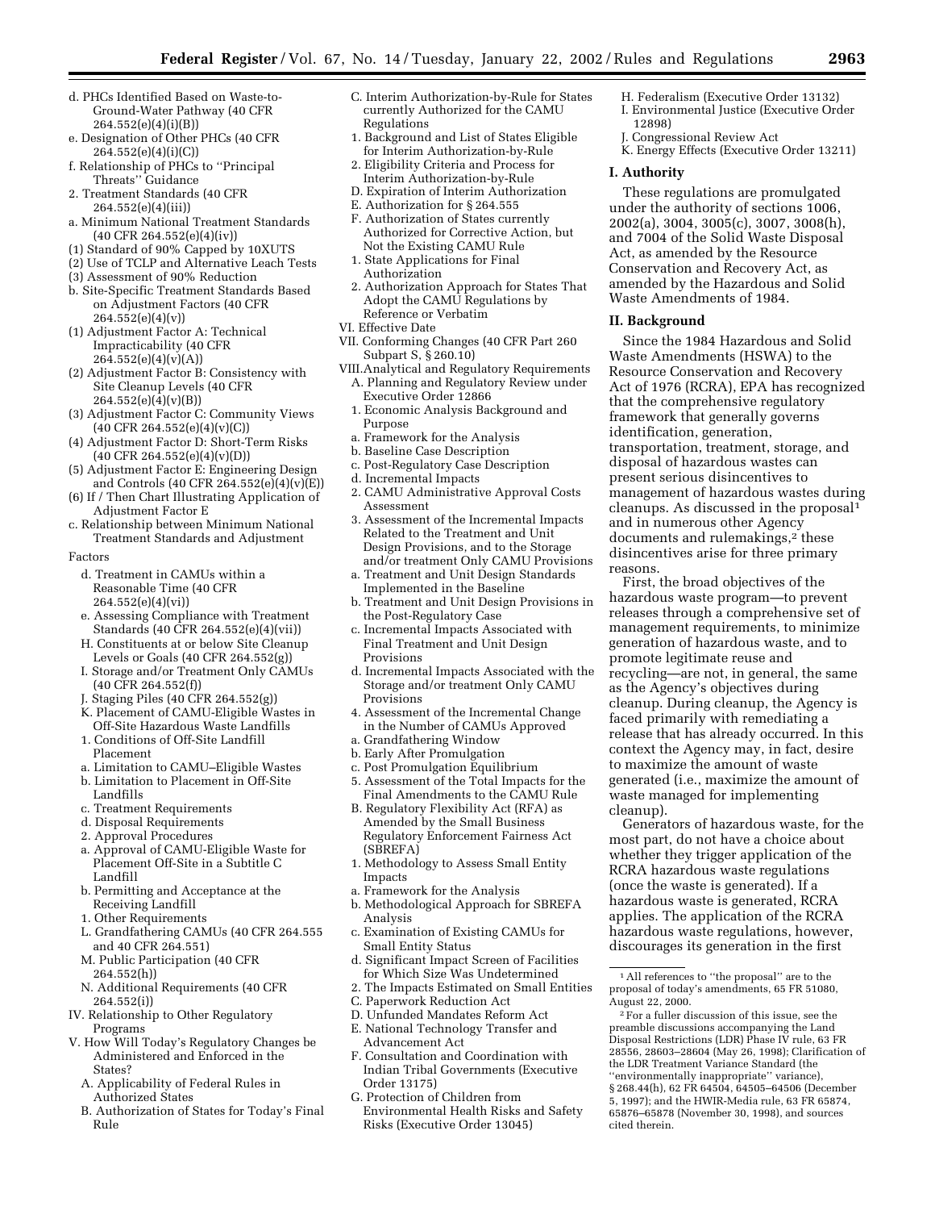d. PHCs Identified Based on Waste-to-Ground-Water Pathway (40 CFR 264.552(e)(4)(i)(B))
e. Designation of Other PHCs (40 CFR 264.552(e)(4)(i)(C))
f. Relationship of PHCs to ''Principal Threats'' Guidance
2. Treatment Standards (40 CFR 264.552(e)(4)(iii))
a. Minimum National Treatment Standards (40 CFR 264.552(e)(4)(iv))
(1) Standard of 90% Capped by 10XUTS
(2) Use of TCLP and Alternative Leach Tests
(3) Assessment of 90% Reduction
b. Site-Specific Treatment Standards Based on Adjustment Factors (40 CFR 264.552(e)(4)(v))
(1) Adjustment Factor A: Technical Impracticability (40 CFR 264.552(e)(4)(v)(A))
(2) Adjustment Factor B: Consistency with Site Cleanup Levels (40 CFR 264.552(e)(4)(v)(B))
(3) Adjustment Factor C: Community Views (40 CFR 264.552(e)(4)(v)(C))
(4) Adjustment Factor D: Short-Term Risks (40 CFR 264.552(e)(4)(v)(D))
(5) Adjustment Factor E: Engineering Design and Controls (40 CFR 264.552(e)(4)(v)(E))
(6) If / Then Chart Illustrating Application of Adjustment Factor E
c. Relationship between Minimum National Treatment Standards and Adjustment Factors
d. Treatment in CAMUs within a Reasonable Time (40 CFR 264.552(e)(4)(vi))
e. Assessing Compliance with Treatment Standards (40 CFR 264.552(e)(4)(vii))
H. Constituents at or below Site Cleanup Levels or Goals (40 CFR 264.552(g))
I. Storage and/or Treatment Only CAMUs (40 CFR 264.552(f))
J. Staging Piles (40 CFR 264.552(g))
K. Placement of CAMU-Eligible Wastes in Off-Site Hazardous Waste Landfills
1. Conditions of Off-Site Landfill Placement
a. Limitation to CAMU–Eligible Wastes
b. Limitation to Placement in Off-Site Landfills
c. Treatment Requirements
d. Disposal Requirements
2. Approval Procedures
a. Approval of CAMU-Eligible Waste for Placement Off-Site in a Subtitle C Landfill
b. Permitting and Acceptance at the Receiving Landfill
1. Other Requirements
L. Grandfathering CAMUs (40 CFR 264.555 and 40 CFR 264.551)
M. Public Participation (40 CFR 264.552(h))
N. Additional Requirements (40 CFR 264.552(i))
IV. Relationship to Other Regulatory Programs
V. How Will Today's Regulatory Changes be Administered and Enforced in the States?
A. Applicability of Federal Rules in Authorized States
B. Authorization of States for Today's Final Rule
C. Interim Authorization-by-Rule for States currently Authorized for the CAMU Regulations
1. Background and List of States Eligible for Interim Authorization-by-Rule
2. Eligibility Criteria and Process for Interim Authorization-by-Rule
D. Expiration of Interim Authorization
E. Authorization for § 264.555
F. Authorization of States currently Authorized for Corrective Action, but Not the Existing CAMU Rule
1. State Applications for Final Authorization
2. Authorization Approach for States That Adopt the CAMU Regulations by Reference or Verbatim
VI. Effective Date
VII. Conforming Changes (40 CFR Part 260 Subpart S, § 260.10)
VIII. Analytical and Regulatory Requirements
A. Planning and Regulatory Review under Executive Order 12866
1. Economic Analysis Background and Purpose
a. Framework for the Analysis
b. Baseline Case Description
c. Post-Regulatory Case Description
d. Incremental Impacts
2. CAMU Administrative Approval Costs Assessment
3. Assessment of the Incremental Impacts Related to the Treatment and Unit Design Provisions, and to the Storage and/or treatment Only CAMU Provisions
a. Treatment and Unit Design Standards Implemented in the Baseline
b. Treatment and Unit Design Provisions in the Post-Regulatory Case
c. Incremental Impacts Associated with Final Treatment and Unit Design Provisions
d. Incremental Impacts Associated with the Storage and/or treatment Only CAMU Provisions
4. Assessment of the Incremental Change in the Number of CAMUs Approved
a. Grandfathering Window
b. Early After Promulgation
c. Post Promulgation Equilibrium
5. Assessment of the Total Impacts for the Final Amendments to the CAMU Rule
B. Regulatory Flexibility Act (RFA) as Amended by the Small Business Regulatory Enforcement Fairness Act (SBREFA)
1. Methodology to Assess Small Entity Impacts
a. Framework for the Analysis
b. Methodological Approach for SBREFA Analysis
c. Examination of Existing CAMUs for Small Entity Status
d. Significant Impact Screen of Facilities for Which Size Was Undetermined
2. The Impacts Estimated on Small Entities
C. Paperwork Reduction Act
D. Unfunded Mandates Reform Act
E. National Technology Transfer and Advancement Act
F. Consultation and Coordination with Indian Tribal Governments (Executive Order 13175)
G. Protection of Children from Environmental Health Risks and Safety Risks (Executive Order 13045)
H. Federalism (Executive Order 13132)
I. Environmental Justice (Executive Order 12898)
J. Congressional Review Act
K. Energy Effects (Executive Order 13211)

## I. Authority

These regulations are promulgated under the authority of sections 1006, 2002(a), 3004, 3005(c), 3007, 3008(h), and 7004 of the Solid Waste Disposal Act, as amended by the Resource Conservation and Recovery Act, as amended by the Hazardous and Solid Waste Amendments of 1984.

## II. Background

Since the 1984 Hazardous and Solid Waste Amendments (HSWA) to the Resource Conservation and Recovery Act of 1976 (RCRA), EPA has recognized that the comprehensive regulatory framework that generally governs identification, generation, transportation, treatment, storage, and disposal of hazardous wastes can present serious disincentives to management of hazardous wastes during cleanups. As discussed in the proposal[1] and in numerous other Agency documents and rulemakings,[2] these disincentives arise for three primary reasons.

First, the broad objectives of the hazardous waste program—to prevent releases through a comprehensive set of management requirements, to minimize generation of hazardous waste, and to promote legitimate reuse and recycling—are not, in general, the same as the Agency's objectives during cleanup. During cleanup, the Agency is faced primarily with remediating a release that has already occurred. In this context the Agency may, in fact, desire to maximize the amount of waste generated (i.e., maximize the amount of waste managed for implementing cleanup).

Generators of hazardous waste, for the most part, do not have a choice about whether they trigger application of the RCRA hazardous waste regulations (once the waste is generated). If a hazardous waste is generated, RCRA applies. The application of the RCRA hazardous waste regulations, however, discourages its generation in the first

[1] All references to ''the proposal'' are to the proposal of today's amendments, 65 FR 51080, August 22, 2000.

[2] For a fuller discussion of this issue, see the preamble discussions accompanying the Land Disposal Restrictions (LDR) Phase IV rule, 63 FR 28556, 28603–28604 (May 26, 1998); Clarification of the LDR Treatment Variance Standard (the ''environmentally inappropriate'' variance), § 268.44(h), 62 FR 64504, 64505–64506 (December 5, 1997); and the HWIR-Media rule, 63 FR 65874, 65876–65878 (November 30, 1998), and sources cited therein.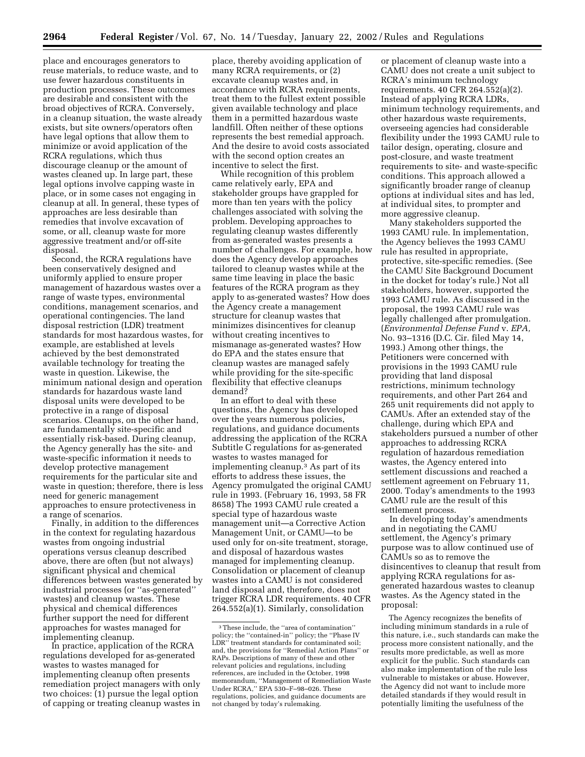place and encourages generators to reuse materials, to reduce waste, and to use fewer hazardous constituents in production processes. These outcomes are desirable and consistent with the broad objectives of RCRA. Conversely, in a cleanup situation, the waste already exists, but site owners/operators often have legal options that allow them to minimize or avoid application of the RCRA regulations, which thus discourage cleanup or the amount of wastes cleaned up. In large part, these legal options involve capping waste in place, or in some cases not engaging in cleanup at all. In general, these types of approaches are less desirable than remedies that involve excavation of some, or all, cleanup waste for more aggressive treatment and/or off-site disposal.

Second, the RCRA regulations have been conservatively designed and uniformly applied to ensure proper management of hazardous wastes over a range of waste types, environmental conditions, management scenarios, and operational contingencies. The land disposal restriction (LDR) treatment standards for most hazardous wastes, for example, are established at levels achieved by the best demonstrated available technology for treating the waste in question. Likewise, the minimum national design and operation standards for hazardous waste land disposal units were developed to be protective in a range of disposal scenarios. Cleanups, on the other hand, are fundamentally site-specific and essentially risk-based. During cleanup, the Agency generally has the site- and waste-specific information it needs to develop protective management requirements for the particular site and waste in question; therefore, there is less need for generic management approaches to ensure protectiveness in a range of scenarios.

Finally, in addition to the differences in the context for regulating hazardous wastes from ongoing industrial operations versus cleanup described above, there are often (but not always) significant physical and chemical differences between wastes generated by industrial processes (or ''as-generated'' wastes) and cleanup wastes. These physical and chemical differences further support the need for different approaches for wastes managed for implementing cleanup.

In practice, application of the RCRA regulations developed for as-generated wastes to wastes managed for implementing cleanup often presents remediation project managers with only two choices: (1) pursue the legal option of capping or treating cleanup wastes in place, thereby avoiding application of many RCRA requirements, or (2) excavate cleanup wastes and, in accordance with RCRA requirements, treat them to the fullest extent possible given available technology and place them in a permitted hazardous waste landfill. Often neither of these options represents the best remedial approach. And the desire to avoid costs associated with the second option creates an incentive to select the first.

While recognition of this problem came relatively early, EPA and stakeholder groups have grappled for more than ten years with the policy challenges associated with solving the problem. Developing approaches to regulating cleanup wastes differently from as-generated wastes presents a number of challenges. For example, how does the Agency develop approaches tailored to cleanup wastes while at the same time leaving in place the basic features of the RCRA program as they apply to as-generated wastes? How does the Agency create a management structure for cleanup wastes that minimizes disincentives for cleanup without creating incentives to mismanage as-generated wastes? How do EPA and the states ensure that cleanup wastes are managed safely while providing for the site-specific flexibility that effective cleanups demand?

In an effort to deal with these questions, the Agency has developed over the years numerous policies, regulations, and guidance documents addressing the application of the RCRA Subtitle C regulations for as-generated wastes to wastes managed for implementing cleanup.[3] As part of its efforts to address these issues, the Agency promulgated the original CAMU rule in 1993. (February 16, 1993, 58 FR 8658) The 1993 CAMU rule created a special type of hazardous waste management unit—a Corrective Action Management Unit, or CAMU—to be used only for on-site treatment, storage, and disposal of hazardous wastes managed for implementing cleanup. Consolidation or placement of cleanup wastes into a CAMU is not considered land disposal and, therefore, does not trigger RCRA LDR requirements. 40 CFR 264.552(a)(1). Similarly, consolidation or placement of cleanup waste into a CAMU does not create a unit subject to RCRA's minimum technology requirements. 40 CFR 264.552(a)(2). Instead of applying RCRA LDRs, minimum technology requirements, and other hazardous waste requirements, overseeing agencies had considerable flexibility under the 1993 CAMU rule to tailor design, operating, closure and post-closure, and waste treatment requirements to site- and waste-specific conditions. This approach allowed a significantly broader range of cleanup options at individual sites and has led, at individual sites, to prompter and more aggressive cleanup.

Many stakeholders supported the 1993 CAMU rule. In implementation, the Agency believes the 1993 CAMU rule has resulted in appropriate, protective, site-specific remedies. (See the CAMU Site Background Document in the docket for today's rule.) Not all stakeholders, however, supported the 1993 CAMU rule. As discussed in the proposal, the 1993 CAMU rule was legally challenged after promulgation. (*Environmental Defense Fund* v. *EPA,* No. 93–1316 (D.C. Cir. filed May 14, 1993.) Among other things, the Petitioners were concerned with provisions in the 1993 CAMU rule providing that land disposal restrictions, minimum technology requirements, and other Part 264 and 265 unit requirements did not apply to CAMUs. After an extended stay of the challenge, during which EPA and stakeholders pursued a number of other approaches to addressing RCRA regulation of hazardous remediation wastes, the Agency entered into settlement discussions and reached a settlement agreement on February 11, 2000. Today's amendments to the 1993 CAMU rule are the result of this settlement process.

In developing today's amendments and in negotiating the CAMU settlement, the Agency's primary purpose was to allow continued use of CAMUs so as to remove the disincentives to cleanup that result from applying RCRA regulations for as-generated hazardous wastes to cleanup wastes. As the Agency stated in the proposal:

> The Agency recognizes the benefits of including minimum standards in a rule of this nature, i.e., such standards can make the process more consistent nationally, and the results more predictable, as well as more explicit for the public. Such standards can also make implementation of the rule less vulnerable to mistakes or abuse. However, the Agency did not want to include more detailed standards if they would result in potentially limiting the usefulness of the

[3] These include, the ''area of contamination'' policy; the ''contained-in'' policy; the ''Phase IV LDR'' treatment standards for contaminated soil; and, the provisions for ''Remedial Action Plans'' or RAPs. Descriptions of many of these and other relevant policies and regulations, including references, are included in the October, 1998 memorandum, ''Management of Remediation Waste Under RCRA,'' EPA 530–F–98–026. These regulations, policies, and guidance documents are not changed by today's rulemaking.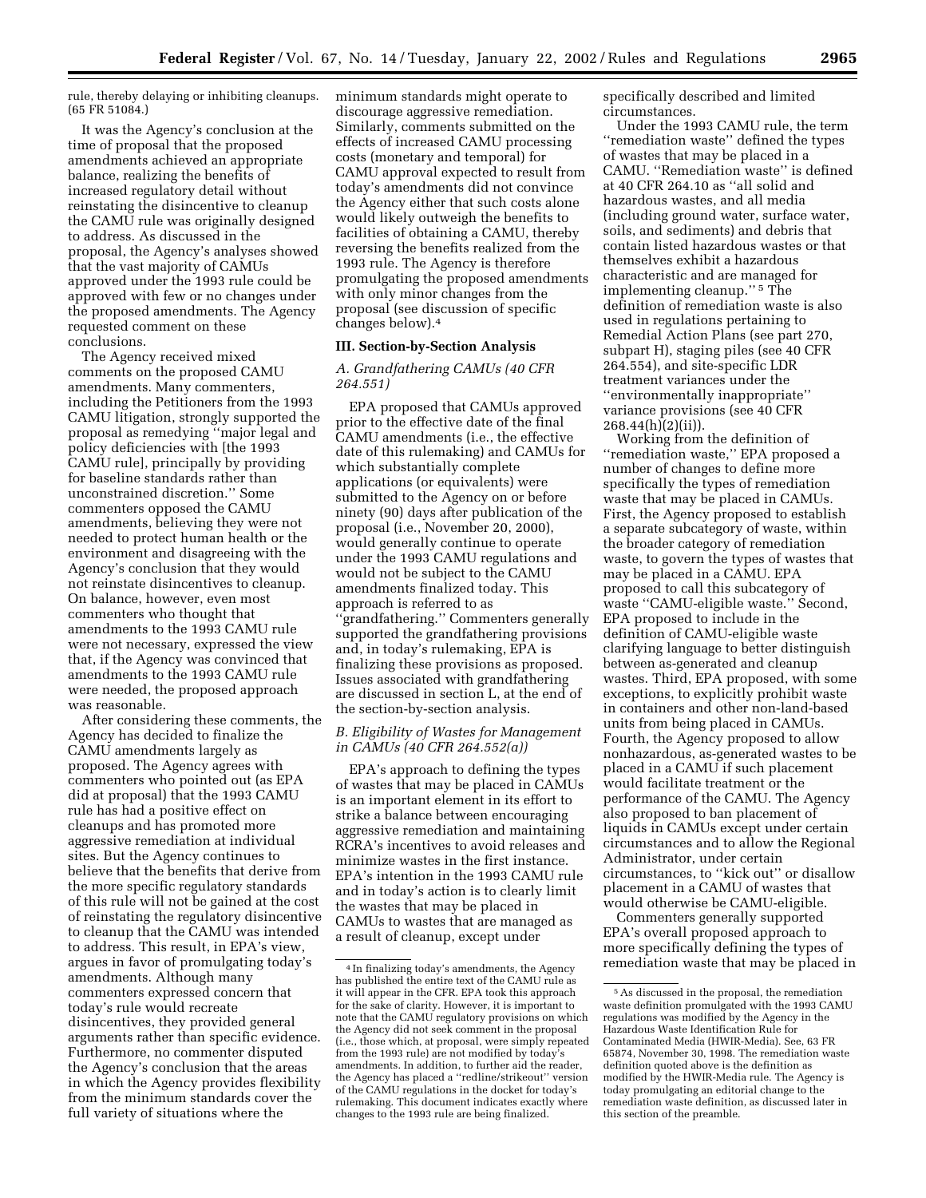rule, thereby delaying or inhibiting cleanups. (65 FR 51084.)

It was the Agency's conclusion at the time of proposal that the proposed amendments achieved an appropriate balance, realizing the benefits of increased regulatory detail without reinstating the disincentive to cleanup the CAMU rule was originally designed to address. As discussed in the proposal, the Agency's analyses showed that the vast majority of CAMUs approved under the 1993 rule could be approved with few or no changes under the proposed amendments. The Agency requested comment on these conclusions.

The Agency received mixed comments on the proposed CAMU amendments. Many commenters, including the Petitioners from the 1993 CAMU litigation, strongly supported the proposal as remedying ''major legal and policy deficiencies with [the 1993 CAMU rule], principally by providing for baseline standards rather than unconstrained discretion.'' Some commenters opposed the CAMU amendments, believing they were not needed to protect human health or the environment and disagreeing with the Agency's conclusion that they would not reinstate disincentives to cleanup. On balance, however, even most commenters who thought that amendments to the 1993 CAMU rule were not necessary, expressed the view that, if the Agency was convinced that amendments to the 1993 CAMU rule were needed, the proposed approach was reasonable.

After considering these comments, the Agency has decided to finalize the CAMU amendments largely as proposed. The Agency agrees with commenters who pointed out (as EPA did at proposal) that the 1993 CAMU rule has had a positive effect on cleanups and has promoted more aggressive remediation at individual sites. But the Agency continues to believe that the benefits that derive from the more specific regulatory standards of this rule will not be gained at the cost of reinstating the regulatory disincentive to cleanup that the CAMU was intended to address. This result, in EPA's view, argues in favor of promulgating today's amendments. Although many commenters expressed concern that today's rule would recreate disincentives, they provided general arguments rather than specific evidence. Furthermore, no commenter disputed the Agency's conclusion that the areas in which the Agency provides flexibility from the minimum standards cover the full variety of situations where the minimum standards might operate to discourage aggressive remediation. Similarly, comments submitted on the effects of increased CAMU processing costs (monetary and temporal) for CAMU approval expected to result from today's amendments did not convince the Agency either that such costs alone would likely outweigh the benefits to facilities of obtaining a CAMU, thereby reversing the benefits realized from the 1993 rule. The Agency is therefore promulgating the proposed amendments with only minor changes from the proposal (see discussion of specific changes below).[4]

## III. Section-by-Section Analysis

### A. Grandfathering CAMUs (40 CFR 264.551)

EPA proposed that CAMUs approved prior to the effective date of the final CAMU amendments (i.e., the effective date of this rulemaking) and CAMUs for which substantially complete applications (or equivalents) were submitted to the Agency on or before ninety (90) days after publication of the proposal (i.e., November 20, 2000), would generally continue to operate under the 1993 CAMU regulations and would not be subject to the CAMU amendments finalized today. This approach is referred to as ''grandfathering.'' Commenters generally supported the grandfathering provisions and, in today's rulemaking, EPA is finalizing these provisions as proposed. Issues associated with grandfathering are discussed in section L, at the end of the section-by-section analysis.

### B. Eligibility of Wastes for Management in CAMUs (40 CFR 264.552(a))

EPA's approach to defining the types of wastes that may be placed in CAMUs is an important element in its effort to strike a balance between encouraging aggressive remediation and maintaining RCRA's incentives to avoid releases and minimize wastes in the first instance. EPA's intention in the 1993 CAMU rule and in today's action is to clearly limit the wastes that may be placed in CAMUs to wastes that are managed as a result of cleanup, except under specifically described and limited circumstances.

Under the 1993 CAMU rule, the term ''remediation waste'' defined the types of wastes that may be placed in a CAMU. ''Remediation waste'' is defined at 40 CFR 264.10 as ''all solid and hazardous wastes, and all media (including ground water, surface water, soils, and sediments) and debris that contain listed hazardous wastes or that themselves exhibit a hazardous characteristic and are managed for implementing cleanup.''[5] The definition of remediation waste is also used in regulations pertaining to Remedial Action Plans (see part 270, subpart H), staging piles (see 40 CFR 264.554), and site-specific LDR treatment variances under the ''environmentally inappropriate'' variance provisions (see 40 CFR 268.44(h)(2)(ii)).

Working from the definition of ''remediation waste,'' EPA proposed a number of changes to define more specifically the types of remediation waste that may be placed in CAMUs. First, the Agency proposed to establish a separate subcategory of waste, within the broader category of remediation waste, to govern the types of wastes that may be placed in a CAMU. EPA proposed to call this subcategory of waste ''CAMU-eligible waste.'' Second, EPA proposed to include in the definition of CAMU-eligible waste clarifying language to better distinguish between as-generated and cleanup wastes. Third, EPA proposed, with some exceptions, to explicitly prohibit waste in containers and other non-land-based units from being placed in CAMUs. Fourth, the Agency proposed to allow nonhazardous, as-generated wastes to be placed in a CAMU if such placement would facilitate treatment or the performance of the CAMU. The Agency also proposed to ban placement of liquids in CAMUs except under certain circumstances and to allow the Regional Administrator, under certain circumstances, to ''kick out'' or disallow placement in a CAMU of wastes that would otherwise be CAMU-eligible.

Commenters generally supported EPA's overall proposed approach to more specifically defining the types of remediation waste that may be placed in

---

[4] In finalizing today's amendments, the Agency has published the entire text of the CAMU rule as it will appear in the CFR. EPA took this approach for the sake of clarity. However, it is important to note that the CAMU regulatory provisions on which the Agency did not seek comment in the proposal (i.e., those which, at proposal, were simply repeated from the 1993 rule) are not modified by today's amendments. In addition, to further aid the reader, the Agency has placed a ''redline/strikeout'' version of the CAMU regulations in the docket for today's rulemaking. This document indicates exactly where changes to the 1993 rule are being finalized.

[5] As discussed in the proposal, the remediation waste definition promulgated with the 1993 CAMU regulations was modified by the Agency in the Hazardous Waste Identification Rule for Contaminated Media (HWIR-Media). See, 63 FR 65874, November 30, 1998. The remediation waste definition quoted above is the definition as modified by the HWIR-Media rule. The Agency is today promulgating an editorial change to the remediation waste definition, as discussed later in this section of the preamble.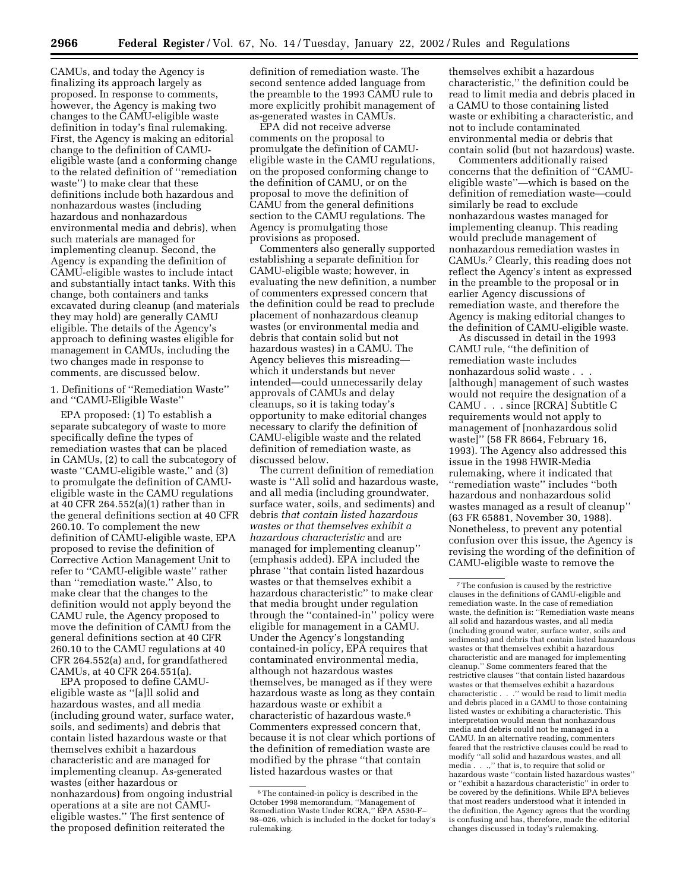CAMUs, and today the Agency is finalizing its approach largely as proposed. In response to comments, however, the Agency is making two changes to the CAMU-eligible waste definition in today's final rulemaking. First, the Agency is making an editorial change to the definition of CAMU-eligible waste (and a conforming change to the related definition of ''remediation waste'') to make clear that these definitions include both hazardous and nonhazardous wastes (including hazardous and nonhazardous environmental media and debris), when such materials are managed for implementing cleanup. Second, the Agency is expanding the definition of CAMU-eligible wastes to include intact and substantially intact tanks. With this change, both containers and tanks excavated during cleanup (and materials they may hold) are generally CAMU eligible. The details of the Agency's approach to defining wastes eligible for management in CAMUs, including the two changes made in response to comments, are discussed below.

1. Definitions of ''Remediation Waste'' and ''CAMU-Eligible Waste''

EPA proposed: (1) To establish a separate subcategory of waste to more specifically define the types of remediation wastes that can be placed in CAMUs, (2) to call the subcategory of waste ''CAMU-eligible waste,'' and (3) to promulgate the definition of CAMU-eligible waste in the CAMU regulations at 40 CFR 264.552(a)(1) rather than in the general definitions section at 40 CFR 260.10. To complement the new definition of CAMU-eligible waste, EPA proposed to revise the definition of Corrective Action Management Unit to refer to ''CAMU-eligible waste'' rather than ''remediation waste.'' Also, to make clear that the changes to the definition would not apply beyond the CAMU rule, the Agency proposed to move the definition of CAMU from the general definitions section at 40 CFR 260.10 to the CAMU regulations at 40 CFR 264.552(a) and, for grandfathered CAMUs, at 40 CFR 264.551(a).

EPA proposed to define CAMU-eligible waste as ''[a]ll solid and hazardous wastes, and all media (including ground water, surface water, soils, and sediments) and debris that contain listed hazardous waste or that themselves exhibit a hazardous characteristic and are managed for implementing cleanup. As-generated wastes (either hazardous or nonhazardous) from ongoing industrial operations at a site are not CAMU-eligible wastes.'' The first sentence of the proposed definition reiterated the definition of remediation waste. The second sentence added language from the preamble to the 1993 CAMU rule to more explicitly prohibit management of as-generated wastes in CAMUs.

EPA did not receive adverse comments on the proposal to promulgate the definition of CAMU-eligible waste in the CAMU regulations, on the proposed conforming change to the definition of CAMU, or on the proposal to move the definition of CAMU from the general definitions section to the CAMU regulations. The Agency is promulgating those provisions as proposed.

Commenters also generally supported establishing a separate definition for CAMU-eligible waste; however, in evaluating the new definition, a number of commenters expressed concern that the definition could be read to preclude placement of nonhazardous cleanup wastes (or environmental media and debris that contain solid but not hazardous wastes) in a CAMU. The Agency believes this misreading—which it understands but never intended—could unnecessarily delay approvals of CAMUs and delay cleanups, so it is taking today's opportunity to make editorial changes necessary to clarify the definition of CAMU-eligible waste and the related definition of remediation waste, as discussed below.

The current definition of remediation waste is ''All solid and hazardous waste, and all media (including groundwater, surface water, soils, and sediments) and debris *that contain listed hazardous wastes or that themselves exhibit a hazardous characteristic* and are managed for implementing cleanup'' (emphasis added). EPA included the phrase ''that contain listed hazardous wastes or that themselves exhibit a hazardous characteristic'' to make clear that media brought under regulation through the ''contained-in'' policy were eligible for management in a CAMU. Under the Agency's longstanding contained-in policy, EPA requires that contaminated environmental media, although not hazardous wastes themselves, be managed as if they were hazardous waste as long as they contain hazardous waste or exhibit a characteristic of hazardous waste.[6] Commenters expressed concern that, because it is not clear which portions of the definition of remediation waste are modified by the phrase ''that contain listed hazardous wastes or that themselves exhibit a hazardous characteristic,'' the definition could be read to limit media and debris placed in a CAMU to those containing listed waste or exhibiting a characteristic, and not to include contaminated environmental media or debris that contain solid (but not hazardous) waste.

Commenters additionally raised concerns that the definition of ''CAMU-eligible waste''—which is based on the definition of remediation waste—could similarly be read to exclude nonhazardous wastes managed for implementing cleanup. This reading would preclude management of nonhazardous remediation wastes in CAMUs.[7] Clearly, this reading does not reflect the Agency's intent as expressed in the preamble to the proposal or in earlier Agency discussions of remediation waste, and therefore the Agency is making editorial changes to the definition of CAMU-eligible waste.

As discussed in detail in the 1993 CAMU rule, ''the definition of remediation waste includes nonhazardous solid waste . . . [although] management of such wastes would not require the designation of a CAMU . . . since [RCRA] Subtitle C requirements would not apply to management of [nonhazardous solid waste]'' (58 FR 8664, February 16, 1993). The Agency also addressed this issue in the 1998 HWIR-Media rulemaking, where it indicated that ''remediation waste'' includes ''both hazardous and nonhazardous solid wastes managed as a result of cleanup'' (63 FR 65881, November 30, 1988). Nonetheless, to prevent any potential confusion over this issue, the Agency is revising the wording of the definition of CAMU-eligible waste to remove the

---

[6] The contained-in policy is described in the October 1998 memorandum, ''Management of Remediation Waste Under RCRA,'' EPA A530-F–98–026, which is included in the docket for today's rulemaking.

[7] The confusion is caused by the restrictive clauses in the definitions of CAMU-eligible and remediation waste. In the case of remediation waste, the definition is: ''Remediation waste means all solid and hazardous wastes, and all media (including ground water, surface water, soils and sediments) and debris that contain listed hazardous wastes or that themselves exhibit a hazardous characteristic and are managed for implementing cleanup.'' Some commenters feared that the restrictive clauses ''that contain listed hazardous wastes or that themselves exhibit a hazardous characteristic . . .'' would be read to limit media and debris placed in a CAMU to those containing listed wastes or exhibiting a characteristic. This interpretation would mean that nonhazardous media and debris could not be managed in a CAMU. In an alternative reading, commenters feared that the restrictive clauses could be read to modify ''all solid and hazardous wastes, and all media . . .,'' that is, to require that solid or hazardous waste ''contain listed hazardous wastes'' or ''exhibit a hazardous characteristic'' in order to be covered by the definitions. While EPA believes that most readers understood what it intended in the definition, the Agency agrees that the wording is confusing and has, therefore, made the editorial changes discussed in today's rulemaking.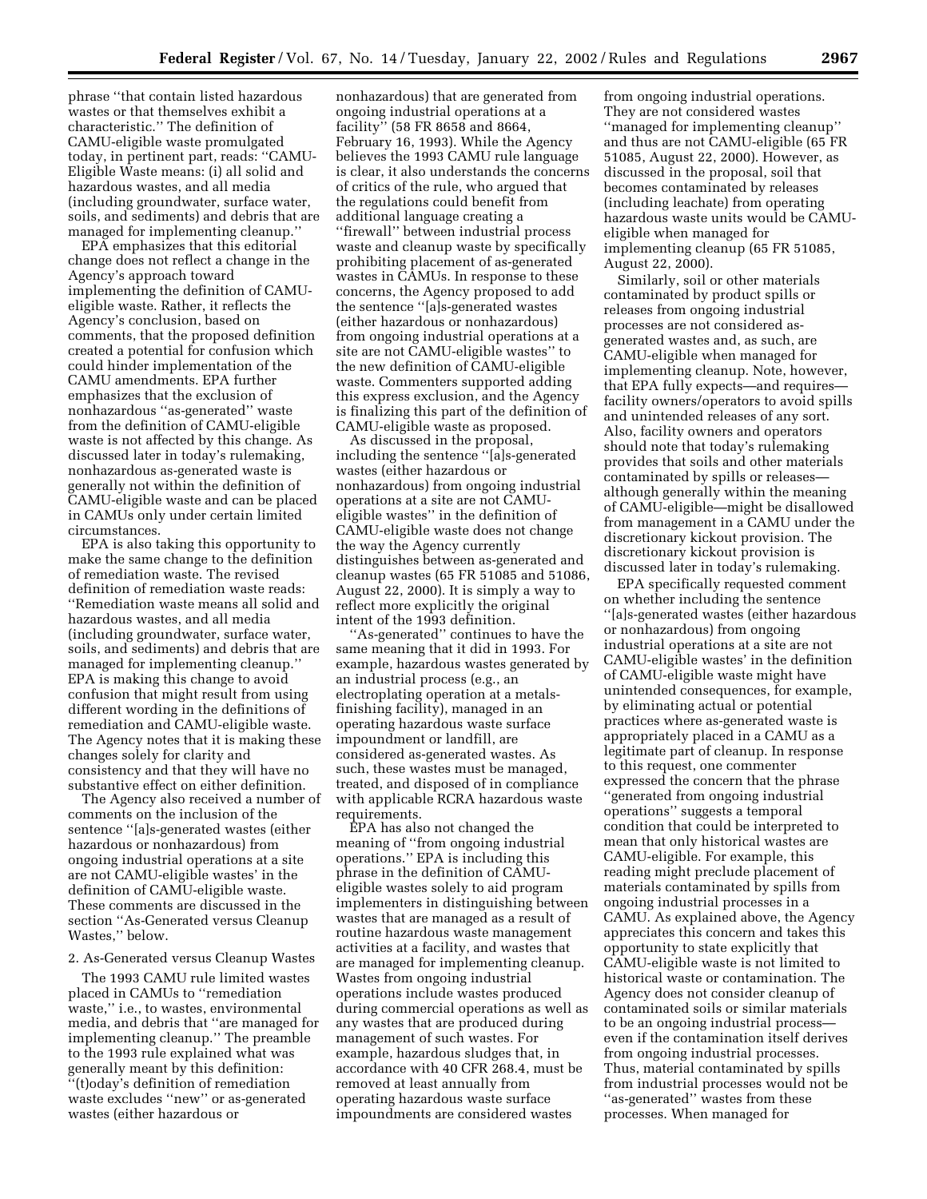phrase ''that contain listed hazardous wastes or that themselves exhibit a characteristic.'' The definition of CAMU-eligible waste promulgated today, in pertinent part, reads: ''CAMU-Eligible Waste means: (i) all solid and hazardous wastes, and all media (including groundwater, surface water, soils, and sediments) and debris that are managed for implementing cleanup.''

EPA emphasizes that this editorial change does not reflect a change in the Agency's approach toward implementing the definition of CAMU-eligible waste. Rather, it reflects the Agency's conclusion, based on comments, that the proposed definition created a potential for confusion which could hinder implementation of the CAMU amendments. EPA further emphasizes that the exclusion of nonhazardous ''as-generated'' waste from the definition of CAMU-eligible waste is not affected by this change. As discussed later in today's rulemaking, nonhazardous as-generated waste is generally not within the definition of CAMU-eligible waste and can be placed in CAMUs only under certain limited circumstances.

EPA is also taking this opportunity to make the same change to the definition of remediation waste. The revised definition of remediation waste reads: ''Remediation waste means all solid and hazardous wastes, and all media (including groundwater, surface water, soils, and sediments) and debris that are managed for implementing cleanup.'' EPA is making this change to avoid confusion that might result from using different wording in the definitions of remediation and CAMU-eligible waste. The Agency notes that it is making these changes solely for clarity and consistency and that they will have no substantive effect on either definition.

The Agency also received a number of comments on the inclusion of the sentence ''[a]s-generated wastes (either hazardous or nonhazardous) from ongoing industrial operations at a site are not CAMU-eligible wastes' in the definition of CAMU-eligible waste. These comments are discussed in the section ''As-Generated versus Cleanup Wastes,'' below.

### 2. As-Generated versus Cleanup Wastes

The 1993 CAMU rule limited wastes placed in CAMUs to ''remediation waste,'' i.e., to wastes, environmental media, and debris that ''are managed for implementing cleanup.'' The preamble to the 1993 rule explained what was generally meant by this definition: ''(t)oday's definition of remediation waste excludes ''new'' or as-generated wastes (either hazardous or nonhazardous) that are generated from ongoing industrial operations at a facility'' (58 FR 8658 and 8664, February 16, 1993). While the Agency believes the 1993 CAMU rule language is clear, it also understands the concerns of critics of the rule, who argued that the regulations could benefit from additional language creating a ''firewall'' between industrial process waste and cleanup waste by specifically prohibiting placement of as-generated wastes in CAMUs. In response to these concerns, the Agency proposed to add the sentence ''[a]s-generated wastes (either hazardous or nonhazardous) from ongoing industrial operations at a site are not CAMU-eligible wastes'' to the new definition of CAMU-eligible waste. Commenters supported adding this express exclusion, and the Agency is finalizing this part of the definition of CAMU-eligible waste as proposed.

As discussed in the proposal, including the sentence ''[a]s-generated wastes (either hazardous or nonhazardous) from ongoing industrial operations at a site are not CAMU-eligible wastes'' in the definition of CAMU-eligible waste does not change the way the Agency currently distinguishes between as-generated and cleanup wastes (65 FR 51085 and 51086, August 22, 2000). It is simply a way to reflect more explicitly the original intent of the 1993 definition.

''As-generated'' continues to have the same meaning that it did in 1993. For example, hazardous wastes generated by an industrial process (e.g., an electroplating operation at a metals-finishing facility), managed in an operating hazardous waste surface impoundment or landfill, are considered as-generated wastes. As such, these wastes must be managed, treated, and disposed of in compliance with applicable RCRA hazardous waste requirements.

EPA has also not changed the meaning of ''from ongoing industrial operations.'' EPA is including this phrase in the definition of CAMU-eligible wastes solely to aid program implementers in distinguishing between wastes that are managed as a result of routine hazardous waste management activities at a facility, and wastes that are managed for implementing cleanup. Wastes from ongoing industrial operations include wastes produced during commercial operations as well as any wastes that are produced during management of such wastes. For example, hazardous sludges that, in accordance with 40 CFR 268.4, must be removed at least annually from operating hazardous waste surface impoundments are considered wastes from ongoing industrial operations. They are not considered wastes ''managed for implementing cleanup'' and thus are not CAMU-eligible (65 FR 51085, August 22, 2000). However, as discussed in the proposal, soil that becomes contaminated by releases (including leachate) from operating hazardous waste units would be CAMU-eligible when managed for implementing cleanup (65 FR 51085, August 22, 2000).

Similarly, soil or other materials contaminated by product spills or releases from ongoing industrial processes are not considered as-generated wastes and, as such, are CAMU-eligible when managed for implementing cleanup. Note, however, that EPA fully expects—and requires—facility owners/operators to avoid spills and unintended releases of any sort. Also, facility owners and operators should note that today's rulemaking provides that soils and other materials contaminated by spills or releases—although generally within the meaning of CAMU-eligible—might be disallowed from management in a CAMU under the discretionary kickout provision. The discretionary kickout provision is discussed later in today's rulemaking.

EPA specifically requested comment on whether including the sentence ''[a]s-generated wastes (either hazardous or nonhazardous) from ongoing industrial operations at a site are not CAMU-eligible wastes' in the definition of CAMU-eligible waste might have unintended consequences, for example, by eliminating actual or potential practices where as-generated waste is appropriately placed in a CAMU as a legitimate part of cleanup. In response to this request, one commenter expressed the concern that the phrase ''generated from ongoing industrial operations'' suggests a temporal condition that could be interpreted to mean that only historical wastes are CAMU-eligible. For example, this reading might preclude placement of materials contaminated by spills from ongoing industrial processes in a CAMU. As explained above, the Agency appreciates this concern and takes this opportunity to state explicitly that CAMU-eligible waste is not limited to historical waste or contamination. The Agency does not consider cleanup of contaminated soils or similar materials to be an ongoing industrial process—even if the contamination itself derives from ongoing industrial processes. Thus, material contaminated by spills from industrial processes would not be ''as-generated'' wastes from these processes. When managed for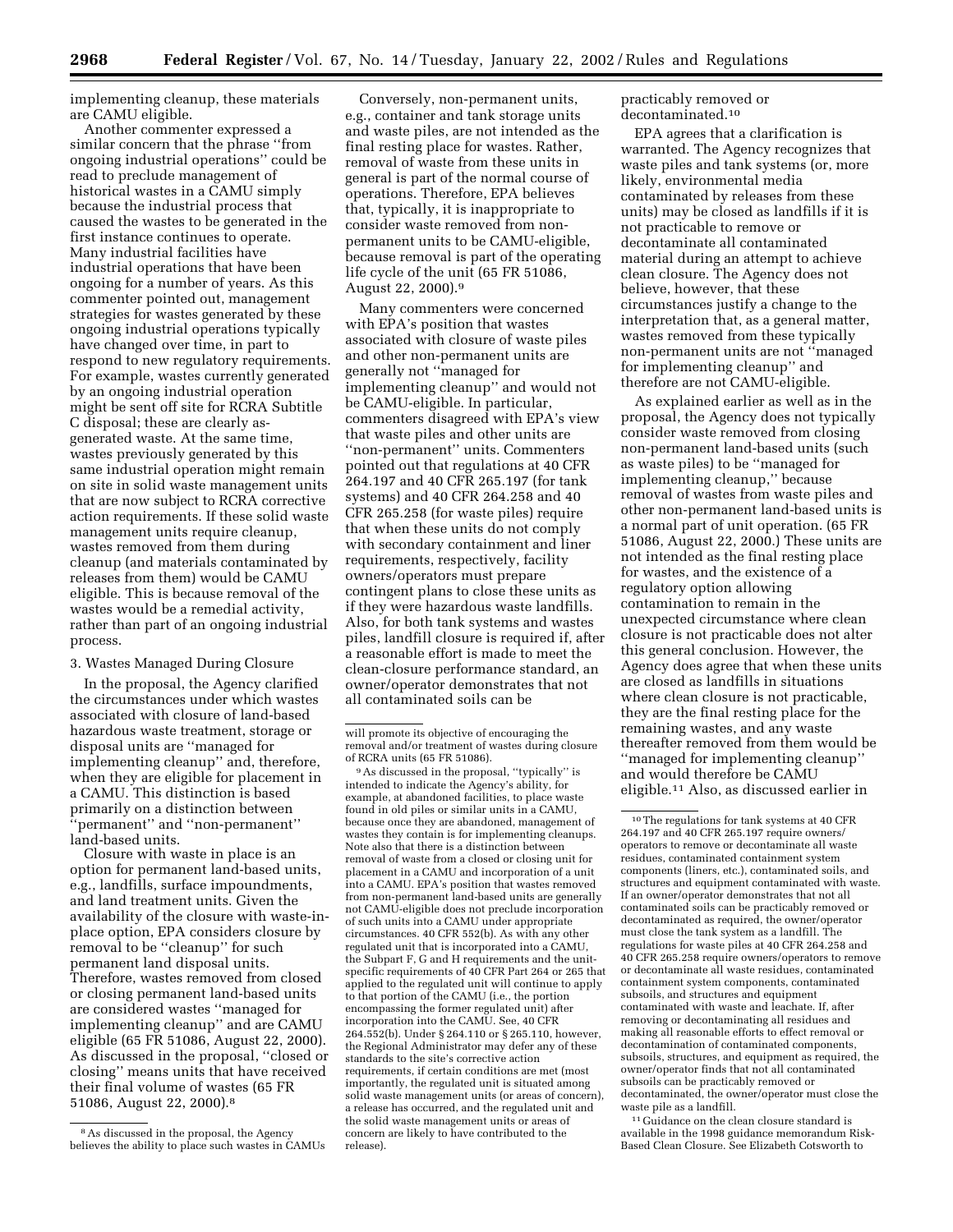implementing cleanup, these materials are CAMU eligible.

Another commenter expressed a similar concern that the phrase ''from ongoing industrial operations'' could be read to preclude management of historical wastes in a CAMU simply because the industrial process that caused the wastes to be generated in the first instance continues to operate. Many industrial facilities have industrial operations that have been ongoing for a number of years. As this commenter pointed out, management strategies for wastes generated by these ongoing industrial operations typically have changed over time, in part to respond to new regulatory requirements. For example, wastes currently generated by an ongoing industrial operation might be sent off site for RCRA Subtitle C disposal; these are clearly as-generated waste. At the same time, wastes previously generated by this same industrial operation might remain on site in solid waste management units that are now subject to RCRA corrective action requirements. If these solid waste management units require cleanup, wastes removed from them during cleanup (and materials contaminated by releases from them) would be CAMU eligible. This is because removal of the wastes would be a remedial activity, rather than part of an ongoing industrial process.

3. Wastes Managed During Closure

In the proposal, the Agency clarified the circumstances under which wastes associated with closure of land-based hazardous waste treatment, storage or disposal units are ''managed for implementing cleanup'' and, therefore, when they are eligible for placement in a CAMU. This distinction is based primarily on a distinction between ''permanent'' and ''non-permanent'' land-based units.

Closure with waste in place is an option for permanent land-based units, e.g., landfills, surface impoundments, and land treatment units. Given the availability of the closure with waste-in-place option, EPA considers closure by removal to be ''cleanup'' for such permanent land disposal units. Therefore, wastes removed from closed or closing permanent land-based units are considered wastes ''managed for implementing cleanup'' and are CAMU eligible (65 FR 51086, August 22, 2000). As discussed in the proposal, ''closed or closing'' means units that have received their final volume of wastes (65 FR 51086, August 22, 2000).[8]

Conversely, non-permanent units, e.g., container and tank storage units and waste piles, are not intended as the final resting place for wastes. Rather, removal of waste from these units in general is part of the normal course of operations. Therefore, EPA believes that, typically, it is inappropriate to consider waste removed from non-permanent units to be CAMU-eligible, because removal is part of the operating life cycle of the unit (65 FR 51086, August 22, 2000).[9]

Many commenters were concerned with EPA's position that wastes associated with closure of waste piles and other non-permanent units are generally not ''managed for implementing cleanup'' and would not be CAMU-eligible. In particular, commenters disagreed with EPA's view that waste piles and other units are ''non-permanent'' units. Commenters pointed out that regulations at 40 CFR 264.197 and 40 CFR 265.197 (for tank systems) and 40 CFR 264.258 and 40 CFR 265.258 (for waste piles) require that when these units do not comply with secondary containment and liner requirements, respectively, facility owners/operators must prepare contingent plans to close these units as if they were hazardous waste landfills. Also, for both tank systems and wastes piles, landfill closure is required if, after a reasonable effort is made to meet the clean-closure performance standard, an owner/operator demonstrates that not all contaminated soils can be practicably removed or decontaminated.[10]

EPA agrees that a clarification is warranted. The Agency recognizes that waste piles and tank systems (or, more likely, environmental media contaminated by releases from these units) may be closed as landfills if it is not practicable to remove or decontaminate all contaminated material during an attempt to achieve clean closure. The Agency does not believe, however, that these circumstances justify a change to the interpretation that, as a general matter, wastes removed from these typically non-permanent units are not ''managed for implementing cleanup'' and therefore are not CAMU-eligible.

As explained earlier as well as in the proposal, the Agency does not typically consider waste removed from closing non-permanent land-based units (such as waste piles) to be ''managed for implementing cleanup,'' because removal of wastes from waste piles and other non-permanent land-based units is a normal part of unit operation. (65 FR 51086, August 22, 2000.) These units are not intended as the final resting place for wastes, and the existence of a regulatory option allowing contamination to remain in the unexpected circumstance where clean closure is not practicable does not alter this general conclusion. However, the Agency does agree that when these units are closed as landfills in situations where clean closure is not practicable, they are the final resting place for the remaining wastes, and any waste thereafter removed from them would be ''managed for implementing cleanup'' and would therefore be CAMU eligible.[11] Also, as discussed earlier in

---

[8] As discussed in the proposal, the Agency believes the ability to place such wastes in CAMUs will promote its objective of encouraging the removal and/or treatment of wastes during closure of RCRA units (65 FR 51086).

[9] As discussed in the proposal, ''typically'' is intended to indicate the Agency's ability, for example, at abandoned facilities, to place waste found in old piles or similar units in a CAMU, because once they are abandoned, management of wastes they contain is for implementing cleanups. Note also that there is a distinction between removal of waste from a closed or closing unit for placement in a CAMU and incorporation of a unit into a CAMU. EPA's position that wastes removed from non-permanent land-based units are generally not CAMU-eligible does not preclude incorporation of such units into a CAMU under appropriate circumstances. 40 CFR 552(b). As with any other regulated unit that is incorporated into a CAMU, the Subpart F, G and H requirements and the unit-specific requirements of 40 CFR Part 264 or 265 that applied to the regulated unit will continue to apply to that portion of the CAMU (i.e., the portion encompassing the former regulated unit) after incorporation into the CAMU. See, 40 CFR 264.552(b). Under § 264.110 or § 265.110, however, the Regional Administrator may defer any of these standards to the site's corrective action requirements, if certain conditions are met (most importantly, the regulated unit is situated among solid waste management units (or areas of concern), a release has occurred, and the regulated unit and the solid waste management units or areas of concern are likely to have contributed to the release).

[10] The regulations for tank systems at 40 CFR 264.197 and 40 CFR 265.197 require owners/operators to remove or decontaminate all waste residues, contaminated containment system components (liners, etc.), contaminated soils, and structures and equipment contaminated with waste. If an owner/operator demonstrates that not all contaminated soils can be practicably removed or decontaminated as required, the owner/operator must close the tank system as a landfill. The regulations for waste piles at 40 CFR 264.258 and 40 CFR 265.258 require owners/operators to remove or decontaminate all waste residues, contaminated containment system components, contaminated subsoils, and structures and equipment contaminated with waste and leachate. If, after removing or decontaminating all residues and making all reasonable efforts to effect removal or decontamination of contaminated components, subsoils, structures, and equipment as required, the owner/operator finds that not all contaminated subsoils can be practicably removed or decontaminated, the owner/operator must close the waste pile as a landfill.

[11] Guidance on the clean closure standard is available in the 1998 guidance memorandum Risk-Based Clean Closure. See Elizabeth Cotsworth to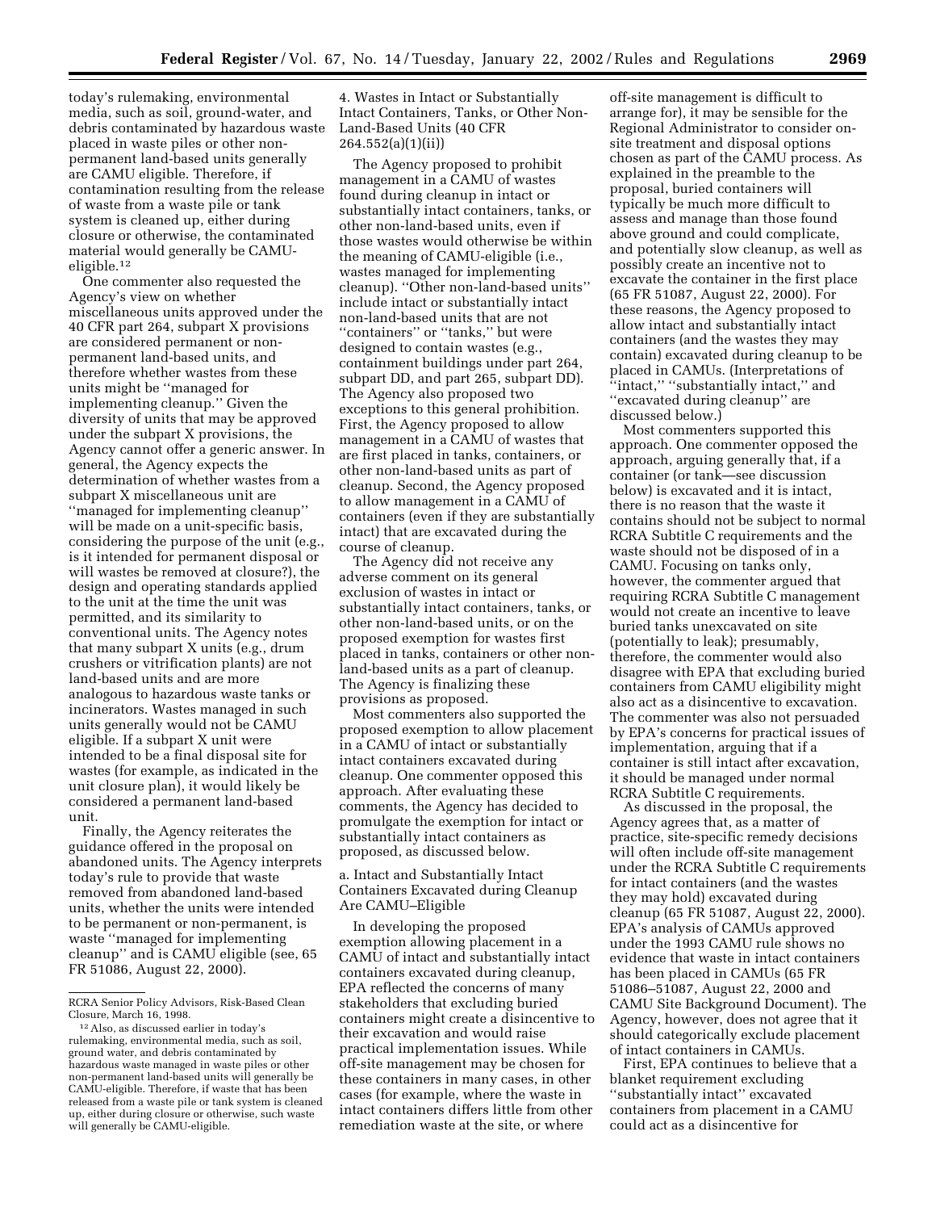today's rulemaking, environmental media, such as soil, ground-water, and debris contaminated by hazardous waste placed in waste piles or other non-permanent land-based units generally are CAMU eligible. Therefore, if contamination resulting from the release of waste from a waste pile or tank system is cleaned up, either during closure or otherwise, the contaminated material would generally be CAMU-eligible.[12]

One commenter also requested the Agency's view on whether miscellaneous units approved under the 40 CFR part 264, subpart X provisions are considered permanent or non-permanent land-based units, and therefore whether wastes from these units might be ''managed for implementing cleanup.'' Given the diversity of units that may be approved under the subpart X provisions, the Agency cannot offer a generic answer. In general, the Agency expects the determination of whether wastes from a subpart X miscellaneous unit are ''managed for implementing cleanup'' will be made on a unit-specific basis, considering the purpose of the unit (e.g., is it intended for permanent disposal or will wastes be removed at closure?), the design and operating standards applied to the unit at the time the unit was permitted, and its similarity to conventional units. The Agency notes that many subpart X units (e.g., drum crushers or vitrification plants) are not land-based units and are more analogous to hazardous waste tanks or incinerators. Wastes managed in such units generally would not be CAMU eligible. If a subpart X unit were intended to be a final disposal site for wastes (for example, as indicated in the unit closure plan), it would likely be considered a permanent land-based unit.

Finally, the Agency reiterates the guidance offered in the proposal on abandoned units. The Agency interprets today's rule to provide that waste removed from abandoned land-based units, whether the units were intended to be permanent or non-permanent, is waste ''managed for implementing cleanup'' and is CAMU eligible (see, 65 FR 51086, August 22, 2000).

RCRA Senior Policy Advisors, Risk-Based Clean Closure, March 16, 1998.

[12] Also, as discussed earlier in today's rulemaking, environmental media, such as soil, ground water, and debris contaminated by hazardous waste managed in waste piles or other non-permanent land-based units will generally be CAMU-eligible. Therefore, if waste that has been released from a waste pile or tank system is cleaned up, either during closure or otherwise, such waste will generally be CAMU-eligible.

4. Wastes in Intact or Substantially Intact Containers, Tanks, or Other Non-Land-Based Units (40 CFR 264.552(a)(1)(ii))

The Agency proposed to prohibit management in a CAMU of wastes found during cleanup in intact or substantially intact containers, tanks, or other non-land-based units, even if those wastes would otherwise be within the meaning of CAMU-eligible (i.e., wastes managed for implementing cleanup). ''Other non-land-based units'' include intact or substantially intact non-land-based units that are not ''containers'' or ''tanks,'' but were designed to contain wastes (e.g., containment buildings under part 264, subpart DD, and part 265, subpart DD). The Agency also proposed two exceptions to this general prohibition. First, the Agency proposed to allow management in a CAMU of wastes that are first placed in tanks, containers, or other non-land-based units as part of cleanup. Second, the Agency proposed to allow management in a CAMU of containers (even if they are substantially intact) that are excavated during the course of cleanup.

The Agency did not receive any adverse comment on its general exclusion of wastes in intact or substantially intact containers, tanks, or other non-land-based units, or on the proposed exemption for wastes first placed in tanks, containers or other non-land-based units as a part of cleanup. The Agency is finalizing these provisions as proposed.

Most commenters also supported the proposed exemption to allow placement in a CAMU of intact or substantially intact containers excavated during cleanup. One commenter opposed this approach. After evaluating these comments, the Agency has decided to promulgate the exemption for intact or substantially intact containers as proposed, as discussed below.

a. Intact and Substantially Intact Containers Excavated during Cleanup Are CAMU–Eligible

In developing the proposed exemption allowing placement in a CAMU of intact and substantially intact containers excavated during cleanup, EPA reflected the concerns of many stakeholders that excluding buried containers might create a disincentive to their excavation and would raise practical implementation issues. While off-site management may be chosen for these containers in many cases, in other cases (for example, where the waste in intact containers differs little from other remediation waste at the site, or where off-site management is difficult to arrange for), it may be sensible for the Regional Administrator to consider on-site treatment and disposal options chosen as part of the CAMU process. As explained in the preamble to the proposal, buried containers will typically be much more difficult to assess and manage than those found above ground and could complicate, and potentially slow cleanup, as well as possibly create an incentive not to excavate the container in the first place (65 FR 51087, August 22, 2000). For these reasons, the Agency proposed to allow intact and substantially intact containers (and the wastes they may contain) excavated during cleanup to be placed in CAMUs. (Interpretations of ''intact,'' ''substantially intact,'' and ''excavated during cleanup'' are discussed below.)

Most commenters supported this approach. One commenter opposed the approach, arguing generally that, if a container (or tank—see discussion below) is excavated and it is intact, there is no reason that the waste it contains should not be subject to normal RCRA Subtitle C requirements and the waste should not be disposed of in a CAMU. Focusing on tanks only, however, the commenter argued that requiring RCRA Subtitle C management would not create an incentive to leave buried tanks unexcavated on site (potentially to leak); presumably, therefore, the commenter would also disagree with EPA that excluding buried containers from CAMU eligibility might also act as a disincentive to excavation. The commenter was also not persuaded by EPA's concerns for practical issues of implementation, arguing that if a container is still intact after excavation, it should be managed under normal RCRA Subtitle C requirements.

As discussed in the proposal, the Agency agrees that, as a matter of practice, site-specific remedy decisions will often include off-site management under the RCRA Subtitle C requirements for intact containers (and the wastes they may hold) excavated during cleanup (65 FR 51087, August 22, 2000). EPA's analysis of CAMUs approved under the 1993 CAMU rule shows no evidence that waste in intact containers has been placed in CAMUs (65 FR 51086–51087, August 22, 2000 and CAMU Site Background Document). The Agency, however, does not agree that it should categorically exclude placement of intact containers in CAMUs.

First, EPA continues to believe that a blanket requirement excluding ''substantially intact'' excavated containers from placement in a CAMU could act as a disincentive for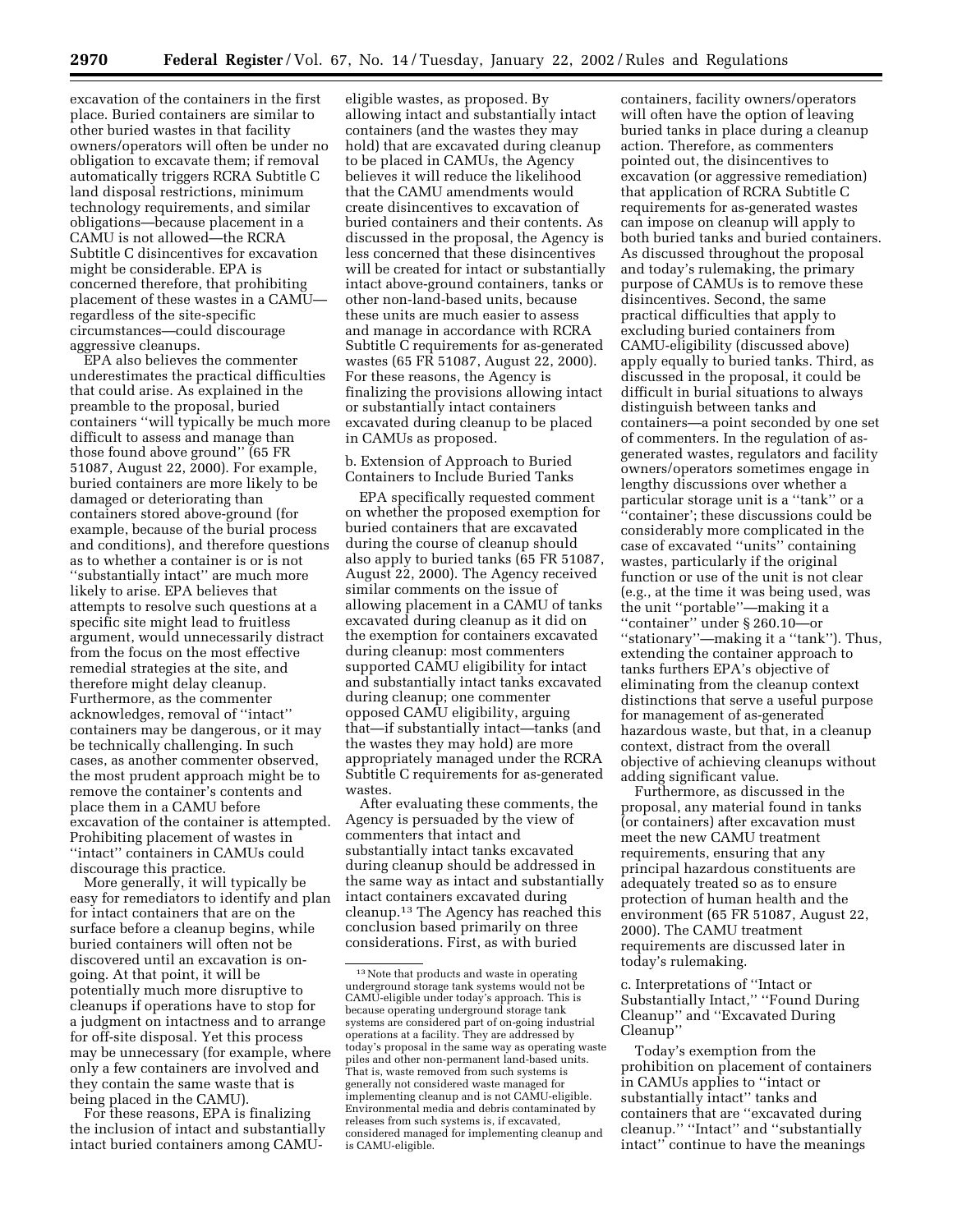excavation of the containers in the first place. Buried containers are similar to other buried wastes in that facility owners/operators will often be under no obligation to excavate them; if removal automatically triggers RCRA Subtitle C land disposal restrictions, minimum technology requirements, and similar obligations—because placement in a CAMU is not allowed—the RCRA Subtitle C disincentives for excavation might be considerable. EPA is concerned therefore, that prohibiting placement of these wastes in a CAMU—regardless of the site-specific circumstances—could discourage aggressive cleanups.

EPA also believes the commenter underestimates the practical difficulties that could arise. As explained in the preamble to the proposal, buried containers ''will typically be much more difficult to assess and manage than those found above ground'' (65 FR 51087, August 22, 2000). For example, buried containers are more likely to be damaged or deteriorating than containers stored above-ground (for example, because of the burial process and conditions), and therefore questions as to whether a container is or is not ''substantially intact'' are much more likely to arise. EPA believes that attempts to resolve such questions at a specific site might lead to fruitless argument, would unnecessarily distract from the focus on the most effective remedial strategies at the site, and therefore might delay cleanup. Furthermore, as the commenter acknowledges, removal of ''intact'' containers may be dangerous, or it may be technically challenging. In such cases, as another commenter observed, the most prudent approach might be to remove the container's contents and place them in a CAMU before excavation of the container is attempted. Prohibiting placement of wastes in ''intact'' containers in CAMUs could discourage this practice.

More generally, it will typically be easy for remediators to identify and plan for intact containers that are on the surface before a cleanup begins, while buried containers will often not be discovered until an excavation is on-going. At that point, it will be potentially much more disruptive to cleanups if operations have to stop for a judgment on intactness and to arrange for off-site disposal. Yet this process may be unnecessary (for example, where only a few containers are involved and they contain the same waste that is being placed in the CAMU).

For these reasons, EPA is finalizing the inclusion of intact and substantially intact buried containers among CAMU-eligible wastes, as proposed. By allowing intact and substantially intact containers (and the wastes they may hold) that are excavated during cleanup to be placed in CAMUs, the Agency believes it will reduce the likelihood that the CAMU amendments would create disincentives to excavation of buried containers and their contents. As discussed in the proposal, the Agency is less concerned that these disincentives will be created for intact or substantially intact above-ground containers, tanks or other non-land-based units, because these units are much easier to assess and manage in accordance with RCRA Subtitle C requirements for as-generated wastes (65 FR 51087, August 22, 2000). For these reasons, the Agency is finalizing the provisions allowing intact or substantially intact containers excavated during cleanup to be placed in CAMUs as proposed.

b. Extension of Approach to Buried Containers to Include Buried Tanks

EPA specifically requested comment on whether the proposed exemption for buried containers that are excavated during the course of cleanup should also apply to buried tanks (65 FR 51087, August 22, 2000). The Agency received similar comments on the issue of allowing placement in a CAMU of tanks excavated during cleanup as it did on the exemption for containers excavated during cleanup: most commenters supported CAMU eligibility for intact and substantially intact tanks excavated during cleanup; one commenter opposed CAMU eligibility, arguing that—if substantially intact—tanks (and the wastes they may hold) are more appropriately managed under the RCRA Subtitle C requirements for as-generated wastes.

After evaluating these comments, the Agency is persuaded by the view of commenters that intact and substantially intact tanks excavated during cleanup should be addressed in the same way as intact and substantially intact containers excavated during cleanup.[13] The Agency has reached this conclusion based primarily on three considerations. First, as with buried containers, facility owners/operators will often have the option of leaving buried tanks in place during a cleanup action. Therefore, as commenters pointed out, the disincentives to excavation (or aggressive remediation) that application of RCRA Subtitle C requirements for as-generated wastes can impose on cleanup will apply to both buried tanks and buried containers. As discussed throughout the proposal and today's rulemaking, the primary purpose of CAMUs is to remove these disincentives. Second, the same practical difficulties that apply to excluding buried containers from CAMU-eligibility (discussed above) apply equally to buried tanks. Third, as discussed in the proposal, it could be difficult in burial situations to always distinguish between tanks and containers—a point seconded by one set of commenters. In the regulation of as-generated wastes, regulators and facility owners/operators sometimes engage in lengthy discussions over whether a particular storage unit is a ''tank'' or a ''container''; these discussions could be considerably more complicated in the case of excavated ''units'' containing wastes, particularly if the original function or use of the unit is not clear (e.g., at the time it was being used, was the unit ''portable''—making it a ''container'' under § 260.10—or ''stationary''—making it a ''tank''). Thus, extending the container approach to tanks furthers EPA's objective of eliminating from the cleanup context distinctions that serve a useful purpose for management of as-generated hazardous waste, but that, in a cleanup context, distract from the overall objective of achieving cleanups without adding significant value.

Furthermore, as discussed in the proposal, any material found in tanks (or containers) after excavation must meet the new CAMU treatment requirements, ensuring that any principal hazardous constituents are adequately treated so as to ensure protection of human health and the environment (65 FR 51087, August 22, 2000). The CAMU treatment requirements are discussed later in today's rulemaking.

c. Interpretations of ''Intact or Substantially Intact,'' ''Found During Cleanup'' and ''Excavated During Cleanup''

Today's exemption from the prohibition on placement of containers in CAMUs applies to ''intact or substantially intact'' tanks and containers that are ''excavated during cleanup.'' ''Intact'' and ''substantially intact'' continue to have the meanings

[13] Note that products and waste in operating underground storage tank systems would not be CAMU-eligible under today's approach. This is because operating underground storage tank systems are considered part of on-going industrial operations at a facility. They are addressed by today's proposal in the same way as operating waste piles and other non-permanent land-based units. That is, waste removed from such systems is generally not considered waste managed for implementing cleanup and is not CAMU-eligible. Environmental media and debris contaminated by releases from such systems is, if excavated, considered managed for implementing cleanup and is CAMU-eligible.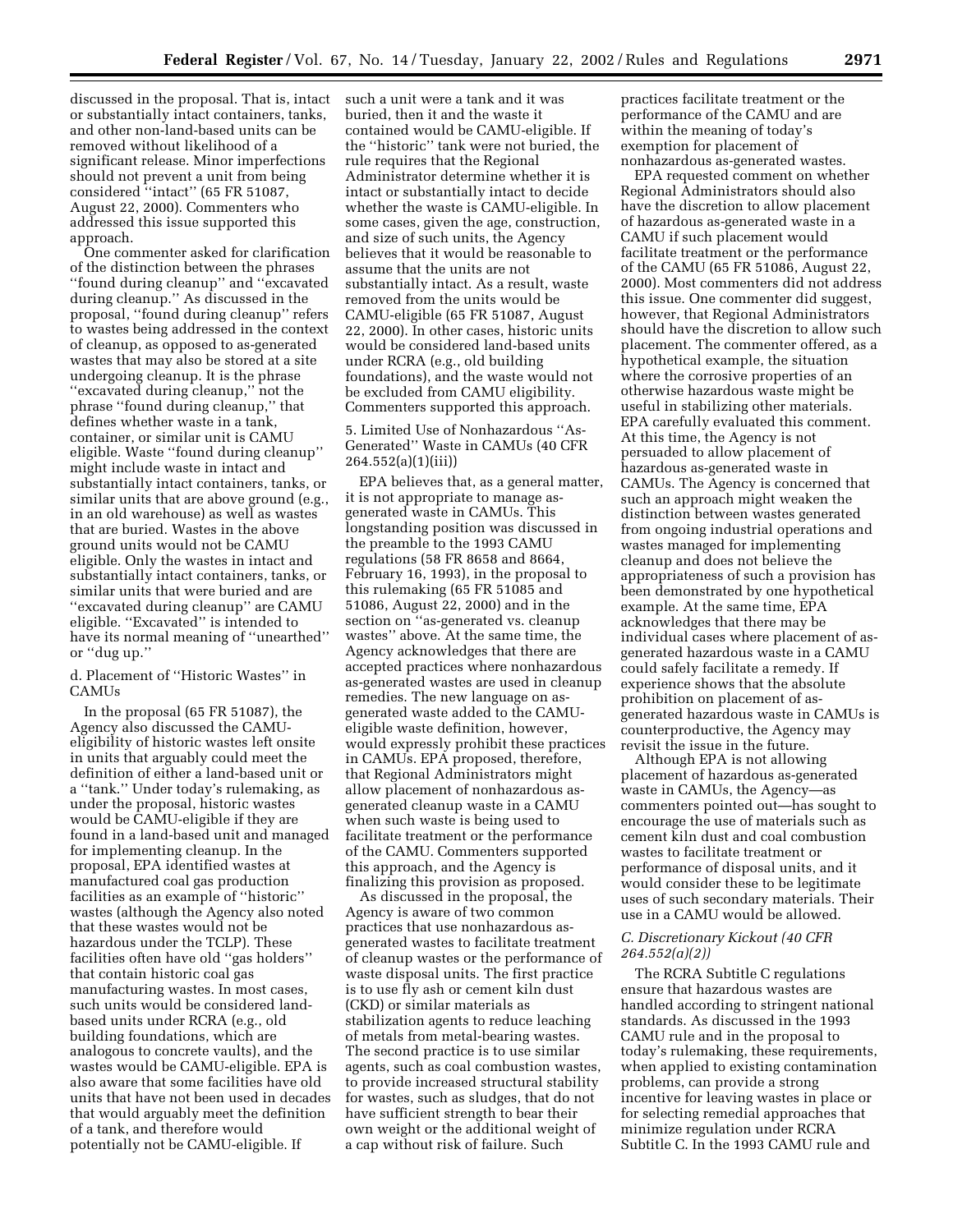discussed in the proposal. That is, intact or substantially intact containers, tanks, and other non-land-based units can be removed without likelihood of a significant release. Minor imperfections should not prevent a unit from being considered ''intact'' (65 FR 51087, August 22, 2000). Commenters who addressed this issue supported this approach.

One commenter asked for clarification of the distinction between the phrases ''found during cleanup'' and ''excavated during cleanup.'' As discussed in the proposal, ''found during cleanup'' refers to wastes being addressed in the context of cleanup, as opposed to as-generated wastes that may also be stored at a site undergoing cleanup. It is the phrase ''excavated during cleanup,'' not the phrase ''found during cleanup,'' that defines whether waste in a tank, container, or similar unit is CAMU eligible. Waste ''found during cleanup'' might include waste in intact and substantially intact containers, tanks, or similar units that are above ground (e.g., in an old warehouse) as well as wastes that are buried. Wastes in the above ground units would not be CAMU eligible. Only the wastes in intact and substantially intact containers, tanks, or similar units that were buried and are ''excavated during cleanup'' are CAMU eligible. ''Excavated'' is intended to have its normal meaning of ''unearthed'' or ''dug up.''

#### d. Placement of ''Historic Wastes'' in CAMUs

In the proposal (65 FR 51087), the Agency also discussed the CAMU-eligibility of historic wastes left onsite in units that arguably could meet the definition of either a land-based unit or a ''tank.'' Under today's rulemaking, as under the proposal, historic wastes would be CAMU-eligible if they are found in a land-based unit and managed for implementing cleanup. In the proposal, EPA identified wastes at manufactured coal gas production facilities as an example of ''historic'' wastes (although the Agency also noted that these wastes would not be hazardous under the TCLP). These facilities often have old ''gas holders'' that contain historic coal gas manufacturing wastes. In most cases, such units would be considered land-based units under RCRA (e.g., old building foundations, which are analogous to concrete vaults), and the wastes would be CAMU-eligible. EPA is also aware that some facilities have old units that have not been used in decades that would arguably meet the definition of a tank, and therefore would potentially not be CAMU-eligible. If such a unit were a tank and it was buried, then it and the waste it contained would be CAMU-eligible. If the ''historic'' tank were not buried, the rule requires that the Regional Administrator determine whether it is intact or substantially intact to decide whether the waste is CAMU-eligible. In some cases, given the age, construction, and size of such units, the Agency believes that it would be reasonable to assume that the units are not substantially intact. As a result, waste removed from the units would be CAMU-eligible (65 FR 51087, August 22, 2000). In other cases, historic units would be considered land-based units under RCRA (e.g., old building foundations), and the waste would not be excluded from CAMU eligibility. Commenters supported this approach.

### 5. Limited Use of Nonhazardous ''As-Generated'' Waste in CAMUs (40 CFR 264.552(a)(1)(iii))

EPA believes that, as a general matter, it is not appropriate to manage as-generated waste in CAMUs. This longstanding position was discussed in the preamble to the 1993 CAMU regulations (58 FR 8658 and 8664, February 16, 1993), in the proposal to this rulemaking (65 FR 51085 and 51086, August 22, 2000) and in the section on ''as-generated vs. cleanup wastes'' above. At the same time, the Agency acknowledges that there are accepted practices where nonhazardous as-generated wastes are used in cleanup remedies. The new language on as-generated waste added to the CAMU-eligible waste definition, however, would expressly prohibit these practices in CAMUs. EPA proposed, therefore, that Regional Administrators might allow placement of nonhazardous as-generated cleanup waste in a CAMU when such waste is being used to facilitate treatment or the performance of the CAMU. Commenters supported this approach, and the Agency is finalizing this provision as proposed.

As discussed in the proposal, the Agency is aware of two common practices that use nonhazardous as-generated wastes to facilitate treatment of cleanup wastes or the performance of waste disposal units. The first practice is to use fly ash or cement kiln dust (CKD) or similar materials as stabilization agents to reduce leaching of metals from metal-bearing wastes. The second practice is to use similar agents, such as coal combustion wastes, to provide increased structural stability for wastes, such as sludges, that do not have sufficient strength to bear their own weight or the additional weight of a cap without risk of failure. Such practices facilitate treatment or the performance of the CAMU and are within the meaning of today's exemption for placement of nonhazardous as-generated wastes.

EPA requested comment on whether Regional Administrators should also have the discretion to allow placement of hazardous as-generated waste in a CAMU if such placement would facilitate treatment or the performance of the CAMU (65 FR 51086, August 22, 2000). Most commenters did not address this issue. One commenter did suggest, however, that Regional Administrators should have the discretion to allow such placement. The commenter offered, as a hypothetical example, the situation where the corrosive properties of an otherwise hazardous waste might be useful in stabilizing other materials. EPA carefully evaluated this comment. At this time, the Agency is not persuaded to allow placement of hazardous as-generated waste in CAMUs. The Agency is concerned that such an approach might weaken the distinction between wastes generated from ongoing industrial operations and wastes managed for implementing cleanup and does not believe the appropriateness of such a provision has been demonstrated by one hypothetical example. At the same time, EPA acknowledges that there may be individual cases where placement of as-generated hazardous waste in a CAMU could safely facilitate a remedy. If experience shows that the absolute prohibition on placement of as-generated hazardous waste in CAMUs is counterproductive, the Agency may revisit the issue in the future.

Although EPA is not allowing placement of hazardous as-generated waste in CAMUs, the Agency—as commenters pointed out—has sought to encourage the use of materials such as cement kiln dust and coal combustion wastes to facilitate treatment or performance of disposal units, and it would consider these to be legitimate uses of such secondary materials. Their use in a CAMU would be allowed.

## *C. Discretionary Kickout (40 CFR 264.552(a)(2))*

The RCRA Subtitle C regulations ensure that hazardous wastes are handled according to stringent national standards. As discussed in the 1993 CAMU rule and in the proposal to today's rulemaking, these requirements, when applied to existing contamination problems, can provide a strong incentive for leaving wastes in place or for selecting remedial approaches that minimize regulation under RCRA Subtitle C. In the 1993 CAMU rule and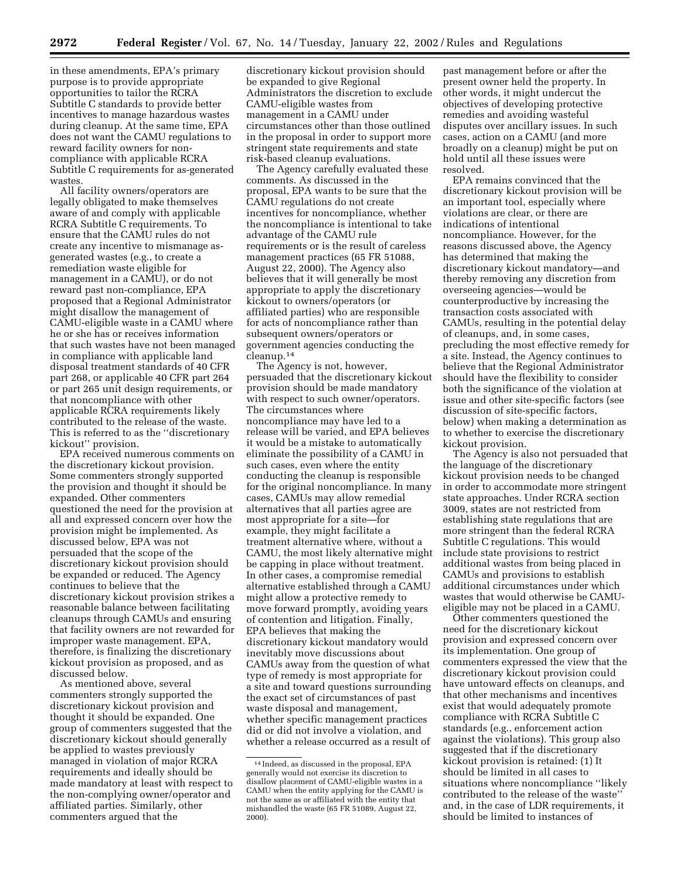in these amendments, EPA's primary purpose is to provide appropriate opportunities to tailor the RCRA Subtitle C standards to provide better incentives to manage hazardous wastes during cleanup. At the same time, EPA does not want the CAMU regulations to reward facility owners for non-compliance with applicable RCRA Subtitle C requirements for as-generated wastes.

All facility owners/operators are legally obligated to make themselves aware of and comply with applicable RCRA Subtitle C requirements. To ensure that the CAMU rules do not create any incentive to mismanage as-generated wastes (e.g., to create a remediation waste eligible for management in a CAMU), or do not reward past non-compliance, EPA proposed that a Regional Administrator might disallow the management of CAMU-eligible waste in a CAMU where he or she has or receives information that such wastes have not been managed in compliance with applicable land disposal treatment standards of 40 CFR part 268, or applicable 40 CFR part 264 or part 265 unit design requirements, or that noncompliance with other applicable RCRA requirements likely contributed to the release of the waste. This is referred to as the "discretionary kickout" provision.

EPA received numerous comments on the discretionary kickout provision. Some commenters strongly supported the provision and thought it should be expanded. Other commenters questioned the need for the provision at all and expressed concern over how the provision might be implemented. As discussed below, EPA was not persuaded that the scope of the discretionary kickout provision should be expanded or reduced. The Agency continues to believe that the discretionary kickout provision strikes a reasonable balance between facilitating cleanups through CAMUs and ensuring that facility owners are not rewarded for improper waste management. EPA, therefore, is finalizing the discretionary kickout provision as proposed, and as discussed below.

As mentioned above, several commenters strongly supported the discretionary kickout provision and thought it should be expanded. One group of commenters suggested that the discretionary kickout should generally be applied to wastes previously managed in violation of major RCRA requirements and ideally should be made mandatory at least with respect to the non-complying owner/operator and affiliated parties. Similarly, other commenters argued that the discretionary kickout provision should be expanded to give Regional Administrators the discretion to exclude CAMU-eligible wastes from management in a CAMU under circumstances other than those outlined in the proposal in order to support more stringent state requirements and state risk-based cleanup evaluations.

The Agency carefully evaluated these comments. As discussed in the proposal, EPA wants to be sure that the CAMU regulations do not create incentives for noncompliance, whether the noncompliance is intentional to take advantage of the CAMU rule requirements or is the result of careless management practices (65 FR 51088, August 22, 2000). The Agency also believes that it will generally be most appropriate to apply the discretionary kickout to owners/operators (or affiliated parties) who are responsible for acts of noncompliance rather than subsequent owners/operators or government agencies conducting the cleanup.[14]

The Agency is not, however, persuaded that the discretionary kickout provision should be made mandatory with respect to such owner/operators. The circumstances where noncompliance may have led to a release will be varied, and EPA believes it would be a mistake to automatically eliminate the possibility of a CAMU in such cases, even where the entity conducting the cleanup is responsible for the original noncompliance. In many cases, CAMUs may allow remedial alternatives that all parties agree are most appropriate for a site—for example, they might facilitate a treatment alternative where, without a CAMU, the most likely alternative might be capping in place without treatment. In other cases, a compromise remedial alternative established through a CAMU might allow a protective remedy to move forward promptly, avoiding years of contention and litigation. Finally, EPA believes that making the discretionary kickout mandatory would inevitably move discussions about CAMUs away from the question of what type of remedy is most appropriate for a site and toward questions surrounding the exact set of circumstances of past waste disposal and management, whether specific management practices did or did not involve a violation, and whether a release occurred as a result of past management before or after the present owner held the property. In other words, it might undercut the objectives of developing protective remedies and avoiding wasteful disputes over ancillary issues. In such cases, action on a CAMU (and more broadly on a cleanup) might be put on hold until all these issues were resolved.

EPA remains convinced that the discretionary kickout provision will be an important tool, especially where violations are clear, or there are indications of intentional noncompliance. However, for the reasons discussed above, the Agency has determined that making the discretionary kickout mandatory—and thereby removing any discretion from overseeing agencies—would be counterproductive by increasing the transaction costs associated with CAMUs, resulting in the potential delay of cleanups, and, in some cases, precluding the most effective remedy for a site. Instead, the Agency continues to believe that the Regional Administrator should have the flexibility to consider both the significance of the violation at issue and other site-specific factors (see discussion of site-specific factors, below) when making a determination as to whether to exercise the discretionary kickout provision.

The Agency is also not persuaded that the language of the discretionary kickout provision needs to be changed in order to accommodate more stringent state approaches. Under RCRA section 3009, states are not restricted from establishing state regulations that are more stringent than the federal RCRA Subtitle C regulations. This would include state provisions to restrict additional wastes from being placed in CAMUs and provisions to establish additional circumstances under which wastes that would otherwise be CAMU-eligible may not be placed in a CAMU.

Other commenters questioned the need for the discretionary kickout provision and expressed concern over its implementation. One group of commenters expressed the view that the discretionary kickout provision could have untoward effects on cleanups, and that other mechanisms and incentives exist that would adequately promote compliance with RCRA Subtitle C standards (e.g., enforcement action against the violations). This group also suggested that if the discretionary kickout provision is retained: (1) It should be limited in all cases to situations where noncompliance "likely contributed to the release of the waste" and, in the case of LDR requirements, it should be limited to instances of

[14] Indeed, as discussed in the proposal, EPA generally would not exercise its discretion to disallow placement of CAMU-eligible wastes in a CAMU when the entity applying for the CAMU is not the same as or affiliated with the entity that mishandled the waste (65 FR 51089, August 22, 2000).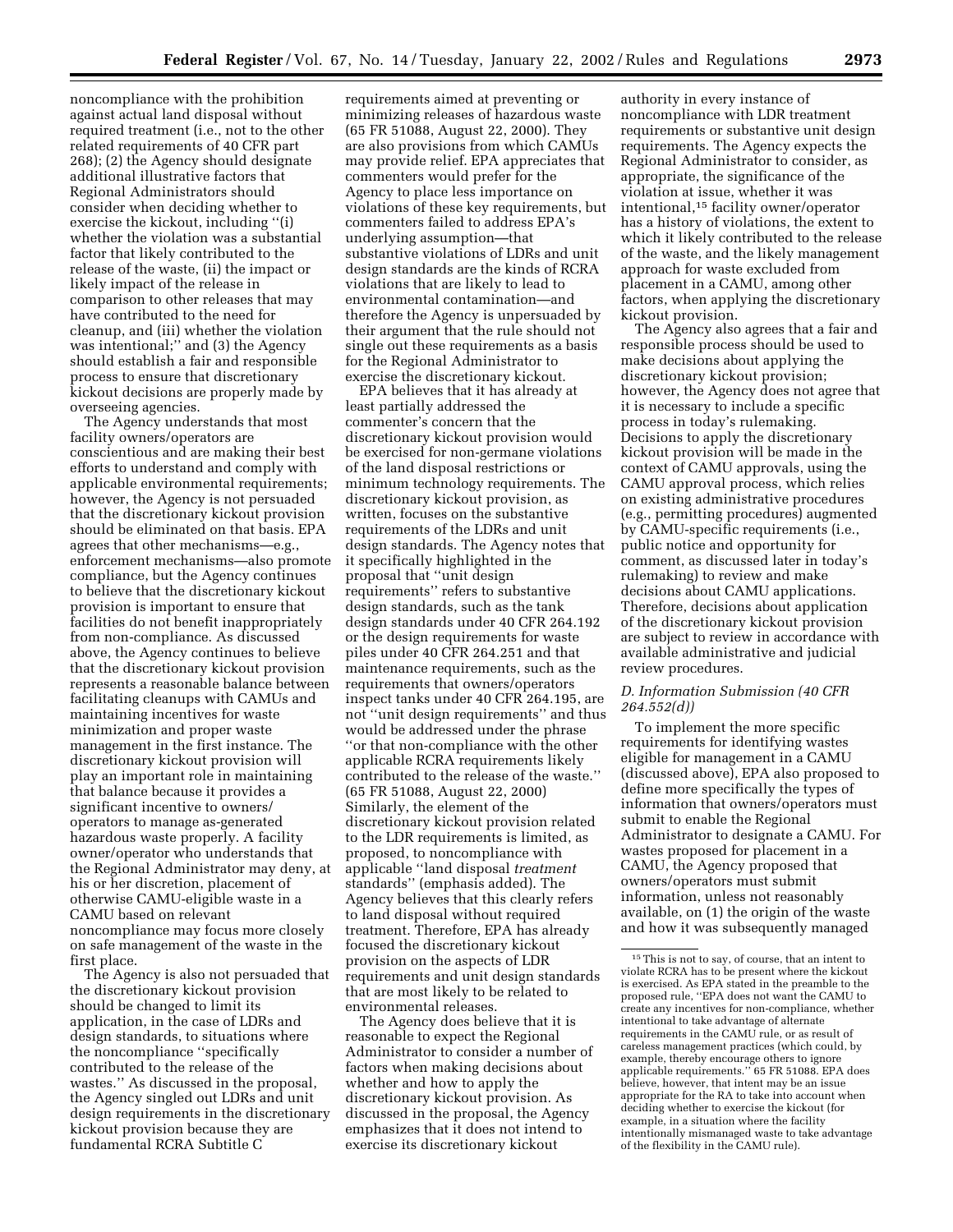noncompliance with the prohibition against actual land disposal without required treatment (i.e., not to the other related requirements of 40 CFR part 268); (2) the Agency should designate additional illustrative factors that Regional Administrators should consider when deciding whether to exercise the kickout, including ''(i) whether the violation was a substantial factor that likely contributed to the release of the waste, (ii) the impact or likely impact of the release in comparison to other releases that may have contributed to the need for cleanup, and (iii) whether the violation was intentional;'' and (3) the Agency should establish a fair and responsible process to ensure that discretionary kickout decisions are properly made by overseeing agencies.

The Agency understands that most facility owners/operators are conscientious and are making their best efforts to understand and comply with applicable environmental requirements; however, the Agency is not persuaded that the discretionary kickout provision should be eliminated on that basis. EPA agrees that other mechanisms—e.g., enforcement mechanisms—also promote compliance, but the Agency continues to believe that the discretionary kickout provision is important to ensure that facilities do not benefit inappropriately from non-compliance. As discussed above, the Agency continues to believe that the discretionary kickout provision represents a reasonable balance between facilitating cleanups with CAMUs and maintaining incentives for waste minimization and proper waste management in the first instance. The discretionary kickout provision will play an important role in maintaining that balance because it provides a significant incentive to owners/operators to manage as-generated hazardous waste properly. A facility owner/operator who understands that the Regional Administrator may deny, at his or her discretion, placement of otherwise CAMU-eligible waste in a CAMU based on relevant noncompliance may focus more closely on safe management of the waste in the first place.

The Agency is also not persuaded that the discretionary kickout provision should be changed to limit its application, in the case of LDRs and design standards, to situations where the noncompliance ''specifically contributed to the release of the wastes.'' As discussed in the proposal, the Agency singled out LDRs and unit design requirements in the discretionary kickout provision because they are fundamental RCRA Subtitle C requirements aimed at preventing or minimizing releases of hazardous waste (65 FR 51088, August 22, 2000). They are also provisions from which CAMUs may provide relief. EPA appreciates that commenters would prefer for the Agency to place less importance on violations of these key requirements, but commenters failed to address EPA's underlying assumption—that substantive violations of LDRs and unit design standards are the kinds of RCRA violations that are likely to lead to environmental contamination—and therefore the Agency is unpersuaded by their argument that the rule should not single out these requirements as a basis for the Regional Administrator to exercise the discretionary kickout.

EPA believes that it has already at least partially addressed the commenter's concern that the discretionary kickout provision would be exercised for non-germane violations of the land disposal restrictions or minimum technology requirements. The discretionary kickout provision, as written, focuses on the substantive requirements of the LDRs and unit design standards. The Agency notes that it specifically highlighted in the proposal that ''unit design requirements'' refers to substantive design standards, such as the tank design standards under 40 CFR 264.192 or the design requirements for waste piles under 40 CFR 264.251 and that maintenance requirements, such as the requirements that owners/operators inspect tanks under 40 CFR 264.195, are not ''unit design requirements'' and thus would be addressed under the phrase ''or that non-compliance with the other applicable RCRA requirements likely contributed to the release of the waste.'' (65 FR 51088, August 22, 2000) Similarly, the element of the discretionary kickout provision related to the LDR requirements is limited, as proposed, to noncompliance with applicable ''land disposal *treatment* standards'' (emphasis added). The Agency believes that this clearly refers to land disposal without required treatment. Therefore, EPA has already focused the discretionary kickout provision on the aspects of LDR requirements and unit design standards that are most likely to be related to environmental releases.

The Agency does believe that it is reasonable to expect the Regional Administrator to consider a number of factors when making decisions about whether and how to apply the discretionary kickout provision. As discussed in the proposal, the Agency emphasizes that it does not intend to exercise its discretionary kickout authority in every instance of noncompliance with LDR treatment requirements or substantive unit design requirements. The Agency expects the Regional Administrator to consider, as appropriate, the significance of the violation at issue, whether it was intentional,[15] facility owner/operator has a history of violations, the extent to which it likely contributed to the release of the waste, and the likely management approach for waste excluded from placement in a CAMU, among other factors, when applying the discretionary kickout provision.

The Agency also agrees that a fair and responsible process should be used to make decisions about applying the discretionary kickout provision; however, the Agency does not agree that it is necessary to include a specific process in today's rulemaking. Decisions to apply the discretionary kickout provision will be made in the context of CAMU approvals, using the CAMU approval process, which relies on existing administrative procedures (e.g., permitting procedures) augmented by CAMU-specific requirements (i.e., public notice and opportunity for comment, as discussed later in today's rulemaking) to review and make decisions about CAMU applications. Therefore, decisions about application of the discretionary kickout provision are subject to review in accordance with available administrative and judicial review procedures.

### *D. Information Submission (40 CFR 264.552(d))*

To implement the more specific requirements for identifying wastes eligible for management in a CAMU (discussed above), EPA also proposed to define more specifically the types of information that owners/operators must submit to enable the Regional Administrator to designate a CAMU. For wastes proposed for placement in a CAMU, the Agency proposed that owners/operators must submit information, unless not reasonably available, on (1) the origin of the waste and how it was subsequently managed

---

[15] This is not to say, of course, that an intent to violate RCRA has to be present where the kickout is exercised. As EPA stated in the preamble to the proposed rule, ''EPA does not want the CAMU to create any incentives for non-compliance, whether intentional to take advantage of alternate requirements in the CAMU rule, or as result of careless management practices (which could, by example, thereby encourage others to ignore applicable requirements.'' 65 FR 51088. EPA does believe, however, that intent may be an issue appropriate for the RA to take into account when deciding whether to exercise the kickout (for example, in a situation where the facility intentionally mismanaged waste to take advantage of the flexibility in the CAMU rule).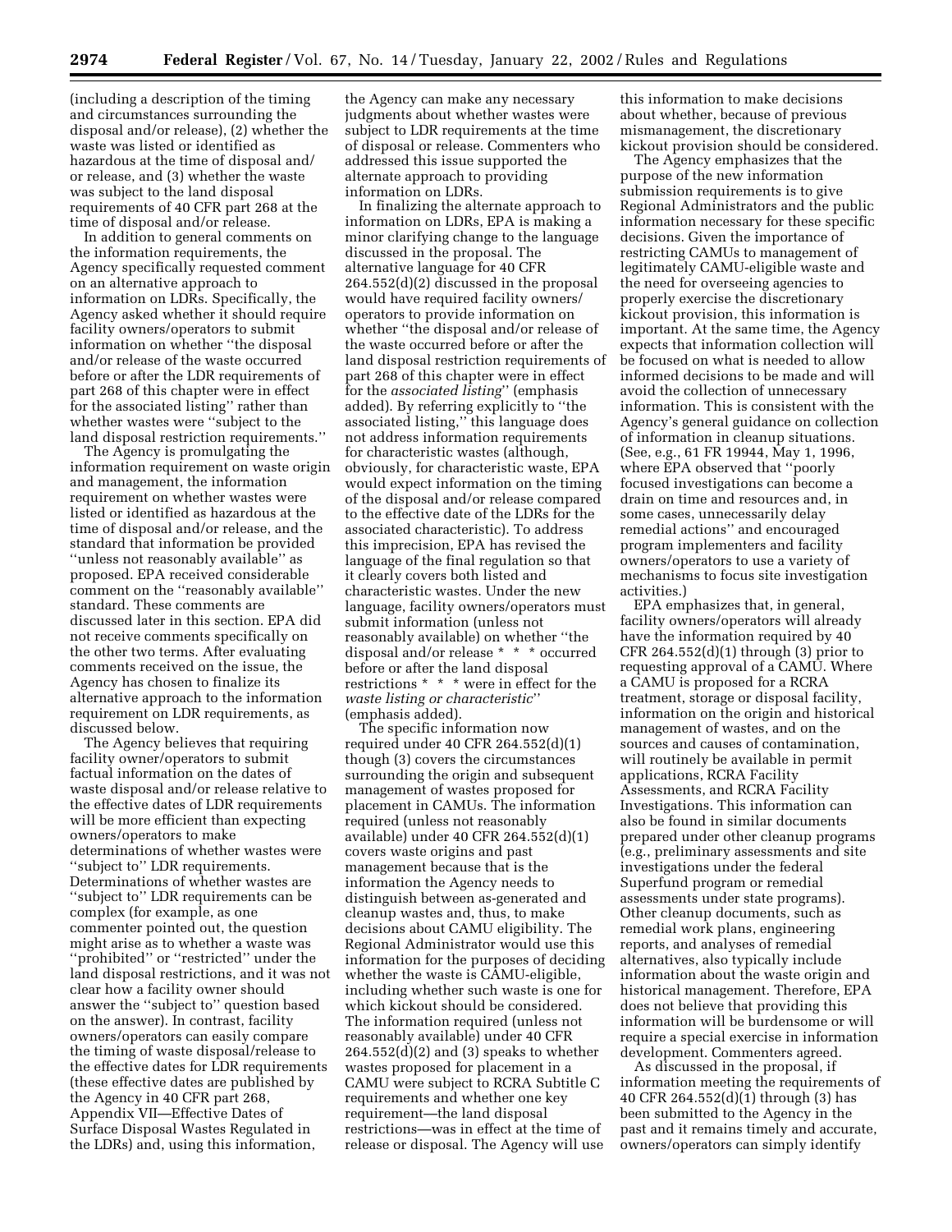(including a description of the timing and circumstances surrounding the disposal and/or release), (2) whether the waste was listed or identified as hazardous at the time of disposal and/or release, and (3) whether the waste was subject to the land disposal requirements of 40 CFR part 268 at the time of disposal and/or release.

In addition to general comments on the information requirements, the Agency specifically requested comment on an alternative approach to information on LDRs. Specifically, the Agency asked whether it should require facility owners/operators to submit information on whether ''the disposal and/or release of the waste occurred before or after the LDR requirements of part 268 of this chapter were in effect for the associated listing'' rather than whether wastes were ''subject to the land disposal restriction requirements.''

The Agency is promulgating the information requirement on waste origin and management, the information requirement on whether wastes were listed or identified as hazardous at the time of disposal and/or release, and the standard that information be provided ''unless not reasonably available'' as proposed. EPA received considerable comment on the ''reasonably available'' standard. These comments are discussed later in this section. EPA did not receive comments specifically on the other two terms. After evaluating comments received on the issue, the Agency has chosen to finalize its alternative approach to the information requirement on LDR requirements, as discussed below.

The Agency believes that requiring facility owner/operators to submit factual information on the dates of waste disposal and/or release relative to the effective dates of LDR requirements will be more efficient than expecting owners/operators to make determinations of whether wastes were ''subject to'' LDR requirements. Determinations of whether wastes are ''subject to'' LDR requirements can be complex (for example, as one commenter pointed out, the question might arise as to whether a waste was ''prohibited'' or ''restricted'' under the land disposal restrictions, and it was not clear how a facility owner should answer the ''subject to'' question based on the answer). In contrast, facility owners/operators can easily compare the timing of waste disposal/release to the effective dates for LDR requirements (these effective dates are published by the Agency in 40 CFR part 268, Appendix VII—Effective Dates of Surface Disposal Wastes Regulated in the LDRs) and, using this information, the Agency can make any necessary judgments about whether wastes were subject to LDR requirements at the time of disposal or release. Commenters who addressed this issue supported the alternate approach to providing information on LDRs.

In finalizing the alternate approach to information on LDRs, EPA is making a minor clarifying change to the language discussed in the proposal. The alternative language for 40 CFR 264.552(d)(2) discussed in the proposal would have required facility owners/operators to provide information on whether ''the disposal and/or release of the waste occurred before or after the land disposal restriction requirements of part 268 of this chapter were in effect for the *associated listing*'' (emphasis added). By referring explicitly to ''the associated listing,'' this language does not address information requirements for characteristic wastes (although, obviously, for characteristic waste, EPA would expect information on the timing of the disposal and/or release compared to the effective date of the LDRs for the associated characteristic). To address this imprecision, EPA has revised the language of the final regulation so that it clearly covers both listed and characteristic wastes. Under the new language, facility owners/operators must submit information (unless not reasonably available) on whether ''the disposal and/or release * * * occurred before or after the land disposal restrictions * * * were in effect for the *waste listing or characteristic*'' (emphasis added).

The specific information now required under 40 CFR 264.552(d)(1) though (3) covers the circumstances surrounding the origin and subsequent management of wastes proposed for placement in CAMUs. The information required (unless not reasonably available) under 40 CFR 264.552(d)(1) covers waste origins and past management because that is the information the Agency needs to distinguish between as-generated and cleanup wastes and, thus, to make decisions about CAMU eligibility. The Regional Administrator would use this information for the purposes of deciding whether the waste is CAMU-eligible, including whether such waste is one for which kickout should be considered. The information required (unless not reasonably available) under 40 CFR 264.552(d)(2) and (3) speaks to whether wastes proposed for placement in a CAMU were subject to RCRA Subtitle C requirements and whether one key requirement—the land disposal restrictions—was in effect at the time of release or disposal. The Agency will use this information to make decisions about whether, because of previous mismanagement, the discretionary kickout provision should be considered.

The Agency emphasizes that the purpose of the new information submission requirements is to give Regional Administrators and the public information necessary for these specific decisions. Given the importance of restricting CAMUs to management of legitimately CAMU-eligible waste and the need for overseeing agencies to properly exercise the discretionary kickout provision, this information is important. At the same time, the Agency expects that information collection will be focused on what is needed to allow informed decisions to be made and will avoid the collection of unnecessary information. This is consistent with the Agency's general guidance on collection of information in cleanup situations. (See, e.g., 61 FR 19944, May 1, 1996, where EPA observed that ''poorly focused investigations can become a drain on time and resources and, in some cases, unnecessarily delay remedial actions'' and encouraged program implementers and facility owners/operators to use a variety of mechanisms to focus site investigation activities.)

EPA emphasizes that, in general, facility owners/operators will already have the information required by 40 CFR 264.552(d)(1) through (3) prior to requesting approval of a CAMU. Where a CAMU is proposed for a RCRA treatment, storage or disposal facility, information on the origin and historical management of wastes, and on the sources and causes of contamination, will routinely be available in permit applications, RCRA Facility Assessments, and RCRA Facility Investigations. This information can also be found in similar documents prepared under other cleanup programs (e.g., preliminary assessments and site investigations under the federal Superfund program or remedial assessments under state programs). Other cleanup documents, such as remedial work plans, engineering reports, and analyses of remedial alternatives, also typically include information about the waste origin and historical management. Therefore, EPA does not believe that providing this information will be burdensome or will require a special exercise in information development. Commenters agreed.

As discussed in the proposal, if information meeting the requirements of 40 CFR 264.552(d)(1) through (3) has been submitted to the Agency in the past and it remains timely and accurate, owners/operators can simply identify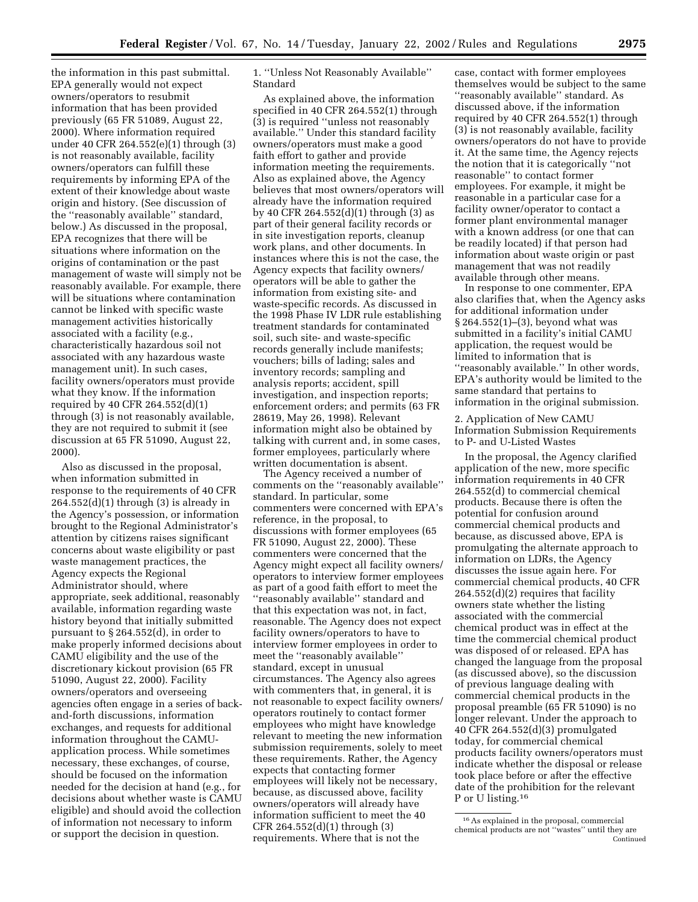the information in this past submittal. EPA generally would not expect owners/operators to resubmit information that has been provided previously (65 FR 51089, August 22, 2000). Where information required under 40 CFR 264.552(e)(1) through (3) is not reasonably available, facility owners/operators can fulfill these requirements by informing EPA of the extent of their knowledge about waste origin and history. (See discussion of the ''reasonably available'' standard, below.) As discussed in the proposal, EPA recognizes that there will be situations where information on the origins of contamination or the past management of waste will simply not be reasonably available. For example, there will be situations where contamination cannot be linked with specific waste management activities historically associated with a facility (e.g., characteristically hazardous soil not associated with any hazardous waste management unit). In such cases, facility owners/operators must provide what they know. If the information required by 40 CFR 264.552(d)(1) through (3) is not reasonably available, they are not required to submit it (see discussion at 65 FR 51090, August 22, 2000).

Also as discussed in the proposal, when information submitted in response to the requirements of 40 CFR 264.552(d)(1) through (3) is already in the Agency's possession, or information brought to the Regional Administrator's attention by citizens raises significant concerns about waste eligibility or past waste management practices, the Agency expects the Regional Administrator should, where appropriate, seek additional, reasonably available, information regarding waste history beyond that initially submitted pursuant to § 264.552(d), in order to make properly informed decisions about CAMU eligibility and the use of the discretionary kickout provision (65 FR 51090, August 22, 2000). Facility owners/operators and overseeing agencies often engage in a series of back-and-forth discussions, information exchanges, and requests for additional information throughout the CAMU-application process. While sometimes necessary, these exchanges, of course, should be focused on the information needed for the decision at hand (e.g., for decisions about whether waste is CAMU eligible) and should avoid the collection of information not necessary to inform or support the decision in question.

### 1. ''Unless Not Reasonably Available'' Standard

As explained above, the information specified in 40 CFR 264.552(1) through (3) is required ''unless not reasonably available.'' Under this standard facility owners/operators must make a good faith effort to gather and provide information meeting the requirements. Also as explained above, the Agency believes that most owners/operators will already have the information required by 40 CFR 264.552(d)(1) through (3) as part of their general facility records or in site investigation reports, cleanup work plans, and other documents. In instances where this is not the case, the Agency expects that facility owners/operators will be able to gather the information from existing site- and waste-specific records. As discussed in the 1998 Phase IV LDR rule establishing treatment standards for contaminated soil, such site- and waste-specific records generally include manifests; vouchers; bills of lading; sales and inventory records; sampling and analysis reports; accident, spill investigation, and inspection reports; enforcement orders; and permits (63 FR 28619, May 26, 1998). Relevant information might also be obtained by talking with current and, in some cases, former employees, particularly where written documentation is absent.

The Agency received a number of comments on the ''reasonably available'' standard. In particular, some commenters were concerned with EPA's reference, in the proposal, to discussions with former employees (65 FR 51090, August 22, 2000). These commenters were concerned that the Agency might expect all facility owners/operators to interview former employees as part of a good faith effort to meet the ''reasonably available'' standard and that this expectation was not, in fact, reasonable. The Agency does not expect facility owners/operators to have to interview former employees in order to meet the ''reasonably available'' standard, except in unusual circumstances. The Agency also agrees with commenters that, in general, it is not reasonable to expect facility owners/operators routinely to contact former employees who might have knowledge relevant to meeting the new information submission requirements, solely to meet these requirements. Rather, the Agency expects that contacting former employees will likely not be necessary, because, as discussed above, facility owners/operators will already have information sufficient to meet the 40 CFR 264.552(d)(1) through (3) requirements. Where that is not the case, contact with former employees themselves would be subject to the same ''reasonably available'' standard. As discussed above, if the information required by 40 CFR 264.552(1) through (3) is not reasonably available, facility owners/operators do not have to provide it. At the same time, the Agency rejects the notion that it is categorically ''not reasonable'' to contact former employees. For example, it might be reasonable in a particular case for a facility owner/operator to contact a former plant environmental manager with a known address (or one that can be readily located) if that person had information about waste origin or past management that was not readily available through other means.

In response to one commenter, EPA also clarifies that, when the Agency asks for additional information under § 264.552(1)–(3), beyond what was submitted in a facility's initial CAMU application, the request would be limited to information that is ''reasonably available.'' In other words, EPA's authority would be limited to the same standard that pertains to information in the original submission.

### 2. Application of New CAMU Information Submission Requirements to P- and U-Listed Wastes

In the proposal, the Agency clarified application of the new, more specific information requirements in 40 CFR 264.552(d) to commercial chemical products. Because there is often the potential for confusion around commercial chemical products and because, as discussed above, EPA is promulgating the alternate approach to information on LDRs, the Agency discusses the issue again here. For commercial chemical products, 40 CFR 264.552(d)(2) requires that facility owners state whether the listing associated with the commercial chemical product was in effect at the time the commercial chemical product was disposed of or released. EPA has changed the language from the proposal (as discussed above), so the discussion of previous language dealing with commercial chemical products in the proposal preamble (65 FR 51090) is no longer relevant. Under the approach to 40 CFR 264.552(d)(3) promulgated today, for commercial chemical products facility owners/operators must indicate whether the disposal or release took place before or after the effective date of the prohibition for the relevant P or U listing.[16]

---

[16] As explained in the proposal, commercial chemical products are not ''wastes'' until they are Continued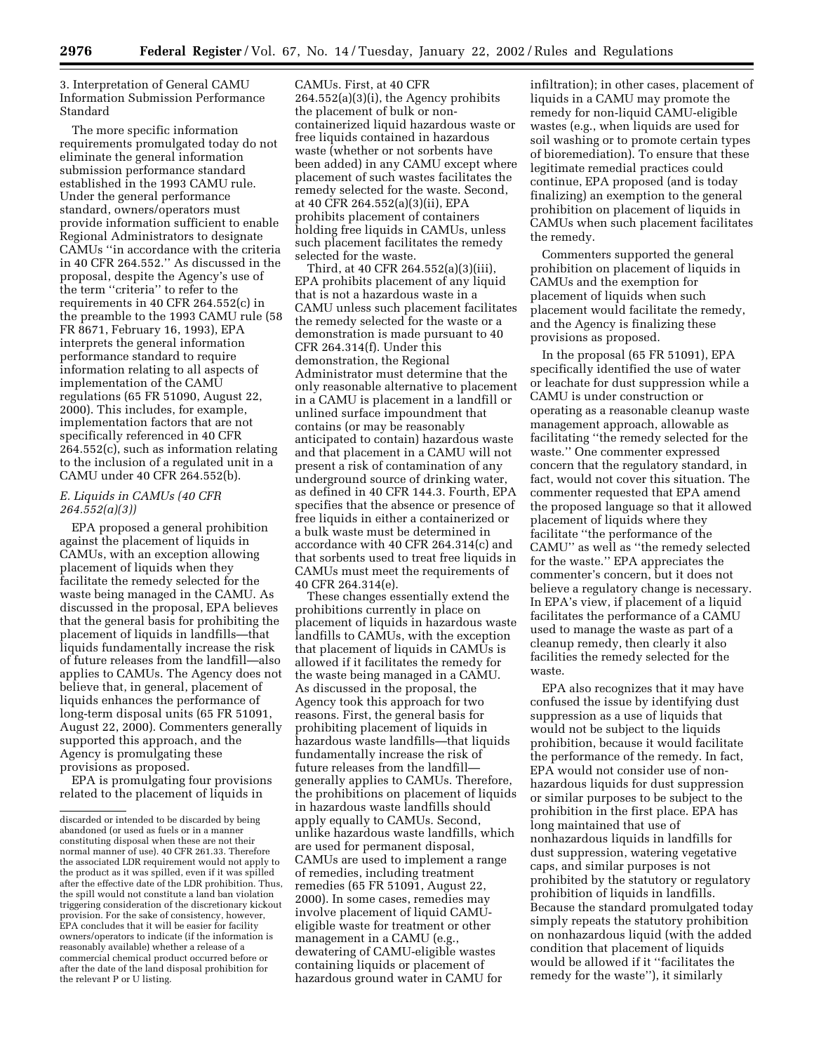3. Interpretation of General CAMU Information Submission Performance Standard

The more specific information requirements promulgated today do not eliminate the general information submission performance standard established in the 1993 CAMU rule. Under the general performance standard, owners/operators must provide information sufficient to enable Regional Administrators to designate CAMUs "in accordance with the criteria in 40 CFR 264.552." As discussed in the proposal, despite the Agency's use of the term "criteria" to refer to the requirements in 40 CFR 264.552(c) in the preamble to the 1993 CAMU rule (58 FR 8671, February 16, 1993), EPA interprets the general information performance standard to require information relating to all aspects of implementation of the CAMU regulations (65 FR 51090, August 22, 2000). This includes, for example, implementation factors that are not specifically referenced in 40 CFR 264.552(c), such as information relating to the inclusion of a regulated unit in a CAMU under 40 CFR 264.552(b).

*E. Liquids in CAMUs (40 CFR 264.552(a)(3))*

EPA proposed a general prohibition against the placement of liquids in CAMUs, with an exception allowing placement of liquids when they facilitate the remedy selected for the waste being managed in the CAMU. As discussed in the proposal, EPA believes that the general basis for prohibiting the placement of liquids in landfills—that liquids fundamentally increase the risk of future releases from the landfill—also applies to CAMUs. The Agency does not believe that, in general, placement of liquids enhances the performance of long-term disposal units (65 FR 51091, August 22, 2000). Commenters generally supported this approach, and the Agency is promulgating these provisions as proposed.

EPA is promulgating four provisions related to the placement of liquids in CAMUs. First, at 40 CFR 264.552(a)(3)(i), the Agency prohibits the placement of bulk or non-containerized liquid hazardous waste or free liquids contained in hazardous waste (whether or not sorbents have been added) in any CAMU except where placement of such wastes facilitates the remedy selected for the waste. Second, at 40 CFR 264.552(a)(3)(ii), EPA prohibits placement of containers holding free liquids in CAMUs, unless such placement facilitates the remedy selected for the waste.

Third, at 40 CFR 264.552(a)(3)(iii), EPA prohibits placement of any liquid that is not a hazardous waste in a CAMU unless such placement facilitates the remedy selected for the waste or a demonstration is made pursuant to 40 CFR 264.314(f). Under this demonstration, the Regional Administrator must determine that the only reasonable alternative to placement in a CAMU is placement in a landfill or unlined surface impoundment that contains (or may be reasonably anticipated to contain) hazardous waste and that placement in a CAMU will not present a risk of contamination of any underground source of drinking water, as defined in 40 CFR 144.3. Fourth, EPA specifies that the absence or presence of free liquids in either a containerized or a bulk waste must be determined in accordance with 40 CFR 264.314(c) and that sorbents used to treat free liquids in CAMUs must meet the requirements of 40 CFR 264.314(e).

These changes essentially extend the prohibitions currently in place on placement of liquids in hazardous waste landfills to CAMUs, with the exception that placement of liquids in CAMUs is allowed if it facilitates the remedy for the waste being managed in a CAMU. As discussed in the proposal, the Agency took this approach for two reasons. First, the general basis for prohibiting placement of liquids in hazardous waste landfills—that liquids fundamentally increase the risk of future releases from the landfill—generally applies to CAMUs. Therefore, the prohibitions on placement of liquids in hazardous waste landfills should apply equally to CAMUs. Second, unlike hazardous waste landfills, which are used for permanent disposal, CAMUs are used to implement a range of remedies, including treatment remedies (65 FR 51091, August 22, 2000). In some cases, remedies may involve placement of liquid CAMU-eligible waste for treatment or other management in a CAMU (e.g., dewatering of CAMU-eligible wastes containing liquids or placement of hazardous ground water in CAMU for infiltration); in other cases, placement of liquids in a CAMU may promote the remedy for non-liquid CAMU-eligible wastes (e.g., when liquids are used for soil washing or to promote certain types of bioremediation). To ensure that these legitimate remedial practices could continue, EPA proposed (and is today finalizing) an exemption to the general prohibition on placement of liquids in CAMUs when such placement facilitates the remedy.

Commenters supported the general prohibition on placement of liquids in CAMUs and the exemption for placement of liquids when such placement would facilitate the remedy, and the Agency is finalizing these provisions as proposed.

In the proposal (65 FR 51091), EPA specifically identified the use of water or leachate for dust suppression while a CAMU is under construction or operating as a reasonable cleanup waste management approach, allowable as facilitating "the remedy selected for the waste." One commenter expressed concern that the regulatory standard, in fact, would not cover this situation. The commenter requested that EPA amend the proposed language so that it allowed placement of liquids where they facilitate "the performance of the CAMU" as well as "the remedy selected for the waste." EPA appreciates the commenter's concern, but it does not believe a regulatory change is necessary. In EPA's view, if placement of a liquid facilitates the performance of a CAMU used to manage the waste as part of a cleanup remedy, then clearly it also facilities the remedy selected for the waste.

EPA also recognizes that it may have confused the issue by identifying dust suppression as a use of liquids that would not be subject to the liquids prohibition, because it would facilitate the performance of the remedy. In fact, EPA would not consider use of non-hazardous liquids for dust suppression or similar purposes to be subject to the prohibition in the first place. EPA has long maintained that use of nonhazardous liquids in landfills for dust suppression, watering vegetative caps, and similar purposes is not prohibited by the statutory or regulatory prohibition of liquids in landfills. Because the standard promulgated today simply repeats the statutory prohibition on nonhazardous liquid (with the added condition that placement of liquids would be allowed if it "facilitates the remedy for the waste"), it similarly

---

discarded or intended to be discarded by being abandoned (or used as fuels or in a manner constituting disposal when these are not their normal manner of use). 40 CFR 261.33. Therefore the associated LDR requirement would not apply to the product as it was spilled, even if it was spilled after the effective date of the LDR prohibition. Thus, the spill would not constitute a land ban violation triggering consideration of the discretionary kickout provision. For the sake of consistency, however, EPA concludes that it will be easier for facility owners/operators to indicate (if the information is reasonably available) whether a release of a commercial chemical product occurred before or after the date of the land disposal prohibition for the relevant P or U listing.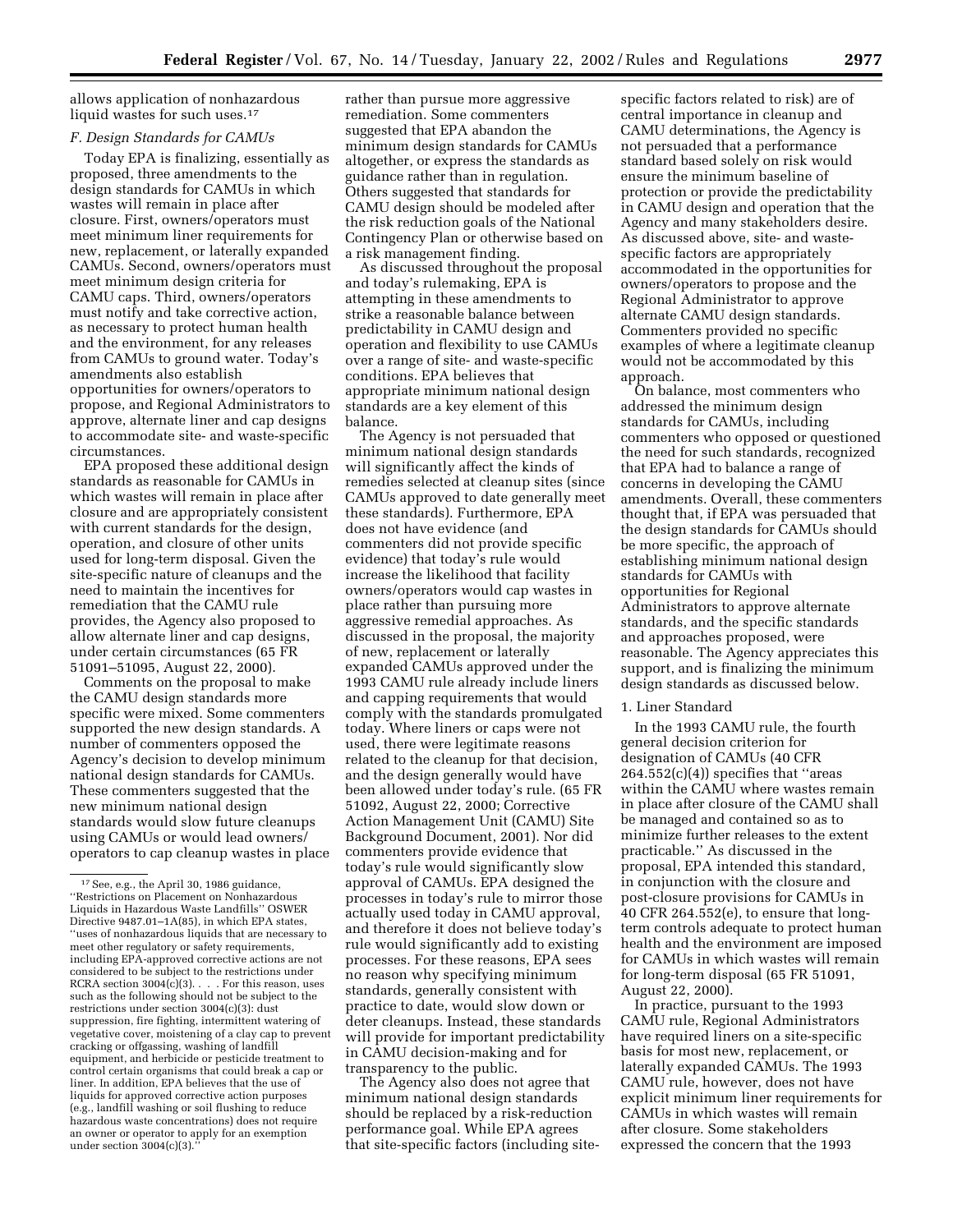allows application of nonhazardous liquid wastes for such uses.[17]

### F. Design Standards for CAMUs

Today EPA is finalizing, essentially as proposed, three amendments to the design standards for CAMUs in which wastes will remain in place after closure. First, owners/operators must meet minimum liner requirements for new, replacement, or laterally expanded CAMUs. Second, owners/operators must meet minimum design criteria for CAMU caps. Third, owners/operators must notify and take corrective action, as necessary to protect human health and the environment, for any releases from CAMUs to ground water. Today's amendments also establish opportunities for owners/operators to propose, and Regional Administrators to approve, alternate liner and cap designs to accommodate site- and waste-specific circumstances.

EPA proposed these additional design standards as reasonable for CAMUs in which wastes will remain in place after closure and are appropriately consistent with current standards for the design, operation, and closure of other units used for long-term disposal. Given the site-specific nature of cleanups and the need to maintain the incentives for remediation that the CAMU rule provides, the Agency also proposed to allow alternate liner and cap designs, under certain circumstances (65 FR 51091–51095, August 22, 2000).

Comments on the proposal to make the CAMU design standards more specific were mixed. Some commenters supported the new design standards. A number of commenters opposed the Agency's decision to develop minimum national design standards for CAMUs. These commenters suggested that the new minimum national design standards would slow future cleanups using CAMUs or would lead owners/operators to cap cleanup wastes in place rather than pursue more aggressive remediation. Some commenters suggested that EPA abandon the minimum design standards for CAMUs altogether, or express the standards as guidance rather than in regulation. Others suggested that standards for CAMU design should be modeled after the risk reduction goals of the National Contingency Plan or otherwise based on a risk management finding.

As discussed throughout the proposal and today's rulemaking, EPA is attempting in these amendments to strike a reasonable balance between predictability in CAMU design and operation and flexibility to use CAMUs over a range of site- and waste-specific conditions. EPA believes that appropriate minimum national design standards are a key element of this balance.

The Agency is not persuaded that minimum national design standards will significantly affect the kinds of remedies selected at cleanup sites (since CAMUs approved to date generally meet these standards). Furthermore, EPA does not have evidence (and commenters did not provide specific evidence) that today's rule would increase the likelihood that facility owners/operators would cap wastes in place rather than pursuing more aggressive remedial approaches. As discussed in the proposal, the majority of new, replacement or laterally expanded CAMUs approved under the 1993 CAMU rule already include liners and capping requirements that would comply with the standards promulgated today. Where liners or caps were not used, there were legitimate reasons related to the cleanup for that decision, and the design generally would have been allowed under today's rule. (65 FR 51092, August 22, 2000; Corrective Action Management Unit (CAMU) Site Background Document, 2001). Nor did commenters provide evidence that today's rule would significantly slow approval of CAMUs. EPA designed the processes in today's rule to mirror those actually used today in CAMU approval, and therefore it does not believe today's rule would significantly add to existing processes. For these reasons, EPA sees no reason why specifying minimum standards, generally consistent with practice to date, would slow down or deter cleanups. Instead, these standards will provide for important predictability in CAMU decision-making and for transparency to the public.

The Agency also does not agree that minimum national design standards should be replaced by a risk-reduction performance goal. While EPA agrees that site-specific factors (including site-specific factors related to risk) are of central importance in cleanup and CAMU determinations, the Agency is not persuaded that a performance standard based solely on risk would ensure the minimum baseline of protection or provide the predictability in CAMU design and operation that the Agency and many stakeholders desire. As discussed above, site- and waste-specific factors are appropriately accommodated in the opportunities for owners/operators to propose and the Regional Administrator to approve alternate CAMU design standards. Commenters provided no specific examples of where a legitimate cleanup would not be accommodated by this approach.

On balance, most commenters who addressed the minimum design standards for CAMUs, including commenters who opposed or questioned the need for such standards, recognized that EPA had to balance a range of concerns in developing the CAMU amendments. Overall, these commenters thought that, if EPA was persuaded that the design standards for CAMUs should be more specific, the approach of establishing minimum national design standards for CAMUs with opportunities for Regional Administrators to approve alternate standards, and the specific standards and approaches proposed, were reasonable. The Agency appreciates this support, and is finalizing the minimum design standards as discussed below.

#### 1. Liner Standard

In the 1993 CAMU rule, the fourth general decision criterion for designation of CAMUs (40 CFR 264.552(c)(4)) specifies that "areas within the CAMU where wastes remain in place after closure of the CAMU shall be managed and contained so as to minimize further releases to the extent practicable." As discussed in the proposal, EPA intended this standard, in conjunction with the closure and post-closure provisions for CAMUs in 40 CFR 264.552(e), to ensure that long-term controls adequate to protect human health and the environment are imposed for CAMUs in which wastes will remain for long-term disposal (65 FR 51091, August 22, 2000).

In practice, pursuant to the 1993 CAMU rule, Regional Administrators have required liners on a site-specific basis for most new, replacement, or laterally expanded CAMUs. The 1993 CAMU rule, however, does not have explicit minimum liner requirements for CAMUs in which wastes will remain after closure. Some stakeholders expressed the concern that the 1993

---

[17] See, e.g., the April 30, 1986 guidance, "Restrictions on Placement on Nonhazardous Liquids in Hazardous Waste Landfills" OSWER Directive 9487.01–1A(85), in which EPA states, "uses of nonhazardous liquids that are necessary to meet other regulatory or safety requirements, including EPA-approved corrective actions are not considered to be subject to the restrictions under RCRA section 3004(c)(3). . . . For this reason, uses such as the following should not be subject to the restrictions under section 3004(c)(3): dust suppression, fire fighting, intermittent watering of vegetative cover, moistening of a clay cap to prevent cracking or offgassing, washing of landfill equipment, and herbicide or pesticide treatment to control certain organisms that could break a cap or liner. In addition, EPA believes that the use of liquids for approved corrective action purposes (e.g., landfill washing or soil flushing to reduce hazardous waste concentrations) does not require an owner or operator to apply for an exemption under section 3004(c)(3)."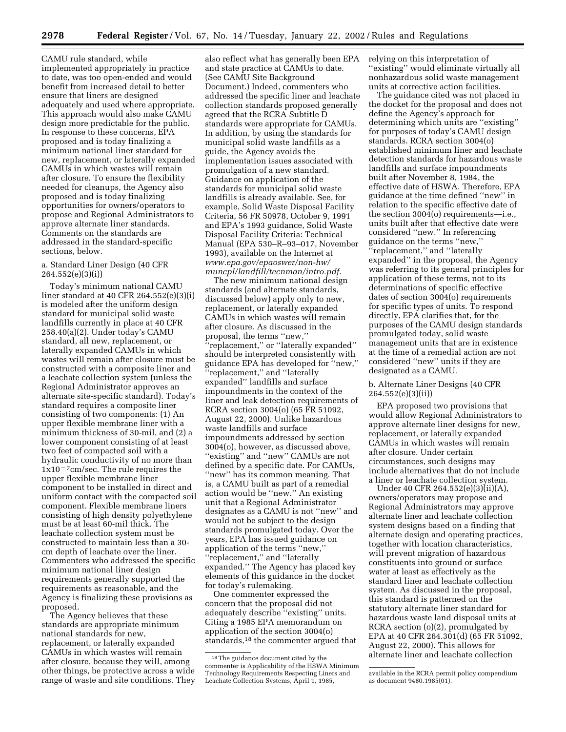CAMU rule standard, while implemented appropriately in practice to date, was too open-ended and would benefit from increased detail to better ensure that liners are designed adequately and used where appropriate. This approach would also make CAMU design more predictable for the public. In response to these concerns, EPA proposed and is today finalizing a minimum national liner standard for new, replacement, or laterally expanded CAMUs in which wastes will remain after closure. To ensure the flexibility needed for cleanups, the Agency also proposed and is today finalizing opportunities for owners/operators to propose and Regional Administrators to approve alternate liner standards. Comments on the standards are addressed in the standard-specific sections, below.

a. Standard Liner Design (40 CFR 264.552(e)(3)(i))

Today's minimum national CAMU liner standard at 40 CFR 264.552(e)(3)(i) is modeled after the uniform design standard for municipal solid waste landfills currently in place at 40 CFR 258.40(a)(2). Under today's CAMU standard, all new, replacement, or laterally expanded CAMUs in which wastes will remain after closure must be constructed with a composite liner and a leachate collection system (unless the Regional Administrator approves an alternate site-specific standard). Today's standard requires a composite liner consisting of two components: (1) An upper flexible membrane liner with a minimum thickness of 30-mil, and (2) a lower component consisting of at least two feet of compacted soil with a hydraulic conductivity of no more than $1x10^{-7}$cm/sec. The rule requires the upper flexible membrane liner component to be installed in direct and uniform contact with the compacted soil component. Flexible membrane liners consisting of high density polyethylene must be at least 60-mil thick. The leachate collection system must be constructed to maintain less than a 30-cm depth of leachate over the liner. Commenters who addressed the specific minimum national liner design requirements generally supported the requirements as reasonable, and the Agency is finalizing these provisions as proposed.

The Agency believes that these standards are appropriate minimum national standards for new, replacement, or laterally expanded CAMUs in which wastes will remain after closure, because they will, among other things, be protective across a wide range of waste and site conditions. They also reflect what has generally been EPA and state practice at CAMUs to date. (See CAMU Site Background Document.) Indeed, commenters who addressed the specific liner and leachate collection standards proposed generally agreed that the RCRA Subtitle D standards were appropriate for CAMUs. In addition, by using the standards for municipal solid waste landfills as a guide, the Agency avoids the implementation issues associated with promulgation of a new standard. Guidance on application of the standards for municipal solid waste landfills is already available. See, for example, Solid Waste Disposal Facility Criteria, 56 FR 50978, October 9, 1991 and EPA's 1993 guidance, Solid Waste Disposal Facility Criteria: Technical Manual (EPA 530–R–93–017, November 1993), available on the Internet at *www.epa.gov/epaoswer/non-hw/muncpl/landfill/tecnman/intro.pdf.*

The new minimum national design standards (and alternate standards, discussed below) apply only to new, replacement, or laterally expanded CAMUs in which wastes will remain after closure. As discussed in the proposal, the terms ''new,'' ''replacement,'' or ''laterally expanded'' should be interpreted consistently with guidance EPA has developed for ''new,'' ''replacement,'' and ''laterally expanded'' landfills and surface impoundments in the context of the liner and leak detection requirements of RCRA section 3004(o) (65 FR 51092, August 22, 2000). Unlike hazardous waste landfills and surface impoundments addressed by section 3004(o), however, as discussed above, ''existing'' and ''new'' CAMUs are not defined by a specific date. For CAMUs, ''new'' has its common meaning. That is, a CAMU built as part of a remedial action would be ''new.'' An existing unit that a Regional Administrator designates as a CAMU is not ''new'' and would not be subject to the design standards promulgated today. Over the years, EPA has issued guidance on application of the terms ''new,'' ''replacement,'' and ''laterally expanded.'' The Agency has placed key elements of this guidance in the docket for today's rulemaking.

One commenter expressed the concern that the proposal did not adequately describe ''existing'' units. Citing a 1985 EPA memorandum on application of the section 3004(o) standards,[18] the commenter argued that relying on this interpretation of ''existing'' would eliminate virtually all nonhazardous solid waste management units at corrective action facilities.

The guidance cited was not placed in the docket for the proposal and does not define the Agency's approach for determining which units are ''existing'' for purposes of today's CAMU design standards. RCRA section 3004(o) established minimum liner and leachate detection standards for hazardous waste landfills and surface impoundments built after November 8, 1984, the effective date of HSWA. Therefore, EPA guidance at the time defined ''new'' in relation to the specific effective date of the section 3004(o) requirements—i.e., units built after that effective date were considered ''new.'' In referencing guidance on the terms ''new,'' ''replacement,'' and ''laterally expanded'' in the proposal, the Agency was referring to its general principles for application of these terms, not to its determinations of specific effective dates of section 3004(o) requirements for specific types of units. To respond directly, EPA clarifies that, for the purposes of the CAMU design standards promulgated today, solid waste management units that are in existence at the time of a remedial action are not considered ''new'' units if they are designated as a CAMU.

b. Alternate Liner Designs (40 CFR 264.552(e)(3)(ii))

EPA proposed two provisions that would allow Regional Administrators to approve alternate liner designs for new, replacement, or laterally expanded CAMUs in which wastes will remain after closure. Under certain circumstances, such designs may include alternatives that do not include a liner or leachate collection system.

Under 40 CFR 264.552(e)(3)(ii)(A), owners/operators may propose and Regional Administrators may approve alternate liner and leachate collection system designs based on a finding that alternate design and operating practices, together with location characteristics, will prevent migration of hazardous constituents into ground or surface water at least as effectively as the standard liner and leachate collection system. As discussed in the proposal, this standard is patterned on the statutory alternate liner standard for hazardous waste land disposal units at RCRA section (o)(2), promulgated by EPA at 40 CFR 264.301(d) (65 FR 51092, August 22, 2000). This allows for alternate liner and leachate collection

[18] The guidance document cited by the commenter is Applicability of the HSWA Minimum Technology Requirements Respecting Liners and Leachate Collection Systems, April 1, 1985, available in the RCRA permit policy compendium as document 9480.1985(01).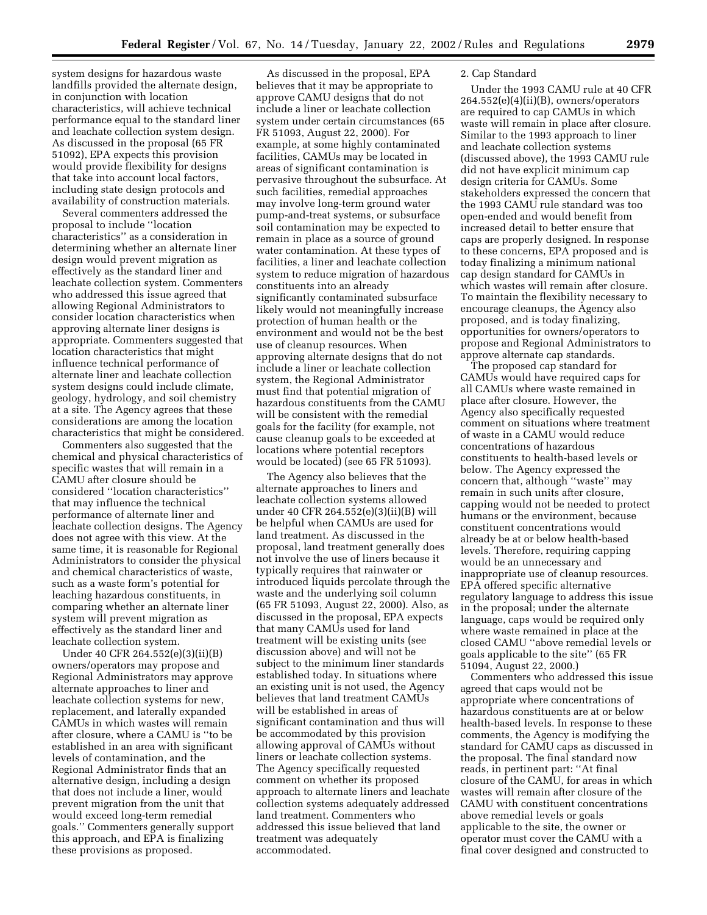system designs for hazardous waste landfills provided the alternate design, in conjunction with location characteristics, will achieve technical performance equal to the standard liner and leachate collection system design. As discussed in the proposal (65 FR 51092), EPA expects this provision would provide flexibility for designs that take into account local factors, including state design protocols and availability of construction materials.

Several commenters addressed the proposal to include ''location characteristics'' as a consideration in determining whether an alternate liner design would prevent migration as effectively as the standard liner and leachate collection system. Commenters who addressed this issue agreed that allowing Regional Administrators to consider location characteristics when approving alternate liner designs is appropriate. Commenters suggested that location characteristics that might influence technical performance of alternate liner and leachate collection system designs could include climate, geology, hydrology, and soil chemistry at a site. The Agency agrees that these considerations are among the location characteristics that might be considered.

Commenters also suggested that the chemical and physical characteristics of specific wastes that will remain in a CAMU after closure should be considered ''location characteristics'' that may influence the technical performance of alternate liner and leachate collection designs. The Agency does not agree with this view. At the same time, it is reasonable for Regional Administrators to consider the physical and chemical characteristics of waste, such as a waste form's potential for leaching hazardous constituents, in comparing whether an alternate liner system will prevent migration as effectively as the standard liner and leachate collection system.

Under 40 CFR 264.552(e)(3)(ii)(B) owners/operators may propose and Regional Administrators may approve alternate approaches to liner and leachate collection systems for new, replacement, and laterally expanded CAMUs in which wastes will remain after closure, where a CAMU is ''to be established in an area with significant levels of contamination, and the Regional Administrator finds that an alternative design, including a design that does not include a liner, would prevent migration from the unit that would exceed long-term remedial goals.'' Commenters generally support this approach, and EPA is finalizing these provisions as proposed.

As discussed in the proposal, EPA believes that it may be appropriate to approve CAMU designs that do not include a liner or leachate collection system under certain circumstances (65 FR 51093, August 22, 2000). For example, at some highly contaminated facilities, CAMUs may be located in areas of significant contamination is pervasive throughout the subsurface. At such facilities, remedial approaches may involve long-term ground water pump-and-treat systems, or subsurface soil contamination may be expected to remain in place as a source of ground water contamination. At these types of facilities, a liner and leachate collection system to reduce migration of hazardous constituents into an already significantly contaminated subsurface likely would not meaningfully increase protection of human health or the environment and would not be the best use of cleanup resources. When approving alternate designs that do not include a liner or leachate collection system, the Regional Administrator must find that potential migration of hazardous constituents from the CAMU will be consistent with the remedial goals for the facility (for example, not cause cleanup goals to be exceeded at locations where potential receptors would be located) (see 65 FR 51093).

The Agency also believes that the alternate approaches to liners and leachate collection systems allowed under 40 CFR 264.552(e)(3)(ii)(B) will be helpful when CAMUs are used for land treatment. As discussed in the proposal, land treatment generally does not involve the use of liners because it typically requires that rainwater or introduced liquids percolate through the waste and the underlying soil column (65 FR 51093, August 22, 2000). Also, as discussed in the proposal, EPA expects that many CAMUs used for land treatment will be existing units (see discussion above) and will not be subject to the minimum liner standards established today. In situations where an existing unit is not used, the Agency believes that land treatment CAMUs will be established in areas of significant contamination and thus will be accommodated by this provision allowing approval of CAMUs without liners or leachate collection systems. The Agency specifically requested comment on whether its proposed approach to alternate liners and leachate collection systems adequately addressed land treatment. Commenters who addressed this issue believed that land treatment was adequately accommodated.

2. Cap Standard

Under the 1993 CAMU rule at 40 CFR 264.552(e)(4)(ii)(B), owners/operators are required to cap CAMUs in which waste will remain in place after closure. Similar to the 1993 approach to liner and leachate collection systems (discussed above), the 1993 CAMU rule did not have explicit minimum cap design criteria for CAMUs. Some stakeholders expressed the concern that the 1993 CAMU rule standard was too open-ended and would benefit from increased detail to better ensure that caps are properly designed. In response to these concerns, EPA proposed and is today finalizing a minimum national cap design standard for CAMUs in which wastes will remain after closure. To maintain the flexibility necessary to encourage cleanups, the Agency also proposed, and is today finalizing, opportunities for owners/operators to propose and Regional Administrators to approve alternate cap standards.

The proposed cap standard for CAMUs would have required caps for all CAMUs where waste remained in place after closure. However, the Agency also specifically requested comment on situations where treatment of waste in a CAMU would reduce concentrations of hazardous constituents to health-based levels or below. The Agency expressed the concern that, although ''waste'' may remain in such units after closure, capping would not be needed to protect humans or the environment, because constituent concentrations would already be at or below health-based levels. Therefore, requiring capping would be an unnecessary and inappropriate use of cleanup resources. EPA offered specific alternative regulatory language to address this issue in the proposal; under the alternate language, caps would be required only where waste remained in place at the closed CAMU ''above remedial levels or goals applicable to the site'' (65 FR 51094, August 22, 2000.)

Commenters who addressed this issue agreed that caps would not be appropriate where concentrations of hazardous constituents are at or below health-based levels. In response to these comments, the Agency is modifying the standard for CAMU caps as discussed in the proposal. The final standard now reads, in pertinent part: ''At final closure of the CAMU, for areas in which wastes will remain after closure of the CAMU with constituent concentrations above remedial levels or goals applicable to the site, the owner or operator must cover the CAMU with a final cover designed and constructed to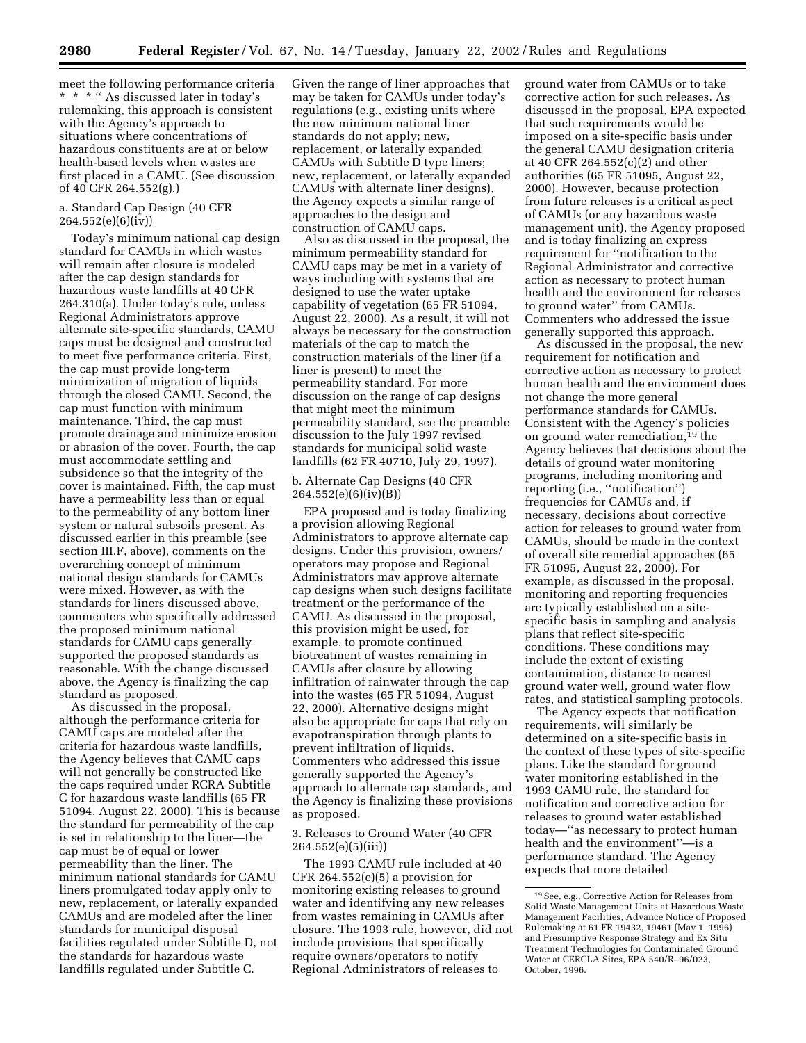meet the following performance criteria * * * '' As discussed later in today's rulemaking, this approach is consistent with the Agency's approach to situations where concentrations of hazardous constituents are at or below health-based levels when wastes are first placed in a CAMU. (See discussion of 40 CFR 264.552(g).)

a. Standard Cap Design (40 CFR 264.552(e)(6)(iv))

Today's minimum national cap design standard for CAMUs in which wastes will remain after closure is modeled after the cap design standards for hazardous waste landfills at 40 CFR 264.310(a). Under today's rule, unless Regional Administrators approve alternate site-specific standards, CAMU caps must be designed and constructed to meet five performance criteria. First, the cap must provide long-term minimization of migration of liquids through the closed CAMU. Second, the cap must function with minimum maintenance. Third, the cap must promote drainage and minimize erosion or abrasion of the cover. Fourth, the cap must accommodate settling and subsidence so that the integrity of the cover is maintained. Fifth, the cap must have a permeability less than or equal to the permeability of any bottom liner system or natural subsoils present. As discussed earlier in this preamble (see section III.F, above), comments on the overarching concept of minimum national design standards for CAMUs were mixed. However, as with the standards for liners discussed above, commenters who specifically addressed the proposed minimum national standards for CAMU caps generally supported the proposed standards as reasonable. With the change discussed above, the Agency is finalizing the cap standard as proposed.

As discussed in the proposal, although the performance criteria for CAMU caps are modeled after the criteria for hazardous waste landfills, the Agency believes that CAMU caps will not generally be constructed like the caps required under RCRA Subtitle C for hazardous waste landfills (65 FR 51094, August 22, 2000). This is because the standard for permeability of the cap is set in relationship to the liner—the cap must be of equal or lower permeability than the liner. The minimum national standards for CAMU liners promulgated today apply only to new, replacement, or laterally expanded CAMUs and are modeled after the liner standards for municipal disposal facilities regulated under Subtitle D, not the standards for hazardous waste landfills regulated under Subtitle C. Given the range of liner approaches that may be taken for CAMUs under today's regulations (e.g., existing units where the new minimum national liner standards do not apply; new, replacement, or laterally expanded CAMUs with Subtitle D type liners; new, replacement, or laterally expanded CAMUs with alternate liner designs), the Agency expects a similar range of approaches to the design and construction of CAMU caps.

Also as discussed in the proposal, the minimum permeability standard for CAMU caps may be met in a variety of ways including with systems that are designed to use the water uptake capability of vegetation (65 FR 51094, August 22, 2000). As a result, it will not always be necessary for the construction materials of the cap to match the construction materials of the liner (if a liner is present) to meet the permeability standard. For more discussion on the range of cap designs that might meet the minimum permeability standard, see the preamble discussion to the July 1997 revised standards for municipal solid waste landfills (62 FR 40710, July 29, 1997).

b. Alternate Cap Designs (40 CFR 264.552(e)(6)(iv)(B))

EPA proposed and is today finalizing a provision allowing Regional Administrators to approve alternate cap designs. Under this provision, owners/operators may propose and Regional Administrators may approve alternate cap designs when such designs facilitate treatment or the performance of the CAMU. As discussed in the proposal, this provision might be used, for example, to promote continued biotreatment of wastes remaining in CAMUs after closure by allowing infiltration of rainwater through the cap into the wastes (65 FR 51094, August 22, 2000). Alternative designs might also be appropriate for caps that rely on evapotranspiration through plants to prevent infiltration of liquids. Commenters who addressed this issue generally supported the Agency's approach to alternate cap standards, and the Agency is finalizing these provisions as proposed.

3. Releases to Ground Water (40 CFR 264.552(e)(5)(iii))

The 1993 CAMU rule included at 40 CFR 264.552(e)(5) a provision for monitoring existing releases to ground water and identifying any new releases from wastes remaining in CAMUs after closure. The 1993 rule, however, did not include provisions that specifically require owners/operators to notify Regional Administrators of releases to ground water from CAMUs or to take corrective action for such releases. As discussed in the proposal, EPA expected that such requirements would be imposed on a site-specific basis under the general CAMU designation criteria at 40 CFR 264.552(c)(2) and other authorities (65 FR 51095, August 22, 2000). However, because protection from future releases is a critical aspect of CAMUs (or any hazardous waste management unit), the Agency proposed and is today finalizing an express requirement for ''notification to the Regional Administrator and corrective action as necessary to protect human health and the environment for releases to ground water'' from CAMUs. Commenters who addressed the issue generally supported this approach.

As discussed in the proposal, the new requirement for notification and corrective action as necessary to protect human health and the environment does not change the more general performance standards for CAMUs. Consistent with the Agency's policies on ground water remediation,[19] the Agency believes that decisions about the details of ground water monitoring programs, including monitoring and reporting (i.e., ''notification'') frequencies for CAMUs and, if necessary, decisions about corrective action for releases to ground water from CAMUs, should be made in the context of overall site remedial approaches (65 FR 51095, August 22, 2000). For example, as discussed in the proposal, monitoring and reporting frequencies are typically established on a site-specific basis in sampling and analysis plans that reflect site-specific conditions. These conditions may include the extent of existing contamination, distance to nearest ground water well, ground water flow rates, and statistical sampling protocols.

The Agency expects that notification requirements, will similarly be determined on a site-specific basis in the context of these types of site-specific plans. Like the standard for ground water monitoring established in the 1993 CAMU rule, the standard for notification and corrective action for releases to ground water established today—''as necessary to protect human health and the environment''—is a performance standard. The Agency expects that more detailed

[19] See, e.g., Corrective Action for Releases from Solid Waste Management Units at Hazardous Waste Management Facilities, Advance Notice of Proposed Rulemaking at 61 FR 19432, 19461 (May 1, 1996) and Presumptive Response Strategy and Ex Situ Treatment Technologies for Contaminated Ground Water at CERCLA Sites, EPA 540/R–96/023, October, 1996.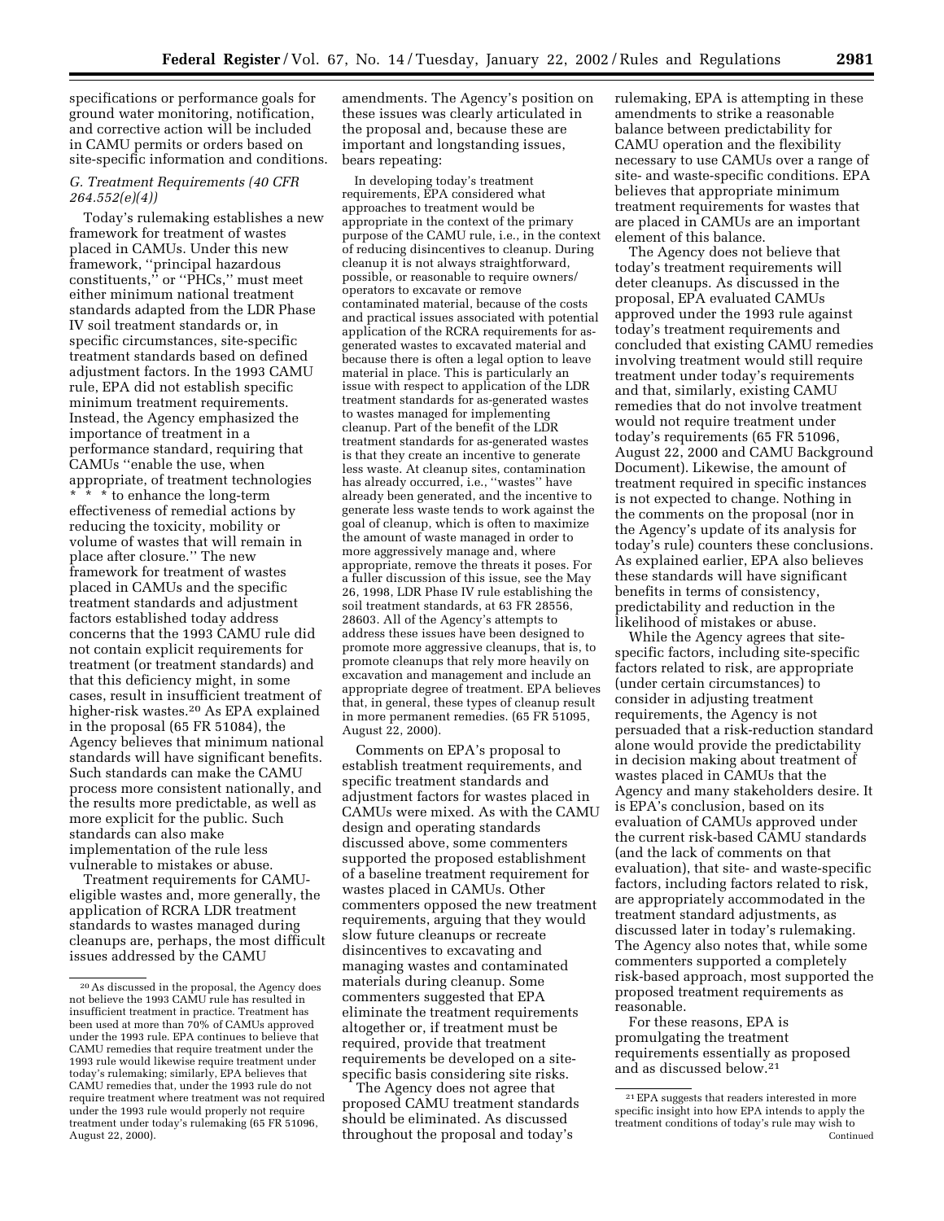specifications or performance goals for ground water monitoring, notification, and corrective action will be included in CAMU permits or orders based on site-specific information and conditions.

### G. Treatment Requirements (40 CFR 264.552(e)(4))

Today's rulemaking establishes a new framework for treatment of wastes placed in CAMUs. Under this new framework, "principal hazardous constituents," or "PHCs," must meet either minimum national treatment standards adapted from the LDR Phase IV soil treatment standards or, in specific circumstances, site-specific treatment standards based on defined adjustment factors. In the 1993 CAMU rule, EPA did not establish specific minimum treatment requirements. Instead, the Agency emphasized the importance of treatment in a performance standard, requiring that CAMUs "enable the use, when appropriate, of treatment technologies * * * to enhance the long-term effectiveness of remedial actions by reducing the toxicity, mobility or volume of wastes that will remain in place after closure." The new framework for treatment of wastes placed in CAMUs and the specific treatment standards and adjustment factors established today address concerns that the 1993 CAMU rule did not contain explicit requirements for treatment (or treatment standards) and that this deficiency might, in some cases, result in insufficient treatment of higher-risk wastes.[20] As EPA explained in the proposal (65 FR 51084), the Agency believes that minimum national standards will have significant benefits. Such standards can make the CAMU process more consistent nationally, and the results more predictable, as well as more explicit for the public. Such standards can also make implementation of the rule less vulnerable to mistakes or abuse.

Treatment requirements for CAMU-eligible wastes and, more generally, the application of RCRA LDR treatment standards to wastes managed during cleanups are, perhaps, the most difficult issues addressed by the CAMU amendments. The Agency's position on these issues was clearly articulated in the proposal and, because these are important and longstanding issues, bears repeating:

> In developing today's treatment requirements, EPA considered what approaches to treatment would be appropriate in the context of the primary purpose of the CAMU rule, i.e., in the context of reducing disincentives to cleanup. During cleanup it is not always straightforward, possible, or reasonable to require owners/operators to excavate or remove contaminated material, because of the costs and practical issues associated with potential application of the RCRA requirements for as-generated wastes to excavated material and because there is often a legal option to leave material in place. This is particularly an issue with respect to application of the LDR treatment standards for as-generated wastes to wastes managed for implementing cleanup. Part of the benefit of the LDR treatment standards for as-generated wastes is that they create an incentive to generate less waste. At cleanup sites, contamination has already occurred, i.e., "wastes" have already been generated, and the incentive to generate less waste tends to work against the goal of cleanup, which is often to maximize the amount of waste managed in order to more aggressively manage and, where appropriate, remove the threats it poses. For a fuller discussion of this issue, see the May 26, 1998, LDR Phase IV rule establishing the soil treatment standards, at 63 FR 28556, 28603. All of the Agency's attempts to address these issues have been designed to promote more aggressive cleanups, that is, to promote cleanups that rely more heavily on excavation and management and include an appropriate degree of treatment. EPA believes that, in general, these types of cleanup result in more permanent remedies. (65 FR 51095, August 22, 2000).

Comments on EPA's proposal to establish treatment requirements, and specific treatment standards and adjustment factors for wastes placed in CAMUs were mixed. As with the CAMU design and operating standards discussed above, some commenters supported the proposed establishment of a baseline treatment requirement for wastes placed in CAMUs. Other commenters opposed the new treatment requirements, arguing that they would slow future cleanups or recreate disincentives to excavating and managing wastes and contaminated materials during cleanup. Some commenters suggested that EPA eliminate the treatment requirements altogether or, if treatment must be required, provide that treatment requirements be developed on a site-specific basis considering site risks.

The Agency does not agree that proposed CAMU treatment standards should be eliminated. As discussed throughout the proposal and today's rulemaking, EPA is attempting in these amendments to strike a reasonable balance between predictability for CAMU operation and the flexibility necessary to use CAMUs over a range of site- and waste-specific conditions. EPA believes that appropriate minimum treatment requirements for wastes that are placed in CAMUs are an important element of this balance.

The Agency does not believe that today's treatment requirements will deter cleanups. As discussed in the proposal, EPA evaluated CAMUs approved under the 1993 rule against today's treatment requirements and concluded that existing CAMU remedies involving treatment would still require treatment under today's requirements and that, similarly, existing CAMU remedies that do not involve treatment would not require treatment under today's requirements (65 FR 51096, August 22, 2000 and CAMU Background Document). Likewise, the amount of treatment required in specific instances is not expected to change. Nothing in the comments on the proposal (nor in the Agency's update of its analysis for today's rule) counters these conclusions. As explained earlier, EPA also believes these standards will have significant benefits in terms of consistency, predictability and reduction in the likelihood of mistakes or abuse.

While the Agency agrees that site-specific factors, including site-specific factors related to risk, are appropriate (under certain circumstances) to consider in adjusting treatment requirements, the Agency is not persuaded that a risk-reduction standard alone would provide the predictability in decision making about treatment of wastes placed in CAMUs that the Agency and many stakeholders desire. It is EPA's conclusion, based on its evaluation of CAMUs approved under the current risk-based CAMU standards (and the lack of comments on that evaluation), that site- and waste-specific factors, including factors related to risk, are appropriately accommodated in the treatment standard adjustments, as discussed later in today's rulemaking. The Agency also notes that, while some commenters supported a completely risk-based approach, most supported the proposed treatment requirements as reasonable.

For these reasons, EPA is promulgating the treatment requirements essentially as proposed and as discussed below.[21]

---

[20] As discussed in the proposal, the Agency does not believe the 1993 CAMU rule has resulted in insufficient treatment in practice. Treatment has been used at more than 70% of CAMUs approved under the 1993 rule. EPA continues to believe that CAMU remedies that require treatment under the 1993 rule would likewise require treatment under today's rulemaking; similarly, EPA believes that CAMU remedies that, under the 1993 rule do not require treatment where treatment was not required under the 1993 rule would properly not require treatment under today's rulemaking (65 FR 51096, August 22, 2000).

[21] EPA suggests that readers interested in more specific insight into how EPA intends to apply the treatment conditions of today's rule may wish to

Continued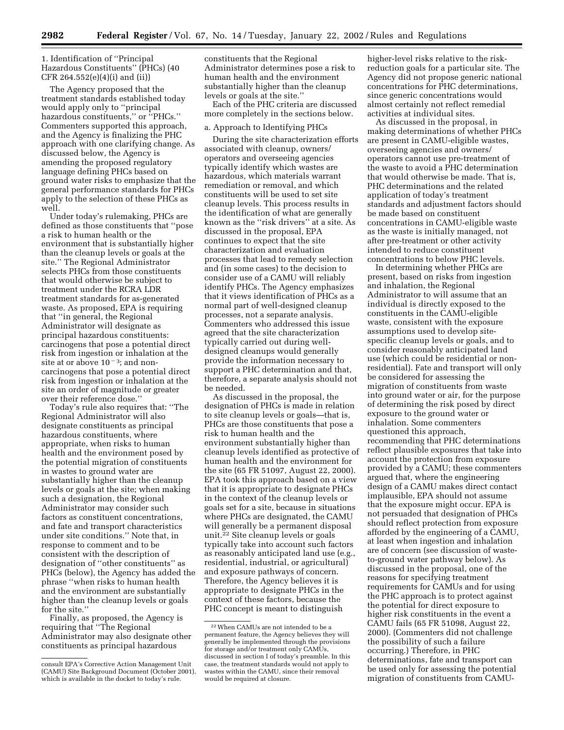1. Identification of ''Principal Hazardous Constituents'' (PHCs) (40 CFR 264.552(e)(4)(i) and (ii))

The Agency proposed that the treatment standards established today would apply only to ''principal hazardous constituents,'' or ''PHCs.'' Commenters supported this approach, and the Agency is finalizing the PHC approach with one clarifying change. As discussed below, the Agency is amending the proposed regulatory language defining PHCs based on ground water risks to emphasize that the general performance standards for PHCs apply to the selection of these PHCs as well.

Under today's rulemaking, PHCs are defined as those constituents that ''pose a risk to human health or the environment that is substantially higher than the cleanup levels or goals at the site.'' The Regional Administrator selects PHCs from those constituents that would otherwise be subject to treatment under the RCRA LDR treatment standards for as-generated waste. As proposed, EPA is requiring that ''in general, the Regional Administrator will designate as principal hazardous constituents: carcinogens that pose a potential direct risk from ingestion or inhalation at the site at or above $10^{-3}$; and non-carcinogens that pose a potential direct risk from ingestion or inhalation at the site an order of magnitude or greater over their reference dose.''

Today's rule also requires that: ''The Regional Administrator will also designate constituents as principal hazardous constituents, where appropriate, when risks to human health and the environment posed by the potential migration of constituents in wastes to ground water are substantially higher than the cleanup levels or goals at the site; when making such a designation, the Regional Administrator may consider such factors as constituent concentrations, and fate and transport characteristics under site conditions.'' Note that, in response to comment and to be consistent with the description of designation of ''other constituents'' as PHCs (below), the Agency has added the phrase ''when risks to human health and the environment are substantially higher than the cleanup levels or goals for the site.''

Finally, as proposed, the Agency is requiring that ''The Regional Administrator may also designate other constituents as principal hazardous constituents that the Regional Administrator determines pose a risk to human health and the environment substantially higher than the cleanup levels or goals at the site.''

Each of the PHC criteria are discussed more completely in the sections below.

a. Approach to Identifying PHCs

During the site characterization efforts associated with cleanup, owners/operators and overseeing agencies typically identify which wastes are hazardous, which materials warrant remediation or removal, and which constituents will be used to set site cleanup levels. This process results in the identification of what are generally known as the ''risk drivers'' at a site. As discussed in the proposal, EPA continues to expect that the site characterization and evaluation processes that lead to remedy selection and (in some cases) to the decision to consider use of a CAMU will reliably identify PHCs. The Agency emphasizes that it views identification of PHCs as a normal part of well-designed cleanup processes, not a separate analysis. Commenters who addressed this issue agreed that the site characterization typically carried out during well-designed cleanups would generally provide the information necessary to support a PHC determination and that, therefore, a separate analysis should not be needed.

As discussed in the proposal, the designation of PHCs is made in relation to site cleanup levels or goals—that is, PHCs are those constituents that pose a risk to human health and the environment substantially higher than cleanup levels identified as protective of human health and the environment for the site (65 FR 51097, August 22, 2000). EPA took this approach based on a view that it is appropriate to designate PHCs in the context of the cleanup levels or goals set for a site, because in situations where PHCs are designated, the CAMU will generally be a permanent disposal unit.[22] Site cleanup levels or goals typically take into account such factors as reasonably anticipated land use (e.g., residential, industrial, or agricultural) and exposure pathways of concern. Therefore, the Agency believes it is appropriate to designate PHCs in the context of these factors, because the PHC concept is meant to distinguish higher-level risks relative to the risk-reduction goals for a particular site. The Agency did not propose generic national concentrations for PHC determinations, since generic concentrations would almost certainly not reflect remedial activities at individual sites.

As discussed in the proposal, in making determinations of whether PHCs are present in CAMU-eligible wastes, overseeing agencies and owners/operators cannot use pre-treatment of the waste to avoid a PHC determination that would otherwise be made. That is, PHC determinations and the related application of today's treatment standards and adjustment factors should be made based on constituent concentrations in CAMU-eligible waste as the waste is initially managed, not after pre-treatment or other activity intended to reduce constituent concentrations to below PHC levels.

In determining whether PHCs are present, based on risks from ingestion and inhalation, the Regional Administrator to will assume that an individual is directly exposed to the constituents in the CAMU-eligible waste, consistent with the exposure assumptions used to develop site-specific cleanup levels or goals, and to consider reasonably anticipated land use (which could be residential or non-residential). Fate and transport will only be considered for assessing the migration of constituents from waste into ground water or air, for the purpose of determining the risk posed by direct exposure to the ground water or inhalation. Some commenters questioned this approach, recommending that PHC determinations reflect plausible exposures that take into account the protection from exposure provided by a CAMU; these commenters argued that, where the engineering design of a CAMU makes direct contact implausible, EPA should not assume that the exposure might occur. EPA is not persuaded that designation of PHCs should reflect protection from exposure afforded by the engineering of a CAMU, at least when ingestion and inhalation are of concern (see discussion of waste-to-ground water pathway below). As discussed in the proposal, one of the reasons for specifying treatment requirements for CAMUs and for using the PHC approach is to protect against the potential for direct exposure to higher risk constituents in the event a CAMU fails (65 FR 51098, August 22, 2000). (Commenters did not challenge the possibility of such a failure occurring.) Therefore, in PHC determinations, fate and transport can be used only for assessing the potential migration of constituents from CAMU-

consult EPA's Corrective Action Management Unit (CAMU) Site Background Document (October 2001), which is available in the docket to today's rule.

[22] When CAMUs are not intended to be a permanent feature, the Agency believes they will generally be implemented through the provisions for storage and/or treatment only CAMUs, discussed in section I of today's preamble. In this case, the treatment standards would not apply to wastes within the CAMU, since their removal would be required at closure.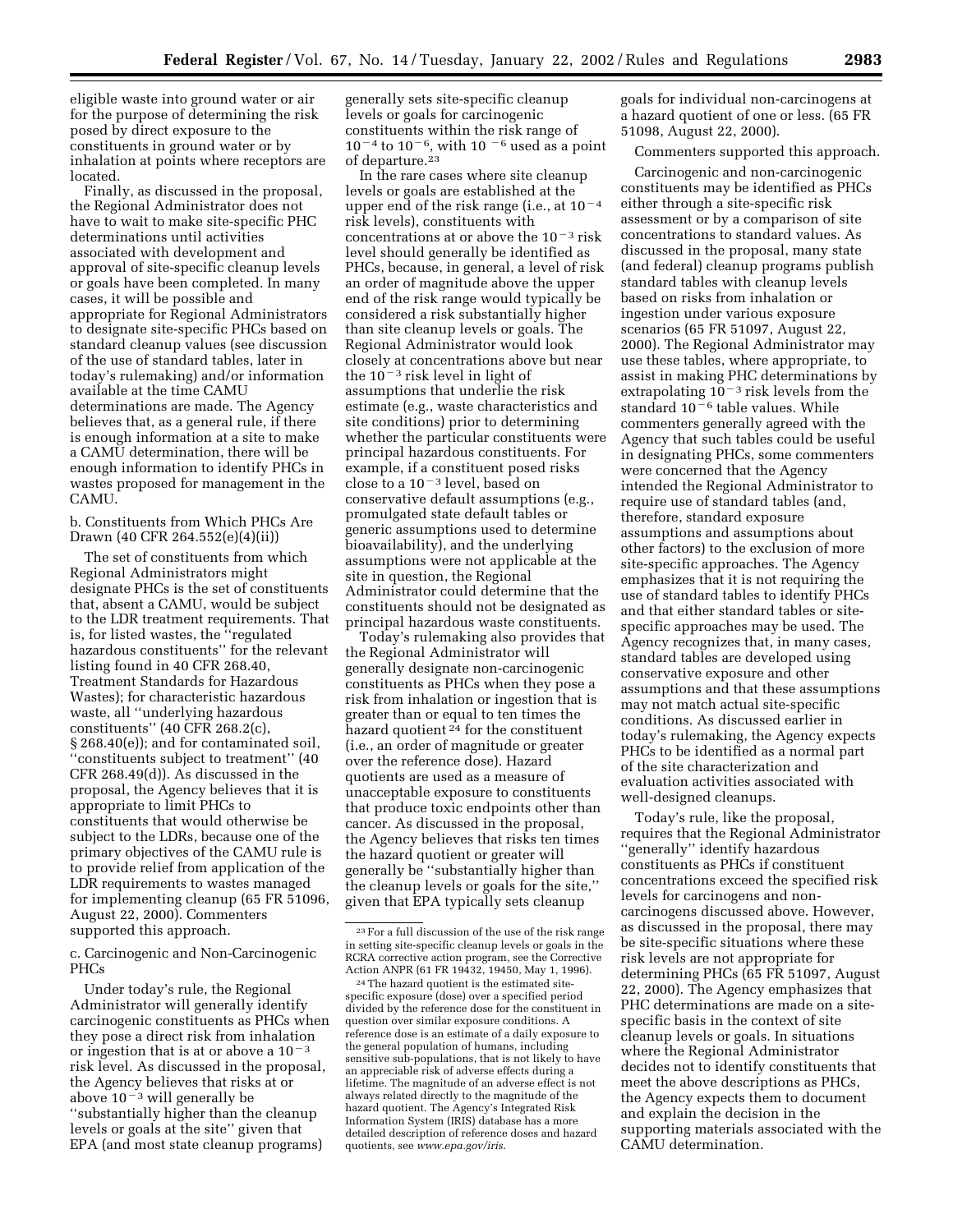eligible waste into ground water or air for the purpose of determining the risk posed by direct exposure to the constituents in ground water or by inhalation at points where receptors are located.

Finally, as discussed in the proposal, the Regional Administrator does not have to wait to make site-specific PHC determinations until activities associated with development and approval of site-specific cleanup levels or goals have been completed. In many cases, it will be possible and appropriate for Regional Administrators to designate site-specific PHCs based on standard cleanup values (see discussion of the use of standard tables, later in today's rulemaking) and/or information available at the time CAMU determinations are made. The Agency believes that, as a general rule, if there is enough information at a site to make a CAMU determination, there will be enough information to identify PHCs in wastes proposed for management in the CAMU.

b. Constituents from Which PHCs Are Drawn (40 CFR 264.552(e)(4)(ii))

The set of constituents from which Regional Administrators might designate PHCs is the set of constituents that, absent a CAMU, would be subject to the LDR treatment requirements. That is, for listed wastes, the ''regulated hazardous constituents'' for the relevant listing found in 40 CFR 268.40, Treatment Standards for Hazardous Wastes); for characteristic hazardous waste, all ''underlying hazardous constituents'' (40 CFR 268.2(c), § 268.40(e)); and for contaminated soil, ''constituents subject to treatment'' (40 CFR 268.49(d)). As discussed in the proposal, the Agency believes that it is appropriate to limit PHCs to constituents that would otherwise be subject to the LDRs, because one of the primary objectives of the CAMU rule is to provide relief from application of the LDR requirements to wastes managed for implementing cleanup (65 FR 51096, August 22, 2000). Commenters supported this approach.

c. Carcinogenic and Non-Carcinogenic PHCs

Under today's rule, the Regional Administrator will generally identify carcinogenic constituents as PHCs when they pose a direct risk from inhalation or ingestion that is at or above a $10^{-3}$ risk level. As discussed in the proposal, the Agency believes that risks at or above $10^{-3}$ will generally be ''substantially higher than the cleanup levels or goals at the site'' given that EPA (and most state cleanup programs) generally sets site-specific cleanup levels or goals for carcinogenic constituents within the risk range of $10^{-4}$ to $10^{-6}$, with $10^{-6}$ used as a point of departure.[23]

In the rare cases where site cleanup levels or goals are established at the upper end of the risk range (i.e., at $10^{-4}$ risk levels), constituents with concentrations at or above the $10^{-3}$ risk level should generally be identified as PHCs, because, in general, a level of risk an order of magnitude above the upper end of the risk range would typically be considered a risk substantially higher than site cleanup levels or goals. The Regional Administrator would look closely at concentrations above but near the $10^{-3}$ risk level in light of assumptions that underlie the risk estimate (e.g., waste characteristics and site conditions) prior to determining whether the particular constituents were principal hazardous constituents. For example, if a constituent posed risks close to a $10^{-3}$ level, based on conservative default assumptions (e.g., promulgated state default tables or generic assumptions used to determine bioavailability), and the underlying assumptions were not applicable at the site in question, the Regional Administrator could determine that the constituents should not be designated as principal hazardous waste constituents.

Today's rulemaking also provides that the Regional Administrator will generally designate non-carcinogenic constituents as PHCs when they pose a risk from inhalation or ingestion that is greater than or equal to ten times the hazard quotient[24] for the constituent (i.e., an order of magnitude or greater over the reference dose). Hazard quotients are used as a measure of unacceptable exposure to constituents that produce toxic endpoints other than cancer. As discussed in the proposal, the Agency believes that risks ten times the hazard quotient or greater will generally be ''substantially higher than the cleanup levels or goals for the site,'' given that EPA typically sets cleanup goals for individual non-carcinogens at a hazard quotient of one or less. (65 FR 51098, August 22, 2000).

Commenters supported this approach.

Carcinogenic and non-carcinogenic constituents may be identified as PHCs either through a site-specific risk assessment or by a comparison of site concentrations to standard values. As discussed in the proposal, many state (and federal) cleanup programs publish standard tables with cleanup levels based on risks from inhalation or ingestion under various exposure scenarios (65 FR 51097, August 22, 2000). The Regional Administrator may use these tables, where appropriate, to assist in making PHC determinations by extrapolating $10^{-3}$ risk levels from the standard $10^{-6}$ table values. While commenters generally agreed with the Agency that such tables could be useful in designating PHCs, some commenters were concerned that the Agency intended the Regional Administrator to require use of standard tables (and, therefore, standard exposure assumptions and assumptions about other factors) to the exclusion of more site-specific approaches. The Agency emphasizes that it is not requiring the use of standard tables to identify PHCs and that either standard tables or site-specific approaches may be used. The Agency recognizes that, in many cases, standard tables are developed using conservative exposure and other assumptions and that these assumptions may not match actual site-specific conditions. As discussed earlier in today's rulemaking, the Agency expects PHCs to be identified as a normal part of the site characterization and evaluation activities associated with well-designed cleanups.

Today's rule, like the proposal, requires that the Regional Administrator ''generally'' identify hazardous constituents as PHCs if constituent concentrations exceed the specified risk levels for carcinogens and non-carcinogens discussed above. However, as discussed in the proposal, there may be site-specific situations where these risk levels are not appropriate for determining PHCs (65 FR 51097, August 22, 2000). The Agency emphasizes that PHC determinations are made on a site-specific basis in the context of site cleanup levels or goals. In situations where the Regional Administrator decides not to identify constituents that meet the above descriptions as PHCs, the Agency expects them to document and explain the decision in the supporting materials associated with the CAMU determination.

---

[23] For a full discussion of the use of the risk range in setting site-specific cleanup levels or goals in the RCRA corrective action program, see the Corrective Action ANPR (61 FR 19432, 19450, May 1, 1996).

[24] The hazard quotient is the estimated site-specific exposure (dose) over a specified period divided by the reference dose for the constituent in question over similar exposure conditions. A reference dose is an estimate of a daily exposure to the general population of humans, including sensitive sub-populations, that is not likely to have an appreciable risk of adverse effects during a lifetime. The magnitude of an adverse effect is not always related directly to the magnitude of the hazard quotient. The Agency's Integrated Risk Information System (IRIS) database has a more detailed description of reference doses and hazard quotients, see *www.epa.gov/iris*.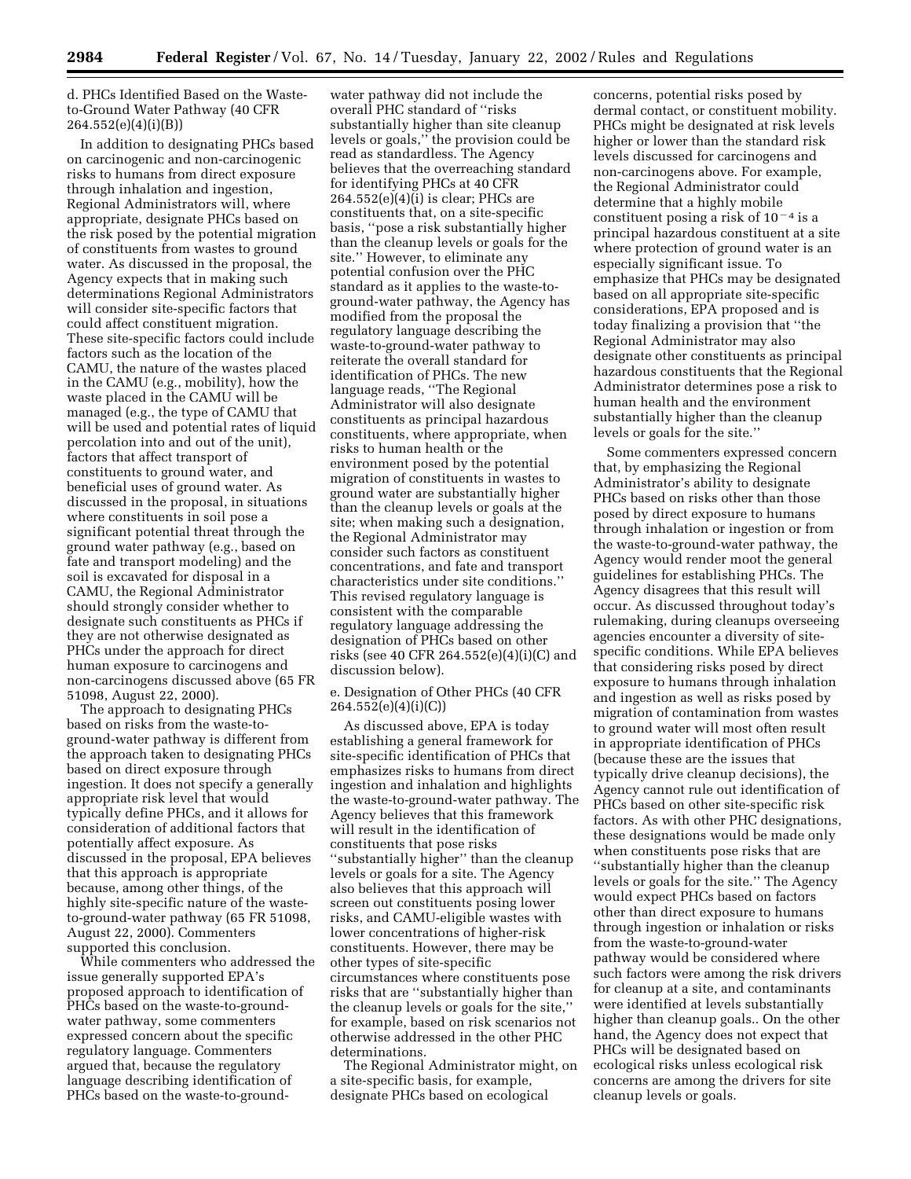d. PHCs Identified Based on the Waste-to-Ground Water Pathway (40 CFR 264.552(e)(4)(i)(B))

In addition to designating PHCs based on carcinogenic and non-carcinogenic risks to humans from direct exposure through inhalation and ingestion, Regional Administrators will, where appropriate, designate PHCs based on the risk posed by the potential migration of constituents from wastes to ground water. As discussed in the proposal, the Agency expects that in making such determinations Regional Administrators will consider site-specific factors that could affect constituent migration. These site-specific factors could include factors such as the location of the CAMU, the nature of the wastes placed in the CAMU (e.g., mobility), how the waste placed in the CAMU will be managed (e.g., the type of CAMU that will be used and potential rates of liquid percolation into and out of the unit), factors that affect transport of constituents to ground water, and beneficial uses of ground water. As discussed in the proposal, in situations where constituents in soil pose a significant potential threat through the ground water pathway (e.g., based on fate and transport modeling) and the soil is excavated for disposal in a CAMU, the Regional Administrator should strongly consider whether to designate such constituents as PHCs if they are not otherwise designated as PHCs under the approach for direct human exposure to carcinogens and non-carcinogens discussed above (65 FR 51098, August 22, 2000).

The approach to designating PHCs based on risks from the waste-to-ground-water pathway is different from the approach taken to designating PHCs based on direct exposure through ingestion. It does not specify a generally appropriate risk level that would typically define PHCs, and it allows for consideration of additional factors that potentially affect exposure. As discussed in the proposal, EPA believes that this approach is appropriate because, among other things, of the highly site-specific nature of the waste-to-ground-water pathway (65 FR 51098, August 22, 2000). Commenters supported this conclusion.

While commenters who addressed the issue generally supported EPA's proposed approach to identification of PHCs based on the waste-to-ground-water pathway, some commenters expressed concern about the specific regulatory language. Commenters argued that, because the regulatory language describing identification of PHCs based on the waste-to-ground-water pathway did not include the overall PHC standard of ''risks substantially higher than site cleanup levels or goals,'' the provision could be read as standardless. The Agency believes that the overreaching standard for identifying PHCs at 40 CFR 264.552(e)(4)(i) is clear; PHCs are constituents that, on a site-specific basis, ''pose a risk substantially higher than the cleanup levels or goals for the site.'' However, to eliminate any potential confusion over the PHC standard as it applies to the waste-to-ground-water pathway, the Agency has modified from the proposal the regulatory language describing the waste-to-ground-water pathway to reiterate the overall standard for identification of PHCs. The new language reads, ''The Regional Administrator will also designate constituents as principal hazardous constituents, where appropriate, when risks to human health or the environment posed by the potential migration of constituents in wastes to ground water are substantially higher than the cleanup levels or goals at the site; when making such a designation, the Regional Administrator may consider such factors as constituent concentrations, and fate and transport characteristics under site conditions.'' This revised regulatory language is consistent with the comparable regulatory language addressing the designation of PHCs based on other risks (see 40 CFR 264.552(e)(4)(i)(C) and discussion below).

e. Designation of Other PHCs (40 CFR 264.552(e)(4)(i)(C))

As discussed above, EPA is today establishing a general framework for site-specific identification of PHCs that emphasizes risks to humans from direct ingestion and inhalation and highlights the waste-to-ground-water pathway. The Agency believes that this framework will result in the identification of constituents that pose risks ''substantially higher'' than the cleanup levels or goals for a site. The Agency also believes that this approach will screen out constituents posing lower risks, and CAMU-eligible wastes with lower concentrations of higher-risk constituents. However, there may be other types of site-specific circumstances where constituents pose risks that are ''substantially higher than the cleanup levels or goals for the site,'' for example, based on risk scenarios not otherwise addressed in the other PHC determinations.

The Regional Administrator might, on a site-specific basis, for example, designate PHCs based on ecological concerns, potential risks posed by dermal contact, or constituent mobility. PHCs might be designated at risk levels higher or lower than the standard risk levels discussed for carcinogens and non-carcinogens above. For example, the Regional Administrator could determine that a highly mobile constituent posing a risk of $10^{-4}$ is a principal hazardous constituent at a site where protection of ground water is an especially significant issue. To emphasize that PHCs may be designated based on all appropriate site-specific considerations, EPA proposed and is today finalizing a provision that ''the Regional Administrator may also designate other constituents as principal hazardous constituents that the Regional Administrator determines pose a risk to human health and the environment substantially higher than the cleanup levels or goals for the site.''

Some commenters expressed concern that, by emphasizing the Regional Administrator's ability to designate PHCs based on risks other than those posed by direct exposure to humans through inhalation or ingestion or from the waste-to-ground-water pathway, the Agency would render moot the general guidelines for establishing PHCs. The Agency disagrees that this result will occur. As discussed throughout today's rulemaking, during cleanups overseeing agencies encounter a diversity of site-specific conditions. While EPA believes that considering risks posed by direct exposure to humans through inhalation and ingestion as well as risks posed by migration of contamination from wastes to ground water will most often result in appropriate identification of PHCs (because these are the issues that typically drive cleanup decisions), the Agency cannot rule out identification of PHCs based on other site-specific risk factors. As with other PHC designations, these designations would be made only when constituents pose risks that are ''substantially higher than the cleanup levels or goals for the site.'' The Agency would expect PHCs based on factors other than direct exposure to humans through ingestion or inhalation or risks from the waste-to-ground-water pathway would be considered where such factors were among the risk drivers for cleanup at a site, and contaminants were identified at levels substantially higher than cleanup goals.. On the other hand, the Agency does not expect that PHCs will be designated based on ecological risks unless ecological risk concerns are among the drivers for site cleanup levels or goals.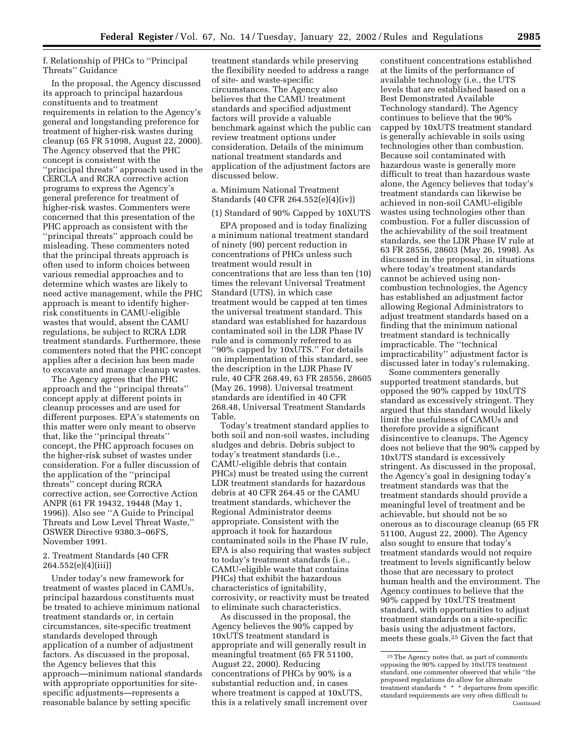f. Relationship of PHCs to ''Principal Threats'' Guidance

In the proposal, the Agency discussed its approach to principal hazardous constituents and to treatment requirements in relation to the Agency's general and longstanding preference for treatment of higher-risk wastes during cleanup (65 FR 51098, August 22, 2000). The Agency observed that the PHC concept is consistent with the ''principal threats'' approach used in the CERCLA and RCRA corrective action programs to express the Agency's general preference for treatment of higher-risk wastes. Commenters were concerned that this presentation of the PHC approach as consistent with the ''principal threats'' approach could be misleading. These commenters noted that the principal threats approach is often used to inform choices between various remedial approaches and to determine which wastes are likely to need active management, while the PHC approach is meant to identify higher-risk constituents in CAMU-eligible wastes that would, absent the CAMU regulations, be subject to RCRA LDR treatment standards. Furthermore, these commenters noted that the PHC concept applies after a decision has been made to excavate and manage cleanup wastes.

The Agency agrees that the PHC approach and the ''principal threats'' concept apply at different points in cleanup processes and are used for different purposes. EPA's statements on this matter were only meant to observe that, like the ''principal threats'' concept, the PHC approach focuses on the higher-risk subset of wastes under consideration. For a fuller discussion of the application of the ''principal threats'' concept during RCRA corrective action, see Corrective Action ANPR (61 FR 19432, 19448 (May 1, 1996)). Also see ''A Guide to Principal Threats and Low Level Threat Waste,'' OSWER Directive 9380.3–06FS, November 1991.

2. Treatment Standards (40 CFR 264.552(e)(4)(iii))

Under today's new framework for treatment of wastes placed in CAMUs, principal hazardous constituents must be treated to achieve minimum national treatment standards or, in certain circumstances, site-specific treatment standards developed through application of a number of adjustment factors. As discussed in the proposal, the Agency believes that this approach—minimum national standards with appropriate opportunities for site-specific adjustments—represents a reasonable balance by setting specific treatment standards while preserving the flexibility needed to address a range of site- and waste-specific circumstances. The Agency also believes that the CAMU treatment standards and specified adjustment factors will provide a valuable benchmark against which the public can review treatment options under consideration. Details of the minimum national treatment standards and application of the adjustment factors are discussed below.

a. Minimum National Treatment Standards (40 CFR 264.552(e)(4)(iv))

(1) Standard of 90% Capped by 10XUTS

EPA proposed and is today finalizing a minimum national treatment standard of ninety (90) percent reduction in concentrations of PHCs unless such treatment would result in concentrations that are less than ten (10) times the relevant Universal Treatment Standard (UTS), in which case treatment would be capped at ten times the universal treatment standard. This standard was established for hazardous contaminated soil in the LDR Phase IV rule and is commonly referred to as ''90% capped by 10xUTS.'' For details on implementation of this standard, see the description in the LDR Phase IV rule, 40 CFR 268.49, 63 FR 28556, 28605 (May 26, 1998). Universal treatment standards are identified in 40 CFR 268.48, Universal Treatment Standards Table.

Today's treatment standard applies to both soil and non-soil wastes, including sludges and debris. Debris subject to today's treatment standards (i.e., CAMU-eligible debris that contain PHCs) must be treated using the current LDR treatment standards for hazardous debris at 40 CFR 264.45 or the CAMU treatment standards, whichever the Regional Administrator deems appropriate. Consistent with the approach it took for hazardous contaminated soils in the Phase IV rule, EPA is also requiring that wastes subject to today's treatment standards (i.e., CAMU-eligible waste that contains PHCs) that exhibit the hazardous characteristics of ignitability, corrosivity, or reactivity must be treated to eliminate such characteristics.

As discussed in the proposal, the Agency believes the 90% capped by 10xUTS treatment standard is appropriate and will generally result in meaningful treatment (65 FR 51100, August 22, 2000). Reducing concentrations of PHCs by 90% is a substantial reduction and, in cases where treatment is capped at 10xUTS, this is a relatively small increment over constituent concentrations established at the limits of the performance of available technology (i.e., the UTS levels that are established based on a Best Demonstrated Available Technology standard). The Agency continues to believe that the 90% capped by 10xUTS treatment standard is generally achievable in soils using technologies other than combustion. Because soil contaminated with hazardous waste is generally more difficult to treat than hazardous waste alone, the Agency believes that today's treatment standards can likewise be achieved in non-soil CAMU-eligible wastes using technologies other than combustion. For a fuller discussion of the achievability of the soil treatment standards, see the LDR Phase IV rule at 63 FR 28556, 28603 (May 26, 1998). As discussed in the proposal, in situations where today's treatment standards cannot be achieved using non-combustion technologies, the Agency has established an adjustment factor allowing Regional Administrators to adjust treatment standards based on a finding that the minimum national treatment standard is technically impracticable. The ''technical impracticability'' adjustment factor is discussed later in today's rulemaking.

Some commenters generally supported treatment standards, but opposed the 90% capped by 10xUTS standard as excessively stringent. They argued that this standard would likely limit the usefulness of CAMUs and therefore provide a significant disincentive to cleanups. The Agency does not believe that the 90% capped by 10xUTS standard is excessively stringent. As discussed in the proposal, the Agency's goal in designing today's treatment standards was that the treatment standards should provide a meaningful level of treatment and be achievable, but should not be so onerous as to discourage cleanup (65 FR 51100, August 22, 2000). The Agency also sought to ensure that today's treatment standards would not require treatment to levels significantly below those that are necessary to protect human health and the environment. The Agency continues to believe that the 90% capped by 10xUTS treatment standard, with opportunities to adjust treatment standards on a site-specific basis using the adjustment factors, meets these goals.[25] Given the fact that

[25] The Agency notes that, as part of comments opposing the 90% capped by 10xUTS treatment standard, one commenter observed that while ''the proposed regulations do allow for alternate treatment standards * * * departures from specific standard requirements are very often difficult to
Continued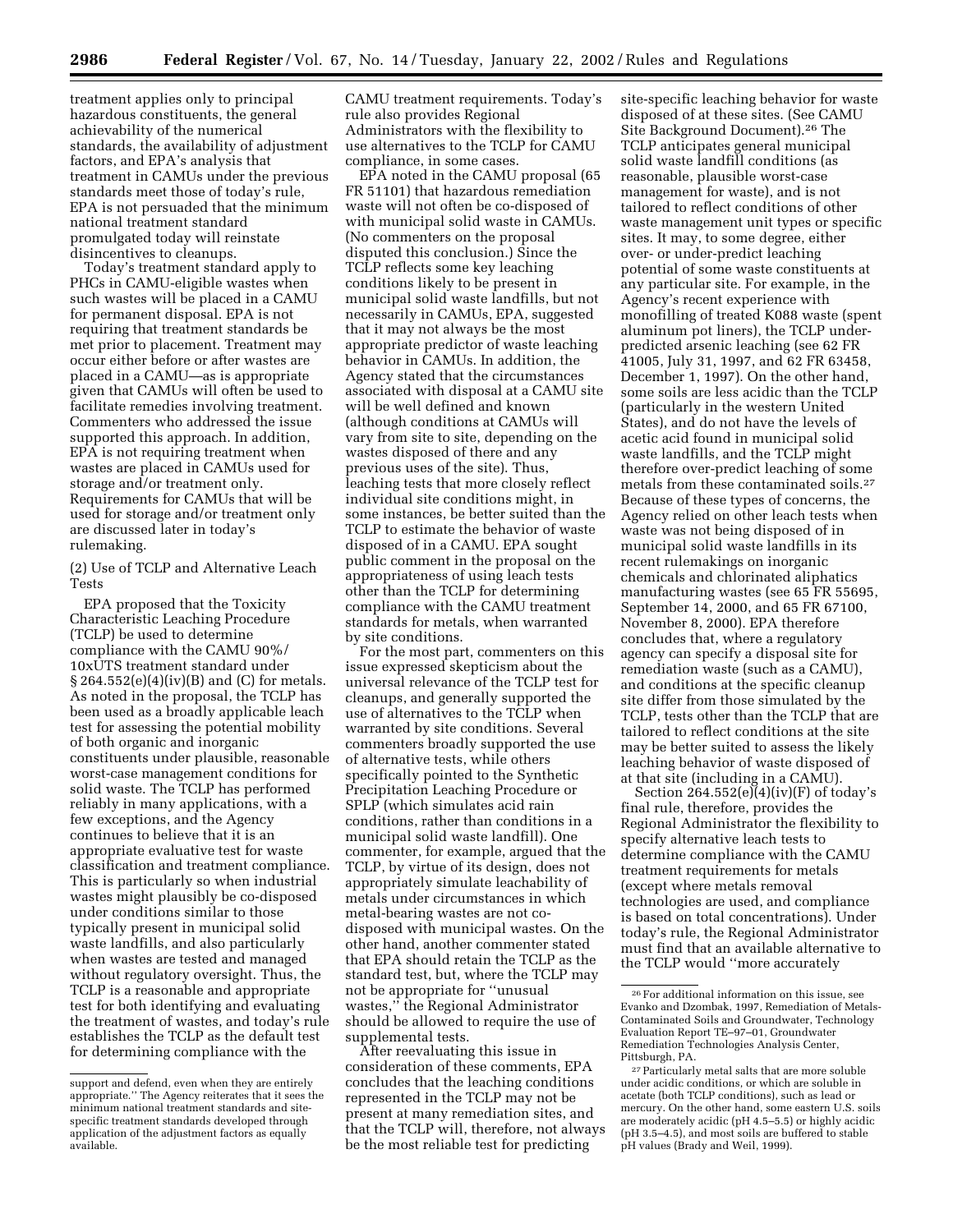treatment applies only to principal hazardous constituents, the general achievability of the numerical standards, the availability of adjustment factors, and EPA's analysis that treatment in CAMUs under the previous standards meet those of today's rule, EPA is not persuaded that the minimum national treatment standard promulgated today will reinstate disincentives to cleanups.

Today's treatment standard apply to PHCs in CAMU-eligible wastes when such wastes will be placed in a CAMU for permanent disposal. EPA is not requiring that treatment standards be met prior to placement. Treatment may occur either before or after wastes are placed in a CAMU—as is appropriate given that CAMUs will often be used to facilitate remedies involving treatment. Commenters who addressed the issue supported this approach. In addition, EPA is not requiring treatment when wastes are placed in CAMUs used for storage and/or treatment only. Requirements for CAMUs that will be used for storage and/or treatment only are discussed later in today's rulemaking.

(2) Use of TCLP and Alternative Leach Tests

EPA proposed that the Toxicity Characteristic Leaching Procedure (TCLP) be used to determine compliance with the CAMU 90%/10xUTS treatment standard under § 264.552(e)(4)(iv)(B) and (C) for metals. As noted in the proposal, the TCLP has been used as a broadly applicable leach test for assessing the potential mobility of both organic and inorganic constituents under plausible, reasonable worst-case management conditions for solid waste. The TCLP has performed reliably in many applications, with a few exceptions, and the Agency continues to believe that it is an appropriate evaluative test for waste classification and treatment compliance. This is particularly so when industrial wastes might plausibly be co-disposed under conditions similar to those typically present in municipal solid waste landfills, and also particularly when wastes are tested and managed without regulatory oversight. Thus, the TCLP is a reasonable and appropriate test for both identifying and evaluating the treatment of wastes, and today's rule establishes the TCLP as the default test for determining compliance with the CAMU treatment requirements. Today's rule also provides Regional Administrators with the flexibility to use alternatives to the TCLP for CAMU compliance, in some cases.

EPA noted in the CAMU proposal (65 FR 51101) that hazardous remediation waste will not often be co-disposed of with municipal solid waste in CAMUs. (No commenters on the proposal disputed this conclusion.) Since the TCLP reflects some key leaching conditions likely to be present in municipal solid waste landfills, but not necessarily in CAMUs, EPA, suggested that it may not always be the most appropriate predictor of waste leaching behavior in CAMUs. In addition, the Agency stated that the circumstances associated with disposal at a CAMU site will be well defined and known (although conditions at CAMUs will vary from site to site, depending on the wastes disposed of there and any previous uses of the site). Thus, leaching tests that more closely reflect individual site conditions might, in some instances, be better suited than the TCLP to estimate the behavior of waste disposed of in a CAMU. EPA sought public comment in the proposal on the appropriateness of using leach tests other than the TCLP for determining compliance with the CAMU treatment standards for metals, when warranted by site conditions.

For the most part, commenters on this issue expressed skepticism about the universal relevance of the TCLP test for cleanups, and generally supported the use of alternatives to the TCLP when warranted by site conditions. Several commenters broadly supported the use of alternative tests, while others specifically pointed to the Synthetic Precipitation Leaching Procedure or SPLP (which simulates acid rain conditions, rather than conditions in a municipal solid waste landfill). One commenter, for example, argued that the TCLP, by virtue of its design, does not appropriately simulate leachability of metals under circumstances in which metal-bearing wastes are not co-disposed with municipal wastes. On the other hand, another commenter stated that EPA should retain the TCLP as the standard test, but, where the TCLP may not be appropriate for "unusual wastes," the Regional Administrator should be allowed to require the use of supplemental tests.

After reevaluating this issue in consideration of these comments, EPA concludes that the leaching conditions represented in the TCLP may not be present at many remediation sites, and that the TCLP will, therefore, not always be the most reliable test for predicting site-specific leaching behavior for waste disposed of at these sites. (See CAMU Site Background Document).[26] The TCLP anticipates general municipal solid waste landfill conditions (as reasonable, plausible worst-case management for waste), and is not tailored to reflect conditions of other waste management unit types or specific sites. It may, to some degree, either over- or under-predict leaching potential of some waste constituents at any particular site. For example, in the Agency's recent experience with monofilling of treated K088 waste (spent aluminum pot liners), the TCLP under-predicted arsenic leaching (see 62 FR 41005, July 31, 1997, and 62 FR 63458, December 1, 1997). On the other hand, some soils are less acidic than the TCLP (particularly in the western United States), and do not have the levels of acetic acid found in municipal solid waste landfills, and the TCLP might therefore over-predict leaching of some metals from these contaminated soils.[27] Because of these types of concerns, the Agency relied on other leach tests when waste was not being disposed of in municipal solid waste landfills in its recent rulemakings on inorganic chemicals and chlorinated aliphatics manufacturing wastes (see 65 FR 55695, September 14, 2000, and 65 FR 67100, November 8, 2000). EPA therefore concludes that, where a regulatory agency can specify a disposal site for remediation waste (such as a CAMU), and conditions at the specific cleanup site differ from those simulated by the TCLP, tests other than the TCLP that are tailored to reflect conditions at the site may be better suited to assess the likely leaching behavior of waste disposed of at that site (including in a CAMU).

Section 264.552(e)(4)(iv)(F) of today's final rule, therefore, provides the Regional Administrator the flexibility to specify alternative leach tests to determine compliance with the CAMU treatment requirements for metals (except where metals removal technologies are used, and compliance is based on total concentrations). Under today's rule, the Regional Administrator must find that an available alternative to the TCLP would "more accurately

---

support and defend, even when they are entirely appropriate." The Agency reiterates that it sees the minimum national treatment standards and site-specific treatment standards developed through application of the adjustment factors as equally available.

[26] For additional information on this issue, see Evanko and Dzombak, 1997, Remediation of Metals-Contaminated Soils and Groundwater, Technology Evaluation Report TE–97–01, Groundwater Remediation Technologies Analysis Center, Pittsburgh, PA.

[27] Particularly metal salts that are more soluble under acidic conditions, or which are soluble in acetate (both TCLP conditions), such as lead or mercury. On the other hand, some eastern U.S. soils are moderately acidic (pH 4.5–5.5) or highly acidic (pH 3.5–4.5), and most soils are buffered to stable pH values (Brady and Weil, 1999).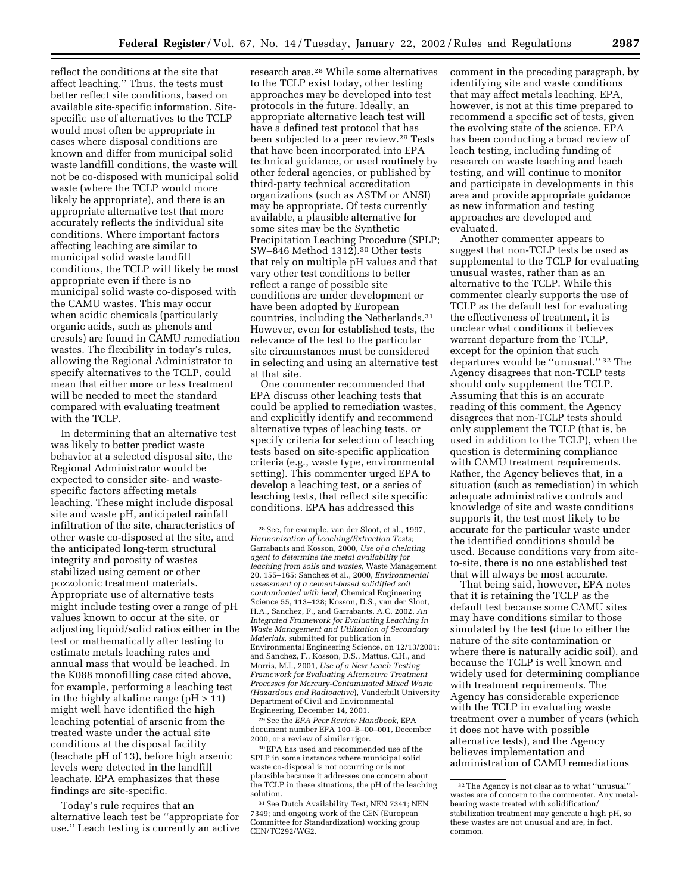reflect the conditions at the site that affect leaching.'' Thus, the tests must better reflect site conditions, based on available site-specific information. Site-specific use of alternatives to the TCLP would most often be appropriate in cases where disposal conditions are known and differ from municipal solid waste landfill conditions, the waste will not be co-disposed with municipal solid waste (where the TCLP would more likely be appropriate), and there is an appropriate alternative test that more accurately reflects the individual site conditions. Where important factors affecting leaching are similar to municipal solid waste landfill conditions, the TCLP will likely be most appropriate even if there is no municipal solid waste co-disposed with the CAMU wastes. This may occur when acidic chemicals (particularly organic acids, such as phenols and cresols) are found in CAMU remediation wastes. The flexibility in today's rules, allowing the Regional Administrator to specify alternatives to the TCLP, could mean that either more or less treatment will be needed to meet the standard compared with evaluating treatment with the TCLP.

In determining that an alternative test was likely to better predict waste behavior at a selected disposal site, the Regional Administrator would be expected to consider site- and waste-specific factors affecting metals leaching. These might include disposal site and waste pH, anticipated rainfall infiltration of the site, characteristics of other waste co-disposed at the site, and the anticipated long-term structural integrity and porosity of wastes stabilized using cement or other pozzolonic treatment materials. Appropriate use of alternative tests might include testing over a range of pH values known to occur at the site, or adjusting liquid/solid ratios either in the test or mathematically after testing to estimate metals leaching rates and annual mass that would be leached. In the K088 monofilling case cited above, for example, performing a leaching test in the highly alkaline range (pH > 11) might well have identified the high leaching potential of arsenic from the treated waste under the actual site conditions at the disposal facility (leachate pH of 13), before high arsenic levels were detected in the landfill leachate. EPA emphasizes that these findings are site-specific.

Today's rule requires that an alternative leach test be ''appropriate for use.'' Leach testing is currently an active research area.[28] While some alternatives to the TCLP exist today, other testing approaches may be developed into test protocols in the future. Ideally, an appropriate alternative leach test will have a defined test protocol that has been subjected to a peer review.[29] Tests that have been incorporated into EPA technical guidance, or used routinely by other federal agencies, or published by third-party technical accreditation organizations (such as ASTM or ANSI) may be appropriate. Of tests currently available, a plausible alternative for some sites may be the Synthetic Precipitation Leaching Procedure (SPLP; SW–846 Method 1312).[30] Other tests that rely on multiple pH values and that vary other test conditions to better reflect a range of possible site conditions are under development or have been adopted by European countries, including the Netherlands.[31] However, even for established tests, the relevance of the test to the particular site circumstances must be considered in selecting and using an alternative test at that site.

One commenter recommended that EPA discuss other leaching tests that could be applied to remediation wastes, and explicitly identify and recommend alternative types of leaching tests, or specify criteria for selection of leaching tests based on site-specific application criteria (e.g., waste type, environmental setting). This commenter urged EPA to develop a leaching test, or a series of leaching tests, that reflect site specific conditions. EPA has addressed this comment in the preceding paragraph, by identifying site and waste conditions that may affect metals leaching. EPA, however, is not at this time prepared to recommend a specific set of tests, given the evolving state of the science. EPA has been conducting a broad review of leach testing, including funding of research on waste leaching and leach testing, and will continue to monitor and participate in developments in this area and provide appropriate guidance as new information and testing approaches are developed and evaluated.

Another commenter appears to suggest that non-TCLP tests be used as supplemental to the TCLP for evaluating unusual wastes, rather than as an alternative to the TCLP. While this commenter clearly supports the use of TCLP as the default test for evaluating the effectiveness of treatment, it is unclear what conditions it believes warrant departure from the TCLP, except for the opinion that such departures would be ''unusual.''[32] The Agency disagrees that non-TCLP tests should only supplement the TCLP. Assuming that this is an accurate reading of this comment, the Agency disagrees that non-TCLP tests should only supplement the TCLP (that is, be used in addition to the TCLP), when the question is determining compliance with CAMU treatment requirements. Rather, the Agency believes that, in a situation (such as remediation) in which adequate administrative controls and knowledge of site and waste conditions supports it, the test most likely to be accurate for the particular waste under the identified conditions should be used. Because conditions vary from site-to-site, there is no one established test that will always be most accurate.

That being said, however, EPA notes that it is retaining the TCLP as the default test because some CAMU sites may have conditions similar to those simulated by the test (due to either the nature of the site contamination or where there is naturally acidic soil), and because the TCLP is well known and widely used for determining compliance with treatment requirements. The Agency has considerable experience with the TCLP in evaluating waste treatment over a number of years (which it does not have with possible alternative tests), and the Agency believes implementation and administration of CAMU remediations

---

[28] See, for example, van der Sloot, et al., 1997, *Harmonization of Leaching/Extraction Tests;* Garrabants and Kosson, 2000, *Use of a chelating agent to determine the metal availability for leaching from soils and wastes,* Waste Management 20, 155–165; Sanchez et al., 2000, *Environmental assessment of a cement-based solidified soil contaminated with lead,* Chemical Engineering Science 55, 113–128; Kosson, D.S., van der Sloot, H.A., Sanchez, F., and Garrabants, A.C. 2002, *An Integrated Framework for Evaluating Leaching in Waste Management and Utilization of Secondary Materials,* submitted for publication in Environmental Engineering Science, on 12/13/2001; and Sanchez, F., Kosson, D.S., Mattus, C.H., and Morris, M.I., 2001, *Use of a New Leach Testing Framework for Evaluating Alternative Treatment Processes for Mercury-Contaminated Mixed Waste (Hazardous and Radioactive*), Vanderbilt University Department of Civil and Environmental Engineering, December 14, 2001.

[29] See the *EPA Peer Review Handbook,* EPA document number EPA 100–B–00–001, December 2000, or a review of similar rigor.

[30] EPA has used and recommended use of the SPLP in some instances where municipal solid waste co-disposal is not occurring or is not plausible because it addresses one concern about the TCLP in these situations, the pH of the leaching solution.

[31] See Dutch Availability Test, NEN 7341; NEN 7349; and ongoing work of the CEN (European Committee for Standardization) working group CEN/TC292/WG2.

[32] The Agency is not clear as to what ''unusual'' wastes are of concern to the commenter. Any metal-bearing waste treated with solidification/stabilization treatment may generate a high pH, so these wastes are not unusual and are, in fact, common.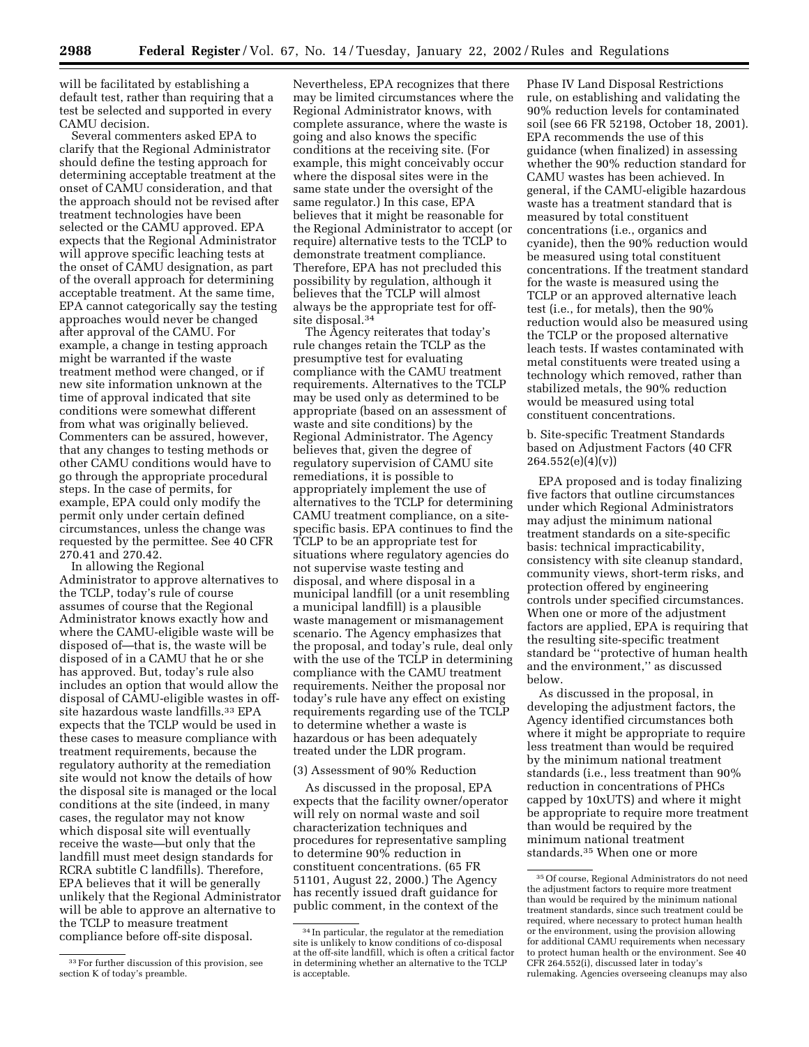will be facilitated by establishing a default test, rather than requiring that a test be selected and supported in every CAMU decision.

Several commenters asked EPA to clarify that the Regional Administrator should define the testing approach for determining acceptable treatment at the onset of CAMU consideration, and that the approach should not be revised after treatment technologies have been selected or the CAMU approved. EPA expects that the Regional Administrator will approve specific leaching tests at the onset of CAMU designation, as part of the overall approach for determining acceptable treatment. At the same time, EPA cannot categorically say the testing approaches would never be changed after approval of the CAMU. For example, a change in testing approach might be warranted if the waste treatment method were changed, or if new site information unknown at the time of approval indicated that site conditions were somewhat different from what was originally believed. Commenters can be assured, however, that any changes to testing methods or other CAMU conditions would have to go through the appropriate procedural steps. In the case of permits, for example, EPA could only modify the permit only under certain defined circumstances, unless the change was requested by the permittee. See 40 CFR 270.41 and 270.42.

In allowing the Regional Administrator to approve alternatives to the TCLP, today's rule of course assumes of course that the Regional Administrator knows exactly how and where the CAMU-eligible waste will be disposed of—that is, the waste will be disposed of in a CAMU that he or she has approved. But, today's rule also includes an option that would allow the disposal of CAMU-eligible wastes in off-site hazardous waste landfills.[33] EPA expects that the TCLP would be used in these cases to measure compliance with treatment requirements, because the regulatory authority at the remediation site would not know the details of how the disposal site is managed or the local conditions at the site (indeed, in many cases, the regulator may not know which disposal site will eventually receive the waste—but only that the landfill must meet design standards for RCRA subtitle C landfills). Therefore, EPA believes that it will be generally unlikely that the Regional Administrator will be able to approve an alternative to the TCLP to measure treatment compliance before off-site disposal.

Nevertheless, EPA recognizes that there may be limited circumstances where the Regional Administrator knows, with complete assurance, where the waste is going and also knows the specific conditions at the receiving site. (For example, this might conceivably occur where the disposal sites were in the same state under the oversight of the same regulator.) In this case, EPA believes that it might be reasonable for the Regional Administrator to accept (or require) alternative tests to the TCLP to demonstrate treatment compliance. Therefore, EPA has not precluded this possibility by regulation, although it believes that the TCLP will almost always be the appropriate test for off-site disposal.[34]

The Agency reiterates that today's rule changes retain the TCLP as the presumptive test for evaluating compliance with the CAMU treatment requirements. Alternatives to the TCLP may be used only as determined to be appropriate (based on an assessment of waste and site conditions) by the Regional Administrator. The Agency believes that, given the degree of regulatory supervision of CAMU site remediations, it is possible to appropriately implement the use of alternatives to the TCLP for determining CAMU treatment compliance, on a site-specific basis. EPA continues to find the TCLP to be an appropriate test for situations where regulatory agencies do not supervise waste testing and disposal, and where disposal in a municipal landfill (or a unit resembling a municipal landfill) is a plausible waste management or mismanagement scenario. The Agency emphasizes that the proposal, and today's rule, deal only with the use of the TCLP in determining compliance with the CAMU treatment requirements. Neither the proposal nor today's rule have any effect on existing requirements regarding use of the TCLP to determine whether a waste is hazardous or has been adequately treated under the LDR program.

(3) Assessment of 90% Reduction

As discussed in the proposal, EPA expects that the facility owner/operator will rely on normal waste and soil characterization techniques and procedures for representative sampling to determine 90% reduction in constituent concentrations. (65 FR 51101, August 22, 2000.) The Agency has recently issued draft guidance for public comment, in the context of the Phase IV Land Disposal Restrictions rule, on establishing and validating the 90% reduction levels for contaminated soil (see 66 FR 52198, October 18, 2001). EPA recommends the use of this guidance (when finalized) in assessing whether the 90% reduction standard for CAMU wastes has been achieved. In general, if the CAMU-eligible hazardous waste has a treatment standard that is measured by total constituent concentrations (i.e., organics and cyanide), then the 90% reduction would be measured using total constituent concentrations. If the treatment standard for the waste is measured using the TCLP or an approved alternative leach test (i.e., for metals), then the 90% reduction would also be measured using the TCLP or the proposed alternative leach tests. If wastes contaminated with metal constituents were treated using a technology which removed, rather than stabilized metals, the 90% reduction would be measured using total constituent concentrations.

b. Site-specific Treatment Standards based on Adjustment Factors (40 CFR 264.552(e)(4)(v))

EPA proposed and is today finalizing five factors that outline circumstances under which Regional Administrators may adjust the minimum national treatment standards on a site-specific basis: technical impracticability, consistency with site cleanup standard, community views, short-term risks, and protection offered by engineering controls under specified circumstances. When one or more of the adjustment factors are applied, EPA is requiring that the resulting site-specific treatment standard be ''protective of human health and the environment,'' as discussed below.

As discussed in the proposal, in developing the adjustment factors, the Agency identified circumstances both where it might be appropriate to require less treatment than would be required by the minimum national treatment standards (i.e., less treatment than 90% reduction in concentrations of PHCs capped by 10xUTS) and where it might be appropriate to require more treatment than would be required by the minimum national treatment standards.[35] When one or more

---

[33] For further discussion of this provision, see section K of today's preamble.

[34] In particular, the regulator at the remediation site is unlikely to know conditions of co-disposal at the off-site landfill, which is often a critical factor in determining whether an alternative to the TCLP is acceptable.

[35] Of course, Regional Administrators do not need the adjustment factors to require more treatment than would be required by the minimum national treatment standards, since such treatment could be required, where necessary to protect human health or the environment, using the provision allowing for additional CAMU requirements when necessary to protect human health or the environment. See 40 CFR 264.552(i), discussed later in today's rulemaking. Agencies overseeing cleanups may also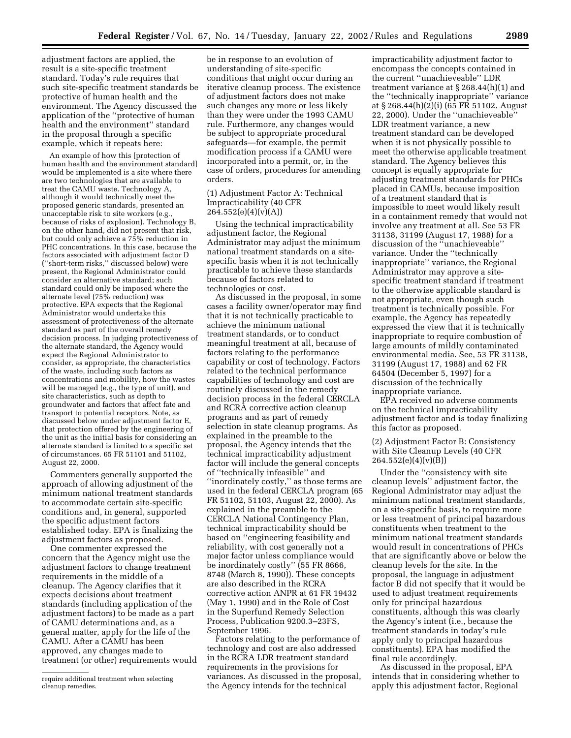adjustment factors are applied, the result is a site-specific treatment standard. Today's rule requires that such site-specific treatment standards be protective of human health and the environment. The Agency discussed the application of the "protective of human health and the environment" standard in the proposal through a specific example, which it repeats here:

> An example of how this [protection of human health and the environment standard] would be implemented is a site where there are two technologies that are available to treat the CAMU waste. Technology A, although it would technically meet the proposed generic standards, presented an unacceptable risk to site workers (e.g., because of risks of explosion). Technology B, on the other hand, did not present that risk, but could only achieve a 75% reduction in PHC concentrations. In this case, because the factors associated with adjustment factor D ("short-term risks," discussed below) were present, the Regional Administrator could consider an alternative standard; such standard could only be imposed where the alternate level (75% reduction) was protective. EPA expects that the Regional Administrator would undertake this assessment of protectiveness of the alternate standard as part of the overall remedy decision process. In judging protectiveness of the alternate standard, the Agency would expect the Regional Administrator to consider, as appropriate, the characteristics of the waste, including such factors as concentrations and mobility, how the wastes will be managed (e.g., the type of unit), and site characteristics, such as depth to groundwater and factors that affect fate and transport to potential receptors. Note, as discussed below under adjustment factor E, that protection offered by the engineering of the unit as the initial basis for considering an alternate standard is limited to a specific set of circumstances. 65 FR 51101 and 51102, August 22, 2000.

Commenters generally supported the approach of allowing adjustment of the minimum national treatment standards to accommodate certain site-specific conditions and, in general, supported the specific adjustment factors established today. EPA is finalizing the adjustment factors as proposed.

One commenter expressed the concern that the Agency might use the adjustment factors to change treatment requirements in the middle of a cleanup. The Agency clarifies that it expects decisions about treatment standards (including application of the adjustment factors) to be made as a part of CAMU determinations and, as a general matter, apply for the life of the CAMU. After a CAMU has been approved, any changes made to treatment (or other) requirements would be in response to an evolution of understanding of site-specific conditions that might occur during an iterative cleanup process. The existence of adjustment factors does not make such changes any more or less likely than they were under the 1993 CAMU rule. Furthermore, any changes would be subject to appropriate procedural safeguards—for example, the permit modification process if a CAMU were incorporated into a permit, or, in the case of orders, procedures for amending orders.

(1) Adjustment Factor A: Technical Impracticability (40 CFR 264.552(e)(4)(v)(A))

Using the technical impracticability adjustment factor, the Regional Administrator may adjust the minimum national treatment standards on a site-specific basis when it is not technically practicable to achieve these standards because of factors related to technologies or cost.

As discussed in the proposal, in some cases a facility owner/operator may find that it is not technically practicable to achieve the minimum national treatment standards, or to conduct meaningful treatment at all, because of factors relating to the performance capability or cost of technology. Factors related to the technical performance capabilities of technology and cost are routinely discussed in the remedy decision process in the federal CERCLA and RCRA corrective action cleanup programs and as part of remedy selection in state cleanup programs. As explained in the preamble to the proposal, the Agency intends that the technical impracticability adjustment factor will include the general concepts of "technically infeasible" and "inordinately costly," as those terms are used in the federal CERCLA program (65 FR 51102, 51103, August 22, 2000). As explained in the preamble to the CERCLA National Contingency Plan, technical impracticability should be based on "engineering feasibility and reliability, with cost generally not a major factor unless compliance would be inordinately costly" (55 FR 8666, 8748 (March 8, 1990)). These concepts are also described in the RCRA corrective action ANPR at 61 FR 19432 (May 1, 1990) and in the Role of Cost in the Superfund Remedy Selection Process, Publication 9200.3–23FS, September 1996.

Factors relating to the performance of technology and cost are also addressed in the RCRA LDR treatment standard requirements in the provisions for variances. As discussed in the proposal, the Agency intends for the technical impracticability adjustment factor to encompass the concepts contained in the current "unachieveable" LDR treatment variance at § 268.44(h)(1) and the "technically inappropriate" variance at § 268.44(h)(2)(i) (65 FR 51102, August 22, 2000). Under the "unachieveable" LDR treatment variance, a new treatment standard can be developed when it is not physically possible to meet the otherwise applicable treatment standard. The Agency believes this concept is equally appropriate for adjusting treatment standards for PHCs placed in CAMUs, because imposition of a treatment standard that is impossible to meet would likely result in a containment remedy that would not involve any treatment at all. See 53 FR 31138, 31199 (August 17, 1988) for a discussion of the "unachieveable" variance. Under the "technically inappropriate" variance, the Regional Administrator may approve a site-specific treatment standard if treatment to the otherwise applicable standard is not appropriate, even though such treatment is technically possible. For example, the Agency has repeatedly expressed the view that it is technically inappropriate to require combustion of large amounts of mildly contaminated environmental media. See, 53 FR 31138, 31199 (August 17, 1988) and 62 FR 64504 (December 5, 1997) for a discussion of the technically inappropriate variance.

EPA received no adverse comments on the technical impracticability adjustment factor and is today finalizing this factor as proposed.

(2) Adjustment Factor B: Consistency with Site Cleanup Levels (40 CFR 264.552(e)(4)(v)(B))

Under the "consistency with site cleanup levels" adjustment factor, the Regional Administrator may adjust the minimum national treatment standards, on a site-specific basis, to require more or less treatment of principal hazardous constituents when treatment to the minimum national treatment standards would result in concentrations of PHCs that are significantly above or below the cleanup levels for the site. In the proposal, the language in adjustment factor B did not specify that it would be used to adjust treatment requirements only for principal hazardous constituents, although this was clearly the Agency's intent (i.e., because the treatment standards in today's rule apply only to principal hazardous constituents). EPA has modified the final rule accordingly.

As discussed in the proposal, EPA intends that in considering whether to apply this adjustment factor, Regional

---

require additional treatment when selecting cleanup remedies.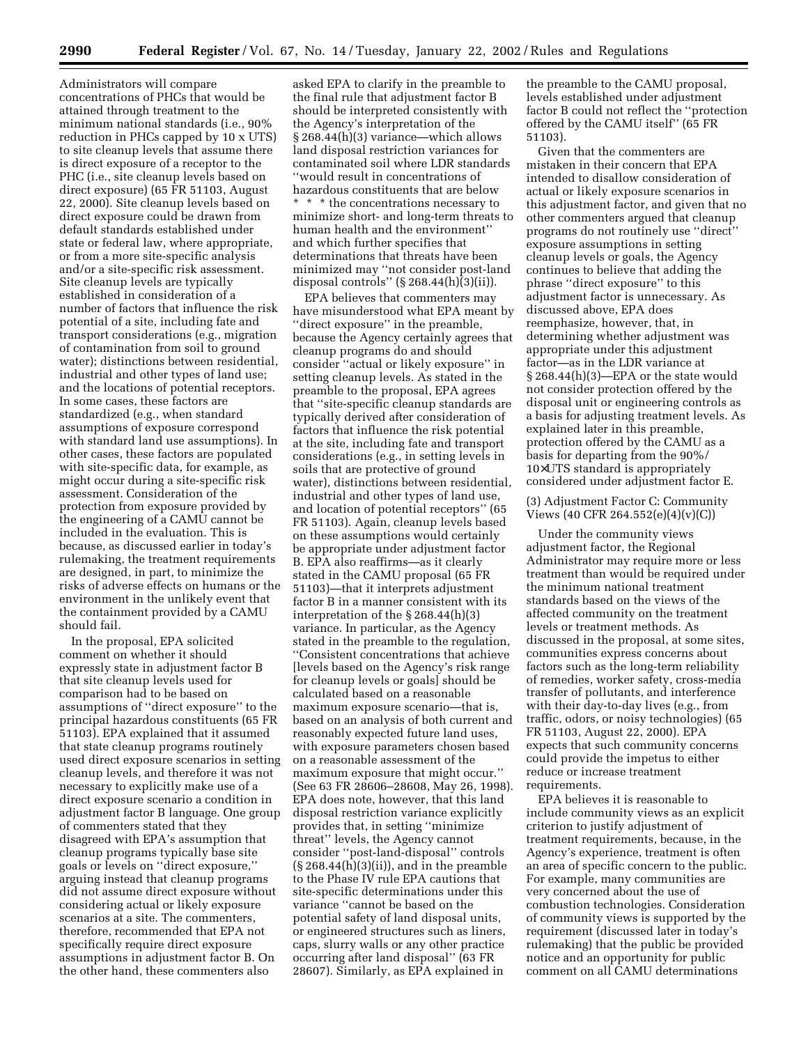Administrators will compare concentrations of PHCs that would be attained through treatment to the minimum national standards (i.e., 90% reduction in PHCs capped by 10 x UTS) to site cleanup levels that assume there is direct exposure of a receptor to the PHC (i.e., site cleanup levels based on direct exposure) (65 FR 51103, August 22, 2000). Site cleanup levels based on direct exposure could be drawn from default standards established under state or federal law, where appropriate, or from a more site-specific analysis and/or a site-specific risk assessment. Site cleanup levels are typically established in consideration of a number of factors that influence the risk potential of a site, including fate and transport considerations (e.g., migration of contamination from soil to ground water); distinctions between residential, industrial and other types of land use; and the locations of potential receptors. In some cases, these factors are standardized (e.g., when standard assumptions of exposure correspond with standard land use assumptions). In other cases, these factors are populated with site-specific data, for example, as might occur during a site-specific risk assessment. Consideration of the protection from exposure provided by the engineering of a CAMU cannot be included in the evaluation. This is because, as discussed earlier in today's rulemaking, the treatment requirements are designed, in part, to minimize the risks of adverse effects on humans or the environment in the unlikely event that the containment provided by a CAMU should fail.

In the proposal, EPA solicited comment on whether it should expressly state in adjustment factor B that site cleanup levels used for comparison had to be based on assumptions of ''direct exposure'' to the principal hazardous constituents (65 FR 51103). EPA explained that it assumed that state cleanup programs routinely used direct exposure scenarios in setting cleanup levels, and therefore it was not necessary to explicitly make use of a direct exposure scenario a condition in adjustment factor B language. One group of commenters stated that they disagreed with EPA's assumption that cleanup programs typically base site goals or levels on ''direct exposure,'' arguing instead that cleanup programs did not assume direct exposure without considering actual or likely exposure scenarios at a site. The commenters, therefore, recommended that EPA not specifically require direct exposure assumptions in adjustment factor B. On the other hand, these commenters also asked EPA to clarify in the preamble to the final rule that adjustment factor B should be interpreted consistently with the Agency's interpretation of the § 268.44(h)(3) variance—which allows land disposal restriction variances for contaminated soil where LDR standards ''would result in concentrations of hazardous constituents that are below * * * the concentrations necessary to minimize short- and long-term threats to human health and the environment'' and which further specifies that determinations that threats have been minimized may ''not consider post-land disposal controls'' (§ 268.44(h)(3)(ii)).

EPA believes that commenters may have misunderstood what EPA meant by ''direct exposure'' in the preamble, because the Agency certainly agrees that cleanup programs do and should consider ''actual or likely exposure'' in setting cleanup levels. As stated in the preamble to the proposal, EPA agrees that ''site-specific cleanup standards are typically derived after consideration of factors that influence the risk potential at the site, including fate and transport considerations (e.g., in setting levels in soils that are protective of ground water), distinctions between residential, industrial and other types of land use, and location of potential receptors'' (65 FR 51103). Again, cleanup levels based on these assumptions would certainly be appropriate under adjustment factor B. EPA also reaffirms—as it clearly stated in the CAMU proposal (65 FR 51103)—that it interprets adjustment factor B in a manner consistent with its interpretation of the § 268.44(h)(3) variance. In particular, as the Agency stated in the preamble to the regulation, ''Consistent concentrations that achieve [levels based on the Agency's risk range for cleanup levels or goals] should be calculated based on a reasonable maximum exposure scenario—that is, based on an analysis of both current and reasonably expected future land uses, with exposure parameters chosen based on a reasonable assessment of the maximum exposure that might occur.'' (See 63 FR 28606–28608, May 26, 1998). EPA does note, however, that this land disposal restriction variance explicitly provides that, in setting ''minimize threat'' levels, the Agency cannot consider ''post-land-disposal'' controls (§ 268.44(h)(3)(ii)), and in the preamble to the Phase IV rule EPA cautions that site-specific determinations under this variance ''cannot be based on the potential safety of land disposal units, or engineered structures such as liners, caps, slurry walls or any other practice occurring after land disposal'' (63 FR 28607). Similarly, as EPA explained in the preamble to the CAMU proposal, levels established under adjustment factor B could not reflect the ''protection offered by the CAMU itself'' (65 FR 51103).

Given that the commenters are mistaken in their concern that EPA intended to disallow consideration of actual or likely exposure scenarios in this adjustment factor, and given that no other commenters argued that cleanup programs do not routinely use ''direct'' exposure assumptions in setting cleanup levels or goals, the Agency continues to believe that adding the phrase ''direct exposure'' to this adjustment factor is unnecessary. As discussed above, EPA does reemphasize, however, that, in determining whether adjustment was appropriate under this adjustment factor—as in the LDR variance at § 268.44(h)(3)—EPA or the state would not consider protection offered by the disposal unit or engineering controls as a basis for adjusting treatment levels. As explained later in this preamble, protection offered by the CAMU as a basis for departing from the 90%/10×UTS standard is appropriately considered under adjustment factor E.

(3) Adjustment Factor C: Community Views (40 CFR 264.552(e)(4)(v)(C))

Under the community views adjustment factor, the Regional Administrator may require more or less treatment than would be required under the minimum national treatment standards based on the views of the affected community on the treatment levels or treatment methods. As discussed in the proposal, at some sites, communities express concerns about factors such as the long-term reliability of remedies, worker safety, cross-media transfer of pollutants, and interference with their day-to-day lives (e.g., from traffic, odors, or noisy technologies) (65 FR 51103, August 22, 2000). EPA expects that such community concerns could provide the impetus to either reduce or increase treatment requirements.

EPA believes it is reasonable to include community views as an explicit criterion to justify adjustment of treatment requirements, because, in the Agency's experience, treatment is often an area of specific concern to the public. For example, many communities are very concerned about the use of combustion technologies. Consideration of community views is supported by the requirement (discussed later in today's rulemaking) that the public be provided notice and an opportunity for public comment on all CAMU determinations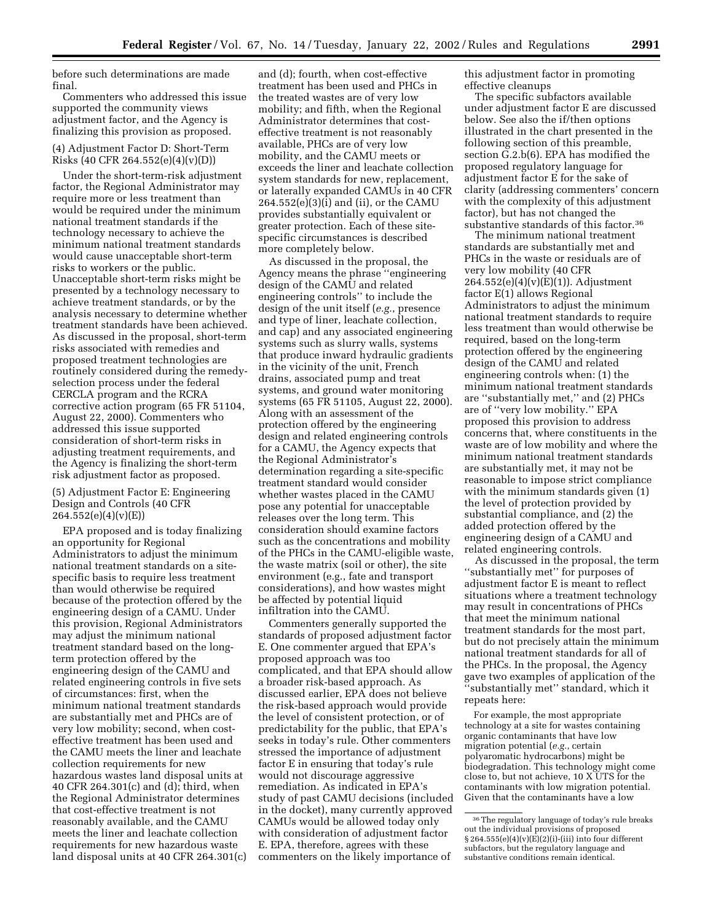before such determinations are made final.

Commenters who addressed this issue supported the community views adjustment factor, and the Agency is finalizing this provision as proposed.

(4) Adjustment Factor D: Short-Term Risks (40 CFR 264.552(e)(4)(v)(D))

Under the short-term-risk adjustment factor, the Regional Administrator may require more or less treatment than would be required under the minimum national treatment standards if the technology necessary to achieve the minimum national treatment standards would cause unacceptable short-term risks to workers or the public. Unacceptable short-term risks might be presented by a technology necessary to achieve treatment standards, or by the analysis necessary to determine whether treatment standards have been achieved. As discussed in the proposal, short-term risks associated with remedies and proposed treatment technologies are routinely considered during the remedy-selection process under the federal CERCLA program and the RCRA corrective action program (65 FR 51104, August 22, 2000). Commenters who addressed this issue supported consideration of short-term risks in adjusting treatment requirements, and the Agency is finalizing the short-term risk adjustment factor as proposed.

(5) Adjustment Factor E: Engineering Design and Controls (40 CFR 264.552(e)(4)(v)(E))

EPA proposed and is today finalizing an opportunity for Regional Administrators to adjust the minimum national treatment standards on a site-specific basis to require less treatment than would otherwise be required because of the protection offered by the engineering design of a CAMU. Under this provision, Regional Administrators may adjust the minimum national treatment standard based on the long-term protection offered by the engineering design of the CAMU and related engineering controls in five sets of circumstances: first, when the minimum national treatment standards are substantially met and PHCs are of very low mobility; second, when cost-effective treatment has been used and the CAMU meets the liner and leachate collection requirements for new hazardous wastes land disposal units at 40 CFR 264.301(c) and (d); third, when the Regional Administrator determines that cost-effective treatment is not reasonably available, and the CAMU meets the liner and leachate collection requirements for new hazardous waste land disposal units at 40 CFR 264.301(c) and (d); fourth, when cost-effective treatment has been used and PHCs in the treated wastes are of very low mobility; and fifth, when the Regional Administrator determines that cost-effective treatment is not reasonably available, PHCs are of very low mobility, and the CAMU meets or exceeds the liner and leachate collection system standards for new, replacement, or laterally expanded CAMUs in 40 CFR 264.552(e)(3)(i) and (ii), or the CAMU provides substantially equivalent or greater protection. Each of these site-specific circumstances is described more completely below.

As discussed in the proposal, the Agency means the phrase ''engineering design of the CAMU and related engineering controls'' to include the design of the unit itself (*e.g.*, presence and type of liner, leachate collection, and cap) and any associated engineering systems such as slurry walls, systems that produce inward hydraulic gradients in the vicinity of the unit, French drains, associated pump and treat systems, and ground water monitoring systems (65 FR 51105, August 22, 2000). Along with an assessment of the protection offered by the engineering design and related engineering controls for a CAMU, the Agency expects that the Regional Administrator's determination regarding a site-specific treatment standard would consider whether wastes placed in the CAMU pose any potential for unacceptable releases over the long term. This consideration should examine factors such as the concentrations and mobility of the PHCs in the CAMU-eligible waste, the waste matrix (soil or other), the site environment (e.g., fate and transport considerations), and how wastes might be affected by potential liquid infiltration into the CAMU.

Commenters generally supported the standards of proposed adjustment factor E. One commenter argued that EPA's proposed approach was too complicated, and that EPA should allow a broader risk-based approach. As discussed earlier, EPA does not believe the risk-based approach would provide the level of consistent protection, or of predictability for the public, that EPA's seeks in today's rule. Other commenters stressed the importance of adjustment factor E in ensuring that today's rule would not discourage aggressive remediation. As indicated in EPA's study of past CAMU decisions (included in the docket), many currently approved CAMUs would be allowed today only with consideration of adjustment factor E. EPA, therefore, agrees with these commenters on the likely importance of this adjustment factor in promoting effective cleanups

The specific subfactors available under adjustment factor E are discussed below. See also the if/then options illustrated in the chart presented in the following section of this preamble, section G.2.b(6). EPA has modified the proposed regulatory language for adjustment factor E for the sake of clarity (addressing commenters' concern with the complexity of this adjustment factor), but has not changed the substantive standards of this factor.[36]

The minimum national treatment standards are substantially met and PHCs in the waste or residuals are of very low mobility (40 CFR 264.552(e)(4)(v)(E)(1)). Adjustment factor E(1) allows Regional Administrators to adjust the minimum national treatment standards to require less treatment than would otherwise be required, based on the long-term protection offered by the engineering design of the CAMU and related engineering controls when: (1) the minimum national treatment standards are ''substantially met,'' and (2) PHCs are of ''very low mobility.'' EPA proposed this provision to address concerns that, where constituents in the waste are of low mobility and where the minimum national treatment standards are substantially met, it may not be reasonable to impose strict compliance with the minimum standards given (1) the level of protection provided by substantial compliance, and (2) the added protection offered by the engineering design of a CAMU and related engineering controls.

As discussed in the proposal, the term ''substantially met'' for purposes of adjustment factor E is meant to reflect situations where a treatment technology may result in concentrations of PHCs that meet the minimum national treatment standards for the most part, but do not precisely attain the minimum national treatment standards for all of the PHCs. In the proposal, the Agency gave two examples of application of the ''substantially met'' standard, which it repeats here:

For example, the most appropriate technology at a site for wastes containing organic contaminants that have low migration potential (*e.g.*, certain polyaromatic hydrocarbons) might be biodegradation. This technology might come close to, but not achieve, 10 X UTS for the contaminants with low migration potential. Given that the contaminants have a low

[36] The regulatory language of today's rule breaks out the individual provisions of proposed § 264.555(e)(4)(v)(E)(2)(i)-(iii) into four different subfactors, but the regulatory language and substantive conditions remain identical.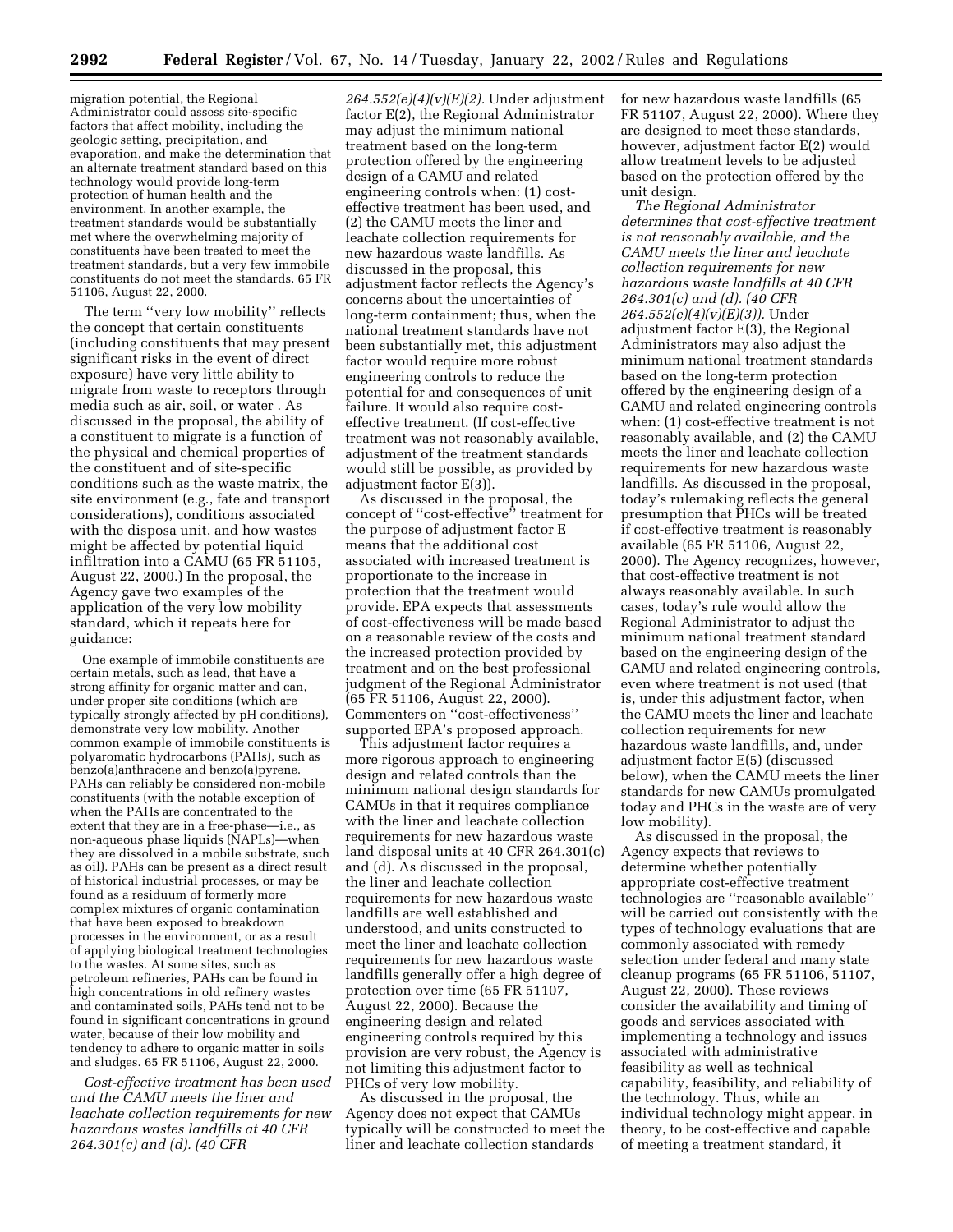migration potential, the Regional Administrator could assess site-specific factors that affect mobility, including the geologic setting, precipitation, and evaporation, and make the determination that an alternate treatment standard based on this technology would provide long-term protection of human health and the environment. In another example, the treatment standards would be substantially met where the overwhelming majority of constituents have been treated to meet the treatment standards, but a very few immobile constituents do not meet the standards. 65 FR 51106, August 22, 2000.

The term ''very low mobility'' reflects the concept that certain constituents (including constituents that may present significant risks in the event of direct exposure) have very little ability to migrate from waste to receptors through media such as air, soil, or water . As discussed in the proposal, the ability of a constituent to migrate is a function of the physical and chemical properties of the constituent and of site-specific conditions such as the waste matrix, the site environment (e.g., fate and transport considerations), conditions associated with the disposa unit, and how wastes might be affected by potential liquid infiltration into a CAMU (65 FR 51105, August 22, 2000.) In the proposal, the Agency gave two examples of the application of the very low mobility standard, which it repeats here for guidance:

> One example of immobile constituents are certain metals, such as lead, that have a strong affinity for organic matter and can, under proper site conditions (which are typically strongly affected by pH conditions), demonstrate very low mobility. Another common example of immobile constituents is polyaromatic hydrocarbons (PAHs), such as benzo(a)anthracene and benzo(a)pyrene. PAHs can reliably be considered non-mobile constituents (with the notable exception of when the PAHs are concentrated to the extent that they are in a free-phase—i.e., as non-aqueous phase liquids (NAPLs)—when they are dissolved in a mobile substrate, such as oil). PAHs can be present as a direct result of historical industrial processes, or may be found as a residuum of formerly more complex mixtures of organic contamination that have been exposed to breakdown processes in the environment, or as a result of applying biological treatment technologies to the wastes. At some sites, such as petroleum refineries, PAHs can be found in high concentrations in old refinery wastes and contaminated soils, PAHs tend not to be found in significant concentrations in ground water, because of their low mobility and tendency to adhere to organic matter in soils and sludges. 65 FR 51106, August 22, 2000.

*Cost-effective treatment has been used and the CAMU meets the liner and leachate collection requirements for new hazardous wastes landfills at 40 CFR 264.301(c) and (d). (40 CFR 264.552(e)(4)(v)(E)(2).* Under adjustment factor E(2), the Regional Administrator may adjust the minimum national treatment based on the long-term protection offered by the engineering design of a CAMU and related engineering controls when: (1) cost-effective treatment has been used, and (2) the CAMU meets the liner and leachate collection requirements for new hazardous waste landfills. As discussed in the proposal, this adjustment factor reflects the Agency's concerns about the uncertainties of long-term containment; thus, when the national treatment standards have not been substantially met, this adjustment factor would require more robust engineering controls to reduce the potential for and consequences of unit failure. It would also require cost-effective treatment. (If cost-effective treatment was not reasonably available, adjustment of the treatment standards would still be possible, as provided by adjustment factor E(3)).

As discussed in the proposal, the concept of ''cost-effective'' treatment for the purpose of adjustment factor E means that the additional cost associated with increased treatment is proportionate to the increase in protection that the treatment would provide. EPA expects that assessments of cost-effectiveness will be made based on a reasonable review of the costs and the increased protection provided by treatment and on the best professional judgment of the Regional Administrator (65 FR 51106, August 22, 2000). Commenters on ''cost-effectiveness'' supported EPA's proposed approach.

This adjustment factor requires a more rigorous approach to engineering design and related controls than the minimum national design standards for CAMUs in that it requires compliance with the liner and leachate collection requirements for new hazardous waste land disposal units at 40 CFR 264.301(c) and (d). As discussed in the proposal, the liner and leachate collection requirements for new hazardous waste landfills are well established and understood, and units constructed to meet the liner and leachate collection requirements for new hazardous waste landfills generally offer a high degree of protection over time (65 FR 51107, August 22, 2000). Because the engineering design and related engineering controls required by this provision are very robust, the Agency is not limiting this adjustment factor to PHCs of very low mobility.

As discussed in the proposal, the Agency does not expect that CAMUs typically will be constructed to meet the liner and leachate collection standards for new hazardous waste landfills (65 FR 51107, August 22, 2000). Where they are designed to meet these standards, however, adjustment factor E(2) would allow treatment levels to be adjusted based on the protection offered by the unit design.

*The Regional Administrator determines that cost-effective treatment is not reasonably available, and the CAMU meets the liner and leachate collection requirements for new hazardous waste landfills at 40 CFR 264.301(c) and (d). (40 CFR 264.552(e)(4)(v)(E)(3)).* Under adjustment factor E(3), the Regional Administrators may also adjust the minimum national treatment standards based on the long-term protection offered by the engineering design of a CAMU and related engineering controls when: (1) cost-effective treatment is not reasonably available, and (2) the CAMU meets the liner and leachate collection requirements for new hazardous waste landfills. As discussed in the proposal, today's rulemaking reflects the general presumption that PHCs will be treated if cost-effective treatment is reasonably available (65 FR 51106, August 22, 2000). The Agency recognizes, however, that cost-effective treatment is not always reasonably available. In such cases, today's rule would allow the Regional Administrator to adjust the minimum national treatment standard based on the engineering design of the CAMU and related engineering controls, even where treatment is not used (that is, under this adjustment factor, when the CAMU meets the liner and leachate collection requirements for new hazardous waste landfills, and, under adjustment factor E(5) (discussed below), when the CAMU meets the liner standards for new CAMUs promulgated today and PHCs in the waste are of very low mobility).

As discussed in the proposal, the Agency expects that reviews to determine whether potentially appropriate cost-effective treatment technologies are ''reasonable available'' will be carried out consistently with the types of technology evaluations that are commonly associated with remedy selection under federal and many state cleanup programs (65 FR 51106, 51107, August 22, 2000). These reviews consider the availability and timing of goods and services associated with implementing a technology and issues associated with administrative feasibility as well as technical capability, feasibility, and reliability of the technology. Thus, while an individual technology might appear, in theory, to be cost-effective and capable of meeting a treatment standard, it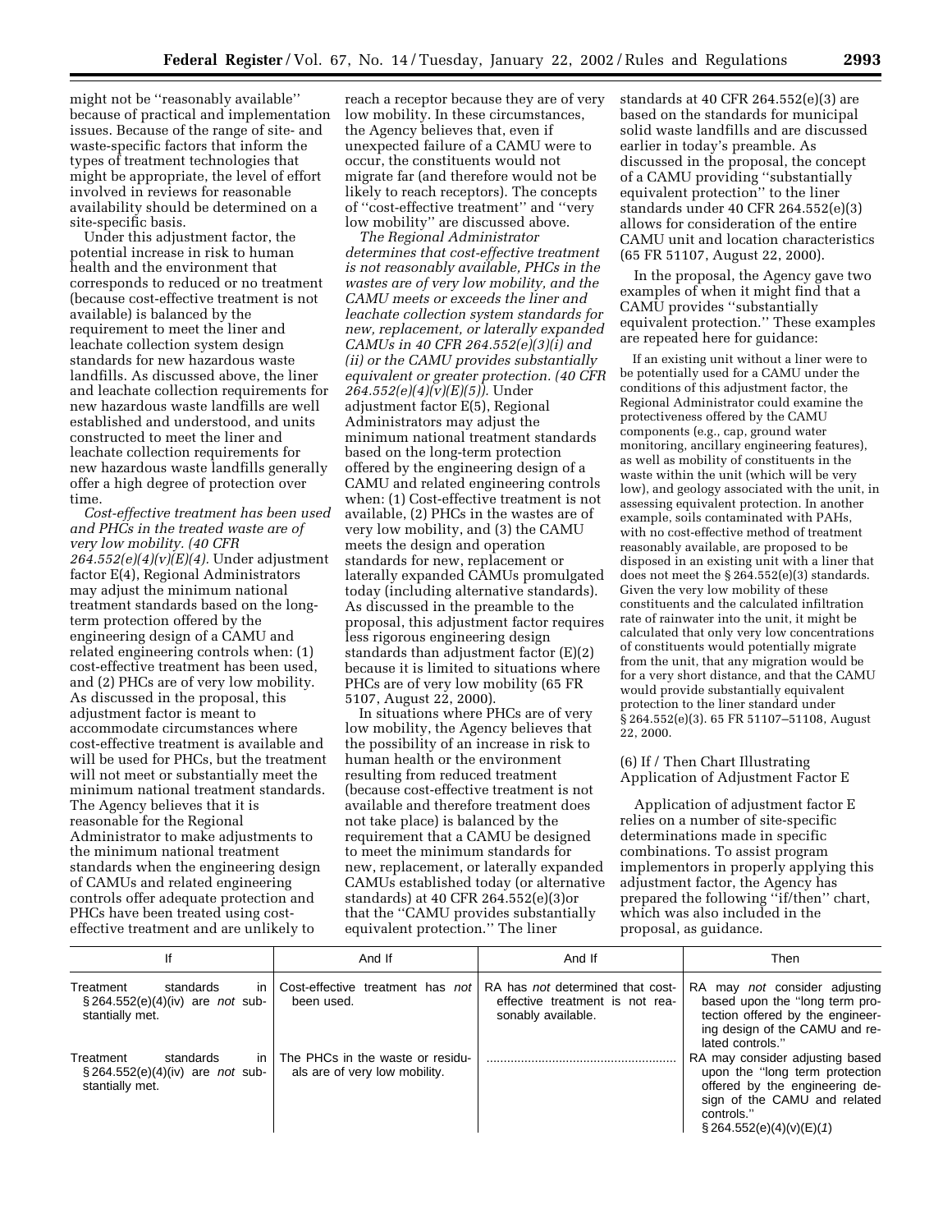might not be "reasonably available" because of practical and implementation issues. Because of the range of site- and waste-specific factors that inform the types of treatment technologies that might be appropriate, the level of effort involved in reviews for reasonable availability should be determined on a site-specific basis.

Under this adjustment factor, the potential increase in risk to human health and the environment that corresponds to reduced or no treatment (because cost-effective treatment is not available) is balanced by the requirement to meet the liner and leachate collection system design standards for new hazardous waste landfills. As discussed above, the liner and leachate collection requirements for new hazardous waste landfills are well established and understood, and units constructed to meet the liner and leachate collection requirements for new hazardous waste landfills generally offer a high degree of protection over time.

*Cost-effective treatment has been used and PHCs in the treated waste are of very low mobility. (40 CFR 264.552(e)(4)(v)(E)(4).* Under adjustment factor E(4), Regional Administrators may adjust the minimum national treatment standards based on the long-term protection offered by the engineering design of a CAMU and related engineering controls when: (1) cost-effective treatment has been used, and (2) PHCs are of very low mobility. As discussed in the proposal, this adjustment factor is meant to accommodate circumstances where cost-effective treatment is available and will be used for PHCs, but the treatment will not meet or substantially meet the minimum national treatment standards. The Agency believes that it is reasonable for the Regional Administrator to make adjustments to the minimum national treatment standards when the engineering design of CAMUs and related engineering controls offer adequate protection and PHCs have been treated using cost-effective treatment and are unlikely to reach a receptor because they are of very low mobility. In these circumstances, the Agency believes that, even if unexpected failure of a CAMU were to occur, the constituents would not migrate far (and therefore would not be likely to reach receptors). The concepts of "cost-effective treatment" and "very low mobility" are discussed above.

*The Regional Administrator determines that cost-effective treatment is not reasonably available, PHCs in the wastes are of very low mobility, and the CAMU meets or exceeds the liner and leachate collection system standards for new, replacement, or laterally expanded CAMUs in 40 CFR 264.552(e)(3)(i) and (ii) or the CAMU provides substantially equivalent or greater protection. (40 CFR 264.552(e)(4)(v)(E)(5)).* Under adjustment factor E(5), Regional Administrators may adjust the minimum national treatment standards based on the long-term protection offered by the engineering design of a CAMU and related engineering controls when: (1) Cost-effective treatment is not available, (2) PHCs in the wastes are of very low mobility, and (3) the CAMU meets the design and operation standards for new, replacement or laterally expanded CAMUs promulgated today (including alternative standards). As discussed in the preamble to the proposal, this adjustment factor requires less rigorous engineering design standards than adjustment factor (E)(2) because it is limited to situations where PHCs are of very low mobility (65 FR 5107, August 22, 2000).

In situations where PHCs are of very low mobility, the Agency believes that the possibility of an increase in risk to human health or the environment resulting from reduced treatment (because cost-effective treatment is not available and therefore treatment does not take place) is balanced by the requirement that a CAMU be designed to meet the minimum standards for new, replacement, or laterally expanded CAMUs established today (or alternative standards) at 40 CFR 264.552(e)(3)or that the "CAMU provides substantially equivalent protection." The liner standards at 40 CFR 264.552(e)(3) are based on the standards for municipal solid waste landfills and are discussed earlier in today's preamble. As discussed in the proposal, the concept of a CAMU providing "substantially equivalent protection" to the liner standards under 40 CFR 264.552(e)(3) allows for consideration of the entire CAMU unit and location characteristics (65 FR 51107, August 22, 2000).

In the proposal, the Agency gave two examples of when it might find that a CAMU provides "substantially equivalent protection." These examples are repeated here for guidance:

> If an existing unit without a liner were to be potentially used for a CAMU under the conditions of this adjustment factor, the Regional Administrator could examine the protectiveness offered by the CAMU components (e.g., cap, ground water monitoring, ancillary engineering features), as well as mobility of constituents in the waste within the unit (which will be very low), and geology associated with the unit, in assessing equivalent protection. In another example, soils contaminated with PAHs, with no cost-effective method of treatment reasonably available, are proposed to be disposed in an existing unit with a liner that does not meet the § 264.552(e)(3) standards. Given the very low mobility of these constituents and the calculated infiltration rate of rainwater into the unit, it might be calculated that only very low concentrations of constituents would potentially migrate from the unit, that any migration would be for a very short distance, and that the CAMU would provide substantially equivalent protection to the liner standard under § 264.552(e)(3). 65 FR 51107–51108, August 22, 2000.

(6) If / Then Chart Illustrating Application of Adjustment Factor E

Application of adjustment factor E relies on a number of site-specific determinations made in specific combinations. To assist program implementors in properly applying this adjustment factor, the Agency has prepared the following "if/then" chart, which was also included in the proposal, as guidance.

| If | And If | And If | Then |
|---|---|---|---|
| Treatment standards in § 264.552(e)(4)(iv) are *not* substantially met. | Cost-effective treatment has *not* been used. | RA has *not* determined that cost-effective treatment is not reasonably available. | RA may *not* consider adjusting based upon the "long term protection offered by the engineering design of the CAMU and related controls." |
| Treatment standards in § 264.552(e)(4)(iv) are *not* substantially met. | The PHCs in the waste or residuals are of very low mobility. | ........................................................ | RA may consider adjusting based upon the "long term protection offered by the engineering design of the CAMU and related controls." § 264.552(e)(4)(v)(E)(*1*) |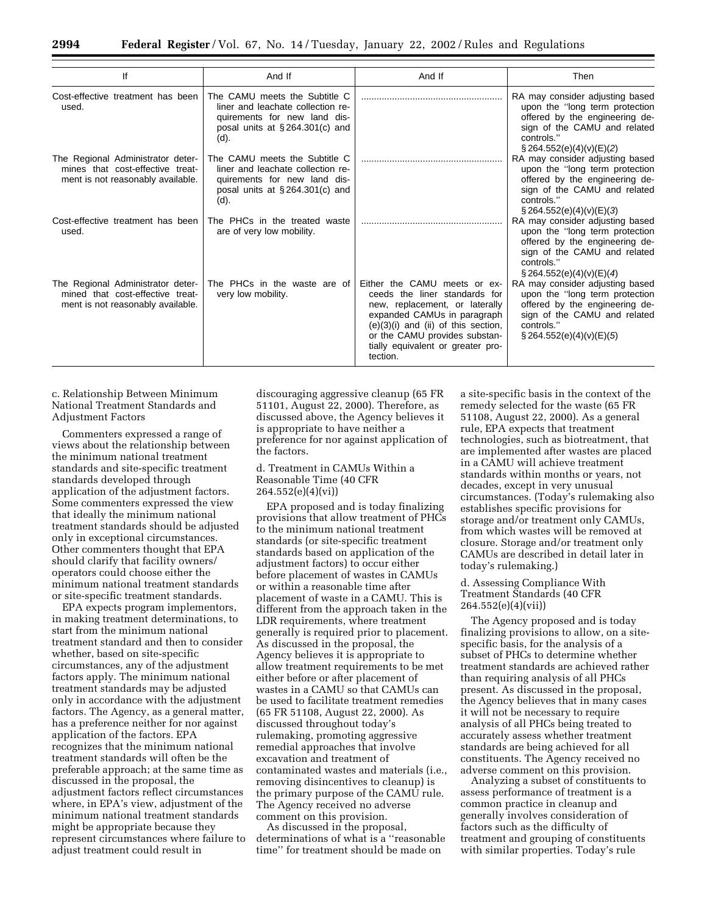| If | And If | And If | Then |
|---|---|---|---|
| Cost-effective treatment has been used. | The CAMU meets the Subtitle C liner and leachate collection requirements for new land disposal units at §264.301(c) and (d). | ........................................................ | RA may consider adjusting based upon the "long term protection offered by the engineering design of the CAMU and related controls." §264.552(e)(4)(v)(E)(*2*) |
| The Regional Administrator determines that cost-effective treatment is not reasonably available. | The CAMU meets the Subtitle C liner and leachate collection requirements for new land disposal units at §264.301(c) and (d). | ........................................................ | RA may consider adjusting based upon the "long term protection offered by the engineering design of the CAMU and related controls." §264.552(e)(4)(v)(E)(*3*) |
| Cost-effective treatment has been used. | The PHCs in the treated waste are of very low mobility. | ........................................................ | RA may consider adjusting based upon the "long term protection offered by the engineering design of the CAMU and related controls." §264.552(e)(4)(v)(E)(*4*) |
| The Regional Administrator determined that cost-effective treatment is not reasonably available. | The PHCs in the waste are of very low mobility. | Either the CAMU meets or exceeds the liner standards for new, replacement, or laterally expanded CAMUs in paragraph (e)(3)(i) and (ii) of this section, or the CAMU provides substantially equivalent or greater protection. | RA may consider adjusting based upon the "long term protection offered by the engineering design of the CAMU and related controls." §264.552(e)(4)(v)(E)(*5*) |

c. Relationship Between Minimum National Treatment Standards and Adjustment Factors

Commenters expressed a range of views about the relationship between the minimum national treatment standards and site-specific treatment standards developed through application of the adjustment factors. Some commenters expressed the view that ideally the minimum national treatment standards should be adjusted only in exceptional circumstances. Other commenters thought that EPA should clarify that facility owners/operators could choose either the minimum national treatment standards or site-specific treatment standards.

EPA expects program implementors, in making treatment determinations, to start from the minimum national treatment standard and then to consider whether, based on site-specific circumstances, any of the adjustment factors apply. The minimum national treatment standards may be adjusted only in accordance with the adjustment factors. The Agency, as a general matter, has a preference neither for nor against application of the factors. EPA recognizes that the minimum national treatment standards will often be the preferable approach; at the same time as discussed in the proposal, the adjustment factors reflect circumstances where, in EPA's view, adjustment of the minimum national treatment standards might be appropriate because they represent circumstances where failure to adjust treatment could result in discouraging aggressive cleanup (65 FR 51101, August 22, 2000). Therefore, as discussed above, the Agency believes it is appropriate to have neither a preference for nor against application of the factors.

d. Treatment in CAMUs Within a Reasonable Time (40 CFR 264.552(e)(4)(vi))

EPA proposed and is today finalizing provisions that allow treatment of PHCs to the minimum national treatment standards (or site-specific treatment standards based on application of the adjustment factors) to occur either before placement of wastes in CAMUs or within a reasonable time after placement of waste in a CAMU. This is different from the approach taken in the LDR requirements, where treatment generally is required prior to placement. As discussed in the proposal, the Agency believes it is appropriate to allow treatment requirements to be met either before or after placement of wastes in a CAMU so that CAMUs can be used to facilitate treatment remedies (65 FR 51108, August 22, 2000). As discussed throughout today's rulemaking, promoting aggressive remedial approaches that involve excavation and treatment of contaminated wastes and materials (i.e., removing disincentives to cleanup) is the primary purpose of the CAMU rule. The Agency received no adverse comment on this provision.

As discussed in the proposal, determinations of what is a "reasonable time" for treatment should be made on a site-specific basis in the context of the remedy selected for the waste (65 FR 51108, August 22, 2000). As a general rule, EPA expects that treatment technologies, such as biotreatment, that are implemented after wastes are placed in a CAMU will achieve treatment standards within months or years, not decades, except in very unusual circumstances. (Today's rulemaking also establishes specific provisions for storage and/or treatment only CAMUs, from which wastes will be removed at closure. Storage and/or treatment only CAMUs are described in detail later in today's rulemaking.)

d. Assessing Compliance With Treatment Standards (40 CFR 264.552(e)(4)(vii))

The Agency proposed and is today finalizing provisions to allow, on a site-specific basis, for the analysis of a subset of PHCs to determine whether treatment standards are achieved rather than requiring analysis of all PHCs present. As discussed in the proposal, the Agency believes that in many cases it will not be necessary to require analysis of all PHCs being treated to accurately assess whether treatment standards are being achieved for all constituents. The Agency received no adverse comment on this provision.

Analyzing a subset of constituents to assess performance of treatment is a common practice in cleanup and generally involves consideration of factors such as the difficulty of treatment and grouping of constituents with similar properties. Today's rule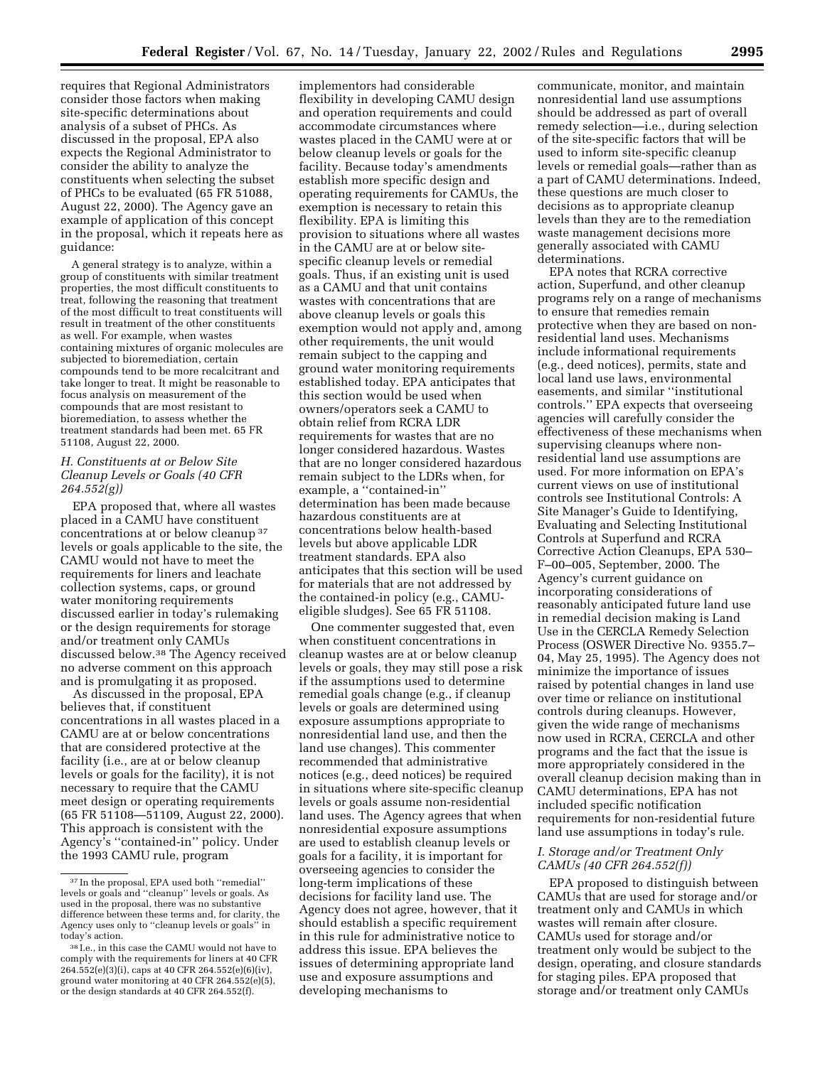requires that Regional Administrators consider those factors when making site-specific determinations about analysis of a subset of PHCs. As discussed in the proposal, EPA also expects the Regional Administrator to consider the ability to analyze the constituents when selecting the subset of PHCs to be evaluated (65 FR 51088, August 22, 2000). The Agency gave an example of application of this concept in the proposal, which it repeats here as guidance:

> A general strategy is to analyze, within a group of constituents with similar treatment properties, the most difficult constituents to treat, following the reasoning that treatment of the most difficult to treat constituents will result in treatment of the other constituents as well. For example, when wastes containing mixtures of organic molecules are subjected to bioremediation, certain compounds tend to be more recalcitrant and take longer to treat. It might be reasonable to focus analysis on measurement of the compounds that are most resistant to bioremediation, to assess whether the treatment standards had been met. 65 FR 51108, August 22, 2000.

### *H. Constituents at or Below Site Cleanup Levels or Goals (40 CFR 264.552(g))*

EPA proposed that, where all wastes placed in a CAMU have constituent concentrations at or below cleanup[37] levels or goals applicable to the site, the CAMU would not have to meet the requirements for liners and leachate collection systems, caps, or ground water monitoring requirements discussed earlier in today's rulemaking or the design requirements for storage and/or treatment only CAMUs discussed below.[38] The Agency received no adverse comment on this approach and is promulgating it as proposed.

As discussed in the proposal, EPA believes that, if constituent concentrations in all wastes placed in a CAMU are at or below concentrations that are considered protective at the facility (i.e., are at or below cleanup levels or goals for the facility), it is not necessary to require that the CAMU meet design or operating requirements (65 FR 51108—51109, August 22, 2000). This approach is consistent with the Agency's ''contained-in'' policy. Under the 1993 CAMU rule, program implementors had considerable flexibility in developing CAMU design and operation requirements and could accommodate circumstances where wastes placed in the CAMU were at or below cleanup levels or goals for the facility. Because today's amendments establish more specific design and operating requirements for CAMUs, the exemption is necessary to retain this flexibility. EPA is limiting this provision to situations where all wastes in the CAMU are at or below site-specific cleanup levels or remedial goals. Thus, if an existing unit is used as a CAMU and that unit contains wastes with concentrations that are above cleanup levels or goals this exemption would not apply and, among other requirements, the unit would remain subject to the capping and ground water monitoring requirements established today. EPA anticipates that this section would be used when owners/operators seek a CAMU to obtain relief from RCRA LDR requirements for wastes that are no longer considered hazardous. Wastes that are no longer considered hazardous remain subject to the LDRs when, for example, a ''contained-in'' determination has been made because hazardous constituents are at concentrations below health-based levels but above applicable LDR treatment standards. EPA also anticipates that this section will be used for materials that are not addressed by the contained-in policy (e.g., CAMU-eligible sludges). See 65 FR 51108.

One commenter suggested that, even when constituent concentrations in cleanup wastes are at or below cleanup levels or goals, they may still pose a risk if the assumptions used to determine remedial goals change (e.g., if cleanup levels or goals are determined using exposure assumptions appropriate to nonresidential land use, and then the land use changes). This commenter recommended that administrative notices (e.g., deed notices) be required in situations where site-specific cleanup levels or goals assume non-residential land uses. The Agency agrees that when nonresidential exposure assumptions are used to establish cleanup levels or goals for a facility, it is important for overseeing agencies to consider the long-term implications of these decisions for facility land use. The Agency does not agree, however, that it should establish a specific requirement in this rule for administrative notice to address this issue. EPA believes the issues of determining appropriate land use and exposure assumptions and developing mechanisms to communicate, monitor, and maintain nonresidential land use assumptions should be addressed as part of overall remedy selection—i.e., during selection of the site-specific factors that will be used to inform site-specific cleanup levels or remedial goals—rather than as a part of CAMU determinations. Indeed, these questions are much closer to decisions as to appropriate cleanup levels than they are to the remediation waste management decisions more generally associated with CAMU determinations.

EPA notes that RCRA corrective action, Superfund, and other cleanup programs rely on a range of mechanisms to ensure that remedies remain protective when they are based on non-residential land uses. Mechanisms include informational requirements (e.g., deed notices), permits, state and local land use laws, environmental easements, and similar ''institutional controls.'' EPA expects that overseeing agencies will carefully consider the effectiveness of these mechanisms when supervising cleanups where non-residential land use assumptions are used. For more information on EPA's current views on use of institutional controls see Institutional Controls: A Site Manager's Guide to Identifying, Evaluating and Selecting Institutional Controls at Superfund and RCRA Corrective Action Cleanups, EPA 530–F–00–005, September, 2000. The Agency's current guidance on incorporating considerations of reasonably anticipated future land use in remedial decision making is Land Use in the CERCLA Remedy Selection Process (OSWER Directive No. 9355.7–04, May 25, 1995). The Agency does not minimize the importance of issues raised by potential changes in land use over time or reliance on institutional controls during cleanups. However, given the wide range of mechanisms now used in RCRA, CERCLA and other programs and the fact that the issue is more appropriately considered in the overall cleanup decision making than in CAMU determinations, EPA has not included specific notification requirements for non-residential future land use assumptions in today's rule.

### *I. Storage and/or Treatment Only CAMUs (40 CFR 264.552(f))*

EPA proposed to distinguish between CAMUs that are used for storage and/or treatment only and CAMUs in which wastes will remain after closure. CAMUs used for storage and/or treatment only would be subject to the design, operating, and closure standards for staging piles. EPA proposed that storage and/or treatment only CAMUs

---

[37] In the proposal, EPA used both ''remedial'' levels or goals and ''cleanup'' levels or goals. As used in the proposal, there was no substantive difference between these terms and, for clarity, the Agency uses only to ''cleanup levels or goals'' in today's action.

[38] I.e., in this case the CAMU would not have to comply with the requirements for liners at 40 CFR 264.552(e)(3)(i), caps at 40 CFR 264.552(e)(6)(iv), ground water monitoring at 40 CFR 264.552(e)(5), or the design standards at 40 CFR 264.552(f).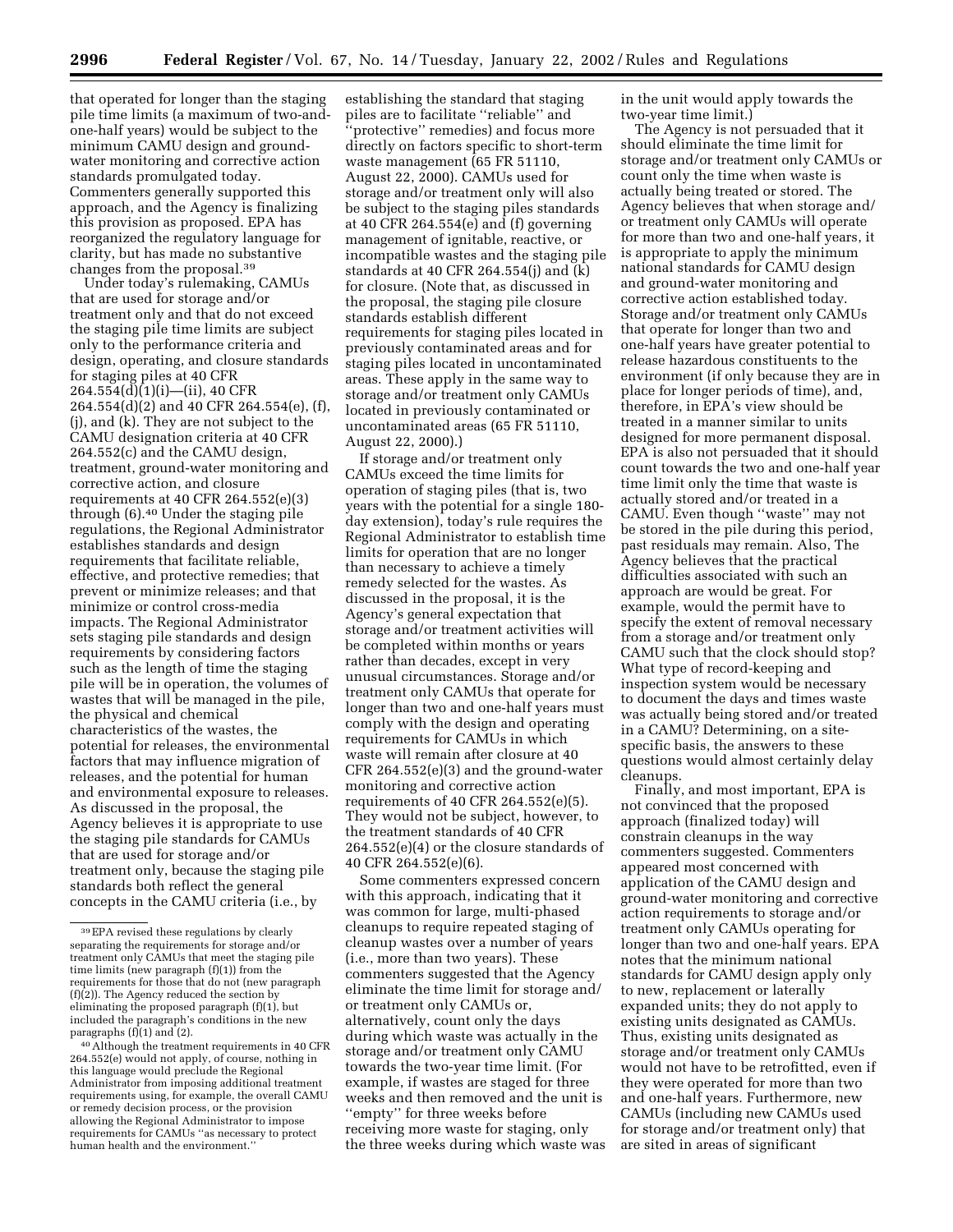that operated for longer than the staging pile time limits (a maximum of two-and-one-half years) would be subject to the minimum CAMU design and ground-water monitoring and corrective action standards promulgated today. Commenters generally supported this approach, and the Agency is finalizing this provision as proposed. EPA has reorganized the regulatory language for clarity, but has made no substantive changes from the proposal.[39]

Under today's rulemaking, CAMUs that are used for storage and/or treatment only and that do not exceed the staging pile time limits are subject only to the performance criteria and design, operating, and closure standards for staging piles at 40 CFR 264.554(d)(1)(i)—(ii), 40 CFR 264.554(d)(2) and 40 CFR 264.554(e), (f), (j), and (k). They are not subject to the CAMU designation criteria at 40 CFR 264.552(c) and the CAMU design, treatment, ground-water monitoring and corrective action, and closure requirements at 40 CFR 264.552(e)(3) through (6).[40] Under the staging pile regulations, the Regional Administrator establishes standards and design requirements that facilitate reliable, effective, and protective remedies; that prevent or minimize releases; and that minimize or control cross-media impacts. The Regional Administrator sets staging pile standards and design requirements by considering factors such as the length of time the staging pile will be in operation, the volumes of wastes that will be managed in the pile, the physical and chemical characteristics of the wastes, the potential for releases, the environmental factors that may influence migration of releases, and the potential for human and environmental exposure to releases. As discussed in the proposal, the Agency believes it is appropriate to use the staging pile standards for CAMUs that are used for storage and/or treatment only, because the staging pile standards both reflect the general concepts in the CAMU criteria (i.e., by establishing the standard that staging piles are to facilitate ''reliable'' and ''protective'' remedies) and focus more directly on factors specific to short-term waste management (65 FR 51110, August 22, 2000). CAMUs used for storage and/or treatment only will also be subject to the staging piles standards at 40 CFR 264.554(e) and (f) governing management of ignitable, reactive, or incompatible wastes and the staging pile standards at 40 CFR 264.554(j) and (k) for closure. (Note that, as discussed in the proposal, the staging pile closure standards establish different requirements for staging piles located in previously contaminated areas and for staging piles located in uncontaminated areas. These apply in the same way to storage and/or treatment only CAMUs located in previously contaminated or uncontaminated areas (65 FR 51110, August 22, 2000).)

If storage and/or treatment only CAMUs exceed the time limits for operation of staging piles (that is, two years with the potential for a single 180-day extension), today's rule requires the Regional Administrator to establish time limits for operation that are no longer than necessary to achieve a timely remedy selected for the wastes. As discussed in the proposal, it is the Agency's general expectation that storage and/or treatment activities will be completed within months or years rather than decades, except in very unusual circumstances. Storage and/or treatment only CAMUs that operate for longer than two and one-half years must comply with the design and operating requirements for CAMUs in which waste will remain after closure at 40 CFR 264.552(e)(3) and the ground-water monitoring and corrective action requirements of 40 CFR 264.552(e)(5). They would not be subject, however, to the treatment standards of 40 CFR 264.552(e)(4) or the closure standards of 40 CFR 264.552(e)(6).

Some commenters expressed concern with this approach, indicating that it was common for large, multi-phased cleanups to require repeated staging of cleanup wastes over a number of years (i.e., more than two years). These commenters suggested that the Agency eliminate the time limit for storage and/or treatment only CAMUs or, alternatively, count only the days during which waste was actually in the storage and/or treatment only CAMU towards the two-year time limit. (For example, if wastes are staged for three weeks and then removed and the unit is ''empty'' for three weeks before receiving more waste for staging, only the three weeks during which waste was in the unit would apply towards the two-year time limit.)

The Agency is not persuaded that it should eliminate the time limit for storage and/or treatment only CAMUs or count only the time when waste is actually being treated or stored. The Agency believes that when storage and/or treatment only CAMUs will operate for more than two and one-half years, it is appropriate to apply the minimum national standards for CAMU design and ground-water monitoring and corrective action established today. Storage and/or treatment only CAMUs that operate for longer than two and one-half years have greater potential to release hazardous constituents to the environment (if only because they are in place for longer periods of time), and, therefore, in EPA's view should be treated in a manner similar to units designed for more permanent disposal. EPA is also not persuaded that it should count towards the two and one-half year time limit only the time that waste is actually stored and/or treated in a CAMU. Even though ''waste'' may not be stored in the pile during this period, past residuals may remain. Also, The Agency believes that the practical difficulties associated with such an approach are would be great. For example, would the permit have to specify the extent of removal necessary from a storage and/or treatment only CAMU such that the clock should stop? What type of record-keeping and inspection system would be necessary to document the days and times waste was actually being stored and/or treated in a CAMU? Determining, on a site-specific basis, the answers to these questions would almost certainly delay cleanups.

Finally, and most important, EPA is not convinced that the proposed approach (finalized today) will constrain cleanups in the way commenters suggested. Commenters appeared most concerned with application of the CAMU design and ground-water monitoring and corrective action requirements to storage and/or treatment only CAMUs operating for longer than two and one-half years. EPA notes that the minimum national standards for CAMU design apply only to new, replacement or laterally expanded units; they do not apply to existing units designated as CAMUs. Thus, existing units designated as storage and/or treatment only CAMUs would not have to be retrofitted, even if they were operated for more than two and one-half years. Furthermore, new CAMUs (including new CAMUs used for storage and/or treatment only) that are sited in areas of significant

[39] EPA revised these regulations by clearly separating the requirements for storage and/or treatment only CAMUs that meet the staging pile time limits (new paragraph (f)(1)) from the requirements for those that do not (new paragraph (f)(2)). The Agency reduced the section by eliminating the proposed paragraph (f)(1), but included the paragraph's conditions in the new paragraphs (f)(1) and (2).

[40] Although the treatment requirements in 40 CFR 264.552(e) would not apply, of course, nothing in this language would preclude the Regional Administrator from imposing additional treatment requirements using, for example, the overall CAMU or remedy decision process, or the provision allowing the Regional Administrator to impose requirements for CAMUs ''as necessary to protect human health and the environment.''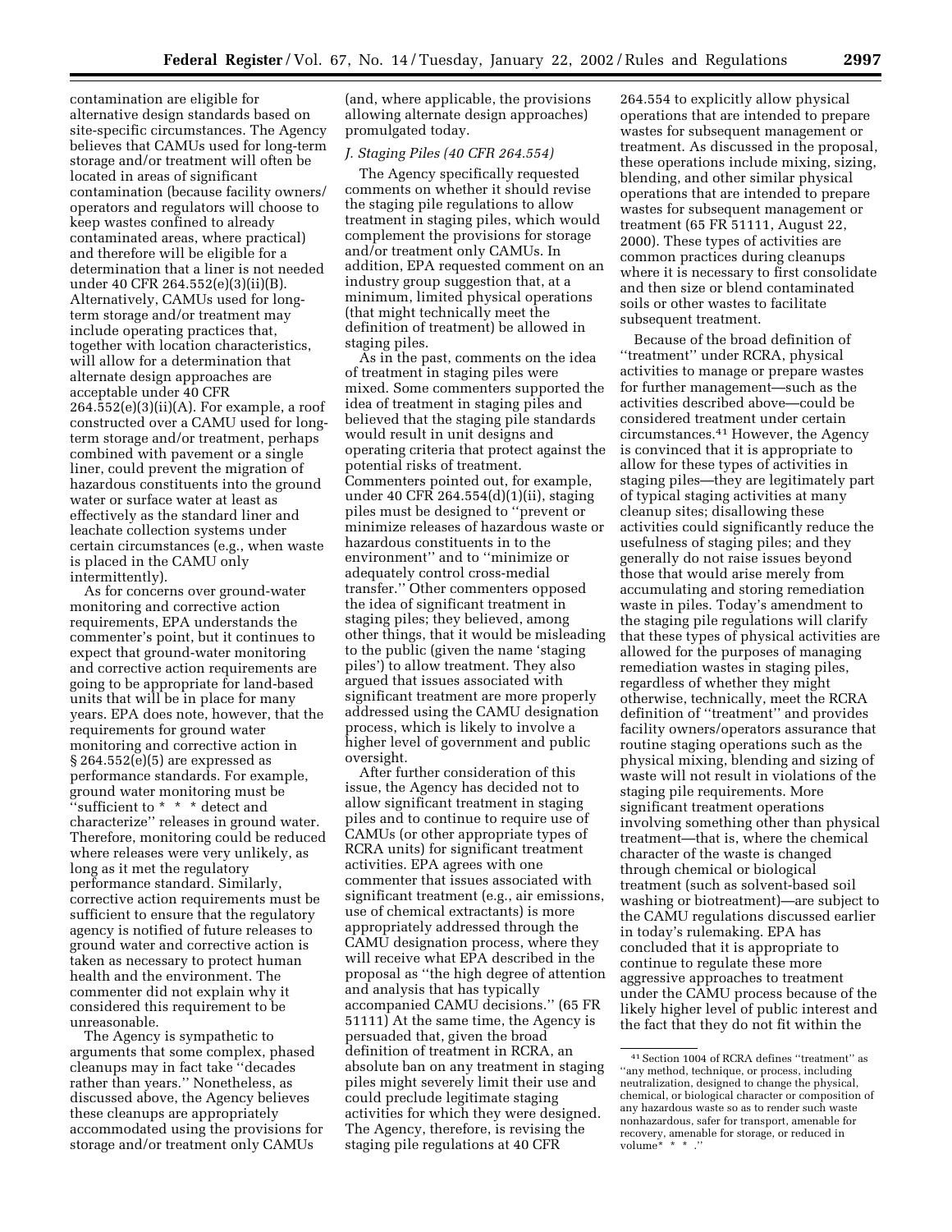contamination are eligible for alternative design standards based on site-specific circumstances. The Agency believes that CAMUs used for long-term storage and/or treatment will often be located in areas of significant contamination (because facility owners/operators and regulators will choose to keep wastes confined to already contaminated areas, where practical) and therefore will be eligible for a determination that a liner is not needed under 40 CFR 264.552(e)(3)(ii)(B). Alternatively, CAMUs used for long-term storage and/or treatment may include operating practices that, together with location characteristics, will allow for a determination that alternate design approaches are acceptable under 40 CFR 264.552(e)(3)(ii)(A). For example, a roof constructed over a CAMU used for long-term storage and/or treatment, perhaps combined with pavement or a single liner, could prevent the migration of hazardous constituents into the ground water or surface water at least as effectively as the standard liner and leachate collection systems under certain circumstances (e.g., when waste is placed in the CAMU only intermittently).

As for concerns over ground-water monitoring and corrective action requirements, EPA understands the commenter's point, but it continues to expect that ground-water monitoring and corrective action requirements are going to be appropriate for land-based units that will be in place for many years. EPA does note, however, that the requirements for ground water monitoring and corrective action in § 264.552(e)(5) are expressed as performance standards. For example, ground water monitoring must be "sufficient to * * * detect and characterize" releases in ground water. Therefore, monitoring could be reduced where releases were very unlikely, as long as it met the regulatory performance standard. Similarly, corrective action requirements must be sufficient to ensure that the regulatory agency is notified of future releases to ground water and corrective action is taken as necessary to protect human health and the environment. The commenter did not explain why it considered this requirement to be unreasonable.

The Agency is sympathetic to arguments that some complex, phased cleanups may in fact take "decades rather than years." Nonetheless, as discussed above, the Agency believes these cleanups are appropriately accommodated using the provisions for storage and/or treatment only CAMUs (and, where applicable, the provisions allowing alternate design approaches) promulgated today.

### *J. Staging Piles (40 CFR 264.554)*

The Agency specifically requested comments on whether it should revise the staging pile regulations to allow treatment in staging piles, which would complement the provisions for storage and/or treatment only CAMUs. In addition, EPA requested comment on an industry group suggestion that, at a minimum, limited physical operations (that might technically meet the definition of treatment) be allowed in staging piles.

As in the past, comments on the idea of treatment in staging piles were mixed. Some commenters supported the idea of treatment in staging piles and believed that the staging pile standards would result in unit designs and operating criteria that protect against the potential risks of treatment. Commenters pointed out, for example, under 40 CFR 264.554(d)(1)(ii), staging piles must be designed to "prevent or minimize releases of hazardous waste or hazardous constituents in to the environment" and to "minimize or adequately control cross-medial transfer." Other commenters opposed the idea of significant treatment in staging piles; they believed, among other things, that it would be misleading to the public (given the name 'staging piles') to allow treatment. They also argued that issues associated with significant treatment are more properly addressed using the CAMU designation process, which is likely to involve a higher level of government and public oversight.

After further consideration of this issue, the Agency has decided not to allow significant treatment in staging piles and to continue to require use of CAMUs (or other appropriate types of RCRA units) for significant treatment activities. EPA agrees with one commenter that issues associated with significant treatment (e.g., air emissions, use of chemical extractants) is more appropriately addressed through the CAMU designation process, where they will receive what EPA described in the proposal as "the high degree of attention and analysis that has typically accompanied CAMU decisions." (65 FR 51111) At the same time, the Agency is persuaded that, given the broad definition of treatment in RCRA, an absolute ban on any treatment in staging piles might severely limit their use and could preclude legitimate staging activities for which they were designed. The Agency, therefore, is revising the staging pile regulations at 40 CFR 264.554 to explicitly allow physical operations that are intended to prepare wastes for subsequent management or treatment. As discussed in the proposal, these operations include mixing, sizing, blending, and other similar physical operations that are intended to prepare wastes for subsequent management or treatment (65 FR 51111, August 22, 2000). These types of activities are common practices during cleanups where it is necessary to first consolidate and then size or blend contaminated soils or other wastes to facilitate subsequent treatment.

Because of the broad definition of "treatment" under RCRA, physical activities to manage or prepare wastes for further management—such as the activities described above—could be considered treatment under certain circumstances.[41] However, the Agency is convinced that it is appropriate to allow for these types of activities in staging piles—they are legitimately part of typical staging activities at many cleanup sites; disallowing these activities could significantly reduce the usefulness of staging piles; and they generally do not raise issues beyond those that would arise merely from accumulating and storing remediation waste in piles. Today's amendment to the staging pile regulations will clarify that these types of physical activities are allowed for the purposes of managing remediation wastes in staging piles, regardless of whether they might otherwise, technically, meet the RCRA definition of "treatment" and provides facility owners/operators assurance that routine staging operations such as the physical mixing, blending and sizing of waste will not result in violations of the staging pile requirements. More significant treatment operations involving something other than physical treatment—that is, where the chemical character of the waste is changed through chemical or biological treatment (such as solvent-based soil washing or biotreatment)—are subject to the CAMU regulations discussed earlier in today's rulemaking. EPA has concluded that it is appropriate to continue to regulate these more aggressive approaches to treatment under the CAMU process because of the likely higher level of public interest and the fact that they do not fit within the

---

[41] Section 1004 of RCRA defines "treatment" as "any method, technique, or process, including neutralization, designed to change the physical, chemical, or biological character or composition of any hazardous waste so as to render such waste nonhazardous, safer for transport, amenable for recovery, amenable for storage, or reduced in volume* * * ."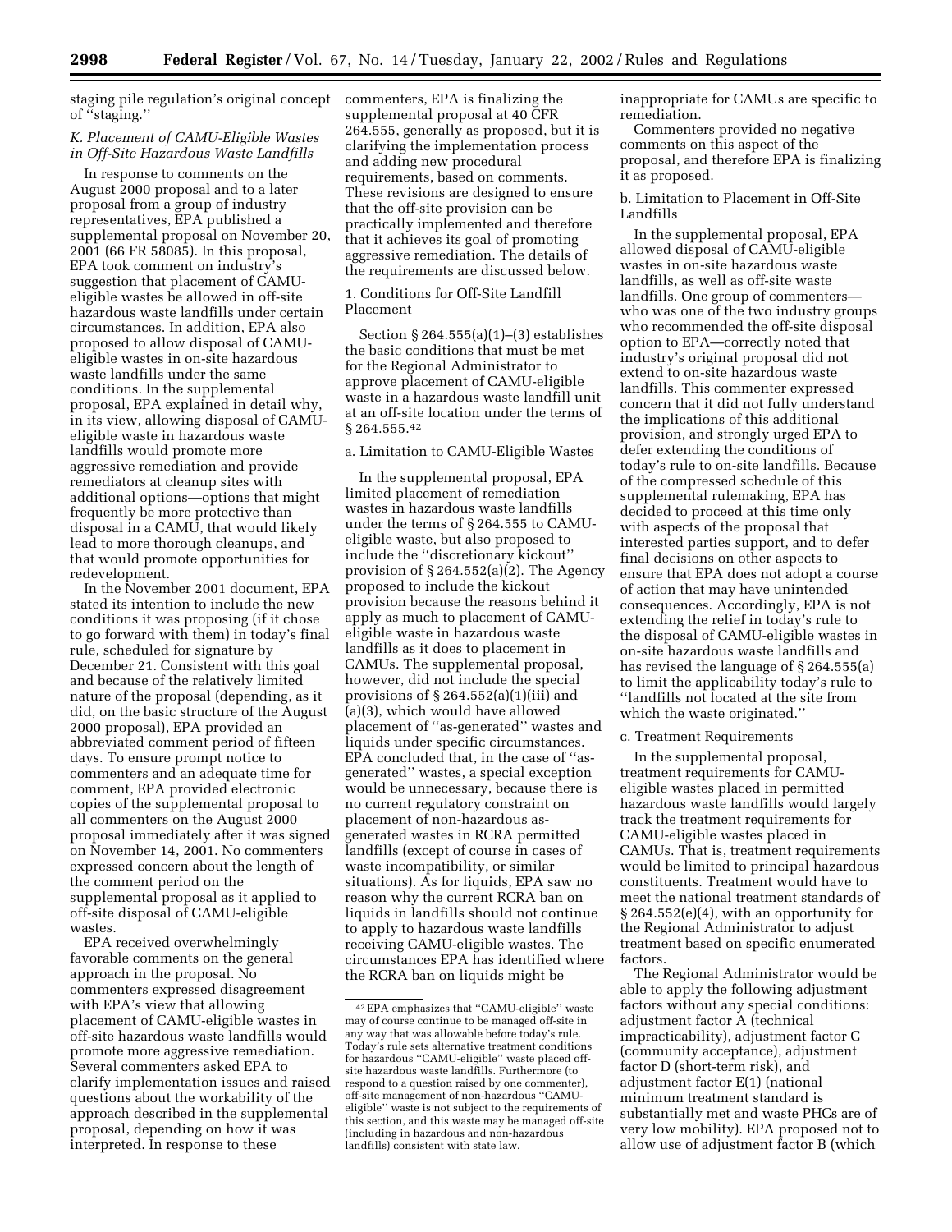staging pile regulation's original concept of "staging."

### K. Placement of CAMU-Eligible Wastes in Off-Site Hazardous Waste Landfills

In response to comments on the August 2000 proposal and to a later proposal from a group of industry representatives, EPA published a supplemental proposal on November 20, 2001 (66 FR 58085). In this proposal, EPA took comment on industry's suggestion that placement of CAMU-eligible wastes be allowed in off-site hazardous waste landfills under certain circumstances. In addition, EPA also proposed to allow disposal of CAMU-eligible wastes in on-site hazardous waste landfills under the same conditions. In the supplemental proposal, EPA explained in detail why, in its view, allowing disposal of CAMU-eligible waste in hazardous waste landfills would promote more aggressive remediation and provide remediators at cleanup sites with additional options—options that might frequently be more protective than disposal in a CAMU, that would likely lead to more thorough cleanups, and that would promote opportunities for redevelopment.

In the November 2001 document, EPA stated its intention to include the new conditions it was proposing (if it chose to go forward with them) in today's final rule, scheduled for signature by December 21. Consistent with this goal and because of the relatively limited nature of the proposal (depending, as it did, on the basic structure of the August 2000 proposal), EPA provided an abbreviated comment period of fifteen days. To ensure prompt notice to commenters and an adequate time for comment, EPA provided electronic copies of the supplemental proposal to all commenters on the August 2000 proposal immediately after it was signed on November 14, 2001. No commenters expressed concern about the length of the comment period on the supplemental proposal as it applied to off-site disposal of CAMU-eligible wastes.

EPA received overwhelmingly favorable comments on the general approach in the proposal. No commenters expressed disagreement with EPA's view that allowing placement of CAMU-eligible wastes in off-site hazardous waste landfills would promote more aggressive remediation. Several commenters asked EPA to clarify implementation issues and raised questions about the workability of the approach described in the supplemental proposal, depending on how it was interpreted. In response to these commenters, EPA is finalizing the supplemental proposal at 40 CFR 264.555, generally as proposed, but it is clarifying the implementation process and adding new procedural requirements, based on comments. These revisions are designed to ensure that the off-site provision can be practically implemented and therefore that it achieves its goal of promoting aggressive remediation. The details of the requirements are discussed below.

#### 1. Conditions for Off-Site Landfill Placement

Section § 264.555(a)(1)–(3) establishes the basic conditions that must be met for the Regional Administrator to approve placement of CAMU-eligible waste in a hazardous waste landfill unit at an off-site location under the terms of § 264.555.[42]

##### a. Limitation to CAMU-Eligible Wastes

In the supplemental proposal, EPA limited placement of remediation wastes in hazardous waste landfills under the terms of § 264.555 to CAMU-eligible waste, but also proposed to include the "discretionary kickout" provision of § 264.552(a)(2). The Agency proposed to include the kickout provision because the reasons behind it apply as much to placement of CAMU-eligible waste in hazardous waste landfills as it does to placement in CAMUs. The supplemental proposal, however, did not include the special provisions of § 264.552(a)(1)(iii) and (a)(3), which would have allowed placement of "as-generated" wastes and liquids under specific circumstances. EPA concluded that, in the case of "as-generated" wastes, a special exception would be unnecessary, because there is no current regulatory constraint on placement of non-hazardous as-generated wastes in RCRA permitted landfills (except of course in cases of waste incompatibility, or similar situations). As for liquids, EPA saw no reason why the current RCRA ban on liquids in landfills should not continue to apply to hazardous waste landfills receiving CAMU-eligible wastes. The circumstances EPA has identified where the RCRA ban on liquids might be inappropriate for CAMUs are specific to remediation.

Commenters provided no negative comments on this aspect of the proposal, and therefore EPA is finalizing it as proposed.

##### b. Limitation to Placement in Off-Site Landfills

In the supplemental proposal, EPA allowed disposal of CAMU-eligible wastes in on-site hazardous waste landfills, as well as off-site waste landfills. One group of commenters—who was one of the two industry groups who recommended the off-site disposal option to EPA—correctly noted that industry's original proposal did not extend to on-site hazardous waste landfills. This commenter expressed concern that it did not fully understand the implications of this additional provision, and strongly urged EPA to defer extending the conditions of today's rule to on-site landfills. Because of the compressed schedule of this supplemental rulemaking, EPA has decided to proceed at this time only with aspects of the proposal that interested parties support, and to defer final decisions on other aspects to ensure that EPA does not adopt a course of action that may have unintended consequences. Accordingly, EPA is not extending the relief in today's rule to the disposal of CAMU-eligible wastes in on-site hazardous waste landfills and has revised the language of § 264.555(a) to limit the applicability today's rule to "landfills not located at the site from which the waste originated."

##### c. Treatment Requirements

In the supplemental proposal, treatment requirements for CAMU-eligible wastes placed in permitted hazardous waste landfills would largely track the treatment requirements for CAMU-eligible wastes placed in CAMUs. That is, treatment requirements would be limited to principal hazardous constituents. Treatment would have to meet the national treatment standards of § 264.552(e)(4), with an opportunity for the Regional Administrator to adjust treatment based on specific enumerated factors.

The Regional Administrator would be able to apply the following adjustment factors without any special conditions: adjustment factor A (technical impracticability), adjustment factor C (community acceptance), adjustment factor D (short-term risk), and adjustment factor E(1) (national minimum treatment standard is substantially met and waste PHCs are of very low mobility). EPA proposed not to allow use of adjustment factor B (which

[42] EPA emphasizes that "CAMU-eligible" waste may of course continue to be managed off-site in any way that was allowable before today's rule. Today's rule sets alternative treatment conditions for hazardous "CAMU-eligible" waste placed off-site hazardous waste landfills. Furthermore (to respond to a question raised by one commenter), off-site management of non-hazardous "CAMU-eligible" waste is not subject to the requirements of this section, and this waste may be managed off-site (including in hazardous and non-hazardous landfills) consistent with state law.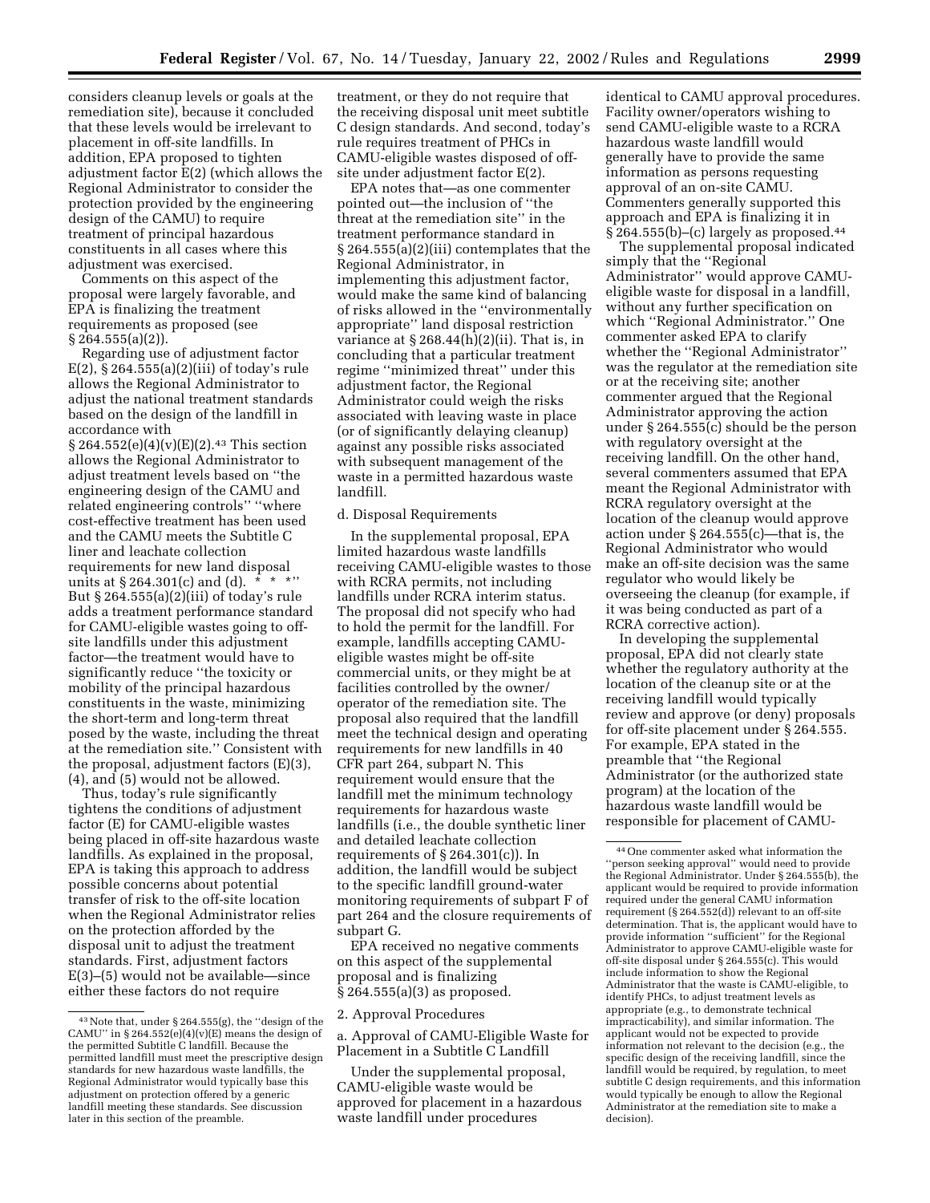considers cleanup levels or goals at the remediation site), because it concluded that these levels would be irrelevant to placement in off-site landfills. In addition, EPA proposed to tighten adjustment factor E(2) (which allows the Regional Administrator to consider the protection provided by the engineering design of the CAMU) to require treatment of principal hazardous constituents in all cases where this adjustment was exercised.

Comments on this aspect of the proposal were largely favorable, and EPA is finalizing the treatment requirements as proposed (see § 264.555(a)(2)).

Regarding use of adjustment factor E(2), § 264.555(a)(2)(iii) of today's rule allows the Regional Administrator to adjust the national treatment standards based on the design of the landfill in accordance with § 264.552(e)(4)(v)(E)(2).[43] This section allows the Regional Administrator to adjust treatment levels based on "the engineering design of the CAMU and related engineering controls" "where cost-effective treatment has been used and the CAMU meets the Subtitle C liner and leachate collection requirements for new land disposal units at § 264.301(c) and (d). * * *" But § 264.555(a)(2)(iii) of today's rule adds a treatment performance standard for CAMU-eligible wastes going to off-site landfills under this adjustment factor—the treatment would have to significantly reduce "the toxicity or mobility of the principal hazardous constituents in the waste, minimizing the short-term and long-term threat posed by the waste, including the threat at the remediation site." Consistent with the proposal, adjustment factors (E)(3), (4), and (5) would not be allowed.

Thus, today's rule significantly tightens the conditions of adjustment factor (E) for CAMU-eligible wastes being placed in off-site hazardous waste landfills. As explained in the proposal, EPA is taking this approach to address possible concerns about potential transfer of risk to the off-site location when the Regional Administrator relies on the protection afforded by the disposal unit to adjust the treatment standards. First, adjustment factors E(3)–(5) would not be available—since either these factors do not require treatment, or they do not require that the receiving disposal unit meet subtitle C design standards. And second, today's rule requires treatment of PHCs in CAMU-eligible wastes disposed of off-site under adjustment factor E(2).

EPA notes that—as one commenter pointed out—the inclusion of "the threat at the remediation site" in the treatment performance standard in § 264.555(a)(2)(iii) contemplates that the Regional Administrator, in implementing this adjustment factor, would make the same kind of balancing of risks allowed in the "environmentally appropriate" land disposal restriction variance at § 268.44(h)(2)(ii). That is, in concluding that a particular treatment regime "minimized threat" under this adjustment factor, the Regional Administrator could weigh the risks associated with leaving waste in place (or of significantly delaying cleanup) against any possible risks associated with subsequent management of the waste in a permitted hazardous waste landfill.

d. Disposal Requirements

In the supplemental proposal, EPA limited hazardous waste landfills receiving CAMU-eligible wastes to those with RCRA permits, not including landfills under RCRA interim status. The proposal did not specify who had to hold the permit for the landfill. For example, landfills accepting CAMU-eligible wastes might be off-site commercial units, or they might be at facilities controlled by the owner/operator of the remediation site. The proposal also required that the landfill meet the technical design and operating requirements for new landfills in 40 CFR part 264, subpart N. This requirement would ensure that the landfill met the minimum technology requirements for hazardous waste landfills (i.e., the double synthetic liner and detailed leachate collection requirements of § 264.301(c)). In addition, the landfill would be subject to the specific landfill ground-water monitoring requirements of subpart F of part 264 and the closure requirements of subpart G.

EPA received no negative comments on this aspect of the supplemental proposal and is finalizing § 264.555(a)(3) as proposed.

2. Approval Procedures

a. Approval of CAMU-Eligible Waste for Placement in a Subtitle C Landfill

Under the supplemental proposal, CAMU-eligible waste would be approved for placement in a hazardous waste landfill under procedures identical to CAMU approval procedures. Facility owner/operators wishing to send CAMU-eligible waste to a RCRA hazardous waste landfill would generally have to provide the same information as persons requesting approval of an on-site CAMU. Commenters generally supported this approach and EPA is finalizing it in § 264.555(b)–(c) largely as proposed.[44]

The supplemental proposal indicated simply that the "Regional Administrator" would approve CAMU-eligible waste for disposal in a landfill, without any further specification on which "Regional Administrator." One commenter asked EPA to clarify whether the "Regional Administrator" was the regulator at the remediation site or at the receiving site; another commenter argued that the Regional Administrator approving the action under § 264.555(c) should be the person with regulatory oversight at the receiving landfill. On the other hand, several commenters assumed that EPA meant the Regional Administrator with RCRA regulatory oversight at the location of the cleanup would approve action under § 264.555(c)—that is, the Regional Administrator who would make an off-site decision was the same regulator who would likely be overseeing the cleanup (for example, if it was being conducted as part of a RCRA corrective action).

In developing the supplemental proposal, EPA did not clearly state whether the regulatory authority at the location of the cleanup site or at the receiving landfill would typically review and approve (or deny) proposals for off-site placement under § 264.555. For example, EPA stated in the preamble that "the Regional Administrator (or the authorized state program) at the location of the hazardous waste landfill would be responsible for placement of CAMU-

---

[43] Note that, under § 264.555(g), the "design of the CAMU" in § 264.552(e)(4)(v)(E) means the design of the permitted Subtitle C landfill. Because the permitted landfill must meet the prescriptive design standards for new hazardous waste landfills, the Regional Administrator would typically base this adjustment on protection offered by a generic landfill meeting these standards. See discussion later in this section of the preamble.

[44] One commenter asked what information the "person seeking approval" would need to provide the Regional Administrator. Under § 264.555(b), the applicant would be required to provide information required under the general CAMU information requirement (§ 264.552(d)) relevant to an off-site determination. That is, the applicant would have to provide information "sufficient" for the Regional Administrator to approve CAMU-eligible waste for off-site disposal under § 264.555(c). This would include information to show the Regional Administrator that the waste is CAMU-eligible, to identify PHCs, to adjust treatment levels as appropriate (e.g., to demonstrate technical impracticability), and similar information. The applicant would not be expected to provide information not relevant to the decision (e.g., the specific design of the receiving landfill, since the landfill would be required, by regulation, to meet subtitle C design requirements, and this information would typically be enough to allow the Regional Administrator at the remediation site to make a decision).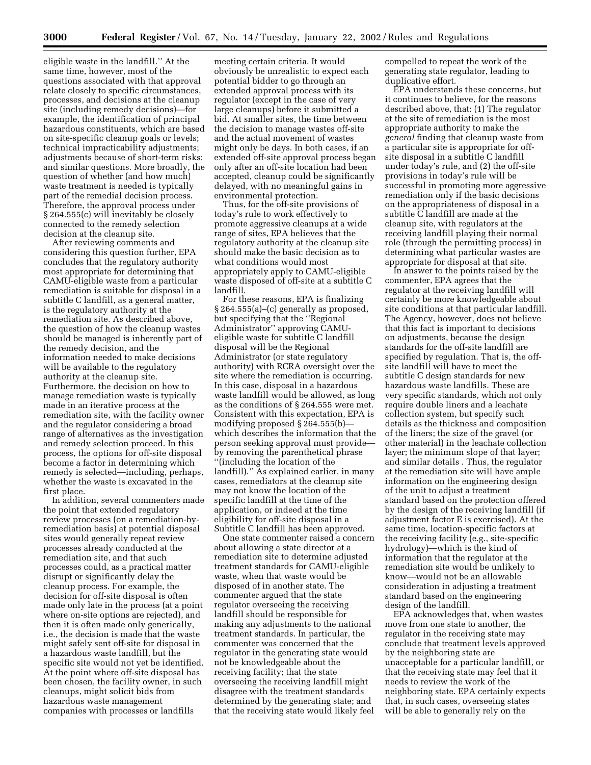eligible waste in the landfill.'' At the same time, however, most of the questions associated with that approval relate closely to specific circumstances, processes, and decisions at the cleanup site (including remedy decisions)—for example, the identification of principal hazardous constituents, which are based on site-specific cleanup goals or levels; technical impracticability adjustments; adjustments because of short-term risks; and similar questions. More broadly, the question of whether (and how much) waste treatment is needed is typically part of the remedial decision process. Therefore, the approval process under § 264.555(c) will inevitably be closely connected to the remedy selection decision at the cleanup site.

After reviewing comments and considering this question further, EPA concludes that the regulatory authority most appropriate for determining that CAMU-eligible waste from a particular remediation is suitable for disposal in a subtitle C landfill, as a general matter, is the regulatory authority at the remediation site. As described above, the question of how the cleanup wastes should be managed is inherently part of the remedy decision, and the information needed to make decisions will be available to the regulatory authority at the cleanup site. Furthermore, the decision on how to manage remediation waste is typically made in an iterative process at the remediation site, with the facility owner and the regulator considering a broad range of alternatives as the investigation and remedy selection proceed. In this process, the options for off-site disposal become a factor in determining which remedy is selected—including, perhaps, whether the waste is excavated in the first place.

In addition, several commenters made the point that extended regulatory review processes (on a remediation-by-remediation basis) at potential disposal sites would generally repeat review processes already conducted at the remediation site, and that such processes could, as a practical matter disrupt or significantly delay the cleanup process. For example, the decision for off-site disposal is often made only late in the process (at a point where on-site options are rejected), and then it is often made only generically, i.e., the decision is made that the waste might safely sent off-site for disposal in a hazardous waste landfill, but the specific site would not yet be identified. At the point where off-site disposal has been chosen, the facility owner, in such cleanups, might solicit bids from hazardous waste management companies with processes or landfills meeting certain criteria. It would obviously be unrealistic to expect each potential bidder to go through an extended approval process with its regulator (except in the case of very large cleanups) before it submitted a bid. At smaller sites, the time between the decision to manage wastes off-site and the actual movement of wastes might only be days. In both cases, if an extended off-site approval process began only after an off-site location had been accepted, cleanup could be significantly delayed, with no meaningful gains in environmental protection.

Thus, for the off-site provisions of today's rule to work effectively to promote aggressive cleanups at a wide range of sites, EPA believes that the regulatory authority at the cleanup site should make the basic decision as to what conditions would most appropriately apply to CAMU-eligible waste disposed of off-site at a subtitle C landfill.

For these reasons, EPA is finalizing § 264.555(a)–(c) generally as proposed, but specifying that the ''Regional Administrator'' approving CAMU-eligible waste for subtitle C landfill disposal will be the Regional Administrator (or state regulatory authority) with RCRA oversight over the site where the remediation is occurring. In this case, disposal in a hazardous waste landfill would be allowed, as long as the conditions of § 264.555 were met. Consistent with this expectation, EPA is modifying proposed § 264.555(b)—which describes the information that the person seeking approval must provide—by removing the parenthetical phrase ''(including the location of the landfill).'' As explained earlier, in many cases, remediators at the cleanup site may not know the location of the specific landfill at the time of the application, or indeed at the time eligibility for off-site disposal in a Subtitle C landfill has been approved.

One state commenter raised a concern about allowing a state director at a remediation site to determine adjusted treatment standards for CAMU-eligible waste, when that waste would be disposed of in another state. The commenter argued that the state regulator overseeing the receiving landfill should be responsible for making any adjustments to the national treatment standards. In particular, the commenter was concerned that the regulator in the generating state would not be knowledgeable about the receiving facility; that the state overseeing the receiving landfill might disagree with the treatment standards determined by the generating state; and that the receiving state would likely feel compelled to repeat the work of the generating state regulator, leading to duplicative effort.

EPA understands these concerns, but it continues to believe, for the reasons described above, that: (1) The regulator at the site of remediation is the most appropriate authority to make the *general* finding that cleanup waste from a particular site is appropriate for off-site disposal in a subtitle C landfill under today's rule, and (2) the off-site provisions in today's rule will be successful in promoting more aggressive remediation only if the basic decisions on the appropriateness of disposal in a subtitle C landfill are made at the cleanup site, with regulators at the receiving landfill playing their normal role (through the permitting process) in determining what particular wastes are appropriate for disposal at that site.

In answer to the points raised by the commenter, EPA agrees that the regulator at the receiving landfill will certainly be more knowledgeable about site conditions at that particular landfill. The Agency, however, does not believe that this fact is important to decisions on adjustments, because the design standards for the off-site landfill are specified by regulation. That is, the off-site landfill will have to meet the subtitle C design standards for new hazardous waste landfills. These are very specific standards, which not only require double liners and a leachate collection system, but specify such details as the thickness and composition of the liners; the size of the gravel (or other material) in the leachate collection layer; the minimum slope of that layer; and similar details . Thus, the regulator at the remediation site will have ample information on the engineering design of the unit to adjust a treatment standard based on the protection offered by the design of the receiving landfill (if adjustment factor E is exercised). At the same time, location-specific factors at the receiving facility (e.g., site-specific hydrology)—which is the kind of information that the regulator at the remediation site would be unlikely to know—would not be an allowable consideration in adjusting a treatment standard based on the engineering design of the landfill.

EPA acknowledges that, when wastes move from one state to another, the regulator in the receiving state may conclude that treatment levels approved by the neighboring state are unacceptable for a particular landfill, or that the receiving state may feel that it needs to review the work of the neighboring state. EPA certainly expects that, in such cases, overseeing states will be able to generally rely on the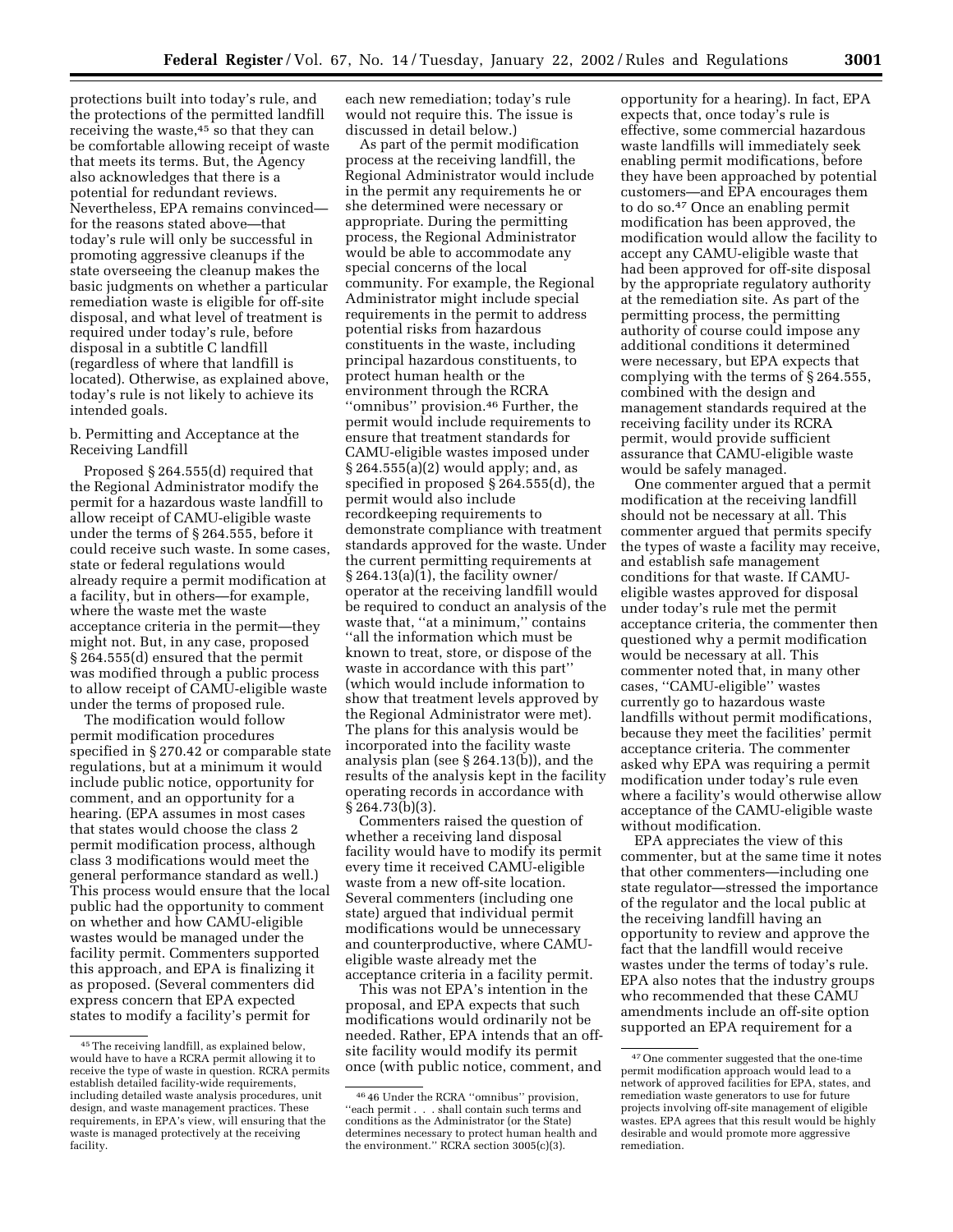protections built into today's rule, and the protections of the permitted landfill receiving the waste,[45] so that they can be comfortable allowing receipt of waste that meets its terms. But, the Agency also acknowledges that there is a potential for redundant reviews. Nevertheless, EPA remains convinced—for the reasons stated above—that today's rule will only be successful in promoting aggressive cleanups if the state overseeing the cleanup makes the basic judgments on whether a particular remediation waste is eligible for off-site disposal, and what level of treatment is required under today's rule, before disposal in a subtitle C landfill (regardless of where that landfill is located). Otherwise, as explained above, today's rule is not likely to achieve its intended goals.

b. Permitting and Acceptance at the Receiving Landfill

Proposed § 264.555(d) required that the Regional Administrator modify the permit for a hazardous waste landfill to allow receipt of CAMU-eligible waste under the terms of § 264.555, before it could receive such waste. In some cases, state or federal regulations would already require a permit modification at a facility, but in others—for example, where the waste met the waste acceptance criteria in the permit—they might not. But, in any case, proposed § 264.555(d) ensured that the permit was modified through a public process to allow receipt of CAMU-eligible waste under the terms of proposed rule.

The modification would follow permit modification procedures specified in § 270.42 or comparable state regulations, but at a minimum it would include public notice, opportunity for comment, and an opportunity for a hearing. (EPA assumes in most cases that states would choose the class 2 permit modification process, although class 3 modifications would meet the general performance standard as well.) This process would ensure that the local public had the opportunity to comment on whether and how CAMU-eligible wastes would be managed under the facility permit. Commenters supported this approach, and EPA is finalizing it as proposed. (Several commenters did express concern that EPA expected states to modify a facility's permit for each new remediation; today's rule would not require this. The issue is discussed in detail below.)

As part of the permit modification process at the receiving landfill, the Regional Administrator would include in the permit any requirements he or she determined were necessary or appropriate. During the permitting process, the Regional Administrator would be able to accommodate any special concerns of the local community. For example, the Regional Administrator might include special requirements in the permit to address potential risks from hazardous constituents in the waste, including principal hazardous constituents, to protect human health or the environment through the RCRA "omnibus" provision.[46] Further, the permit would include requirements to ensure that treatment standards for CAMU-eligible wastes imposed under § 264.555(a)(2) would apply; and, as specified in proposed § 264.555(d), the permit would also include recordkeeping requirements to demonstrate compliance with treatment standards approved for the waste. Under the current permitting requirements at § 264.13(a)(1), the facility owner/operator at the receiving landfill would be required to conduct an analysis of the waste that, "at a minimum," contains "all the information which must be known to treat, store, or dispose of the waste in accordance with this part" (which would include information to show that treatment levels approved by the Regional Administrator were met). The plans for this analysis would be incorporated into the facility waste analysis plan (see § 264.13(b)), and the results of the analysis kept in the facility operating records in accordance with § 264.73(b)(3).

Commenters raised the question of whether a receiving land disposal facility would have to modify its permit every time it received CAMU-eligible waste from a new off-site location. Several commenters (including one state) argued that individual permit modifications would be unnecessary and counterproductive, where CAMU-eligible waste already met the acceptance criteria in a facility permit.

This was not EPA's intention in the proposal, and EPA expects that such modifications would ordinarily not be needed. Rather, EPA intends that an off-site facility would modify its permit once (with public notice, comment, and opportunity for a hearing). In fact, EPA expects that, once today's rule is effective, some commercial hazardous waste landfills will immediately seek enabling permit modifications, before they have been approached by potential customers—and EPA encourages them to do so.[47] Once an enabling permit modification has been approved, the modification would allow the facility to accept any CAMU-eligible waste that had been approved for off-site disposal by the appropriate regulatory authority at the remediation site. As part of the permitting process, the permitting authority of course could impose any additional conditions it determined were necessary, but EPA expects that complying with the terms of § 264.555, combined with the design and management standards required at the receiving facility under its RCRA permit, would provide sufficient assurance that CAMU-eligible waste would be safely managed.

One commenter argued that a permit modification at the receiving landfill should not be necessary at all. This commenter argued that permits specify the types of waste a facility may receive, and establish safe management conditions for that waste. If CAMU-eligible wastes approved for disposal under today's rule met the permit acceptance criteria, the commenter then questioned why a permit modification would be necessary at all. This commenter noted that, in many other cases, "CAMU-eligible" wastes currently go to hazardous waste landfills without permit modifications, because they meet the facilities' permit acceptance criteria. The commenter asked why EPA was requiring a permit modification under today's rule even where a facility's would otherwise allow acceptance of the CAMU-eligible waste without modification.

EPA appreciates the view of this commenter, but at the same time it notes that other commenters—including one state regulator—stressed the importance of the regulator and the local public at the receiving landfill having an opportunity to review and approve the fact that the landfill would receive wastes under the terms of today's rule. EPA also notes that the industry groups who recommended that these CAMU amendments include an off-site option supported an EPA requirement for a

[45] The receiving landfill, as explained below, would have to have a RCRA permit allowing it to receive the type of waste in question. RCRA permits establish detailed facility-wide requirements, including detailed waste analysis procedures, unit design, and waste management practices. These requirements, in EPA's view, will ensuring that the waste is managed protectively at the receiving facility.

[46] 46 Under the RCRA "omnibus" provision, "each permit . . . shall contain such terms and conditions as the Administrator (or the State) determines necessary to protect human health and the environment." RCRA section 3005(c)(3).

[47] One commenter suggested that the one-time permit modification approach would lead to a network of approved facilities for EPA, states, and remediation waste generators to use for future projects involving off-site management of eligible wastes. EPA agrees that this result would be highly desirable and would promote more aggressive remediation.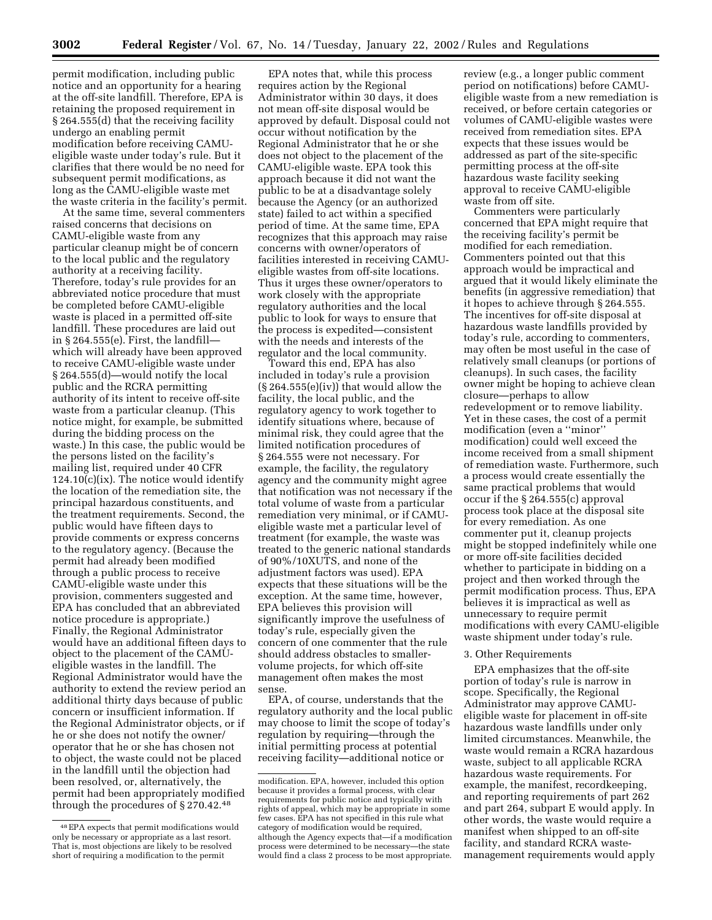permit modification, including public notice and an opportunity for a hearing at the off-site landfill. Therefore, EPA is retaining the proposed requirement in § 264.555(d) that the receiving facility undergo an enabling permit modification before receiving CAMU-eligible waste under today's rule. But it clarifies that there would be no need for subsequent permit modifications, as long as the CAMU-eligible waste met the waste criteria in the facility's permit.

At the same time, several commenters raised concerns that decisions on CAMU-eligible waste from any particular cleanup might be of concern to the local public and the regulatory authority at a receiving facility. Therefore, today's rule provides for an abbreviated notice procedure that must be completed before CAMU-eligible waste is placed in a permitted off-site landfill. These procedures are laid out in § 264.555(e). First, the landfill—which will already have been approved to receive CAMU-eligible waste under § 264.555(d)—would notify the local public and the RCRA permitting authority of its intent to receive off-site waste from a particular cleanup. (This notice might, for example, be submitted during the bidding process on the waste.) In this case, the public would be the persons listed on the facility's mailing list, required under 40 CFR 124.10(c)(ix). The notice would identify the location of the remediation site, the principal hazardous constituents, and the treatment requirements. Second, the public would have fifteen days to provide comments or express concerns to the regulatory agency. (Because the permit had already been modified through a public process to receive CAMU-eligible waste under this provision, commenters suggested and EPA has concluded that an abbreviated notice procedure is appropriate.) Finally, the Regional Administrator would have an additional fifteen days to object to the placement of the CAMU-eligible wastes in the landfill. The Regional Administrator would have the authority to extend the review period an additional thirty days because of public concern or insufficient information. If the Regional Administrator objects, or if he or she does not notify the owner/operator that he or she has chosen not to object, the waste could not be placed in the landfill until the objection had been resolved, or, alternatively, the permit had been appropriately modified through the procedures of § 270.42.[48]

EPA notes that, while this process requires action by the Regional Administrator within 30 days, it does not mean off-site disposal would be approved by default. Disposal could not occur without notification by the Regional Administrator that he or she does not object to the placement of the CAMU-eligible waste. EPA took this approach because it did not want the public to be at a disadvantage solely because the Agency (or an authorized state) failed to act within a specified period of time. At the same time, EPA recognizes that this approach may raise concerns with owner/operators of facilities interested in receiving CAMU-eligible wastes from off-site locations. Thus it urges these owner/operators to work closely with the appropriate regulatory authorities and the local public to look for ways to ensure that the process is expedited—consistent with the needs and interests of the regulator and the local community.

Toward this end, EPA has also included in today's rule a provision (§ 264.555(e)(iv)) that would allow the facility, the local public, and the regulatory agency to work together to identify situations where, because of minimal risk, they could agree that the limited notification procedures of § 264.555 were not necessary. For example, the facility, the regulatory agency and the community might agree that notification was not necessary if the total volume of waste from a particular remediation very minimal, or if CAMU-eligible waste met a particular level of treatment (for example, the waste was treated to the generic national standards of 90%/10XUTS, and none of the adjustment factors was used). EPA expects that these situations will be the exception. At the same time, however, EPA believes this provision will significantly improve the usefulness of today's rule, especially given the concern of one commenter that the rule should address obstacles to smaller-volume projects, for which off-site management often makes the most sense.

EPA, of course, understands that the regulatory authority and the local public may choose to limit the scope of today's regulation by requiring—through the initial permitting process at potential receiving facility—additional notice or review (e.g., a longer public comment period on notifications) before CAMU-eligible waste from a new remediation is received, or before certain categories or volumes of CAMU-eligible wastes were received from remediation sites. EPA expects that these issues would be addressed as part of the site-specific permitting process at the off-site hazardous waste facility seeking approval to receive CAMU-eligible waste from off site.

Commenters were particularly concerned that EPA might require that the receiving facility's permit be modified for each remediation. Commenters pointed out that this approach would be impractical and argued that it would likely eliminate the benefits (in aggressive remediation) that it hopes to achieve through § 264.555. The incentives for off-site disposal at hazardous waste landfills provided by today's rule, according to commenters, may often be most useful in the case of relatively small cleanups (or portions of cleanups). In such cases, the facility owner might be hoping to achieve clean closure—perhaps to allow redevelopment or to remove liability. Yet in these cases, the cost of a permit modification (even a "minor" modification) could well exceed the income received from a small shipment of remediation waste. Furthermore, such a process would create essentially the same practical problems that would occur if the § 264.555(c) approval process took place at the disposal site for every remediation. As one commenter put it, cleanup projects might be stopped indefinitely while one or more off-site facilities decided whether to participate in bidding on a project and then worked through the permit modification process. Thus, EPA believes it is impractical as well as unnecessary to require permit modifications with every CAMU-eligible waste shipment under today's rule.

### 3. Other Requirements

EPA emphasizes that the off-site portion of today's rule is narrow in scope. Specifically, the Regional Administrator may approve CAMU-eligible waste for placement in off-site hazardous waste landfills under only limited circumstances. Meanwhile, the waste would remain a RCRA hazardous waste, subject to all applicable RCRA hazardous waste requirements. For example, the manifest, recordkeeping, and reporting requirements of part 262 and part 264, subpart E would apply. In other words, the waste would require a manifest when shipped to an off-site facility, and standard RCRA waste-management requirements would apply

---

[48] EPA expects that permit modifications would only be necessary or appropriate as a last resort. That is, most objections are likely to be resolved short of requiring a modification to the permit modification. EPA, however, included this option because it provides a formal process, with clear requirements for public notice and typically with rights of appeal, which may be appropriate in some few cases. EPA has not specified in this rule what category of modification would be required, although the Agency expects that—if a modification process were determined to be necessary—the state would find a class 2 process to be most appropriate.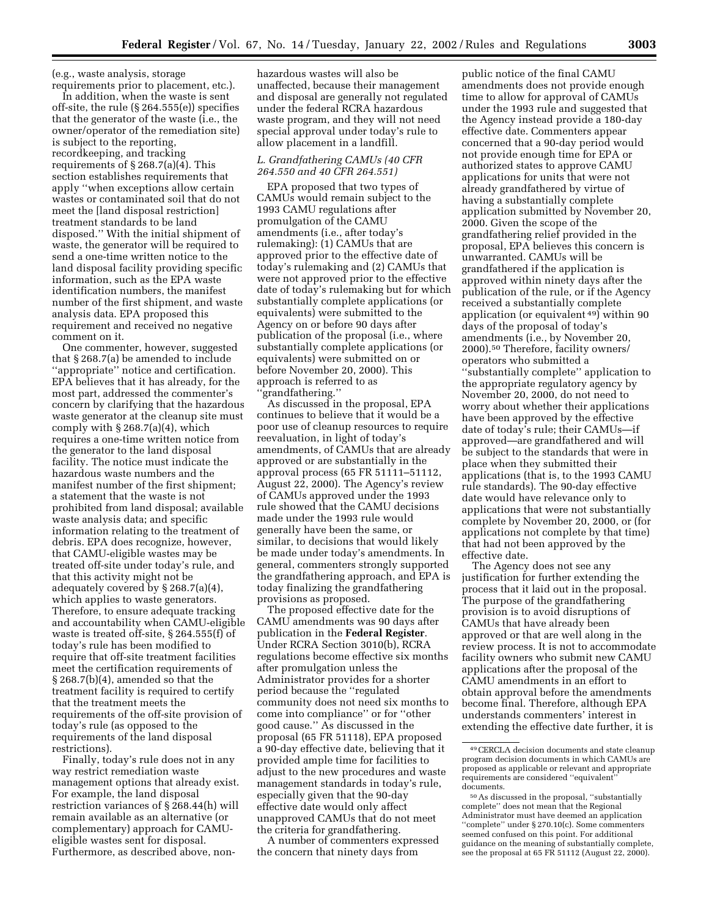(e.g., waste analysis, storage requirements prior to placement, etc.).

In addition, when the waste is sent off-site, the rule (§ 264.555(e)) specifies that the generator of the waste (i.e., the owner/operator of the remediation site) is subject to the reporting, recordkeeping, and tracking requirements of § 268.7(a)(4). This section establishes requirements that apply ''when exceptions allow certain wastes or contaminated soil that do not meet the [land disposal restriction] treatment standards to be land disposed.'' With the initial shipment of waste, the generator will be required to send a one-time written notice to the land disposal facility providing specific information, such as the EPA waste identification numbers, the manifest number of the first shipment, and waste analysis data. EPA proposed this requirement and received no negative comment on it.

One commenter, however, suggested that § 268.7(a) be amended to include ''appropriate'' notice and certification. EPA believes that it has already, for the most part, addressed the commenter's concern by clarifying that the hazardous waste generator at the cleanup site must comply with § 268.7(a)(4), which requires a one-time written notice from the generator to the land disposal facility. The notice must indicate the hazardous waste numbers and the manifest number of the first shipment; a statement that the waste is not prohibited from land disposal; available waste analysis data; and specific information relating to the treatment of debris. EPA does recognize, however, that CAMU-eligible wastes may be treated off-site under today's rule, and that this activity might not be adequately covered by § 268.7(a)(4), which applies to waste generators. Therefore, to ensure adequate tracking and accountability when CAMU-eligible waste is treated off-site, § 264.555(f) of today's rule has been modified to require that off-site treatment facilities meet the certification requirements of § 268.7(b)(4), amended so that the treatment facility is required to certify that the treatment meets the requirements of the off-site provision of today's rule (as opposed to the requirements of the land disposal restrictions).

Finally, today's rule does not in any way restrict remediation waste management options that already exist. For example, the land disposal restriction variances of § 268.44(h) will remain available as an alternative (or complementary) approach for CAMU-eligible wastes sent for disposal. Furthermore, as described above, non-hazardous wastes will also be unaffected, because their management and disposal are generally not regulated under the federal RCRA hazardous waste program, and they will not need special approval under today's rule to allow placement in a landfill.

### *L. Grandfathering CAMUs (40 CFR 264.550 and 40 CFR 264.551)*

EPA proposed that two types of CAMUs would remain subject to the 1993 CAMU regulations after promulgation of the CAMU amendments (i.e., after today's rulemaking): (1) CAMUs that are approved prior to the effective date of today's rulemaking and (2) CAMUs that were not approved prior to the effective date of today's rulemaking but for which substantially complete applications (or equivalents) were submitted to the Agency on or before 90 days after publication of the proposal (i.e., where substantially complete applications (or equivalents) were submitted on or before November 20, 2000). This approach is referred to as ''grandfathering.''

As discussed in the proposal, EPA continues to believe that it would be a poor use of cleanup resources to require reevaluation, in light of today's amendments, of CAMUs that are already approved or are substantially in the approval process (65 FR 51111–51112, August 22, 2000). The Agency's review of CAMUs approved under the 1993 rule showed that the CAMU decisions made under the 1993 rule would generally have been the same, or similar, to decisions that would likely be made under today's amendments. In general, commenters strongly supported the grandfathering approach, and EPA is today finalizing the grandfathering provisions as proposed.

The proposed effective date for the CAMU amendments was 90 days after publication in the **Federal Register**. Under RCRA Section 3010(b), RCRA regulations become effective six months after promulgation unless the Administrator provides for a shorter period because the ''regulated community does not need six months to come into compliance'' or for ''other good cause.'' As discussed in the proposal (65 FR 51118), EPA proposed a 90-day effective date, believing that it provided ample time for facilities to adjust to the new procedures and waste management standards in today's rule, especially given that the 90-day effective date would only affect unapproved CAMUs that do not meet the criteria for grandfathering.

A number of commenters expressed the concern that ninety days from public notice of the final CAMU amendments does not provide enough time to allow for approval of CAMUs under the 1993 rule and suggested that the Agency instead provide a 180-day effective date. Commenters appear concerned that a 90-day period would not provide enough time for EPA or authorized states to approve CAMU applications for units that were not already grandfathered by virtue of having a substantially complete application submitted by November 20, 2000. Given the scope of the grandfathering relief provided in the proposal, EPA believes this concern is unwarranted. CAMUs will be grandfathered if the application is approved within ninety days after the publication of the rule, or if the Agency received a substantially complete application (or equivalent [49]) within 90 days of the proposal of today's amendments (i.e., by November 20, 2000).[50] Therefore, facility owners/operators who submitted a ''substantially complete'' application to the appropriate regulatory agency by November 20, 2000, do not need to worry about whether their applications have been approved by the effective date of today's rule; their CAMUs—if approved—are grandfathered and will be subject to the standards that were in place when they submitted their applications (that is, to the 1993 CAMU rule standards). The 90-day effective date would have relevance only to applications that were not substantially complete by November 20, 2000, or (for applications not complete by that time) that had not been approved by the effective date.

The Agency does not see any justification for further extending the process that it laid out in the proposal. The purpose of the grandfathering provision is to avoid disruptions of CAMUs that have already been approved or that are well along in the review process. It is not to accommodate facility owners who submit new CAMU applications after the proposal of the CAMU amendments in an effort to obtain approval before the amendments become final. Therefore, although EPA understands commenters' interest in extending the effective date further, it is

---

[49] CERCLA decision documents and state cleanup program decision documents in which CAMUs are proposed as applicable or relevant and appropriate requirements are considered ''equivalent'' documents.

[50] As discussed in the proposal, ''substantially complete'' does not mean that the Regional Administrator must have deemed an application ''complete'' under § 270.10(c). Some commenters seemed confused on this point. For additional guidance on the meaning of substantially complete, see the proposal at 65 FR 51112 (August 22, 2000).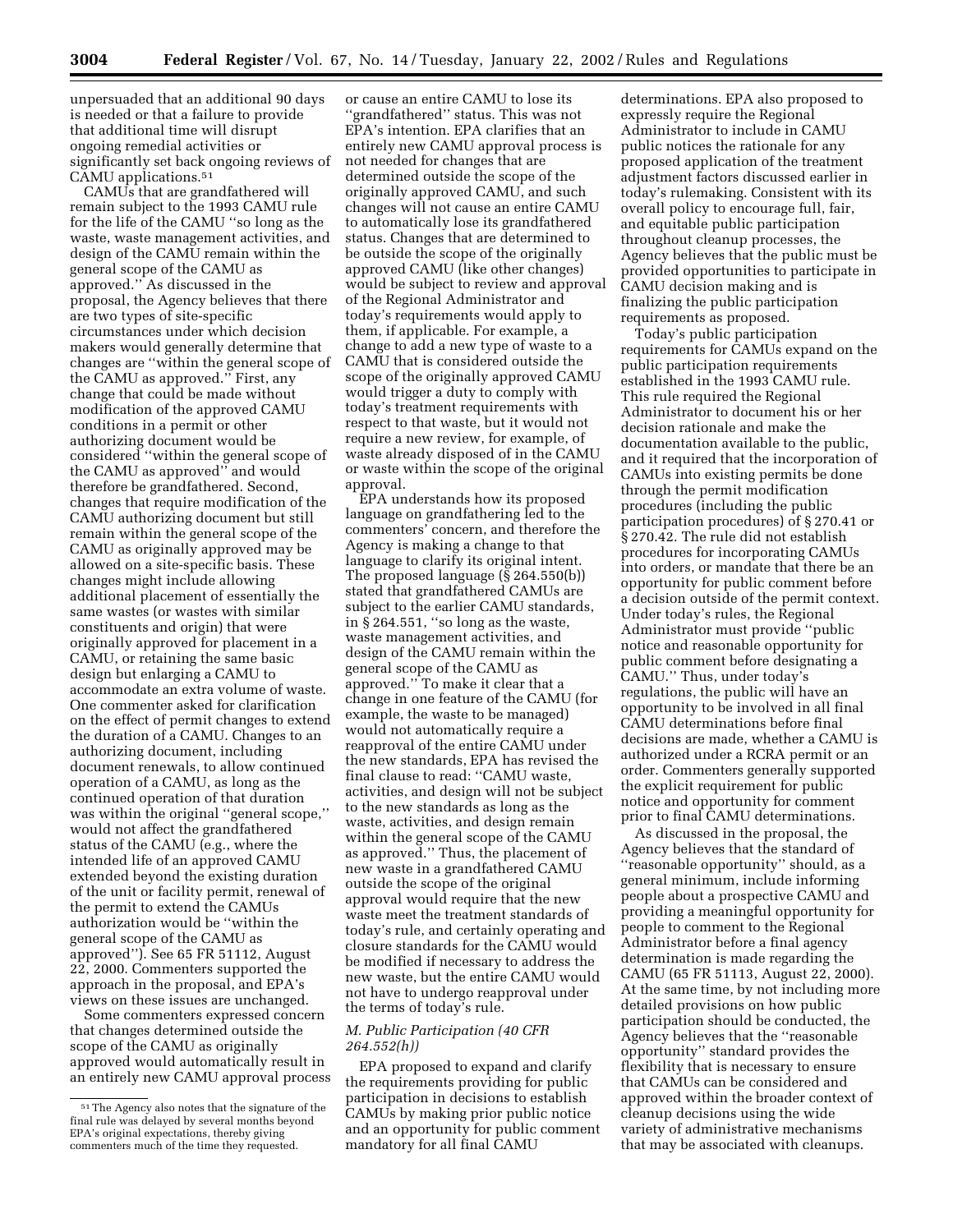unpersuaded that an additional 90 days is needed or that a failure to provide that additional time will disrupt ongoing remedial activities or significantly set back ongoing reviews of CAMU applications.[51]

CAMUs that are grandfathered will remain subject to the 1993 CAMU rule for the life of the CAMU ''so long as the waste, waste management activities, and design of the CAMU remain within the general scope of the CAMU as approved.'' As discussed in the proposal, the Agency believes that there are two types of site-specific circumstances under which decision makers would generally determine that changes are ''within the general scope of the CAMU as approved.'' First, any change that could be made without modification of the approved CAMU conditions in a permit or other authorizing document would be considered ''within the general scope of the CAMU as approved'' and would therefore be grandfathered. Second, changes that require modification of the CAMU authorizing document but still remain within the general scope of the CAMU as originally approved may be allowed on a site-specific basis. These changes might include allowing additional placement of essentially the same wastes (or wastes with similar constituents and origin) that were originally approved for placement in a CAMU, or retaining the same basic design but enlarging a CAMU to accommodate an extra volume of waste. One commenter asked for clarification on the effect of permit changes to extend the duration of a CAMU. Changes to an authorizing document, including document renewals, to allow continued operation of a CAMU, as long as the continued operation of that duration was within the original ''general scope,'' would not affect the grandfathered status of the CAMU (e.g., where the intended life of an approved CAMU extended beyond the existing duration of the unit or facility permit, renewal of the permit to extend the CAMUs authorization would be ''within the general scope of the CAMU as approved''). See 65 FR 51112, August 22, 2000. Commenters supported the approach in the proposal, and EPA's views on these issues are unchanged.

Some commenters expressed concern that changes determined outside the scope of the CAMU as originally approved would automatically result in an entirely new CAMU approval process or cause an entire CAMU to lose its ''grandfathered'' status. This was not EPA's intention. EPA clarifies that an entirely new CAMU approval process is not needed for changes that are determined outside the scope of the originally approved CAMU, and such changes will not cause an entire CAMU to automatically lose its grandfathered status. Changes that are determined to be outside the scope of the originally approved CAMU (like other changes) would be subject to review and approval of the Regional Administrator and today's requirements would apply to them, if applicable. For example, a change to add a new type of waste to a CAMU that is considered outside the scope of the originally approved CAMU would trigger a duty to comply with today's treatment requirements with respect to that waste, but it would not require a new review, for example, of waste already disposed of in the CAMU or waste within the scope of the original approval.

EPA understands how its proposed language on grandfathering led to the commenters' concern, and therefore the Agency is making a change to that language to clarify its original intent. The proposed language (§ 264.550(b)) stated that grandfathered CAMUs are subject to the earlier CAMU standards, in § 264.551, ''so long as the waste, waste management activities, and design of the CAMU remain within the general scope of the CAMU as approved.'' To make it clear that a change in one feature of the CAMU (for example, the waste to be managed) would not automatically require a reapproval of the entire CAMU under the new standards, EPA has revised the final clause to read: ''CAMU waste, activities, and design will not be subject to the new standards as long as the waste, activities, and design remain within the general scope of the CAMU as approved.'' Thus, the placement of new waste in a grandfathered CAMU outside the scope of the original approval would require that the new waste meet the treatment standards of today's rule, and certainly operating and closure standards for the CAMU would be modified if necessary to address the new waste, but the entire CAMU would not have to undergo reapproval under the terms of today's rule.

### *M. Public Participation (40 CFR 264.552(h))*

EPA proposed to expand and clarify the requirements providing for public participation in decisions to establish CAMUs by making prior public notice and an opportunity for public comment mandatory for all final CAMU determinations. EPA also proposed to expressly require the Regional Administrator to include in CAMU public notices the rationale for any proposed application of the treatment adjustment factors discussed earlier in today's rulemaking. Consistent with its overall policy to encourage full, fair, and equitable public participation throughout cleanup processes, the Agency believes that the public must be provided opportunities to participate in CAMU decision making and is finalizing the public participation requirements as proposed.

Today's public participation requirements for CAMUs expand on the public participation requirements established in the 1993 CAMU rule. This rule required the Regional Administrator to document his or her decision rationale and make the documentation available to the public, and it required that the incorporation of CAMUs into existing permits be done through the permit modification procedures (including the public participation procedures) of § 270.41 or § 270.42. The rule did not establish procedures for incorporating CAMUs into orders, or mandate that there be an opportunity for public comment before a decision outside of the permit context. Under today's rules, the Regional Administrator must provide ''public notice and reasonable opportunity for public comment before designating a CAMU.'' Thus, under today's regulations, the public will have an opportunity to be involved in all final CAMU determinations before final decisions are made, whether a CAMU is authorized under a RCRA permit or an order. Commenters generally supported the explicit requirement for public notice and opportunity for comment prior to final CAMU determinations.

As discussed in the proposal, the Agency believes that the standard of ''reasonable opportunity'' should, as a general minimum, include informing people about a prospective CAMU and providing a meaningful opportunity for people to comment to the Regional Administrator before a final agency determination is made regarding the CAMU (65 FR 51113, August 22, 2000). At the same time, by not including more detailed provisions on how public participation should be conducted, the Agency believes that the ''reasonable opportunity'' standard provides the flexibility that is necessary to ensure that CAMUs can be considered and approved within the broader context of cleanup decisions using the wide variety of administrative mechanisms that may be associated with cleanups.

---

[51] The Agency also notes that the signature of the final rule was delayed by several months beyond EPA's original expectations, thereby giving commenters much of the time they requested.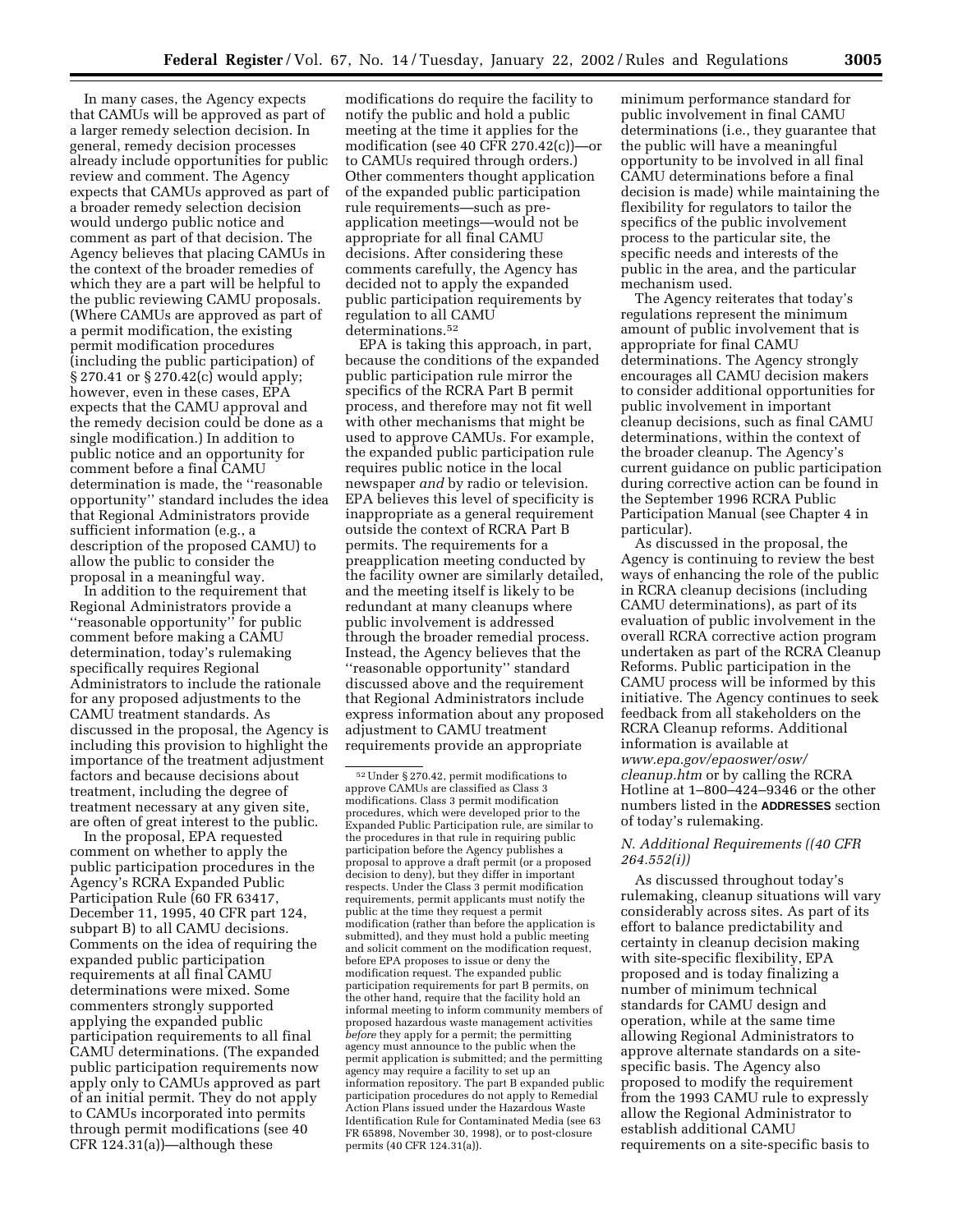In many cases, the Agency expects that CAMUs will be approved as part of a larger remedy selection decision. In general, remedy decision processes already include opportunities for public review and comment. The Agency expects that CAMUs approved as part of a broader remedy selection decision would undergo public notice and comment as part of that decision. The Agency believes that placing CAMUs in the context of the broader remedies of which they are a part will be helpful to the public reviewing CAMU proposals. (Where CAMUs are approved as part of a permit modification, the existing permit modification procedures (including the public participation) of § 270.41 or § 270.42(c) would apply; however, even in these cases, EPA expects that the CAMU approval and the remedy decision could be done as a single modification.) In addition to public notice and an opportunity for comment before a final CAMU determination is made, the ''reasonable opportunity'' standard includes the idea that Regional Administrators provide sufficient information (e.g., a description of the proposed CAMU) to allow the public to consider the proposal in a meaningful way.

In addition to the requirement that Regional Administrators provide a ''reasonable opportunity'' for public comment before making a CAMU determination, today's rulemaking specifically requires Regional Administrators to include the rationale for any proposed adjustments to the CAMU treatment standards. As discussed in the proposal, the Agency is including this provision to highlight the importance of the treatment adjustment factors and because decisions about treatment, including the degree of treatment necessary at any given site, are often of great interest to the public.

In the proposal, EPA requested comment on whether to apply the public participation procedures in the Agency's RCRA Expanded Public Participation Rule (60 FR 63417, December 11, 1995, 40 CFR part 124, subpart B) to all CAMU decisions. Comments on the idea of requiring the expanded public participation requirements at all final CAMU determinations were mixed. Some commenters strongly supported applying the expanded public participation requirements to all final CAMU determinations. (The expanded public participation requirements now apply only to CAMUs approved as part of an initial permit. They do not apply to CAMUs incorporated into permits through permit modifications (see 40 CFR 124.31(a))—although these modifications do require the facility to notify the public and hold a public meeting at the time it applies for the modification (see 40 CFR 270.42(c))—or to CAMUs required through orders.) Other commenters thought application of the expanded public participation rule requirements—such as pre-application meetings—would not be appropriate for all final CAMU decisions. After considering these comments carefully, the Agency has decided not to apply the expanded public participation requirements by regulation to all CAMU determinations.[52]

EPA is taking this approach, in part, because the conditions of the expanded public participation rule mirror the specifics of the RCRA Part B permit process, and therefore may not fit well with other mechanisms that might be used to approve CAMUs. For example, the expanded public participation rule requires public notice in the local newspaper *and* by radio or television. EPA believes this level of specificity is inappropriate as a general requirement outside the context of RCRA Part B permits. The requirements for a preapplication meeting conducted by the facility owner are similarly detailed, and the meeting itself is likely to be redundant at many cleanups where public involvement is addressed through the broader remedial process. Instead, the Agency believes that the ''reasonable opportunity'' standard discussed above and the requirement that Regional Administrators include express information about any proposed adjustment to CAMU treatment requirements provide an appropriate minimum performance standard for public involvement in final CAMU determinations (i.e., they guarantee that the public will have a meaningful opportunity to be involved in all final CAMU determinations before a final decision is made) while maintaining the flexibility for regulators to tailor the specifics of the public involvement process to the particular site, the specific needs and interests of the public in the area, and the particular mechanism used.

The Agency reiterates that today's regulations represent the minimum amount of public involvement that is appropriate for final CAMU determinations. The Agency strongly encourages all CAMU decision makers to consider additional opportunities for public involvement in important cleanup decisions, such as final CAMU determinations, within the context of the broader cleanup. The Agency's current guidance on public participation during corrective action can be found in the September 1996 RCRA Public Participation Manual (see Chapter 4 in particular).

As discussed in the proposal, the Agency is continuing to review the best ways of enhancing the role of the public in RCRA cleanup decisions (including CAMU determinations), as part of its evaluation of public involvement in the overall RCRA corrective action program undertaken as part of the RCRA Cleanup Reforms. Public participation in the CAMU process will be informed by this initiative. The Agency continues to seek feedback from all stakeholders on the RCRA Cleanup reforms. Additional information is available at *www.epa.gov/epaoswer/osw/cleanup.htm* or by calling the RCRA Hotline at 1–800–424–9346 or the other numbers listed in the **ADDRESSES** section of today's rulemaking.

### *N. Additional Requirements ((40 CFR 264.552(i))*

As discussed throughout today's rulemaking, cleanup situations will vary considerably across sites. As part of its effort to balance predictability and certainty in cleanup decision making with site-specific flexibility, EPA proposed and is today finalizing a number of minimum technical standards for CAMU design and operation, while at the same time allowing Regional Administrators to approve alternate standards on a site-specific basis. The Agency also proposed to modify the requirement from the 1993 CAMU rule to expressly allow the Regional Administrator to establish additional CAMU requirements on a site-specific basis to

---

[52] Under § 270.42, permit modifications to approve CAMUs are classified as Class 3 modifications. Class 3 permit modification procedures, which were developed prior to the Expanded Public Participation rule, are similar to the procedures in that rule in requiring public participation before the Agency publishes a proposal to approve a draft permit (or a proposed decision to deny), but they differ in important respects. Under the Class 3 permit modification requirements, permit applicants must notify the public at the time they request a permit modification (rather than before the application is submitted), and they must hold a public meeting and solicit comment on the modification request, before EPA proposes to issue or deny the modification request. The expanded public participation requirements for part B permits, on the other hand, require that the facility hold an informal meeting to inform community members of proposed hazardous waste management activities *before* they apply for a permit; the permitting agency must announce to the public when the permit application is submitted; and the permitting agency may require a facility to set up an information repository. The part B expanded public participation procedures do not apply to Remedial Action Plans issued under the Hazardous Waste Identification Rule for Contaminated Media (see 63 FR 65898, November 30, 1998), or to post-closure permits (40 CFR 124.31(a)).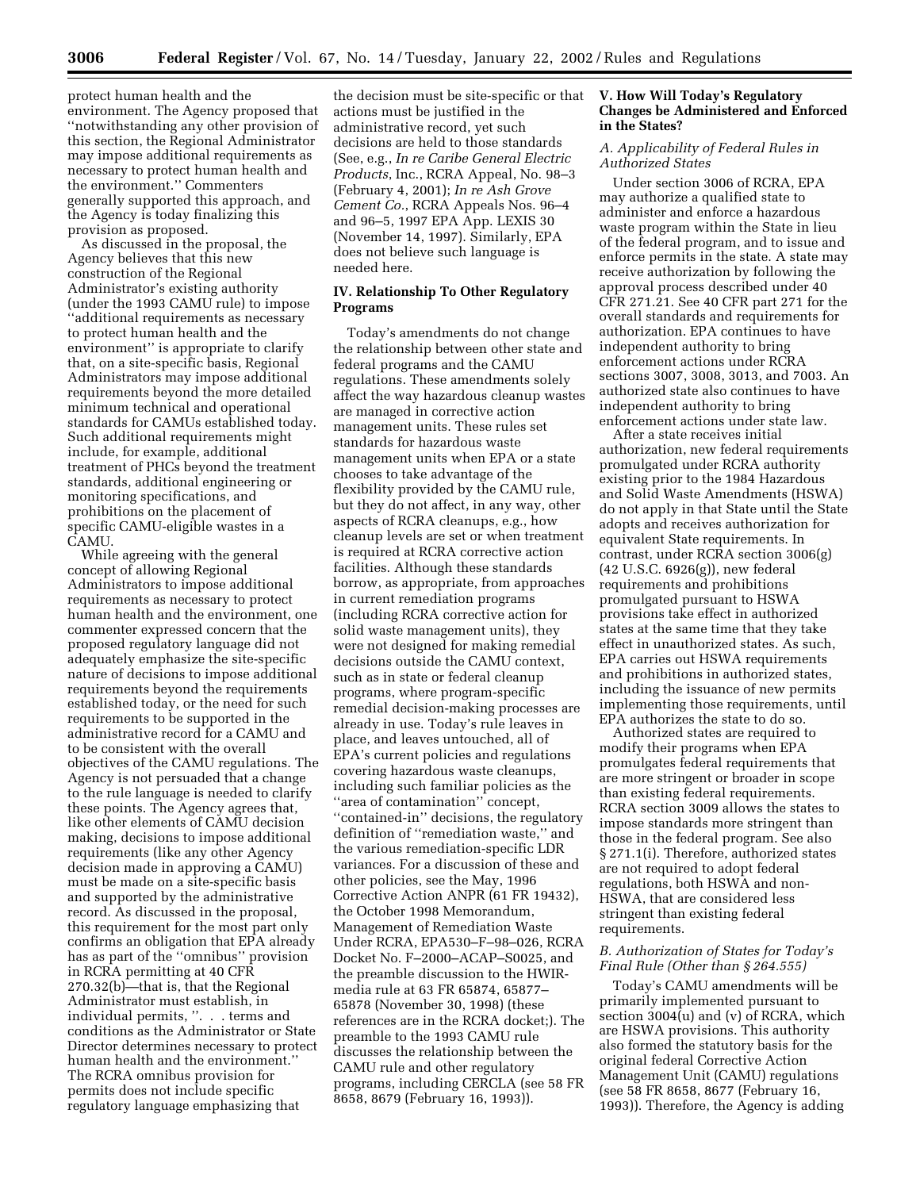protect human health and the environment. The Agency proposed that ''notwithstanding any other provision of this section, the Regional Administrator may impose additional requirements as necessary to protect human health and the environment.'' Commenters generally supported this approach, and the Agency is today finalizing this provision as proposed.

As discussed in the proposal, the Agency believes that this new construction of the Regional Administrator's existing authority (under the 1993 CAMU rule) to impose ''additional requirements as necessary to protect human health and the environment'' is appropriate to clarify that, on a site-specific basis, Regional Administrators may impose additional requirements beyond the more detailed minimum technical and operational standards for CAMUs established today. Such additional requirements might include, for example, additional treatment of PHCs beyond the treatment standards, additional engineering or monitoring specifications, and prohibitions on the placement of specific CAMU-eligible wastes in a CAMU.

While agreeing with the general concept of allowing Regional Administrators to impose additional requirements as necessary to protect human health and the environment, one commenter expressed concern that the proposed regulatory language did not adequately emphasize the site-specific nature of decisions to impose additional requirements beyond the requirements established today, or the need for such requirements to be supported in the administrative record for a CAMU and to be consistent with the overall objectives of the CAMU regulations. The Agency is not persuaded that a change to the rule language is needed to clarify these points. The Agency agrees that, like other elements of CAMU decision making, decisions to impose additional requirements (like any other Agency decision made in approving a CAMU) must be made on a site-specific basis and supported by the administrative record. As discussed in the proposal, this requirement for the most part only confirms an obligation that EPA already has as part of the ''omnibus'' provision in RCRA permitting at 40 CFR 270.32(b)—that is, that the Regional Administrator must establish, in individual permits, ''. . . terms and conditions as the Administrator or State Director determines necessary to protect human health and the environment.'' The RCRA omnibus provision for permits does not include specific regulatory language emphasizing that the decision must be site-specific or that actions must be justified in the administrative record, yet such decisions are held to those standards (See, e.g., *In re Caribe General Electric Products*, Inc., RCRA Appeal, No. 98–3 (February 4, 2001); *In re Ash Grove Cement Co.*, RCRA Appeals Nos. 96–4 and 96–5, 1997 EPA App. LEXIS 30 (November 14, 1997). Similarly, EPA does not believe such language is needed here.

## IV. Relationship To Other Regulatory Programs

Today's amendments do not change the relationship between other state and federal programs and the CAMU regulations. These amendments solely affect the way hazardous cleanup wastes are managed in corrective action management units. These rules set standards for hazardous waste management units when EPA or a state chooses to take advantage of the flexibility provided by the CAMU rule, but they do not affect, in any way, other aspects of RCRA cleanups, e.g., how cleanup levels are set or when treatment is required at RCRA corrective action facilities. Although these standards borrow, as appropriate, from approaches in current remediation programs (including RCRA corrective action for solid waste management units), they were not designed for making remedial decisions outside the CAMU context, such as in state or federal cleanup programs, where program-specific remedial decision-making processes are already in use. Today's rule leaves in place, and leaves untouched, all of EPA's current policies and regulations covering hazardous waste cleanups, including such familiar policies as the ''area of contamination'' concept, ''contained-in'' decisions, the regulatory definition of ''remediation waste,'' and the various remediation-specific LDR variances. For a discussion of these and other policies, see the May, 1996 Corrective Action ANPR (61 FR 19432), the October 1998 Memorandum, Management of Remediation Waste Under RCRA, EPA530–F–98–026, RCRA Docket No. F–2000–ACAP–S0025, and the preamble discussion to the HWIR-media rule at 63 FR 65874, 65877–65878 (November 30, 1998) (these references are in the RCRA docket;). The preamble to the 1993 CAMU rule discusses the relationship between the CAMU rule and other regulatory programs, including CERCLA (see 58 FR 8658, 8679 (February 16, 1993)).

## V. How Will Today's Regulatory Changes be Administered and Enforced in the States?

### A. Applicability of Federal Rules in Authorized States

Under section 3006 of RCRA, EPA may authorize a qualified state to administer and enforce a hazardous waste program within the State in lieu of the federal program, and to issue and enforce permits in the state. A state may receive authorization by following the approval process described under 40 CFR 271.21. See 40 CFR part 271 for the overall standards and requirements for authorization. EPA continues to have independent authority to bring enforcement actions under RCRA sections 3007, 3008, 3013, and 7003. An authorized state also continues to have independent authority to bring enforcement actions under state law.

After a state receives initial authorization, new federal requirements promulgated under RCRA authority existing prior to the 1984 Hazardous and Solid Waste Amendments (HSWA) do not apply in that State until the State adopts and receives authorization for equivalent State requirements. In contrast, under RCRA section 3006(g) (42 U.S.C. 6926(g)), new federal requirements and prohibitions promulgated pursuant to HSWA provisions take effect in authorized states at the same time that they take effect in unauthorized states. As such, EPA carries out HSWA requirements and prohibitions in authorized states, including the issuance of new permits implementing those requirements, until EPA authorizes the state to do so.

Authorized states are required to modify their programs when EPA promulgates federal requirements that are more stringent or broader in scope than existing federal requirements. RCRA section 3009 allows the states to impose standards more stringent than those in the federal program. See also § 271.1(i). Therefore, authorized states are not required to adopt federal regulations, both HSWA and non-HSWA, that are considered less stringent than existing federal requirements.

### B. Authorization of States for Today's Final Rule (Other than § 264.555)

Today's CAMU amendments will be primarily implemented pursuant to section 3004(u) and (v) of RCRA, which are HSWA provisions. This authority also formed the statutory basis for the original federal Corrective Action Management Unit (CAMU) regulations (see 58 FR 8658, 8677 (February 16, 1993)). Therefore, the Agency is adding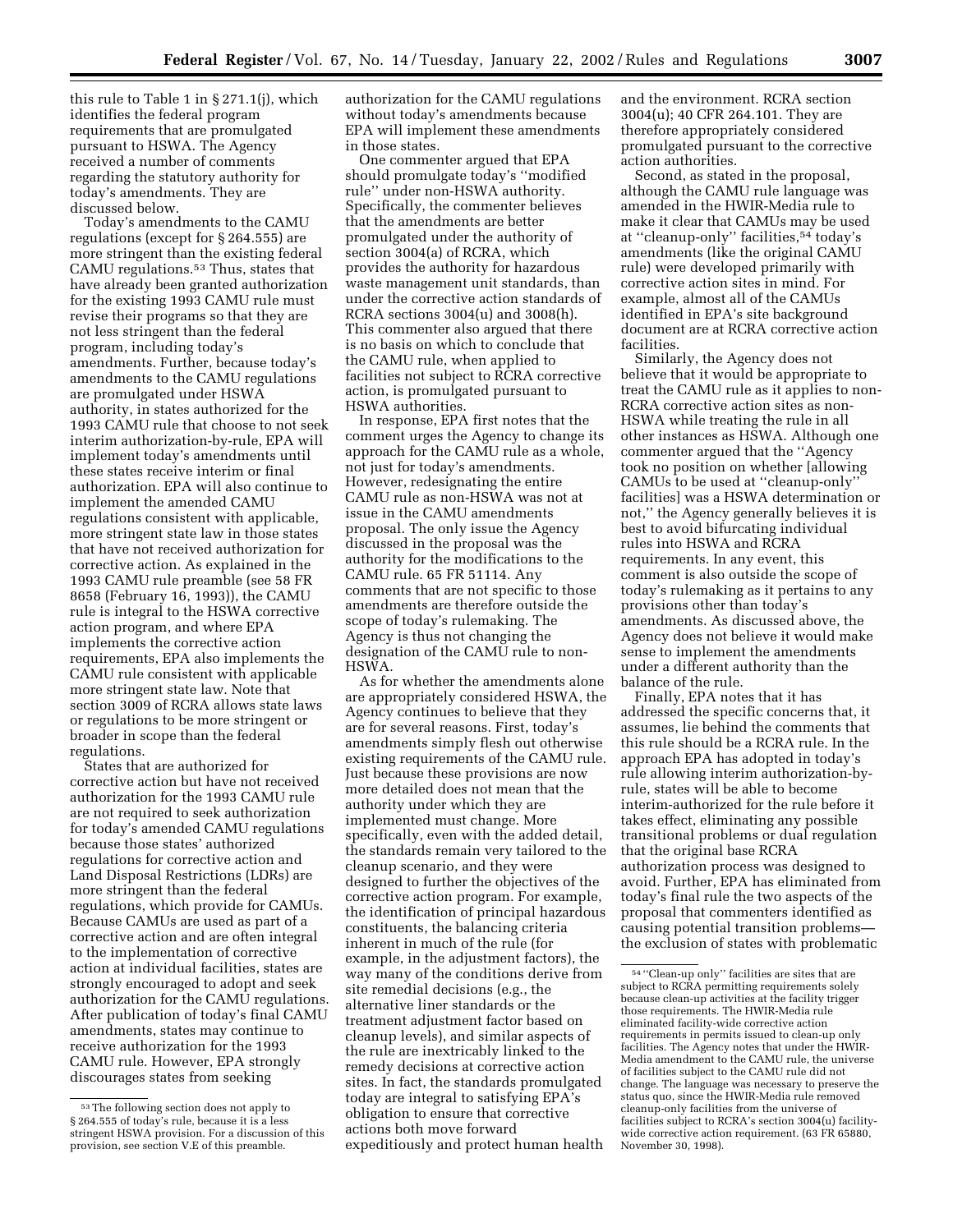this rule to Table 1 in § 271.1(j), which identifies the federal program requirements that are promulgated pursuant to HSWA. The Agency received a number of comments regarding the statutory authority for today's amendments. They are discussed below.

Today's amendments to the CAMU regulations (except for § 264.555) are more stringent than the existing federal CAMU regulations.[53] Thus, states that have already been granted authorization for the existing 1993 CAMU rule must revise their programs so that they are not less stringent than the federal program, including today's amendments. Further, because today's amendments to the CAMU regulations are promulgated under HSWA authority, in states authorized for the 1993 CAMU rule that choose to not seek interim authorization-by-rule, EPA will implement today's amendments until these states receive interim or final authorization. EPA will also continue to implement the amended CAMU regulations consistent with applicable, more stringent state law in those states that have not received authorization for corrective action. As explained in the 1993 CAMU rule preamble (see 58 FR 8658 (February 16, 1993)), the CAMU rule is integral to the HSWA corrective action program, and where EPA implements the corrective action requirements, EPA also implements the CAMU rule consistent with applicable more stringent state law. Note that section 3009 of RCRA allows state laws or regulations to be more stringent or broader in scope than the federal regulations.

States that are authorized for corrective action but have not received authorization for the 1993 CAMU rule are not required to seek authorization for today's amended CAMU regulations because those states' authorized regulations for corrective action and Land Disposal Restrictions (LDRs) are more stringent than the federal regulations, which provide for CAMUs. Because CAMUs are used as part of a corrective action and are often integral to the implementation of corrective action at individual facilities, states are strongly encouraged to adopt and seek authorization for the CAMU regulations. After publication of today's final CAMU amendments, states may continue to receive authorization for the 1993 CAMU rule. However, EPA strongly discourages states from seeking authorization for the CAMU regulations without today's amendments because EPA will implement these amendments in those states.

One commenter argued that EPA should promulgate today's "modified rule" under non-HSWA authority. Specifically, the commenter believes that the amendments are better promulgated under the authority of section 3004(a) of RCRA, which provides the authority for hazardous waste management unit standards, than under the corrective action standards of RCRA sections 3004(u) and 3008(h). This commenter also argued that there is no basis on which to conclude that the CAMU rule, when applied to facilities not subject to RCRA corrective action, is promulgated pursuant to HSWA authorities.

In response, EPA first notes that the comment urges the Agency to change its approach for the CAMU rule as a whole, not just for today's amendments. However, redesignating the entire CAMU rule as non-HSWA was not at issue in the CAMU amendments proposal. The only issue the Agency discussed in the proposal was the authority for the modifications to the CAMU rule. 65 FR 51114. Any comments that are not specific to those amendments are therefore outside the scope of today's rulemaking. The Agency is thus not changing the designation of the CAMU rule to non-HSWA.

As for whether the amendments alone are appropriately considered HSWA, the Agency continues to believe that they are for several reasons. First, today's amendments simply flesh out otherwise existing requirements of the CAMU rule. Just because these provisions are now more detailed does not mean that the authority under which they are implemented must change. More specifically, even with the added detail, the standards remain very tailored to the cleanup scenario, and they were designed to further the objectives of the corrective action program. For example, the identification of principal hazardous constituents, the balancing criteria inherent in much of the rule (for example, in the adjustment factors), the way many of the conditions derive from site remedial decisions (e.g., the alternative liner standards or the treatment adjustment factor based on cleanup levels), and similar aspects of the rule are inextricably linked to the remedy decisions at corrective action sites. In fact, the standards promulgated today are integral to satisfying EPA's obligation to ensure that corrective actions both move forward expeditiously and protect human health and the environment. RCRA section 3004(u); 40 CFR 264.101. They are therefore appropriately considered promulgated pursuant to the corrective action authorities.

Second, as stated in the proposal, although the CAMU rule language was amended in the HWIR-Media rule to make it clear that CAMUs may be used at "cleanup-only" facilities,[54] today's amendments (like the original CAMU rule) were developed primarily with corrective action sites in mind. For example, almost all of the CAMUs identified in EPA's site background document are at RCRA corrective action facilities.

Similarly, the Agency does not believe that it would be appropriate to treat the CAMU rule as it applies to non-RCRA corrective action sites as non-HSWA while treating the rule in all other instances as HSWA. Although one commenter argued that the "Agency took no position on whether [allowing CAMUs to be used at "cleanup-only" facilities] was a HSWA determination or not," the Agency generally believes it is best to avoid bifurcating individual rules into HSWA and RCRA requirements. In any event, this comment is also outside the scope of today's rulemaking as it pertains to any provisions other than today's amendments. As discussed above, the Agency does not believe it would make sense to implement the amendments under a different authority than the balance of the rule.

Finally, EPA notes that it has addressed the specific concerns that, it assumes, lie behind the comments that this rule should be a RCRA rule. In the approach EPA has adopted in today's rule allowing interim authorization-by-rule, states will be able to become interim-authorized for the rule before it takes effect, eliminating any possible transitional problems or dual regulation that the original base RCRA authorization process was designed to avoid. Further, EPA has eliminated from today's final rule the two aspects of the proposal that commenters identified as causing potential transition problems—the exclusion of states with problematic

---

[53] The following section does not apply to § 264.555 of today's rule, because it is a less stringent HSWA provision. For a discussion of this provision, see section V.E of this preamble.

[54] "Clean-up only" facilities are sites that are subject to RCRA permitting requirements solely because clean-up activities at the facility trigger those requirements. The HWIR-Media rule eliminated facility-wide corrective action requirements in permits issued to clean-up only facilities. The Agency notes that under the HWIR-Media amendment to the CAMU rule, the universe of facilities subject to the CAMU rule did not change. The language was necessary to preserve the status quo, since the HWIR-Media rule removed cleanup-only facilities from the universe of facilities subject to RCRA's section 3004(u) facility-wide corrective action requirement. (63 FR 65880, November 30, 1998).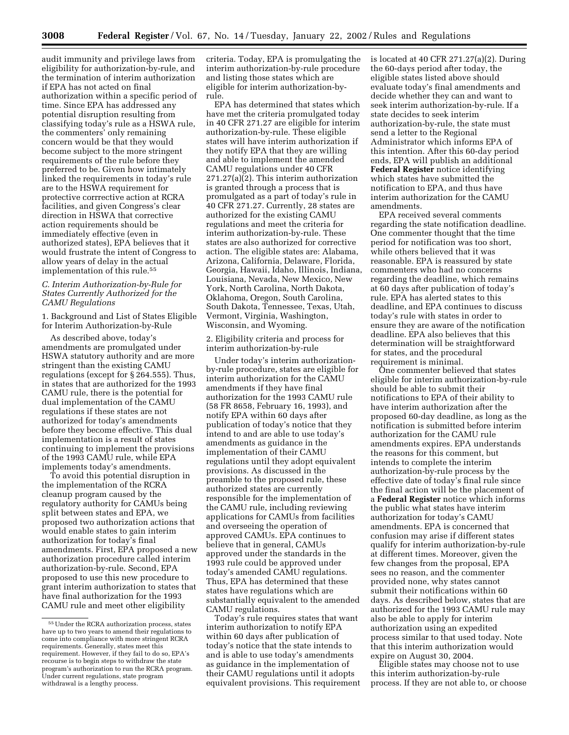audit immunity and privilege laws from eligibility for authorization-by-rule, and the termination of interim authorization if EPA has not acted on final authorization within a specific period of time. Since EPA has addressed any potential disruption resulting from classifying today's rule as a HSWA rule, the commenters' only remaining concern would be that they would become subject to the more stringent requirements of the rule before they preferred to be. Given how intimately linked the requirements in today's rule are to the HSWA requirement for protective corrrective action at RCRA facilities, and given Congress's clear direction in HSWA that corrective action requirements should be immediately effective (even in authorized states), EPA believes that it would frustrate the intent of Congress to allow years of delay in the actual implementation of this rule.[55]

### C. Interim Authorization-by-Rule for States Currently Authorized for the CAMU Regulations

1. Background and List of States Eligible for Interim Authorization-by-Rule

As described above, today's amendments are promulgated under HSWA statutory authority and are more stringent than the existing CAMU regulations (except for § 264.555). Thus, in states that are authorized for the 1993 CAMU rule, there is the potential for dual implementation of the CAMU regulations if these states are not authorized for today's amendments before they become effective. This dual implementation is a result of states continuing to implement the provisions of the 1993 CAMU rule, while EPA implements today's amendments.

To avoid this potential disruption in the implementation of the RCRA cleanup program caused by the regulatory authority for CAMUs being split between states and EPA, we proposed two authorization actions that would enable states to gain interim authorization for today's final amendments. First, EPA proposed a new authorization procedure called interim authorization-by-rule. Second, EPA proposed to use this new procedure to grant interim authorization to states that have final authorization for the 1993 CAMU rule and meet other eligibility criteria. Today, EPA is promulgating the interim authorization-by-rule procedure and listing those states which are eligible for interim authorization-by-rule.

EPA has determined that states which have met the criteria promulgated today in 40 CFR 271.27 are eligible for interim authorization-by-rule. These eligible states will have interim authorization if they notify EPA that they are willing and able to implement the amended CAMU regulations under 40 CFR 271.27(a)(2). This interim authorization is granted through a process that is promulgated as a part of today's rule in 40 CFR 271.27. Currently, 28 states are authorized for the existing CAMU regulations and meet the criteria for interim authorization-by-rule. These states are also authorized for corrective action. The eligible states are: Alabama, Arizona, California, Delaware, Florida, Georgia, Hawaii, Idaho, Illinois, Indiana, Louisiana, Nevada, New Mexico, New York, North Carolina, North Dakota, Oklahoma, Oregon, South Carolina, South Dakota, Tennessee, Texas, Utah, Vermont, Virginia, Washington, Wisconsin, and Wyoming.

2. Eligibility criteria and process for interim authorization-by-rule

Under today's interim authorization-by-rule procedure, states are eligible for interim authorization for the CAMU amendments if they have final authorization for the 1993 CAMU rule (58 FR 8658, February 16, 1993), and notify EPA within 60 days after publication of today's notice that they intend to and are able to use today's amendments as guidance in the implementation of their CAMU regulations until they adopt equivalent provisions. As discussed in the preamble to the proposed rule, these authorized states are currently responsible for the implementation of the CAMU rule, including reviewing applications for CAMUs from facilities and overseeing the operation of approved CAMUs. EPA continues to believe that in general, CAMUs approved under the standards in the 1993 rule could be approved under today's amended CAMU regulations. Thus, EPA has determined that these states have regulations which are substantially equivalent to the amended CAMU regulations.

Today's rule requires states that want interim authorization to notify EPA within 60 days after publication of today's notice that the state intends to and is able to use today's amendments as guidance in the implementation of their CAMU regulations until it adopts equivalent provisions. This requirement is located at 40 CFR 271.27(a)(2). During the 60-days period after today, the eligible states listed above should evaluate today's final amendments and decide whether they can and want to seek interim authorization-by-rule. If a state decides to seek interim authorization-by-rule, the state must send a letter to the Regional Administrator which informs EPA of this intention. After this 60-day period ends, EPA will publish an additional **Federal Register** notice identifying which states have submitted the notification to EPA, and thus have interim authorization for the CAMU amendments.

EPA received several comments regarding the state notification deadline. One commenter thought that the time period for notification was too short, while others believed that it was reasonable. EPA is reassured by state commenters who had no concerns regarding the deadline, which remains at 60 days after publication of today's rule. EPA has alerted states to this deadline, and EPA continues to discuss today's rule with states in order to ensure they are aware of the notification deadline. EPA also believes that this determination will be straightforward for states, and the procedural requirement is minimal.

One commenter believed that states eligible for interim authorization-by-rule should be able to submit their notifications to EPA of their ability to have interim authorization after the proposed 60-day deadline, as long as the notification is submitted before interim authorization for the CAMU rule amendments expires. EPA understands the reasons for this comment, but intends to complete the interim authorization-by-rule process by the effective date of today's final rule since the final action will be the placement of a **Federal Register** notice which informs the public what states have interim authorization for today's CAMU amendments. EPA is concerned that confusion may arise if different states qualify for interim authorization-by-rule at different times. Moreover, given the few changes from the proposal, EPA sees no reason, and the commenter provided none, why states cannot submit their notifications within 60 days. As described below, states that are authorized for the 1993 CAMU rule may also be able to apply for interim authorization using an expedited process similar to that used today. Note that this interim authorization would expire on August 30, 2004.

Eligible states may choose not to use this interim authorization-by-rule process. If they are not able to, or choose

---

[55] Under the RCRA authorization process, states have up to two years to amend their regulations to come into compliance with more stringent RCRA requirements. Generally, states meet this requirement. However, if they fail to do so, EPA's recourse is to begin steps to withdraw the state program's authorization to run the RCRA program. Under current regulations, state program withdrawal is a lengthy process.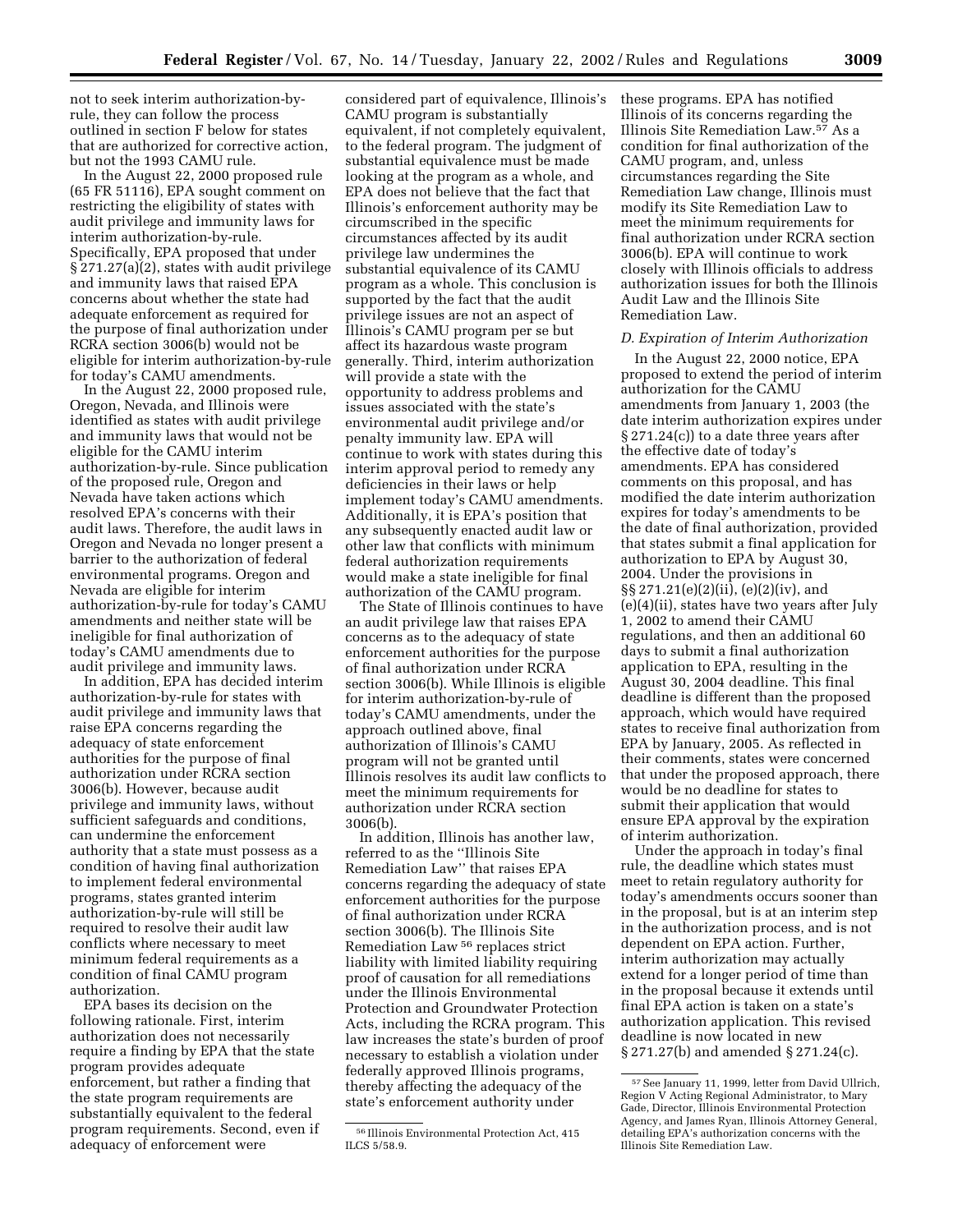not to seek interim authorization-by-rule, they can follow the process outlined in section F below for states that are authorized for corrective action, but not the 1993 CAMU rule.

In the August 22, 2000 proposed rule (65 FR 51116), EPA sought comment on restricting the eligibility of states with audit privilege and immunity laws for interim authorization-by-rule. Specifically, EPA proposed that under § 271.27(a)(2), states with audit privilege and immunity laws that raised EPA concerns about whether the state had adequate enforcement as required for the purpose of final authorization under RCRA section 3006(b) would not be eligible for interim authorization-by-rule for today's CAMU amendments.

In the August 22, 2000 proposed rule, Oregon, Nevada, and Illinois were identified as states with audit privilege and immunity laws that would not be eligible for the CAMU interim authorization-by-rule. Since publication of the proposed rule, Oregon and Nevada have taken actions which resolved EPA's concerns with their audit laws. Therefore, the audit laws in Oregon and Nevada no longer present a barrier to the authorization of federal environmental programs. Oregon and Nevada are eligible for interim authorization-by-rule for today's CAMU amendments and neither state will be ineligible for final authorization of today's CAMU amendments due to audit privilege and immunity laws.

In addition, EPA has decided interim authorization-by-rule for states with audit privilege and immunity laws that raise EPA concerns regarding the adequacy of state enforcement authorities for the purpose of final authorization under RCRA section 3006(b). However, because audit privilege and immunity laws, without sufficient safeguards and conditions, can undermine the enforcement authority that a state must possess as a condition of having final authorization to implement federal environmental programs, states granted interim authorization-by-rule will still be required to resolve their audit law conflicts where necessary to meet minimum federal requirements as a condition of final CAMU program authorization.

EPA bases its decision on the following rationale. First, interim authorization does not necessarily require a finding by EPA that the state program provides adequate enforcement, but rather a finding that the state program requirements are substantially equivalent to the federal program requirements. Second, even if adequacy of enforcement were considered part of equivalence, Illinois's CAMU program is substantially equivalent, if not completely equivalent, to the federal program. The judgment of substantial equivalence must be made looking at the program as a whole, and EPA does not believe that the fact that Illinois's enforcement authority may be circumscribed in the specific circumstances affected by its audit privilege law undermines the substantial equivalence of its CAMU program as a whole. This conclusion is supported by the fact that the audit privilege issues are not an aspect of Illinois's CAMU program per se but affect its hazardous waste program generally. Third, interim authorization will provide a state with the opportunity to address problems and issues associated with the state's environmental audit privilege and/or penalty immunity law. EPA will continue to work with states during this interim approval period to remedy any deficiencies in their laws or help implement today's CAMU amendments. Additionally, it is EPA's position that any subsequently enacted audit law or other law that conflicts with minimum federal authorization requirements would make a state ineligible for final authorization of the CAMU program.

The State of Illinois continues to have an audit privilege law that raises EPA concerns as to the adequacy of state enforcement authorities for the purpose of final authorization under RCRA section 3006(b). While Illinois is eligible for interim authorization-by-rule of today's CAMU amendments, under the approach outlined above, final authorization of Illinois's CAMU program will not be granted until Illinois resolves its audit law conflicts to meet the minimum requirements for authorization under RCRA section 3006(b).

In addition, Illinois has another law, referred to as the "Illinois Site Remediation Law" that raises EPA concerns regarding the adequacy of state enforcement authorities for the purpose of final authorization under RCRA section 3006(b). The Illinois Site Remediation Law [56] replaces strict liability with limited liability requiring proof of causation for all remediations under the Illinois Environmental Protection and Groundwater Protection Acts, including the RCRA program. This law increases the state's burden of proof necessary to establish a violation under federally approved Illinois programs, thereby affecting the adequacy of the state's enforcement authority under these programs. EPA has notified Illinois of its concerns regarding the Illinois Site Remediation Law.[57] As a condition for final authorization of the CAMU program, and, unless circumstances regarding the Site Remediation Law change, Illinois must modify its Site Remediation Law to meet the minimum requirements for final authorization under RCRA section 3006(b). EPA will continue to work closely with Illinois officials to address authorization issues for both the Illinois Audit Law and the Illinois Site Remediation Law.

### *D. Expiration of Interim Authorization*

In the August 22, 2000 notice, EPA proposed to extend the period of interim authorization for the CAMU amendments from January 1, 2003 (the date interim authorization expires under § 271.24(c)) to a date three years after the effective date of today's amendments. EPA has considered comments on this proposal, and has modified the date interim authorization expires for today's amendments to be the date of final authorization, provided that states submit a final application for authorization to EPA by August 30, 2004. Under the provisions in §§ 271.21(e)(2)(ii), (e)(2)(iv), and (e)(4)(ii), states have two years after July 1, 2002 to amend their CAMU regulations, and then an additional 60 days to submit a final authorization application to EPA, resulting in the August 30, 2004 deadline. This final deadline is different than the proposed approach, which would have required states to receive final authorization from EPA by January, 2005. As reflected in their comments, states were concerned that under the proposed approach, there would be no deadline for states to submit their application that would ensure EPA approval by the expiration of interim authorization.

Under the approach in today's final rule, the deadline which states must meet to retain regulatory authority for today's amendments occurs sooner than in the proposal, but is at an interim step in the authorization process, and is not dependent on EPA action. Further, interim authorization may actually extend for a longer period of time than in the proposal because it extends until final EPA action is taken on a state's authorization application. This revised deadline is now located in new § 271.27(b) and amended § 271.24(c).

---

[56] Illinois Environmental Protection Act, 415 ILCS 5/58.9.

[57] See January 11, 1999, letter from David Ullrich, Region V Acting Regional Administrator, to Mary Gade, Director, Illinois Environmental Protection Agency, and James Ryan, Illinois Attorney General, detailing EPA's authorization concerns with the Illinois Site Remediation Law.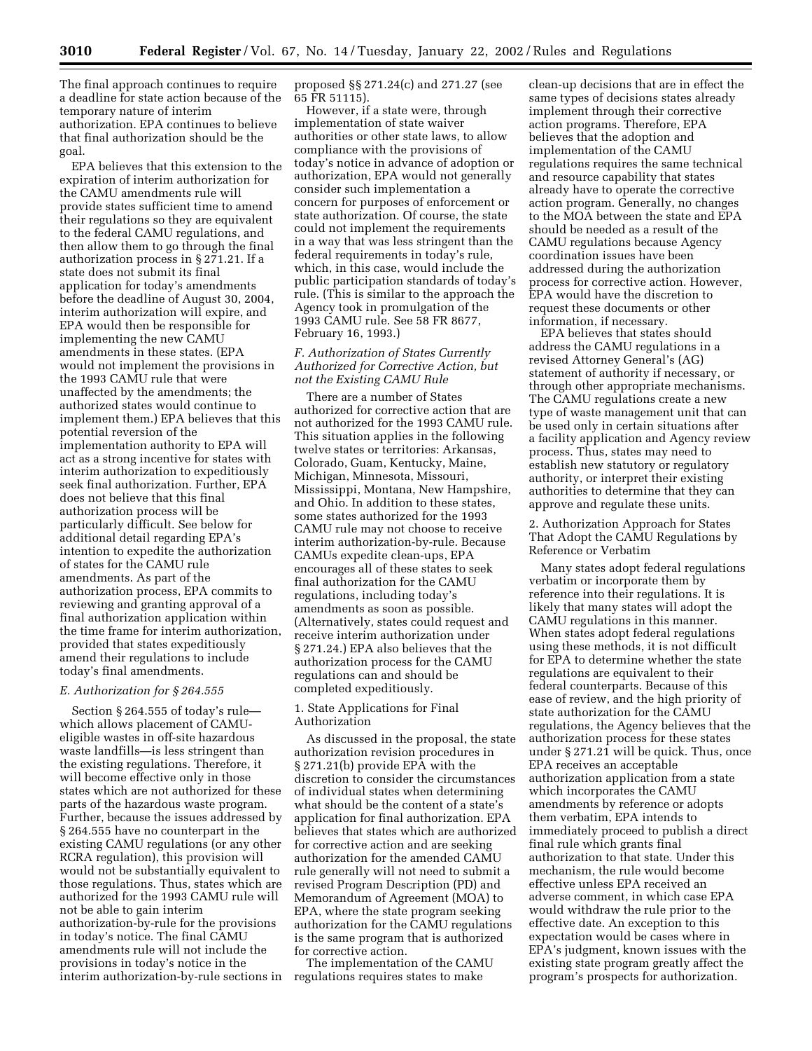The final approach continues to require a deadline for state action because of the temporary nature of interim authorization. EPA continues to believe that final authorization should be the goal.

EPA believes that this extension to the expiration of interim authorization for the CAMU amendments rule will provide states sufficient time to amend their regulations so they are equivalent to the federal CAMU regulations, and then allow them to go through the final authorization process in § 271.21. If a state does not submit its final application for today's amendments before the deadline of August 30, 2004, interim authorization will expire, and EPA would then be responsible for implementing the new CAMU amendments in these states. (EPA would not implement the provisions in the 1993 CAMU rule that were unaffected by the amendments; the authorized states would continue to implement them.) EPA believes that this potential reversion of the implementation authority to EPA will act as a strong incentive for states with interim authorization to expeditiously seek final authorization. Further, EPA does not believe that this final authorization process will be particularly difficult. See below for additional detail regarding EPA's intention to expedite the authorization of states for the CAMU rule amendments. As part of the authorization process, EPA commits to reviewing and granting approval of a final authorization application within the time frame for interim authorization, provided that states expeditiously amend their regulations to include today's final amendments.

### *E. Authorization for § 264.555*

Section § 264.555 of today's rule—which allows placement of CAMU-eligible wastes in off-site hazardous waste landfills—is less stringent than the existing regulations. Therefore, it will become effective only in those states which are not authorized for these parts of the hazardous waste program. Further, because the issues addressed by § 264.555 have no counterpart in the existing CAMU regulations (or any other RCRA regulation), this provision will would not be substantially equivalent to those regulations. Thus, states which are authorized for the 1993 CAMU rule will not be able to gain interim authorization-by-rule for the provisions in today's notice. The final CAMU amendments rule will not include the provisions in today's notice in the interim authorization-by-rule sections in proposed §§ 271.24(c) and 271.27 (see 65 FR 51115).

However, if a state were, through implementation of state waiver authorities or other state laws, to allow compliance with the provisions of today's notice in advance of adoption or authorization, EPA would not generally consider such implementation a concern for purposes of enforcement or state authorization. Of course, the state could not implement the requirements in a way that was less stringent than the federal requirements in today's rule, which, in this case, would include the public participation standards of today's rule. (This is similar to the approach the Agency took in promulgation of the 1993 CAMU rule. See 58 FR 8677, February 16, 1993.)

### *F. Authorization of States Currently Authorized for Corrective Action, but not the Existing CAMU Rule*

There are a number of States authorized for corrective action that are not authorized for the 1993 CAMU rule. This situation applies in the following twelve states or territories: Arkansas, Colorado, Guam, Kentucky, Maine, Michigan, Minnesota, Missouri, Mississippi, Montana, New Hampshire, and Ohio. In addition to these states, some states authorized for the 1993 CAMU rule may not choose to receive interim authorization-by-rule. Because CAMUs expedite clean-ups, EPA encourages all of these states to seek final authorization for the CAMU regulations, including today's amendments as soon as possible. (Alternatively, states could request and receive interim authorization under § 271.24.) EPA also believes that the authorization process for the CAMU regulations can and should be completed expeditiously.

#### 1. State Applications for Final Authorization

As discussed in the proposal, the state authorization revision procedures in § 271.21(b) provide EPA with the discretion to consider the circumstances of individual states when determining what should be the content of a state's application for final authorization. EPA believes that states which are authorized for corrective action and are seeking authorization for the amended CAMU rule generally will not need to submit a revised Program Description (PD) and Memorandum of Agreement (MOA) to EPA, where the state program seeking authorization for the CAMU regulations is the same program that is authorized for corrective action.

The implementation of the CAMU regulations requires states to make clean-up decisions that are in effect the same types of decisions states already implement through their corrective action programs. Therefore, EPA believes that the adoption and implementation of the CAMU regulations requires the same technical and resource capability that states already have to operate the corrective action program. Generally, no changes to the MOA between the state and EPA should be needed as a result of the CAMU regulations because Agency coordination issues have been addressed during the authorization process for corrective action. However, EPA would have the discretion to request these documents or other information, if necessary.

EPA believes that states should address the CAMU regulations in a revised Attorney General's (AG) statement of authority if necessary, or through other appropriate mechanisms. The CAMU regulations create a new type of waste management unit that can be used only in certain situations after a facility application and Agency review process. Thus, states may need to establish new statutory or regulatory authority, or interpret their existing authorities to determine that they can approve and regulate these units.

#### 2. Authorization Approach for States That Adopt the CAMU Regulations by Reference or Verbatim

Many states adopt federal regulations verbatim or incorporate them by reference into their regulations. It is likely that many states will adopt the CAMU regulations in this manner. When states adopt federal regulations using these methods, it is not difficult for EPA to determine whether the state regulations are equivalent to their federal counterparts. Because of this ease of review, and the high priority of state authorization for the CAMU regulations, the Agency believes that the authorization process for these states under § 271.21 will be quick. Thus, once EPA receives an acceptable authorization application from a state which incorporates the CAMU amendments by reference or adopts them verbatim, EPA intends to immediately proceed to publish a direct final rule which grants final authorization to that state. Under this mechanism, the rule would become effective unless EPA received an adverse comment, in which case EPA would withdraw the rule prior to the effective date. An exception to this expectation would be cases where in EPA's judgment, known issues with the existing state program greatly affect the program's prospects for authorization.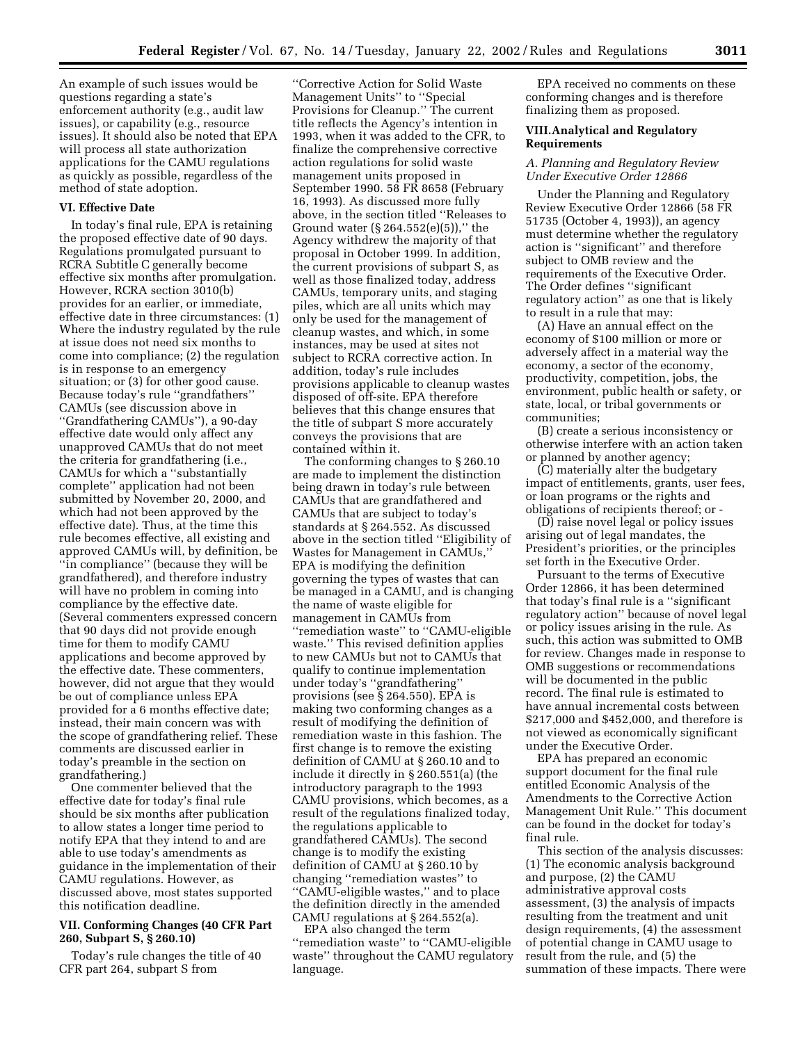An example of such issues would be questions regarding a state's enforcement authority (e.g., audit law issues), or capability (e.g., resource issues). It should also be noted that EPA will process all state authorization applications for the CAMU regulations as quickly as possible, regardless of the method of state adoption.

### VI. Effective Date

In today's final rule, EPA is retaining the proposed effective date of 90 days. Regulations promulgated pursuant to RCRA Subtitle C generally become effective six months after promulgation. However, RCRA section 3010(b) provides for an earlier, or immediate, effective date in three circumstances: (1) Where the industry regulated by the rule at issue does not need six months to come into compliance; (2) the regulation is in response to an emergency situation; or (3) for other good cause. Because today's rule ''grandfathers'' CAMUs (see discussion above in ''Grandfathering CAMUs''), a 90-day effective date would only affect any unapproved CAMUs that do not meet the criteria for grandfathering (i.e., CAMUs for which a ''substantially complete'' application had not been submitted by November 20, 2000, and which had not been approved by the effective date). Thus, at the time this rule becomes effective, all existing and approved CAMUs will, by definition, be ''in compliance'' (because they will be grandfathered), and therefore industry will have no problem in coming into compliance by the effective date. (Several commenters expressed concern that 90 days did not provide enough time for them to modify CAMU applications and become approved by the effective date. These commenters, however, did not argue that they would be out of compliance unless EPA provided for a 6 months effective date; instead, their main concern was with the scope of grandfathering relief. These comments are discussed earlier in today's preamble in the section on grandfathering.)

One commenter believed that the effective date for today's final rule should be six months after publication to allow states a longer time period to notify EPA that they intend to and are able to use today's amendments as guidance in the implementation of their CAMU regulations. However, as discussed above, most states supported this notification deadline.

### VII. Conforming Changes (40 CFR Part 260, Subpart S, § 260.10)

Today's rule changes the title of 40 CFR part 264, subpart S from ''Corrective Action for Solid Waste Management Units'' to ''Special Provisions for Cleanup.'' The current title reflects the Agency's intention in 1993, when it was added to the CFR, to finalize the comprehensive corrective action regulations for solid waste management units proposed in September 1990. 58 FR 8658 (February 16, 1993). As discussed more fully above, in the section titled ''Releases to Ground water (§ 264.552(e)(5)),'' the Agency withdrew the majority of that proposal in October 1999. In addition, the current provisions of subpart S, as well as those finalized today, address CAMUs, temporary units, and staging piles, which are all units which may only be used for the management of cleanup wastes, and which, in some instances, may be used at sites not subject to RCRA corrective action. In addition, today's rule includes provisions applicable to cleanup wastes disposed of off-site. EPA therefore believes that this change ensures that the title of subpart S more accurately conveys the provisions that are contained within it.

The conforming changes to § 260.10 are made to implement the distinction being drawn in today's rule between CAMUs that are grandfathered and CAMUs that are subject to today's standards at § 264.552. As discussed above in the section titled ''Eligibility of Wastes for Management in CAMUs,'' EPA is modifying the definition governing the types of wastes that can be managed in a CAMU, and is changing the name of waste eligible for management in CAMUs from ''remediation waste'' to ''CAMU-eligible waste.'' This revised definition applies to new CAMUs but not to CAMUs that qualify to continue implementation under today's ''grandfathering'' provisions (see § 264.550). EPA is making two conforming changes as a result of modifying the definition of remediation waste in this fashion. The first change is to remove the existing definition of CAMU at § 260.10 and to include it directly in § 260.551(a) (the introductory paragraph to the 1993 CAMU provisions, which becomes, as a result of the regulations finalized today, the regulations applicable to grandfathered CAMUs). The second change is to modify the existing definition of CAMU at § 260.10 by changing ''remediation wastes'' to ''CAMU-eligible wastes,'' and to place the definition directly in the amended CAMU regulations at § 264.552(a).

EPA also changed the term ''remediation waste'' to ''CAMU-eligible waste'' throughout the CAMU regulatory language.

EPA received no comments on these conforming changes and is therefore finalizing them as proposed.

### VIII. Analytical and Regulatory Requirements

#### *A. Planning and Regulatory Review Under Executive Order 12866*

Under the Planning and Regulatory Review Executive Order 12866 (58 FR 51735 (October 4, 1993)), an agency must determine whether the regulatory action is ''significant'' and therefore subject to OMB review and the requirements of the Executive Order. The Order defines ''significant regulatory action'' as one that is likely to result in a rule that may:

(A) Have an annual effect on the economy of $100 million or more or adversely affect in a material way the economy, a sector of the economy, productivity, competition, jobs, the environment, public health or safety, or state, local, or tribal governments or communities;

(B) create a serious inconsistency or otherwise interfere with an action taken or planned by another agency;

(C) materially alter the budgetary impact of entitlements, grants, user fees, or loan programs or the rights and obligations of recipients thereof; or -

(D) raise novel legal or policy issues arising out of legal mandates, the President's priorities, or the principles set forth in the Executive Order.

Pursuant to the terms of Executive Order 12866, it has been determined that today's final rule is a ''significant regulatory action'' because of novel legal or policy issues arising in the rule. As such, this action was submitted to OMB for review. Changes made in response to OMB suggestions or recommendations will be documented in the public record. The final rule is estimated to have annual incremental costs between $217,000 and $452,000, and therefore is not viewed as economically significant under the Executive Order.

EPA has prepared an economic support document for the final rule entitled Economic Analysis of the Amendments to the Corrective Action Management Unit Rule.'' This document can be found in the docket for today's final rule.

This section of the analysis discusses: (1) The economic analysis background and purpose, (2) the CAMU administrative approval costs assessment, (3) the analysis of impacts resulting from the treatment and unit design requirements, (4) the assessment of potential change in CAMU usage to result from the rule, and (5) the summation of these impacts. There were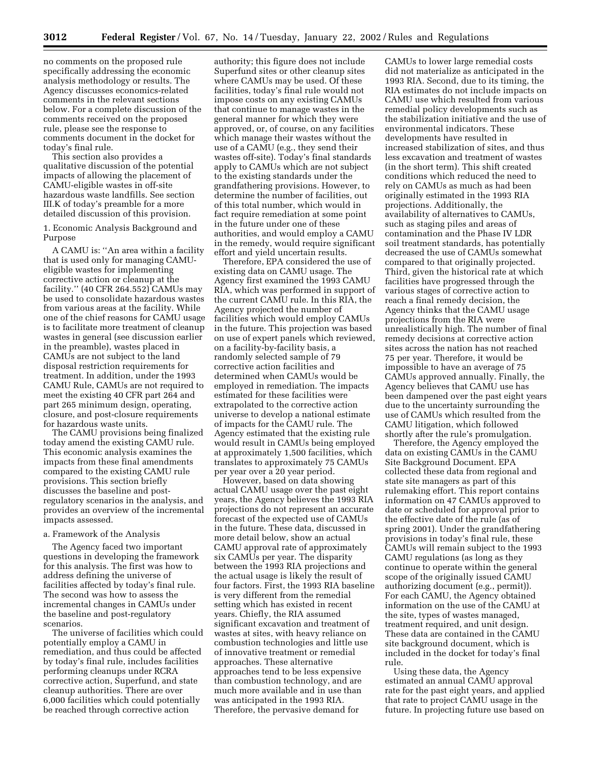no comments on the proposed rule specifically addressing the economic analysis methodology or results. The Agency discusses economics-related comments in the relevant sections below. For a complete discussion of the comments received on the proposed rule, please see the response to comments document in the docket for today's final rule.

This section also provides a qualitative discussion of the potential impacts of allowing the placement of CAMU-eligible wastes in off-site hazardous waste landfills. See section III.K of today's preamble for a more detailed discussion of this provision.

1. Economic Analysis Background and Purpose

A CAMU is: ''An area within a facility that is used only for managing CAMU-eligible wastes for implementing corrective action or cleanup at the facility.'' (40 CFR 264.552) CAMUs may be used to consolidate hazardous wastes from various areas at the facility. While one of the chief reasons for CAMU usage is to facilitate more treatment of cleanup wastes in general (see discussion earlier in the preamble), wastes placed in CAMUs are not subject to the land disposal restriction requirements for treatment. In addition, under the 1993 CAMU Rule, CAMUs are not required to meet the existing 40 CFR part 264 and part 265 minimum design, operating, closure, and post-closure requirements for hazardous waste units.

The CAMU provisions being finalized today amend the existing CAMU rule. This economic analysis examines the impacts from these final amendments compared to the existing CAMU rule provisions. This section briefly discusses the baseline and post-regulatory scenarios in the analysis, and provides an overview of the incremental impacts assessed.

a. Framework of the Analysis

The Agency faced two important questions in developing the framework for this analysis. The first was how to address defining the universe of facilities affected by today's final rule. The second was how to assess the incremental changes in CAMUs under the baseline and post-regulatory scenarios.

The universe of facilities which could potentially employ a CAMU in remediation, and thus could be affected by today's final rule, includes facilities performing cleanups under RCRA corrective action, Superfund, and state cleanup authorities. There are over 6,000 facilities which could potentially be reached through corrective action authority; this figure does not include Superfund sites or other cleanup sites where CAMUs may be used. Of these facilities, today's final rule would not impose costs on any existing CAMUs that continue to manage wastes in the general manner for which they were approved, or, of course, on any facilities which manage their wastes without the use of a CAMU (e.g., they send their wastes off-site). Today's final standards apply to CAMUs which are not subject to the existing standards under the grandfathering provisions. However, to determine the number of facilities, out of this total number, which would in fact require remediation at some point in the future under one of these authorities, and would employ a CAMU in the remedy, would require significant effort and yield uncertain results.

Therefore, EPA considered the use of existing data on CAMU usage. The Agency first examined the 1993 CAMU RIA, which was performed in support of the current CAMU rule. In this RIA, the Agency projected the number of facilities which would employ CAMUs in the future. This projection was based on use of expert panels which reviewed, on a facility-by-facility basis, a randomly selected sample of 79 corrective action facilities and determined when CAMUs would be employed in remediation. The impacts estimated for these facilities were extrapolated to the corrective action universe to develop a national estimate of impacts for the CAMU rule. The Agency estimated that the existing rule would result in CAMUs being employed at approximately 1,500 facilities, which translates to approximately 75 CAMUs per year over a 20 year period.

However, based on data showing actual CAMU usage over the past eight years, the Agency believes the 1993 RIA projections do not represent an accurate forecast of the expected use of CAMUs in the future. These data, discussed in more detail below, show an actual CAMU approval rate of approximately six CAMUs per year. The disparity between the 1993 RIA projections and the actual usage is likely the result of four factors. First, the 1993 RIA baseline is very different from the remedial setting which has existed in recent years. Chiefly, the RIA assumed significant excavation and treatment of wastes at sites, with heavy reliance on combustion technologies and little use of innovative treatment or remedial approaches. These alternative approaches tend to be less expensive than combustion technology, and are much more available and in use than was anticipated in the 1993 RIA. Therefore, the pervasive demand for CAMUs to lower large remedial costs did not materialize as anticipated in the 1993 RIA. Second, due to its timing, the RIA estimates do not include impacts on CAMU use which resulted from various remedial policy developments such as the stabilization initiative and the use of environmental indicators. These developments have resulted in increased stabilization of sites, and thus less excavation and treatment of wastes (in the short term). This shift created conditions which reduced the need to rely on CAMUs as much as had been originally estimated in the 1993 RIA projections. Additionally, the availability of alternatives to CAMUs, such as staging piles and areas of contamination and the Phase IV LDR soil treatment standards, has potentially decreased the use of CAMUs somewhat compared to that originally projected. Third, given the historical rate at which facilities have progressed through the various stages of corrective action to reach a final remedy decision, the Agency thinks that the CAMU usage projections from the RIA were unrealistically high. The number of final remedy decisions at corrective action sites across the nation has not reached 75 per year. Therefore, it would be impossible to have an average of 75 CAMUs approved annually. Finally, the Agency believes that CAMU use has been dampened over the past eight years due to the uncertainty surrounding the use of CAMUs which resulted from the CAMU litigation, which followed shortly after the rule's promulgation.

Therefore, the Agency employed the data on existing CAMUs in the CAMU Site Background Document. EPA collected these data from regional and state site managers as part of this rulemaking effort. This report contains information on 47 CAMUs approved to date or scheduled for approval prior to the effective date of the rule (as of spring 2001). Under the grandfathering provisions in today's final rule, these CAMUs will remain subject to the 1993 CAMU regulations (as long as they continue to operate within the general scope of the originally issued CAMU authorizing document (e.g., permit)). For each CAMU, the Agency obtained information on the use of the CAMU at the site, types of wastes managed, treatment required, and unit design. These data are contained in the CAMU site background document, which is included in the docket for today's final rule.

Using these data, the Agency estimated an annual CAMU approval rate for the past eight years, and applied that rate to project CAMU usage in the future. In projecting future use based on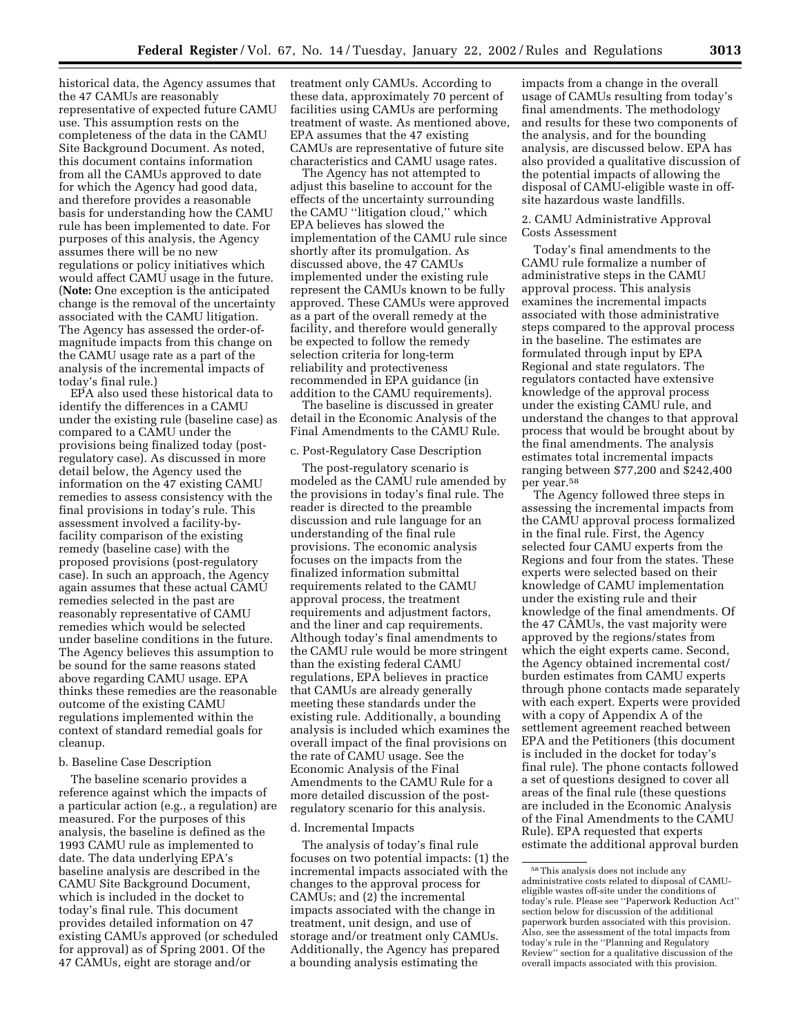historical data, the Agency assumes that the 47 CAMUs are reasonably representative of expected future CAMU use. This assumption rests on the completeness of the data in the CAMU Site Background Document. As noted, this document contains information from all the CAMUs approved to date for which the Agency had good data, and therefore provides a reasonable basis for understanding how the CAMU rule has been implemented to date. For purposes of this analysis, the Agency assumes there will be no new regulations or policy initiatives which would affect CAMU usage in the future. (**Note:** One exception is the anticipated change is the removal of the uncertainty associated with the CAMU litigation. The Agency has assessed the order-of-magnitude impacts from this change on the CAMU usage rate as a part of the analysis of the incremental impacts of today's final rule.)

EPA also used these historical data to identify the differences in a CAMU under the existing rule (baseline case) as compared to a CAMU under the provisions being finalized today (post-regulatory case). As discussed in more detail below, the Agency used the information on the 47 existing CAMU remedies to assess consistency with the final provisions in today's rule. This assessment involved a facility-by-facility comparison of the existing remedy (baseline case) with the proposed provisions (post-regulatory case). In such an approach, the Agency again assumes that these actual CAMU remedies selected in the past are reasonably representative of CAMU remedies which would be selected under baseline conditions in the future. The Agency believes this assumption to be sound for the same reasons stated above regarding CAMU usage. EPA thinks these remedies are the reasonable outcome of the existing CAMU regulations implemented within the context of standard remedial goals for cleanup.

b. Baseline Case Description

The baseline scenario provides a reference against which the impacts of a particular action (e.g., a regulation) are measured. For the purposes of this analysis, the baseline is defined as the 1993 CAMU rule as implemented to date. The data underlying EPA's baseline analysis are described in the CAMU Site Background Document, which is included in the docket to today's final rule. This document provides detailed information on 47 existing CAMUs approved (or scheduled for approval) as of Spring 2001. Of the 47 CAMUs, eight are storage and/or treatment only CAMUs. According to these data, approximately 70 percent of facilities using CAMUs are performing treatment of waste. As mentioned above, EPA assumes that the 47 existing CAMUs are representative of future site characteristics and CAMU usage rates.

The Agency has not attempted to adjust this baseline to account for the effects of the uncertainty surrounding the CAMU "litigation cloud," which EPA believes has slowed the implementation of the CAMU rule since shortly after its promulgation. As discussed above, the 47 CAMUs implemented under the existing rule represent the CAMUs known to be fully approved. These CAMUs were approved as a part of the overall remedy at the facility, and therefore would generally be expected to follow the remedy selection criteria for long-term reliability and protectiveness recommended in EPA guidance (in addition to the CAMU requirements).

The baseline is discussed in greater detail in the Economic Analysis of the Final Amendments to the CAMU Rule.

c. Post-Regulatory Case Description

The post-regulatory scenario is modeled as the CAMU rule amended by the provisions in today's final rule. The reader is directed to the preamble discussion and rule language for an understanding of the final rule provisions. The economic analysis focuses on the impacts from the finalized information submittal requirements related to the CAMU approval process, the treatment requirements and adjustment factors, and the liner and cap requirements. Although today's final amendments to the CAMU rule would be more stringent than the existing federal CAMU regulations, EPA believes in practice that CAMUs are already generally meeting these standards under the existing rule. Additionally, a bounding analysis is included which examines the overall impact of the final provisions on the rate of CAMU usage. See the Economic Analysis of the Final Amendments to the CAMU Rule for a more detailed discussion of the post-regulatory scenario for this analysis.

d. Incremental Impacts

The analysis of today's final rule focuses on two potential impacts: (1) the incremental impacts associated with the changes to the approval process for CAMUs; and (2) the incremental impacts associated with the change in treatment, unit design, and use of storage and/or treatment only CAMUs. Additionally, the Agency has prepared a bounding analysis estimating the impacts from a change in the overall usage of CAMUs resulting from today's final amendments. The methodology and results for these two components of the analysis, and for the bounding analysis, are discussed below. EPA has also provided a qualitative discussion of the potential impacts of allowing the disposal of CAMU-eligible waste in off-site hazardous waste landfills.

2. CAMU Administrative Approval Costs Assessment

Today's final amendments to the CAMU rule formalize a number of administrative steps in the CAMU approval process. This analysis examines the incremental impacts associated with those administrative steps compared to the approval process in the baseline. The estimates are formulated through input by EPA Regional and state regulators. The regulators contacted have extensive knowledge of the approval process under the existing CAMU rule, and understand the changes to that approval process that would be brought about by the final amendments. The analysis estimates total incremental impacts ranging between $77,200 and $242,400 per year.[58]

The Agency followed three steps in assessing the incremental impacts from the CAMU approval process formalized in the final rule. First, the Agency selected four CAMU experts from the Regions and four from the states. These experts were selected based on their knowledge of CAMU implementation under the existing rule and their knowledge of the final amendments. Of the 47 CAMUs, the vast majority were approved by the regions/states from which the eight experts came. Second, the Agency obtained incremental cost/burden estimates from CAMU experts through phone contacts made separately with each expert. Experts were provided with a copy of Appendix A of the settlement agreement reached between EPA and the Petitioners (this document is included in the docket for today's final rule). The phone contacts followed a set of questions designed to cover all areas of the final rule (these questions are included in the Economic Analysis of the Final Amendments to the CAMU Rule). EPA requested that experts estimate the additional approval burden

[58] This analysis does not include any administrative costs related to disposal of CAMU-eligible wastes off-site under the conditions of today's rule. Please see "Paperwork Reduction Act" section below for discussion of the additional paperwork burden associated with this provision. Also, see the assessment of the total impacts from today's rule in the "Planning and Regulatory Review" section for a qualitative discussion of the overall impacts associated with this provision.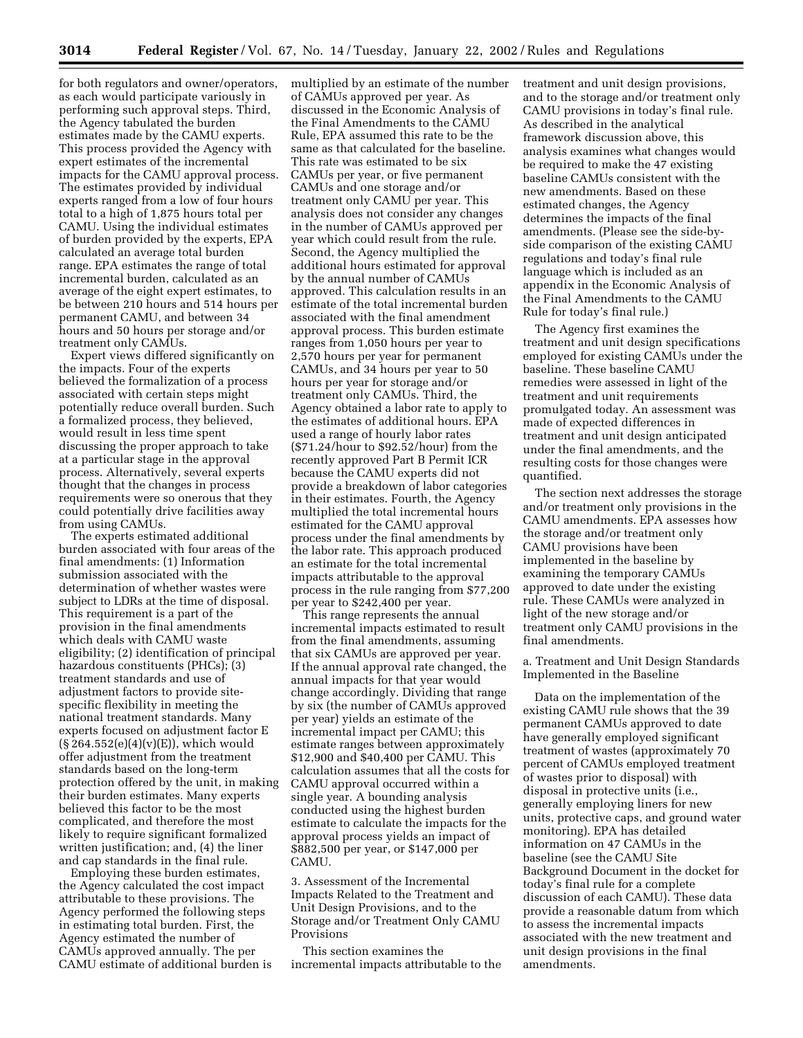for both regulators and owner/operators, as each would participate variously in performing such approval steps. Third, the Agency tabulated the burden estimates made by the CAMU experts. This process provided the Agency with expert estimates of the incremental impacts for the CAMU approval process. The estimates provided by individual experts ranged from a low of four hours total to a high of 1,875 hours total per CAMU. Using the individual estimates of burden provided by the experts, EPA calculated an average total burden range. EPA estimates the range of total incremental burden, calculated as an average of the eight expert estimates, to be between 210 hours and 514 hours per permanent CAMU, and between 34 hours and 50 hours per storage and/or treatment only CAMUs.

Expert views differed significantly on the impacts. Four of the experts believed the formalization of a process associated with certain steps might potentially reduce overall burden. Such a formalized process, they believed, would result in less time spent discussing the proper approach to take at a particular stage in the approval process. Alternatively, several experts thought that the changes in process requirements were so onerous that they could potentially drive facilities away from using CAMUs.

The experts estimated additional burden associated with four areas of the final amendments: (1) Information submission associated with the determination of whether wastes were subject to LDRs at the time of disposal. This requirement is a part of the provision in the final amendments which deals with CAMU waste eligibility; (2) identification of principal hazardous constituents (PHCs); (3) treatment standards and use of adjustment factors to provide site-specific flexibility in meeting the national treatment standards. Many experts focused on adjustment factor E (§ 264.552(e)(4)(v)(E)), which would offer adjustment from the treatment standards based on the long-term protection offered by the unit, in making their burden estimates. Many experts believed this factor to be the most complicated, and therefore the most likely to require significant formalized written justification; and, (4) the liner and cap standards in the final rule.

Employing these burden estimates, the Agency calculated the cost impact attributable to these provisions. The Agency performed the following steps in estimating total burden. First, the Agency estimated the number of CAMUs approved annually. The per CAMU estimate of additional burden is multiplied by an estimate of the number of CAMUs approved per year. As discussed in the Economic Analysis of the Final Amendments to the CAMU Rule, EPA assumed this rate to be the same as that calculated for the baseline. This rate was estimated to be six CAMUs per year, or five permanent CAMUs and one storage and/or treatment only CAMU per year. This analysis does not consider any changes in the number of CAMUs approved per year which could result from the rule. Second, the Agency multiplied the additional hours estimated for approval by the annual number of CAMUs approved. This calculation results in an estimate of the total incremental burden associated with the final amendment approval process. This burden estimate ranges from 1,050 hours per year to 2,570 hours per year for permanent CAMUs, and 34 hours per year to 50 hours per year for storage and/or treatment only CAMUs. Third, the Agency obtained a labor rate to apply to the estimates of additional hours. EPA used a range of hourly labor rates ($71.24/hour to $92.52/hour) from the recently approved Part B Permit ICR because the CAMU experts did not provide a breakdown of labor categories in their estimates. Fourth, the Agency multiplied the total incremental hours estimated for the CAMU approval process under the final amendments by the labor rate. This approach produced an estimate for the total incremental impacts attributable to the approval process in the rule ranging from $77,200 per year to $242,400 per year.

This range represents the annual incremental impacts estimated to result from the final amendments, assuming that six CAMUs are approved per year. If the annual approval rate changed, the annual impacts for that year would change accordingly. Dividing that range by six (the number of CAMUs approved per year) yields an estimate of the incremental impact per CAMU; this estimate ranges between approximately $12,900 and $40,400 per CAMU. This calculation assumes that all the costs for CAMU approval occurred within a single year. A bounding analysis conducted using the highest burden estimate to calculate the impacts for the approval process yields an impact of $882,500 per year, or $147,000 per CAMU.

3. Assessment of the Incremental Impacts Related to the Treatment and Unit Design Provisions, and to the Storage and/or Treatment Only CAMU Provisions

This section examines the incremental impacts attributable to the treatment and unit design provisions, and to the storage and/or treatment only CAMU provisions in today's final rule. As described in the analytical framework discussion above, this analysis examines what changes would be required to make the 47 existing baseline CAMUs consistent with the new amendments. Based on these estimated changes, the Agency determines the impacts of the final amendments. (Please see the side-by-side comparison of the existing CAMU regulations and today's final rule language which is included as an appendix in the Economic Analysis of the Final Amendments to the CAMU Rule for today's final rule.)

The Agency first examines the treatment and unit design specifications employed for existing CAMUs under the baseline. These baseline CAMU remedies were assessed in light of the treatment and unit requirements promulgated today. An assessment was made of expected differences in treatment and unit design anticipated under the final amendments, and the resulting costs for those changes were quantified.

The section next addresses the storage and/or treatment only provisions in the CAMU amendments. EPA assesses how the storage and/or treatment only CAMU provisions have been implemented in the baseline by examining the temporary CAMUs approved to date under the existing rule. These CAMUs were analyzed in light of the new storage and/or treatment only CAMU provisions in the final amendments.

a. Treatment and Unit Design Standards Implemented in the Baseline

Data on the implementation of the existing CAMU rule shows that the 39 permanent CAMUs approved to date have generally employed significant treatment of wastes (approximately 70 percent of CAMUs employed treatment of wastes prior to disposal) with disposal in protective units (i.e., generally employing liners for new units, protective caps, and ground water monitoring). EPA has detailed information on 47 CAMUs in the baseline (see the CAMU Site Background Document in the docket for today's final rule for a complete discussion of each CAMU). These data provide a reasonable datum from which to assess the incremental impacts associated with the new treatment and unit design provisions in the final amendments.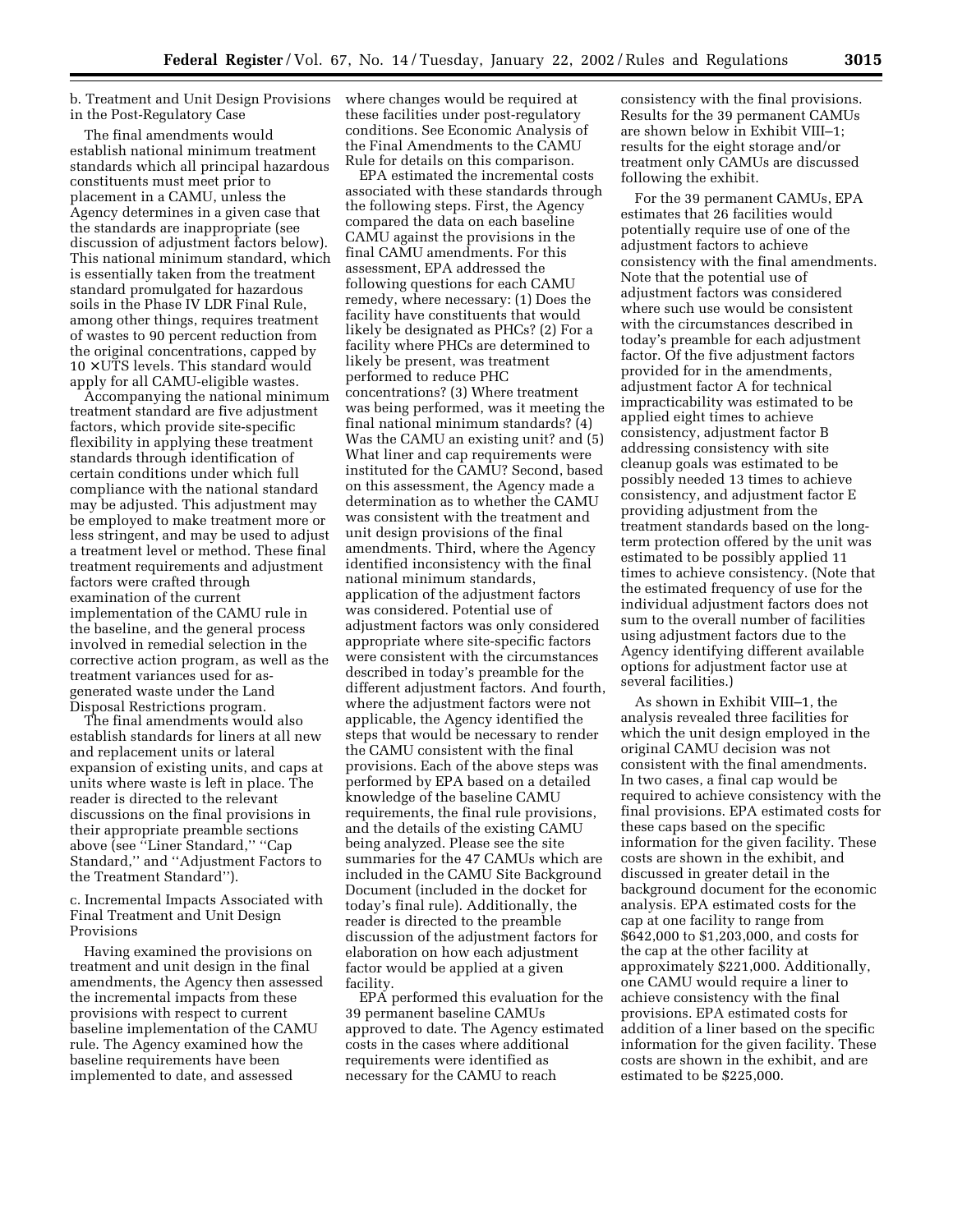b. Treatment and Unit Design Provisions in the Post-Regulatory Case

The final amendments would establish national minimum treatment standards which all principal hazardous constituents must meet prior to placement in a CAMU, unless the Agency determines in a given case that the standards are inappropriate (see discussion of adjustment factors below). This national minimum standard, which is essentially taken from the treatment standard promulgated for hazardous soils in the Phase IV LDR Final Rule, among other things, requires treatment of wastes to 90 percent reduction from the original concentrations, capped by 10 ×UTS levels. This standard would apply for all CAMU-eligible wastes.

Accompanying the national minimum treatment standard are five adjustment factors, which provide site-specific flexibility in applying these treatment standards through identification of certain conditions under which full compliance with the national standard may be adjusted. This adjustment may be employed to make treatment more or less stringent, and may be used to adjust a treatment level or method. These final treatment requirements and adjustment factors were crafted through examination of the current implementation of the CAMU rule in the baseline, and the general process involved in remedial selection in the corrective action program, as well as the treatment variances used for as-generated waste under the Land Disposal Restrictions program.

The final amendments would also establish standards for liners at all new and replacement units or lateral expansion of existing units, and caps at units where waste is left in place. The reader is directed to the relevant discussions on the final provisions in their appropriate preamble sections above (see "Liner Standard," "Cap Standard," and "Adjustment Factors to the Treatment Standard").

c. Incremental Impacts Associated with Final Treatment and Unit Design Provisions

Having examined the provisions on treatment and unit design in the final amendments, the Agency then assessed the incremental impacts from these provisions with respect to current baseline implementation of the CAMU rule. The Agency examined how the baseline requirements have been implemented to date, and assessed where changes would be required at these facilities under post-regulatory conditions. See Economic Analysis of the Final Amendments to the CAMU Rule for details on this comparison.

EPA estimated the incremental costs associated with these standards through the following steps. First, the Agency compared the data on each baseline CAMU against the provisions in the final CAMU amendments. For this assessment, EPA addressed the following questions for each CAMU remedy, where necessary: (1) Does the facility have constituents that would likely be designated as PHCs? (2) For a facility where PHCs are determined to likely be present, was treatment performed to reduce PHC concentrations? (3) Where treatment was being performed, was it meeting the final national minimum standards? (4) Was the CAMU an existing unit? and (5) What liner and cap requirements were instituted for the CAMU? Second, based on this assessment, the Agency made a determination as to whether the CAMU was consistent with the treatment and unit design provisions of the final amendments. Third, where the Agency identified inconsistency with the final national minimum standards, application of the adjustment factors was considered. Potential use of adjustment factors was only considered appropriate where site-specific factors were consistent with the circumstances described in today's preamble for the different adjustment factors. And fourth, where the adjustment factors were not applicable, the Agency identified the steps that would be necessary to render the CAMU consistent with the final provisions. Each of the above steps was performed by EPA based on a detailed knowledge of the baseline CAMU requirements, the final rule provisions, and the details of the existing CAMU being analyzed. Please see the site summaries for the 47 CAMUs which are included in the CAMU Site Background Document (included in the docket for today's final rule). Additionally, the reader is directed to the preamble discussion of the adjustment factors for elaboration on how each adjustment factor would be applied at a given facility.

EPA performed this evaluation for the 39 permanent baseline CAMUs approved to date. The Agency estimated costs in the cases where additional requirements were identified as necessary for the CAMU to reach consistency with the final provisions. Results for the 39 permanent CAMUs are shown below in Exhibit VIII–1; results for the eight storage and/or treatment only CAMUs are discussed following the exhibit.

For the 39 permanent CAMUs, EPA estimates that 26 facilities would potentially require use of one of the adjustment factors to achieve consistency with the final amendments. Note that the potential use of adjustment factors was considered where such use would be consistent with the circumstances described in today's preamble for each adjustment factor. Of the five adjustment factors provided for in the amendments, adjustment factor A for technical impracticability was estimated to be applied eight times to achieve consistency, adjustment factor B addressing consistency with site cleanup goals was estimated to be possibly needed 13 times to achieve consistency, and adjustment factor E providing adjustment from the treatment standards based on the long-term protection offered by the unit was estimated to be possibly applied 11 times to achieve consistency. (Note that the estimated frequency of use for the individual adjustment factors does not sum to the overall number of facilities using adjustment factors due to the Agency identifying different available options for adjustment factor use at several facilities.)

As shown in Exhibit VIII–1, the analysis revealed three facilities for which the unit design employed in the original CAMU decision was not consistent with the final amendments. In two cases, a final cap would be required to achieve consistency with the final provisions. EPA estimated costs for these caps based on the specific information for the given facility. These costs are shown in the exhibit, and discussed in greater detail in the background document for the economic analysis. EPA estimated costs for the cap at one facility to range from $642,000 to $1,203,000, and costs for the cap at the other facility at approximately $221,000. Additionally, one CAMU would require a liner to achieve consistency with the final provisions. EPA estimated costs for addition of a liner based on the specific information for the given facility. These costs are shown in the exhibit, and are estimated to be $225,000.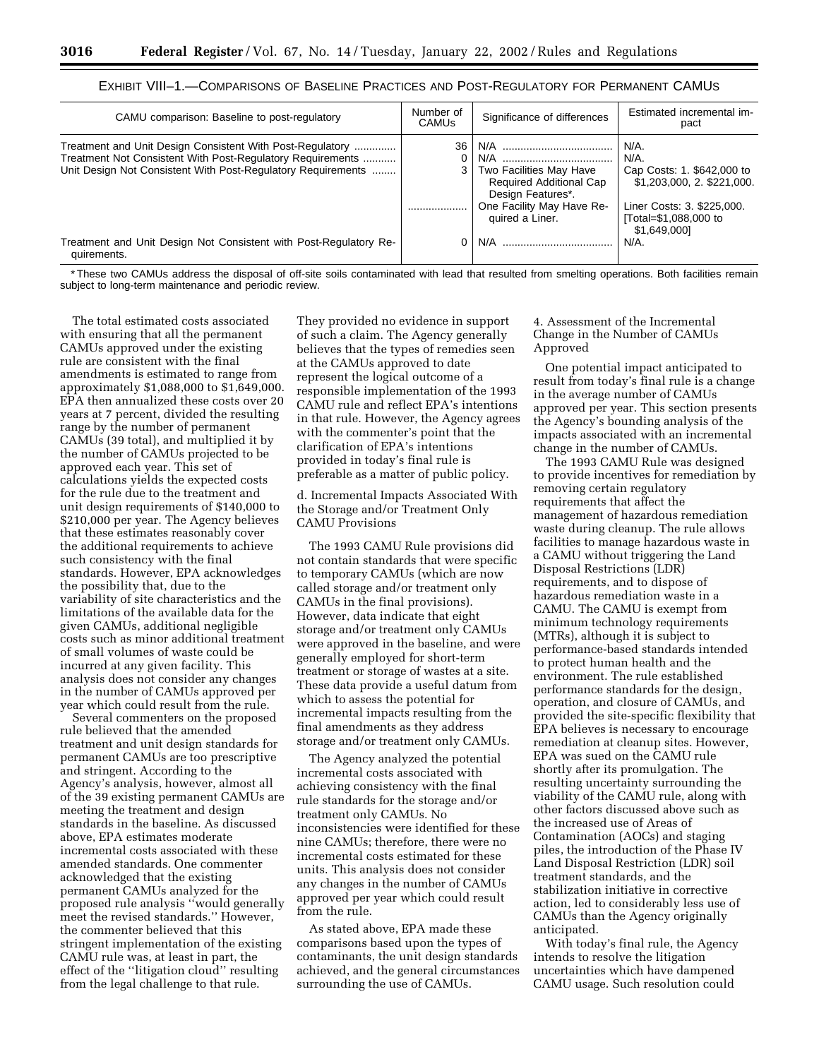EXHIBIT VIII–1.—COMPARISONS OF BASELINE PRACTICES AND POST-REGULATORY FOR PERMANENT CAMUS

| CAMU comparison: Baseline to post-regulatory | Number of CAMUs | Significance of differences | Estimated incremental impact |
|---|---|---|---|
| Treatment and Unit Design Consistent With Post-Regulatory | 36 | N/A | N/A. |
| Treatment Not Consistent With Post-Regulatory Requirements | 0 | N/A | N/A. |
| Unit Design Not Consistent With Post-Regulatory Requirements | 3 | Two Facilities May Have Required Additional Cap Design Features*. | Cap Costs: 1. $642,000 to $1,203,000, 2. $221,000. |
| | | One Facility May Have Required a Liner. | Liner Costs: 3. $225,000. [Total=$1,088,000 to $1,649,000] |
| Treatment and Unit Design Not Consistent with Post-Regulatory Requirements. | 0 | N/A | N/A. |

* These two CAMUs address the disposal of off-site soils contaminated with lead that resulted from smelting operations. Both facilities remain subject to long-term maintenance and periodic review.

The total estimated costs associated with ensuring that all the permanent CAMUs approved under the existing rule are consistent with the final amendments is estimated to range from approximately $1,088,000 to $1,649,000. EPA then annualized these costs over 20 years at 7 percent, divided the resulting range by the number of permanent CAMUs (39 total), and multiplied it by the number of CAMUs projected to be approved each year. This set of calculations yields the expected costs for the rule due to the treatment and unit design requirements of $140,000 to $210,000 per year. The Agency believes that these estimates reasonably cover the additional requirements to achieve such consistency with the final standards. However, EPA acknowledges the possibility that, due to the variability of site characteristics and the limitations of the available data for the given CAMUs, additional negligible costs such as minor additional treatment of small volumes of waste could be incurred at any given facility. This analysis does not consider any changes in the number of CAMUs approved per year which could result from the rule.

Several commenters on the proposed rule believed that the amended treatment and unit design standards for permanent CAMUs are too prescriptive and stringent. According to the Agency's analysis, however, almost all of the 39 existing permanent CAMUs are meeting the treatment and design standards in the baseline. As discussed above, EPA estimates moderate incremental costs associated with these amended standards. One commenter acknowledged that the existing permanent CAMUs analyzed for the proposed rule analysis ''would generally meet the revised standards.'' However, the commenter believed that this stringent implementation of the existing CAMU rule was, at least in part, the effect of the ''litigation cloud'' resulting from the legal challenge to that rule. They provided no evidence in support of such a claim. The Agency generally believes that the types of remedies seen at the CAMUs approved to date represent the logical outcome of a responsible implementation of the 1993 CAMU rule and reflect EPA's intentions in that rule. However, the Agency agrees with the commenter's point that the clarification of EPA's intentions provided in today's final rule is preferable as a matter of public policy.

d. Incremental Impacts Associated With the Storage and/or Treatment Only CAMU Provisions

The 1993 CAMU Rule provisions did not contain standards that were specific to temporary CAMUs (which are now called storage and/or treatment only CAMUs in the final provisions). However, data indicate that eight storage and/or treatment only CAMUs were approved in the baseline, and were generally employed for short-term treatment or storage of wastes at a site. These data provide a useful datum from which to assess the potential for incremental impacts resulting from the final amendments as they address storage and/or treatment only CAMUs.

The Agency analyzed the potential incremental costs associated with achieving consistency with the final rule standards for the storage and/or treatment only CAMUs. No inconsistencies were identified for these nine CAMUs; therefore, there were no incremental costs estimated for these units. This analysis does not consider any changes in the number of CAMUs approved per year which could result from the rule.

As stated above, EPA made these comparisons based upon the types of contaminants, the unit design standards achieved, and the general circumstances surrounding the use of CAMUs.

4. Assessment of the Incremental Change in the Number of CAMUs Approved

One potential impact anticipated to result from today's final rule is a change in the average number of CAMUs approved per year. This section presents the Agency's bounding analysis of the impacts associated with an incremental change in the number of CAMUs.

The 1993 CAMU Rule was designed to provide incentives for remediation by removing certain regulatory requirements that affect the management of hazardous remediation waste during cleanup. The rule allows facilities to manage hazardous waste in a CAMU without triggering the Land Disposal Restrictions (LDR) requirements, and to dispose of hazardous remediation waste in a CAMU. The CAMU is exempt from minimum technology requirements (MTRs), although it is subject to performance-based standards intended to protect human health and the environment. The rule established performance standards for the design, operation, and closure of CAMUs, and provided the site-specific flexibility that EPA believes is necessary to encourage remediation at cleanup sites. However, EPA was sued on the CAMU rule shortly after its promulgation. The resulting uncertainty surrounding the viability of the CAMU rule, along with other factors discussed above such as the increased use of Areas of Contamination (AOCs) and staging piles, the introduction of the Phase IV Land Disposal Restriction (LDR) soil treatment standards, and the stabilization initiative in corrective action, led to considerably less use of CAMUs than the Agency originally anticipated.

With today's final rule, the Agency intends to resolve the litigation uncertainties which have dampened CAMU usage. Such resolution could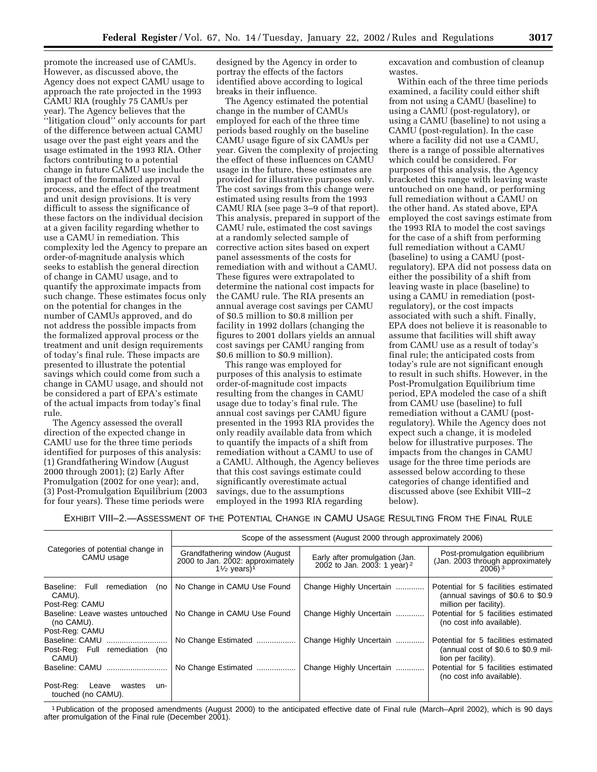promote the increased use of CAMUs. However, as discussed above, the Agency does not expect CAMU usage to approach the rate projected in the 1993 CAMU RIA (roughly 75 CAMUs per year). The Agency believes that the ''litigation cloud'' only accounts for part of the difference between actual CAMU usage over the past eight years and the usage estimated in the 1993 RIA. Other factors contributing to a potential change in future CAMU use include the impact of the formalized approval process, and the effect of the treatment and unit design provisions. It is very difficult to assess the significance of these factors on the individual decision at a given facility regarding whether to use a CAMU in remediation. This complexity led the Agency to prepare an order-of-magnitude analysis which seeks to establish the general direction of change in CAMU usage, and to quantify the approximate impacts from such change. These estimates focus only on the potential for changes in the number of CAMUs approved, and do not address the possible impacts from the formalized approval process or the treatment and unit design requirements of today's final rule. These impacts are presented to illustrate the potential savings which could come from such a change in CAMU usage, and should not be considered a part of EPA's estimate of the actual impacts from today's final rule.

The Agency assessed the overall direction of the expected change in CAMU use for the three time periods identified for purposes of this analysis: (1) Grandfathering Window (August 2000 through 2001); (2) Early After Promulgation (2002 for one year); and, (3) Post-Promulgation Equilibrium (2003 for four years). These time periods were designed by the Agency in order to portray the effects of the factors identified above according to logical breaks in their influence.

The Agency estimated the potential change in the number of CAMUs employed for each of the three time periods based roughly on the baseline CAMU usage figure of six CAMUs per year. Given the complexity of projecting the effect of these influences on CAMU usage in the future, these estimates are provided for illustrative purposes only. The cost savings from this change were estimated using results from the 1993 CAMU RIA (see page 3–9 of that report). This analysis, prepared in support of the CAMU rule, estimated the cost savings at a randomly selected sample of corrective action sites based on expert panel assessments of the costs for remediation with and without a CAMU. These figures were extrapolated to determine the national cost impacts for the CAMU rule. The RIA presents an annual average cost savings per CAMU of $0.5 million to $0.8 million per facility in 1992 dollars (changing the figures to 2001 dollars yields an annual cost savings per CAMU ranging from $0.6 million to $0.9 million).

This range was employed for purposes of this analysis to estimate order-of-magnitude cost impacts resulting from the changes in CAMU usage due to today's final rule. The annual cost savings per CAMU figure presented in the 1993 RIA provides the only readily available data from which to quantify the impacts of a shift from remediation without a CAMU to use of a CAMU. Although, the Agency believes that this cost savings estimate could significantly overestimate actual savings, due to the assumptions employed in the 1993 RIA regarding excavation and combustion of cleanup wastes.

Within each of the three time periods examined, a facility could either shift from not using a CAMU (baseline) to using a CAMU (post-regulatory), or using a CAMU (baseline) to not using a CAMU (post-regulation). In the case where a facility did not use a CAMU, there is a range of possible alternatives which could be considered. For purposes of this analysis, the Agency bracketed this range with leaving waste untouched on one hand, or performing full remediation without a CAMU on the other hand. As stated above, EPA employed the cost savings estimate from the 1993 RIA to model the cost savings for the case of a shift from performing full remediation without a CAMU (baseline) to using a CAMU (post-regulatory). EPA did not possess data on either the possibility of a shift from leaving waste in place (baseline) to using a CAMU in remediation (post-regulatory), or the cost impacts associated with such a shift. Finally, EPA does not believe it is reasonable to assume that facilities will shift away from CAMU use as a result of today's final rule; the anticipated costs from today's rule are not significant enough to result in such shifts. However, in the Post-Promulgation Equilibrium time period, EPA modeled the case of a shift from CAMU use (baseline) to full remediation without a CAMU (post-regulatory). While the Agency does not expect such a change, it is modeled below for illustrative purposes. The impacts from the changes in CAMU usage for the three time periods are assessed below according to these categories of change identified and discussed above (see Exhibit VIII–2 below).

EXHIBIT VIII–2.—ASSESSMENT OF THE POTENTIAL CHANGE IN CAMU USAGE RESULTING FROM THE FINAL RULE

| Categories of potential change in CAMU usage | Scope of the assessment (August 2000 through approximately 2006) | | |
|---|---|---|---|
| | Grandfathering window (August 2000 to Jan. 2002: approximately 1½ years)[1] | Early after promulgation (Jan. 2002 to Jan. 2003: 1 year)[2] | Post-promulgation equilibrium (Jan. 2003 through approximately 2006)[3] |
| Baseline: Full remediation (no CAMU). Post-Reg: CAMU | No Change in CAMU Use Found | Change Highly Uncertain | Potential for 5 facilities estimated (annual savings of $0.6 to $0.9 million per facility). |
| Baseline: Leave wastes untouched (no CAMU). Post-Reg: CAMU | No Change in CAMU Use Found | Change Highly Uncertain | Potential for 5 facilities estimated (no cost info available). |
| Baseline: CAMU. Post-Reg: Full remediation (no CAMU) | No Change Estimated | Change Highly Uncertain | Potential for 5 facilities estimated (annual cost of $0.6 to $0.9 million per facility). |
| Baseline: CAMU. Post-Reg: Leave wastes untouched (no CAMU). | No Change Estimated | Change Highly Uncertain | Potential for 5 facilities estimated (no cost info available). |

[1] Publication of the proposed amendments (August 2000) to the anticipated effective date of Final rule (March–April 2002), which is 90 days after promulgation of the Final rule (December 2001).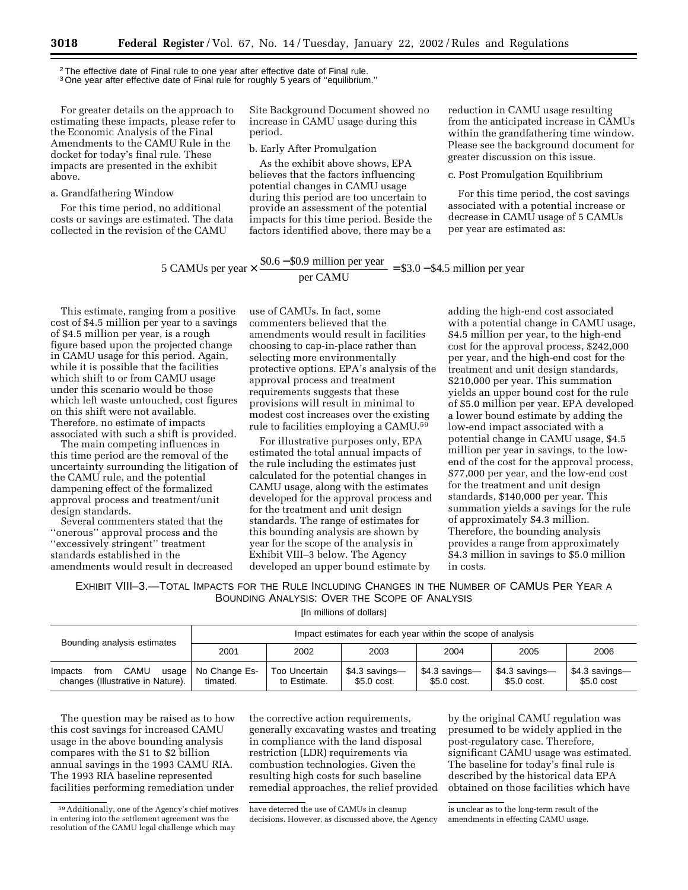[2] The effective date of Final rule to one year after effective date of Final rule.

[3] One year after effective date of Final rule for roughly 5 years of ''equilibrium.''

For greater details on the approach to estimating these impacts, please refer to the Economic Analysis of the Final Amendments to the CAMU Rule in the docket for today's final rule. These impacts are presented in the exhibit above.

a. Grandfathering Window

For this time period, no additional costs or savings are estimated. The data collected in the revision of the CAMU Site Background Document showed no increase in CAMU usage during this period.

b. Early After Promulgation

As the exhibit above shows, EPA believes that the factors influencing potential changes in CAMU usage during this period are too uncertain to provide an assessment of the potential impacts for this time period. Beside the factors identified above, there may be a reduction in CAMU usage resulting from the anticipated increase in CAMUs within the grandfathering time window. Please see the background document for greater discussion on this issue.

c. Post Promulgation Equilibrium

For this time period, the cost savings associated with a potential increase or decrease in CAMU usage of 5 CAMUs per year are estimated as:

$$5 \text{ CAMUs per year} \times \frac{\$0.6 - \$0.9 \text{ million per year}}{\text{per CAMU}} = \$3.0 - \$4.5 \text{ million per year}$$

This estimate, ranging from a positive cost of $4.5 million per year to a savings of $4.5 million per year, is a rough figure based upon the projected change in CAMU usage for this period. Again, while it is possible that the facilities which shift to or from CAMU usage under this scenario would be those which left waste untouched, cost figures on this shift were not available. Therefore, no estimate of impacts associated with such a shift is provided.

The main competing influences in this time period are the removal of the uncertainty surrounding the litigation of the CAMU rule, and the potential dampening effect of the formalized approval process and treatment/unit design standards.

Several commenters stated that the ''onerous'' approval process and the ''excessively stringent'' treatment standards established in the amendments would result in decreased use of CAMUs. In fact, some commenters believed that the amendments would result in facilities choosing to cap-in-place rather than selecting more environmentally protective options. EPA's analysis of the approval process and treatment requirements suggests that these provisions will result in minimal to modest cost increases over the existing rule to facilities employing a CAMU.[59]

For illustrative purposes only, EPA estimated the total annual impacts of the rule including the estimates just calculated for the potential changes in CAMU usage, along with the estimates developed for the approval process and for the treatment and unit design standards. The range of estimates for this bounding analysis are shown by year for the scope of the analysis in Exhibit VIII–3 below. The Agency developed an upper bound estimate by adding the high-end cost associated with a potential change in CAMU usage, $4.5 million per year, to the high-end cost for the approval process, $242,000 per year, and the high-end cost for the treatment and unit design standards, $210,000 per year. This summation yields an upper bound cost for the rule of $5.0 million per year. EPA developed a lower bound estimate by adding the low-end impact associated with a potential change in CAMU usage, $4.5 million per year in savings, to the low-end of the cost for the approval process, $77,000 per year, and the low-end cost for the treatment and unit design standards, $140,000 per year. This summation yields a savings for the rule of approximately $4.3 million. Therefore, the bounding analysis provides a range from approximately $4.3 million in savings to $5.0 million in costs.

EXHIBIT VIII–3.—TOTAL IMPACTS FOR THE RULE INCLUDING CHANGES IN THE NUMBER OF CAMUS PER YEAR A BOUNDING ANALYSIS: OVER THE SCOPE OF ANALYSIS

[In millions of dollars]

| Bounding analysis estimates | Impact estimates for each year within the scope of analysis | | | | | |
|---|---|---|---|---|---|---|
| | 2001 | 2002 | 2003 | 2004 | 2005 | 2006 |
| Impacts from CAMU usage changes (Illustrative in Nature). | No Change Estimated. | Too Uncertain to Estimate. | $4.3 savings—$5.0 cost. | $4.3 savings—$5.0 cost. | $4.3 savings—$5.0 cost. | $4.3 savings—$5.0 cost |

The question may be raised as to how this cost savings for increased CAMU usage in the above bounding analysis compares with the $1 to $2 billion annual savings in the 1993 CAMU RIA. The 1993 RIA baseline represented facilities performing remediation under the corrective action requirements, generally excavating wastes and treating in compliance with the land disposal restriction (LDR) requirements via combustion technologies. Given the resulting high costs for such baseline remedial approaches, the relief provided by the original CAMU regulation was presumed to be widely applied in the post-regulatory case. Therefore, significant CAMU usage was estimated. The baseline for today's final rule is described by the historical data EPA obtained on those facilities which have

[59] Additionally, one of the Agency's chief motives in entering into the settlement agreement was the resolution of the CAMU legal challenge which may have deterred the use of CAMUs in cleanup decisions. However, as discussed above, the Agency is unclear as to the long-term result of the amendments in effecting CAMU usage.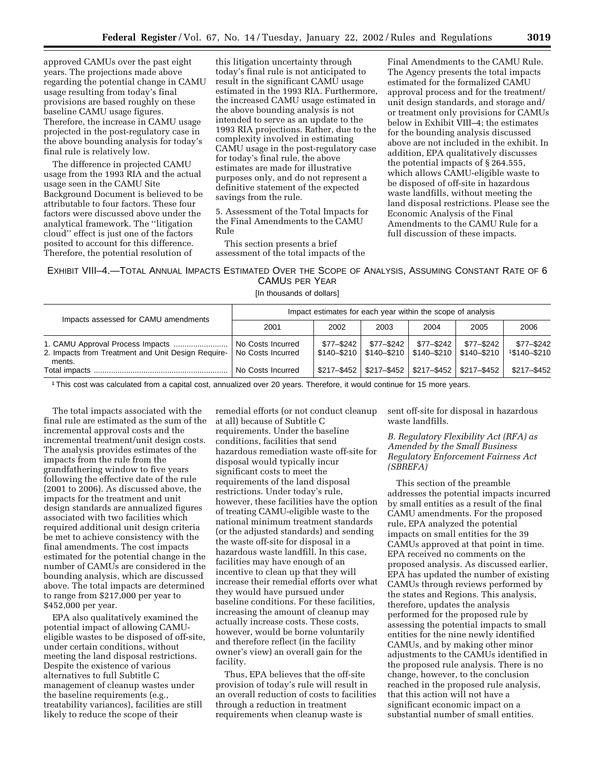approved CAMUs over the past eight years. The projections made above regarding the potential change in CAMU usage resulting from today's final provisions are based roughly on these baseline CAMU usage figures. Therefore, the increase in CAMU usage projected in the post-regulatory case in the above bounding analysis for today's final rule is relatively low.

The difference in projected CAMU usage from the 1993 RIA and the actual usage seen in the CAMU Site Background Document is believed to be attributable to four factors. These four factors were discussed above under the analytical framework. The ''litigation cloud'' effect is just one of the factors posited to account for this difference. Therefore, the potential resolution of this litigation uncertainty through today's final rule is not anticipated to result in the significant CAMU usage estimated in the 1993 RIA. Furthermore, the increased CAMU usage estimated in the above bounding analysis is not intended to serve as an update to the 1993 RIA projections. Rather, due to the complexity involved in estimating CAMU usage in the post-regulatory case for today's final rule, the above estimates are made for illustrative purposes only, and do not represent a definitive statement of the expected savings from the rule.

5. Assessment of the Total Impacts for the Final Amendments to the CAMU Rule

This section presents a brief assessment of the total impacts of the Final Amendments to the CAMU Rule. The Agency presents the total impacts estimated for the formalized CAMU approval process and for the treatment/unit design standards, and storage and/or treatment only provisions for CAMUs below in Exhibit VIII–4; the estimates for the bounding analysis discussed above are not included in the exhibit. In addition, EPA qualitatively discusses the potential impacts of § 264.555, which allows CAMU-eligible waste to be disposed of off-site in hazardous waste landfills, without meeting the land disposal restrictions. Please see the Economic Analysis of the Final Amendments to the CAMU Rule for a full discussion of these impacts.

EXHIBIT VIII–4.—TOTAL ANNUAL IMPACTS ESTIMATED OVER THE SCOPE OF ANALYSIS, ASSUMING CONSTANT RATE OF 6 CAMUS PER YEAR

[In thousands of dollars]

| Impacts assessed for CAMU amendments | Impact estimates for each year within the scope of analysis | | | | | |
|---|---|---|---|---|---|---|
| | 2001 | 2002 | 2003 | 2004 | 2005 | 2006 |
| 1. CAMU Approval Process Impacts | No Costs Incurred | $77–$242 | $77–$242 | $77–$242 | $77–$242 | $77–$242 |
| 2. Impacts from Treatment and Unit Design Requirements. | No Costs Incurred | $140–$210 | $140–$210 | $140–$210 | $140–$210 | [1]$140–$210 |
| Total impacts | No Costs Incurred | $217–$452 | $217–$452 | $217–$452 | $217–$452 | $217–$452 |

[1] This cost was calculated from a capital cost, annualized over 20 years. Therefore, it would continue for 15 more years.

The total impacts associated with the final rule are estimated as the sum of the incremental approval costs and the incremental treatment/unit design costs. The analysis provides estimates of the impacts from the rule from the grandfathering window to five years following the effective date of the rule (2001 to 2006). As discussed above, the impacts for the treatment and unit design standards are annualized figures associated with two facilities which required additional unit design criteria be met to achieve consistency with the final amendments. The cost impacts estimated for the potential change in the number of CAMUs are considered in the bounding analysis, which are discussed above. The total impacts are determined to range from $217,000 per year to $452,000 per year.

EPA also qualitatively examined the potential impact of allowing CAMU-eligible wastes to be disposed of off-site, under certain conditions, without meeting the land disposal restrictions. Despite the existence of various alternatives to full Subtitle C management of cleanup wastes under the baseline requirements (e.g., treatability variances), facilities are still likely to reduce the scope of their remedial efforts (or not conduct cleanup at all) because of Subtitle C requirements. Under the baseline conditions, facilities that send hazardous remediation waste off-site for disposal would typically incur significant costs to meet the requirements of the land disposal restrictions. Under today's rule, however, these facilities have the option of treating CAMU-eligible waste to the national minimum treatment standards (or the adjusted standards) and sending the waste off-site for disposal in a hazardous waste landfill. In this case, facilities may have enough of an incentive to clean up that they will increase their remedial efforts over what they would have pursued under baseline conditions. For these facilities, increasing the amount of cleanup may actually increase costs. These costs, however, would be borne voluntarily and therefore reflect (in the facility owner's view) an overall gain for the facility.

Thus, EPA believes that the off-site provision of today's rule will result in an overall reduction of costs to facilities through a reduction in treatment requirements when cleanup waste is sent off-site for disposal in hazardous waste landfills.

*B. Regulatory Flexibility Act (RFA) as Amended by the Small Business Regulatory Enforcement Fairness Act (SBREFA)*

This section of the preamble addresses the potential impacts incurred by small entities as a result of the final CAMU amendments. For the proposed rule, EPA analyzed the potential impacts on small entities for the 39 CAMUs approved at that point in time. EPA received no comments on the proposed analysis. As discussed earlier, EPA has updated the number of existing CAMUs through reviews performed by the states and Regions. This analysis, therefore, updates the analysis performed for the proposed rule by assessing the potential impacts to small entities for the nine newly identified CAMUs, and by making other minor adjustments to the CAMUs identified in the proposed rule analysis. There is no change, however, to the conclusion reached in the proposed rule analysis, that this action will not have a significant economic impact on a substantial number of small entities.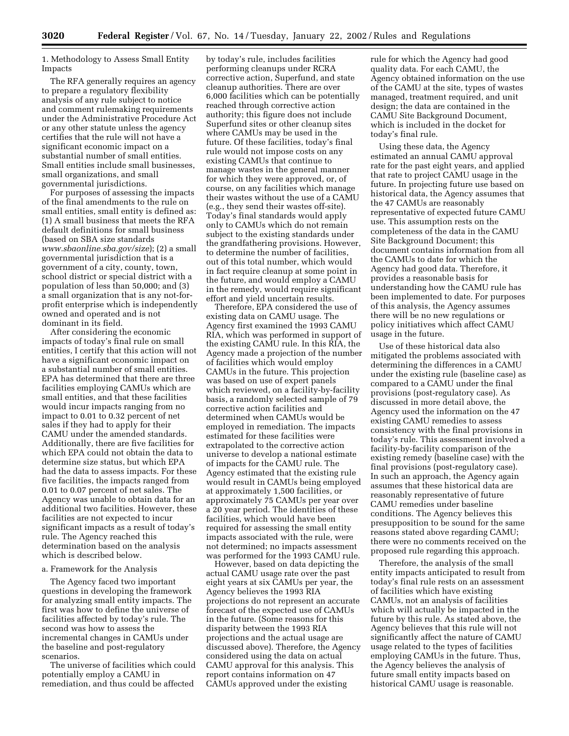1. Methodology to Assess Small Entity Impacts

The RFA generally requires an agency to prepare a regulatory flexibility analysis of any rule subject to notice and comment rulemaking requirements under the Administrative Procedure Act or any other statute unless the agency certifies that the rule will not have a significant economic impact on a substantial number of small entities. Small entities include small businesses, small organizations, and small governmental jurisdictions.

For purposes of assessing the impacts of the final amendments to the rule on small entities, small entity is defined as: (1) A small business that meets the RFA default definitions for small business (based on SBA size standards *www.sbaonline.sba.gov/size*); (2) a small governmental jurisdiction that is a government of a city, county, town, school district or special district with a population of less than 50,000; and (3) a small organization that is any not-for-profit enterprise which is independently owned and operated and is not dominant in its field.

After considering the economic impacts of today's final rule on small entities, I certify that this action will not have a significant economic impact on a substantial number of small entities. EPA has determined that there are three facilities employing CAMUs which are small entities, and that these facilities would incur impacts ranging from no impact to 0.01 to 0.32 percent of net sales if they had to apply for their CAMU under the amended standards. Additionally, there are five facilities for which EPA could not obtain the data to determine size status, but which EPA had the data to assess impacts. For these five facilities, the impacts ranged from 0.01 to 0.07 percent of net sales. The Agency was unable to obtain data for an additional two facilities. However, these facilities are not expected to incur significant impacts as a result of today's rule. The Agency reached this determination based on the analysis which is described below.

a. Framework for the Analysis

The Agency faced two important questions in developing the framework for analyzing small entity impacts. The first was how to define the universe of facilities affected by today's rule. The second was how to assess the incremental changes in CAMUs under the baseline and post-regulatory scenarios.

The universe of facilities which could potentially employ a CAMU in remediation, and thus could be affected by today's rule, includes facilities performing cleanups under RCRA corrective action, Superfund, and state cleanup authorities. There are over 6,000 facilities which can be potentially reached through corrective action authority; this figure does not include Superfund sites or other cleanup sites where CAMUs may be used in the future. Of these facilities, today's final rule would not impose costs on any existing CAMUs that continue to manage wastes in the general manner for which they were approved, or, of course, on any facilities which manage their wastes without the use of a CAMU (e.g., they send their wastes off-site). Today's final standards would apply only to CAMUs which do not remain subject to the existing standards under the grandfathering provisions. However, to determine the number of facilities, out of this total number, which would in fact require cleanup at some point in the future, and would employ a CAMU in the remedy, would require significant effort and yield uncertain results.

Therefore, EPA considered the use of existing data on CAMU usage. The Agency first examined the 1993 CAMU RIA, which was performed in support of the existing CAMU rule. In this RIA, the Agency made a projection of the number of facilities which would employ CAMUs in the future. This projection was based on use of expert panels which reviewed, on a facility-by-facility basis, a randomly selected sample of 79 corrective action facilities and determined when CAMUs would be employed in remediation. The impacts estimated for these facilities were extrapolated to the corrective action universe to develop a national estimate of impacts for the CAMU rule. The Agency estimated that the existing rule would result in CAMUs being employed at approximately 1,500 facilities, or approximately 75 CAMUs per year over a 20 year period. The identities of these facilities, which would have been required for assessing the small entity impacts associated with the rule, were not determined; no impacts assessment was performed for the 1993 CAMU rule.

However, based on data depicting the actual CAMU usage rate over the past eight years at six CAMUs per year, the Agency believes the 1993 RIA projections do not represent an accurate forecast of the expected use of CAMUs in the future. (Some reasons for this disparity between the 1993 RIA projections and the actual usage are discussed above). Therefore, the Agency considered using the data on actual CAMU approval for this analysis. This report contains information on 47 CAMUs approved under the existing rule for which the Agency had good quality data. For each CAMU, the Agency obtained information on the use of the CAMU at the site, types of wastes managed, treatment required, and unit design; the data are contained in the CAMU Site Background Document, which is included in the docket for today's final rule.

Using these data, the Agency estimated an annual CAMU approval rate for the past eight years, and applied that rate to project CAMU usage in the future. In projecting future use based on historical data, the Agency assumes that the 47 CAMUs are reasonably representative of expected future CAMU use. This assumption rests on the completeness of the data in the CAMU Site Background Document; this document contains information from all the CAMUs to date for which the Agency had good data. Therefore, it provides a reasonable basis for understanding how the CAMU rule has been implemented to date. For purposes of this analysis, the Agency assumes there will be no new regulations or policy initiatives which affect CAMU usage in the future.

Use of these historical data also mitigated the problems associated with determining the differences in a CAMU under the existing rule (baseline case) as compared to a CAMU under the final provisions (post-regulatory case). As discussed in more detail above, the Agency used the information on the 47 existing CAMU remedies to assess consistency with the final provisions in today's rule. This assessment involved a facility-by-facility comparison of the existing remedy (baseline case) with the final provisions (post-regulatory case). In such an approach, the Agency again assumes that these historical data are reasonably representative of future CAMU remedies under baseline conditions. The Agency believes this presupposition to be sound for the same reasons stated above regarding CAMU; there were no comments received on the proposed rule regarding this approach.

Therefore, the analysis of the small entity impacts anticipated to result from today's final rule rests on an assessment of facilities which have existing CAMUs, not an analysis of facilities which will actually be impacted in the future by this rule. As stated above, the Agency believes that this rule will not significantly affect the nature of CAMU usage related to the types of facilities employing CAMUs in the future. Thus, the Agency believes the analysis of future small entity impacts based on historical CAMU usage is reasonable.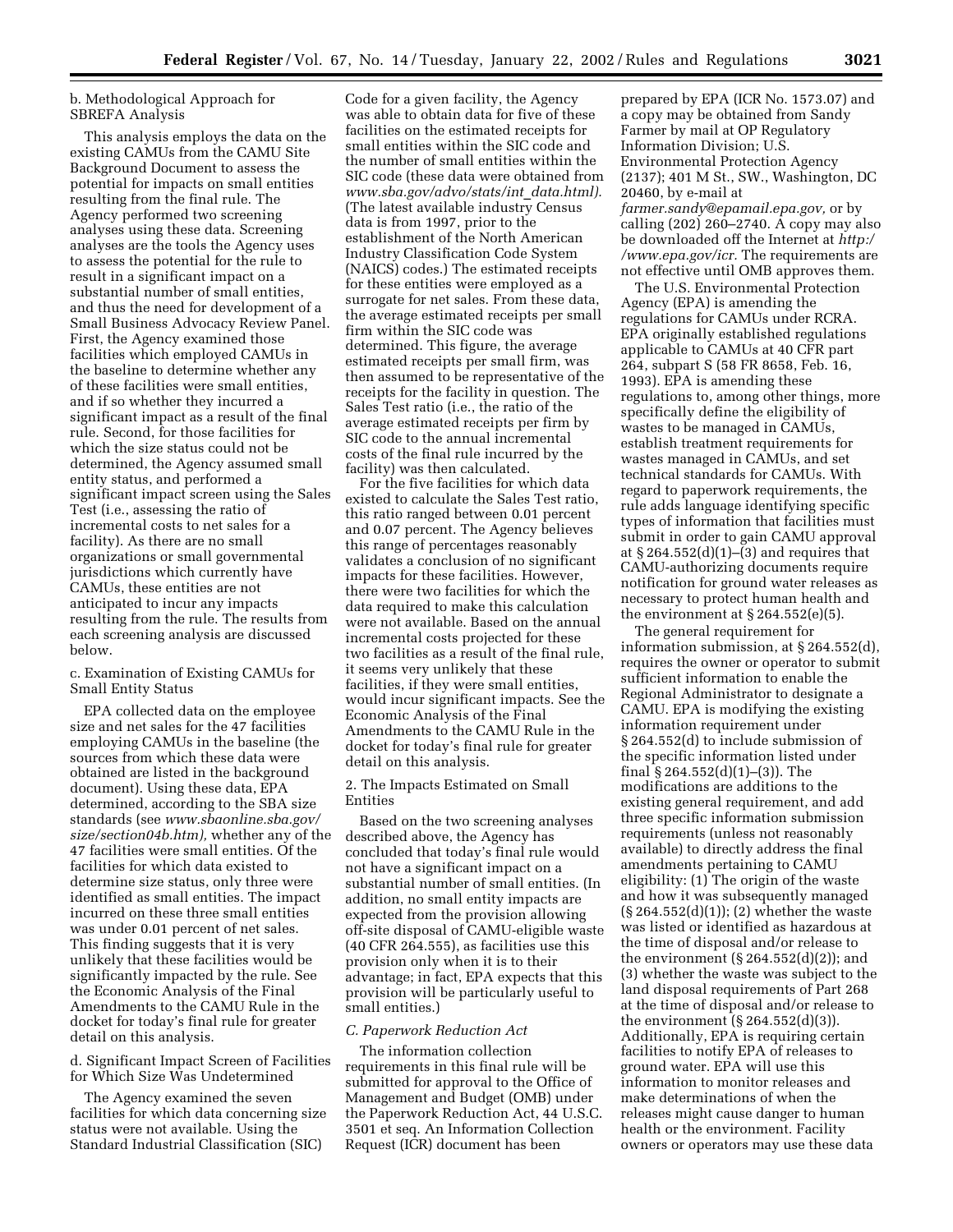b. Methodological Approach for SBREFA Analysis

This analysis employs the data on the existing CAMUs from the CAMU Site Background Document to assess the potential for impacts on small entities resulting from the final rule. The Agency performed two screening analyses using these data. Screening analyses are the tools the Agency uses to assess the potential for the rule to result in a significant impact on a substantial number of small entities, and thus the need for development of a Small Business Advocacy Review Panel. First, the Agency examined those facilities which employed CAMUs in the baseline to determine whether any of these facilities were small entities, and if so whether they incurred a significant impact as a result of the final rule. Second, for those facilities for which the size status could not be determined, the Agency assumed small entity status, and performed a significant impact screen using the Sales Test (i.e., assessing the ratio of incremental costs to net sales for a facility). As there are no small organizations or small governmental jurisdictions which currently have CAMUs, these entities are not anticipated to incur any impacts resulting from the rule. The results from each screening analysis are discussed below.

c. Examination of Existing CAMUs for Small Entity Status

EPA collected data on the employee size and net sales for the 47 facilities employing CAMUs in the baseline (the sources from which these data were obtained are listed in the background document). Using these data, EPA determined, according to the SBA size standards (see *www.sbaonline.sba.gov/size/section04b.htm),* whether any of the 47 facilities were small entities. Of the facilities for which data existed to determine size status, only three were identified as small entities. The impact incurred on these three small entities was under 0.01 percent of net sales. This finding suggests that it is very unlikely that these facilities would be significantly impacted by the rule. See the Economic Analysis of the Final Amendments to the CAMU Rule in the docket for today's final rule for greater detail on this analysis.

d. Significant Impact Screen of Facilities for Which Size Was Undetermined

The Agency examined the seven facilities for which data concerning size status were not available. Using the Standard Industrial Classification (SIC) Code for a given facility, the Agency was able to obtain data for five of these facilities on the estimated receipts for small entities within the SIC code and the number of small entities within the SIC code (these data were obtained from *www.sba.gov/advo/stats/int_data.html).* (The latest available industry Census data is from 1997, prior to the establishment of the North American Industry Classification Code System (NAICS) codes.) The estimated receipts for these entities were employed as a surrogate for net sales. From these data, the average estimated receipts per small firm within the SIC code was determined. This figure, the average estimated receipts per small firm, was then assumed to be representative of the receipts for the facility in question. The Sales Test ratio (i.e., the ratio of the average estimated receipts per firm by SIC code to the annual incremental costs of the final rule incurred by the facility) was then calculated.

For the five facilities for which data existed to calculate the Sales Test ratio, this ratio ranged between 0.01 percent and 0.07 percent. The Agency believes this range of percentages reasonably validates a conclusion of no significant impacts for these facilities. However, there were two facilities for which the data required to make this calculation were not available. Based on the annual incremental costs projected for these two facilities as a result of the final rule, it seems very unlikely that these facilities, if they were small entities, would incur significant impacts. See the Economic Analysis of the Final Amendments to the CAMU Rule in the docket for today's final rule for greater detail on this analysis.

2. The Impacts Estimated on Small Entities

Based on the two screening analyses described above, the Agency has concluded that today's final rule would not have a significant impact on a substantial number of small entities. (In addition, no small entity impacts are expected from the provision allowing off-site disposal of CAMU-eligible waste (40 CFR 264.555), as facilities use this provision only when it is to their advantage; in fact, EPA expects that this provision will be particularly useful to small entities.)

### *C. Paperwork Reduction Act*

The information collection requirements in this final rule will be submitted for approval to the Office of Management and Budget (OMB) under the Paperwork Reduction Act, 44 U.S.C. 3501 et seq. An Information Collection Request (ICR) document has been prepared by EPA (ICR No. 1573.07) and a copy may be obtained from Sandy Farmer by mail at OP Regulatory Information Division; U.S. Environmental Protection Agency (2137); 401 M St., SW., Washington, DC 20460, by e-mail at *farmer.sandy@epamail.epa.gov,* or by calling (202) 260–2740. A copy may also be downloaded off the Internet at *http://www.epa.gov/icr.* The requirements are not effective until OMB approves them.

The U.S. Environmental Protection Agency (EPA) is amending the regulations for CAMUs under RCRA. EPA originally established regulations applicable to CAMUs at 40 CFR part 264, subpart S (58 FR 8658, Feb. 16, 1993). EPA is amending these regulations to, among other things, more specifically define the eligibility of wastes to be managed in CAMUs, establish treatment requirements for wastes managed in CAMUs, and set technical standards for CAMUs. With regard to paperwork requirements, the rule adds language identifying specific types of information that facilities must submit in order to gain CAMU approval at § 264.552(d)(1)–(3) and requires that CAMU-authorizing documents require notification for ground water releases as necessary to protect human health and the environment at § 264.552(e)(5).

The general requirement for information submission, at § 264.552(d), requires the owner or operator to submit sufficient information to enable the Regional Administrator to designate a CAMU. EPA is modifying the existing information requirement under § 264.552(d) to include submission of the specific information listed under final § 264.552(d)(1)–(3)). The modifications are additions to the existing general requirement, and add three specific information submission requirements (unless not reasonably available) to directly address the final amendments pertaining to CAMU eligibility: (1) The origin of the waste and how it was subsequently managed (§ 264.552(d)(1)); (2) whether the waste was listed or identified as hazardous at the time of disposal and/or release to the environment (§ 264.552(d)(2)); and (3) whether the waste was subject to the land disposal requirements of Part 268 at the time of disposal and/or release to the environment (§ 264.552(d)(3)). Additionally, EPA is requiring certain facilities to notify EPA of releases to ground water. EPA will use this information to monitor releases and make determinations of when the releases might cause danger to human health or the environment. Facility owners or operators may use these data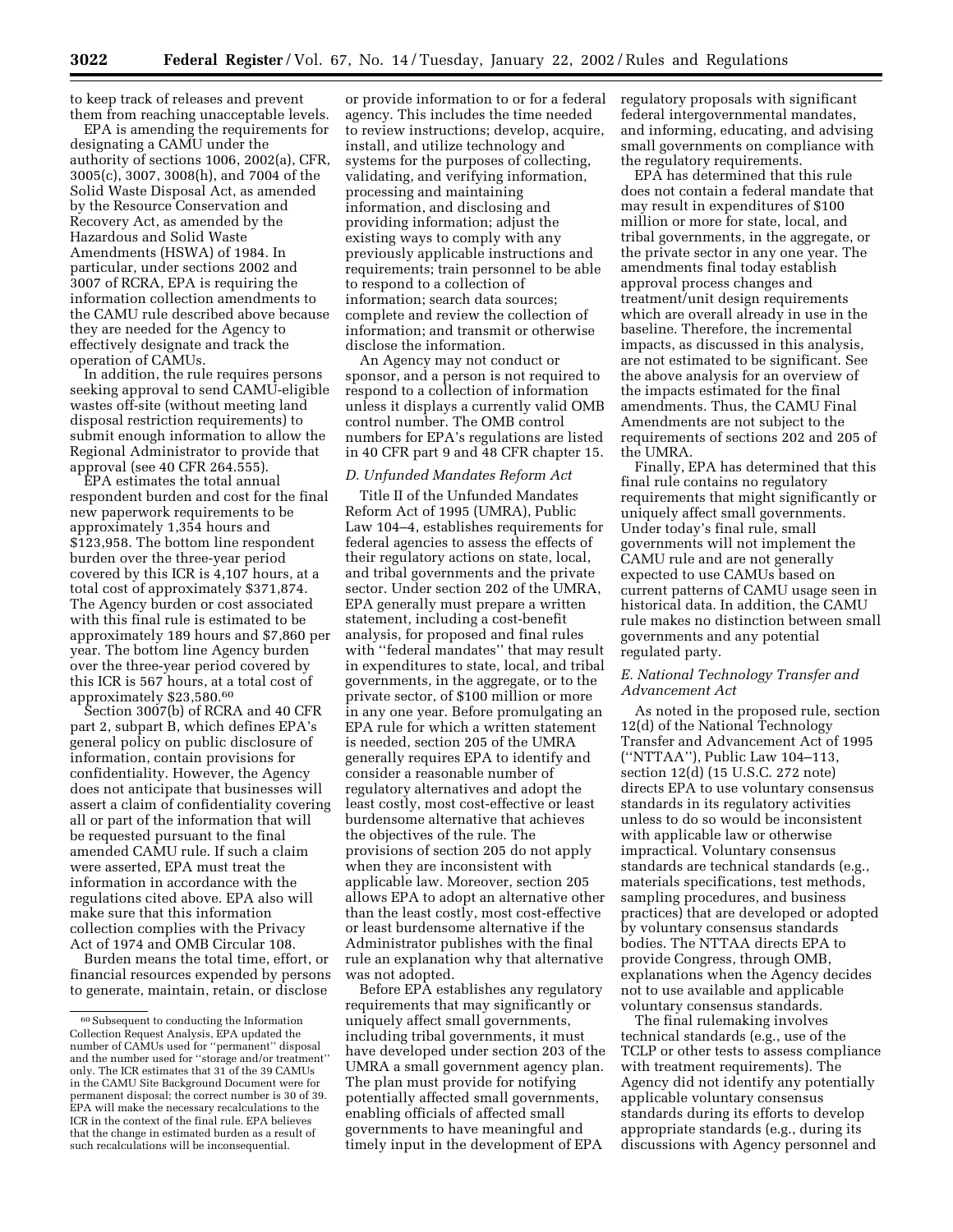to keep track of releases and prevent them from reaching unacceptable levels.

EPA is amending the requirements for designating a CAMU under the authority of sections 1006, 2002(a), CFR, 3005(c), 3007, 3008(h), and 7004 of the Solid Waste Disposal Act, as amended by the Resource Conservation and Recovery Act, as amended by the Hazardous and Solid Waste Amendments (HSWA) of 1984. In particular, under sections 2002 and 3007 of RCRA, EPA is requiring the information collection amendments to the CAMU rule described above because they are needed for the Agency to effectively designate and track the operation of CAMUs.

In addition, the rule requires persons seeking approval to send CAMU-eligible wastes off-site (without meeting land disposal restriction requirements) to submit enough information to allow the Regional Administrator to provide that approval (see 40 CFR 264.555).

EPA estimates the total annual respondent burden and cost for the final new paperwork requirements to be approximately 1,354 hours and $123,958. The bottom line respondent burden over the three-year period covered by this ICR is 4,107 hours, at a total cost of approximately $371,874. The Agency burden or cost associated with this final rule is estimated to be approximately 189 hours and $7,860 per year. The bottom line Agency burden over the three-year period covered by this ICR is 567 hours, at a total cost of approximately $23,580.[60]

Section 3007(b) of RCRA and 40 CFR part 2, subpart B, which defines EPA's general policy on public disclosure of information, contain provisions for confidentiality. However, the Agency does not anticipate that businesses will assert a claim of confidentiality covering all or part of the information that will be requested pursuant to the final amended CAMU rule. If such a claim were asserted, EPA must treat the information in accordance with the regulations cited above. EPA also will make sure that this information collection complies with the Privacy Act of 1974 and OMB Circular 108.

Burden means the total time, effort, or financial resources expended by persons to generate, maintain, retain, or disclose or provide information to or for a federal agency. This includes the time needed to review instructions; develop, acquire, install, and utilize technology and systems for the purposes of collecting, validating, and verifying information, processing and maintaining information, and disclosing and providing information; adjust the existing ways to comply with any previously applicable instructions and requirements; train personnel to be able to respond to a collection of information; search data sources; complete and review the collection of information; and transmit or otherwise disclose the information.

An Agency may not conduct or sponsor, and a person is not required to respond to a collection of information unless it displays a currently valid OMB control number. The OMB control numbers for EPA's regulations are listed in 40 CFR part 9 and 48 CFR chapter 15.

### *D. Unfunded Mandates Reform Act*

Title II of the Unfunded Mandates Reform Act of 1995 (UMRA), Public Law 104–4, establishes requirements for federal agencies to assess the effects of their regulatory actions on state, local, and tribal governments and the private sector. Under section 202 of the UMRA, EPA generally must prepare a written statement, including a cost-benefit analysis, for proposed and final rules with "federal mandates" that may result in expenditures to state, local, and tribal governments, in the aggregate, or to the private sector, of $100 million or more in any one year. Before promulgating an EPA rule for which a written statement is needed, section 205 of the UMRA generally requires EPA to identify and consider a reasonable number of regulatory alternatives and adopt the least costly, most cost-effective or least burdensome alternative that achieves the objectives of the rule. The provisions of section 205 do not apply when they are inconsistent with applicable law. Moreover, section 205 allows EPA to adopt an alternative other than the least costly, most cost-effective or least burdensome alternative if the Administrator publishes with the final rule an explanation why that alternative was not adopted.

Before EPA establishes any regulatory requirements that may significantly or uniquely affect small governments, including tribal governments, it must have developed under section 203 of the UMRA a small government agency plan. The plan must provide for notifying potentially affected small governments, enabling officials of affected small governments to have meaningful and timely input in the development of EPA regulatory proposals with significant federal intergovernmental mandates, and informing, educating, and advising small governments on compliance with the regulatory requirements.

EPA has determined that this rule does not contain a federal mandate that may result in expenditures of $100 million or more for state, local, and tribal governments, in the aggregate, or the private sector in any one year. The amendments final today establish approval process changes and treatment/unit design requirements which are overall already in use in the baseline. Therefore, the incremental impacts, as discussed in this analysis, are not estimated to be significant. See the above analysis for an overview of the impacts estimated for the final amendments. Thus, the CAMU Final Amendments are not subject to the requirements of sections 202 and 205 of the UMRA.

Finally, EPA has determined that this final rule contains no regulatory requirements that might significantly or uniquely affect small governments. Under today's final rule, small governments will not implement the CAMU rule and are not generally expected to use CAMUs based on current patterns of CAMU usage seen in historical data. In addition, the CAMU rule makes no distinction between small governments and any potential regulated party.

### *E. National Technology Transfer and Advancement Act*

As noted in the proposed rule, section 12(d) of the National Technology Transfer and Advancement Act of 1995 ("NTTAA"), Public Law 104–113, section 12(d) (15 U.S.C. 272 note) directs EPA to use voluntary consensus standards in its regulatory activities unless to do so would be inconsistent with applicable law or otherwise impractical. Voluntary consensus standards are technical standards (e.g., materials specifications, test methods, sampling procedures, and business practices) that are developed or adopted by voluntary consensus standards bodies. The NTTAA directs EPA to provide Congress, through OMB, explanations when the Agency decides not to use available and applicable voluntary consensus standards.

The final rulemaking involves technical standards (e.g., use of the TCLP or other tests to assess compliance with treatment requirements). The Agency did not identify any potentially applicable voluntary consensus standards during its efforts to develop appropriate standards (e.g., during its discussions with Agency personnel and

---

[60] Subsequent to conducting the Information Collection Request Analysis, EPA updated the number of CAMUs used for "permanent" disposal and the number used for "storage and/or treatment" only. The ICR estimates that 31 of the 39 CAMUs in the CAMU Site Background Document were for permanent disposal; the correct number is 30 of 39. EPA will make the necessary recalculations to the ICR in the context of the final rule. EPA believes that the change in estimated burden as a result of such recalculations will be inconsequential.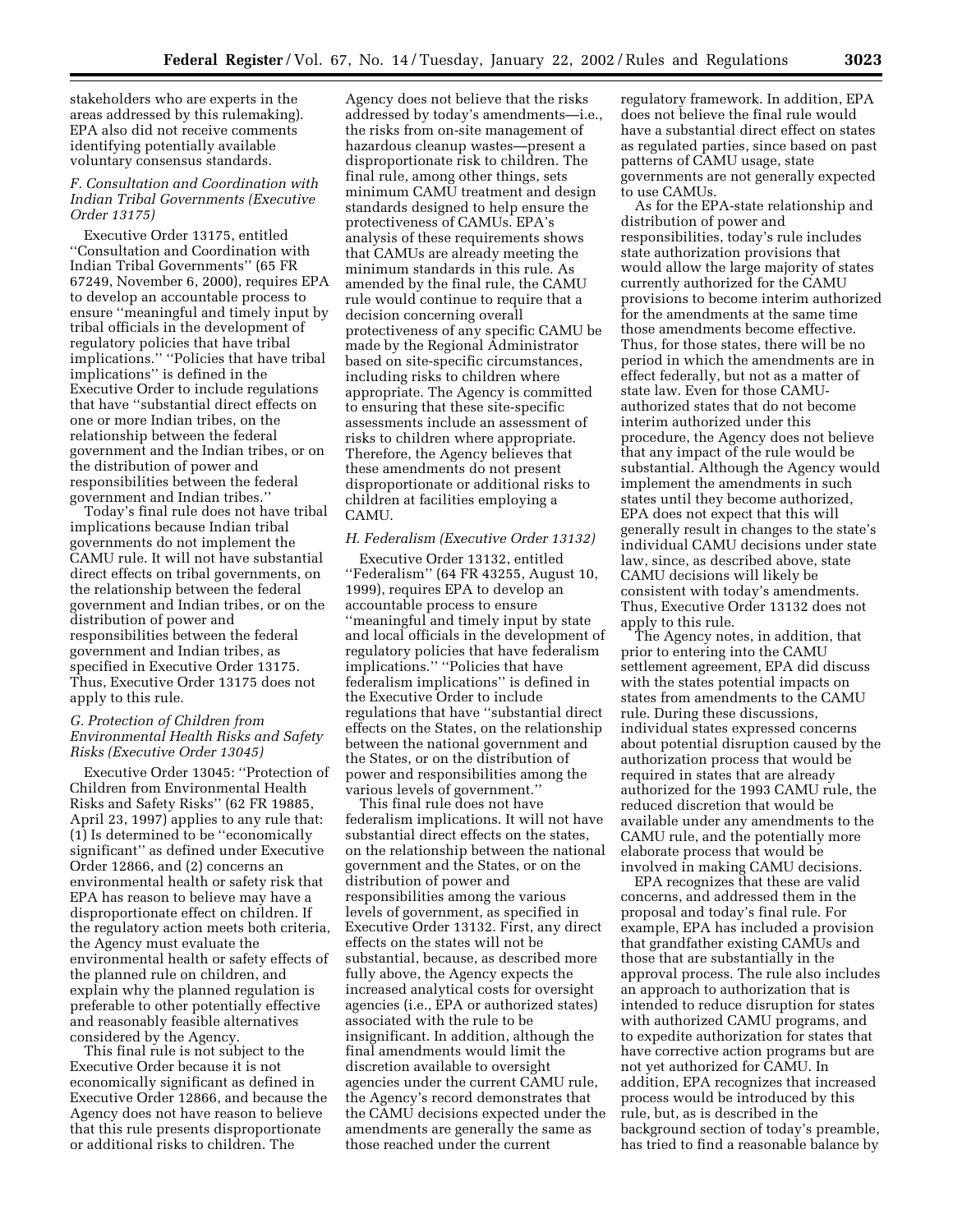stakeholders who are experts in the areas addressed by this rulemaking). EPA also did not receive comments identifying potentially available voluntary consensus standards.

### F. Consultation and Coordination with Indian Tribal Governments (Executive Order 13175)

Executive Order 13175, entitled ''Consultation and Coordination with Indian Tribal Governments'' (65 FR 67249, November 6, 2000), requires EPA to develop an accountable process to ensure ''meaningful and timely input by tribal officials in the development of regulatory policies that have tribal implications.'' ''Policies that have tribal implications'' is defined in the Executive Order to include regulations that have ''substantial direct effects on one or more Indian tribes, on the relationship between the federal government and the Indian tribes, or on the distribution of power and responsibilities between the federal government and Indian tribes.''

Today's final rule does not have tribal implications because Indian tribal governments do not implement the CAMU rule. It will not have substantial direct effects on tribal governments, on the relationship between the federal government and Indian tribes, or on the distribution of power and responsibilities between the federal government and Indian tribes, as specified in Executive Order 13175. Thus, Executive Order 13175 does not apply to this rule.

### G. Protection of Children from Environmental Health Risks and Safety Risks (Executive Order 13045)

Executive Order 13045: ''Protection of Children from Environmental Health Risks and Safety Risks'' (62 FR 19885, April 23, 1997) applies to any rule that: (1) Is determined to be ''economically significant'' as defined under Executive Order 12866, and (2) concerns an environmental health or safety risk that EPA has reason to believe may have a disproportionate effect on children. If the regulatory action meets both criteria, the Agency must evaluate the environmental health or safety effects of the planned rule on children, and explain why the planned regulation is preferable to other potentially effective and reasonably feasible alternatives considered by the Agency.

This final rule is not subject to the Executive Order because it is not economically significant as defined in Executive Order 12866, and because the Agency does not have reason to believe that this rule presents disproportionate or additional risks to children. The Agency does not believe that the risks addressed by today's amendments—i.e., the risks from on-site management of hazardous cleanup wastes—present a disproportionate risk to children. The final rule, among other things, sets minimum CAMU treatment and design standards designed to help ensure the protectiveness of CAMUs. EPA's analysis of these requirements shows that CAMUs are already meeting the minimum standards in this rule. As amended by the final rule, the CAMU rule would continue to require that a decision concerning overall protectiveness of any specific CAMU be made by the Regional Administrator based on site-specific circumstances, including risks to children where appropriate. The Agency is committed to ensuring that these site-specific assessments include an assessment of risks to children where appropriate. Therefore, the Agency believes that these amendments do not present disproportionate or additional risks to children at facilities employing a CAMU.

### H. Federalism (Executive Order 13132)

Executive Order 13132, entitled ''Federalism'' (64 FR 43255, August 10, 1999), requires EPA to develop an accountable process to ensure ''meaningful and timely input by state and local officials in the development of regulatory policies that have federalism implications.'' ''Policies that have federalism implications'' is defined in the Executive Order to include regulations that have ''substantial direct effects on the States, on the relationship between the national government and the States, or on the distribution of power and responsibilities among the various levels of government.''

This final rule does not have federalism implications. It will not have substantial direct effects on the states, on the relationship between the national government and the States, or on the distribution of power and responsibilities among the various levels of government, as specified in Executive Order 13132. First, any direct effects on the states will not be substantial, because, as described more fully above, the Agency expects the increased analytical costs for oversight agencies (i.e., EPA or authorized states) associated with the rule to be insignificant. In addition, although the final amendments would limit the discretion available to oversight agencies under the current CAMU rule, the Agency's record demonstrates that the CAMU decisions expected under the amendments are generally the same as those reached under the current regulatory framework. In addition, EPA does not believe the final rule would have a substantial direct effect on states as regulated parties, since based on past patterns of CAMU usage, state governments are not generally expected to use CAMUs.

As for the EPA-state relationship and distribution of power and responsibilities, today's rule includes state authorization provisions that would allow the large majority of states currently authorized for the CAMU provisions to become interim authorized for the amendments at the same time those amendments become effective. Thus, for those states, there will be no period in which the amendments are in effect federally, but not as a matter of state law. Even for those CAMU-authorized states that do not become interim authorized under this procedure, the Agency does not believe that any impact of the rule would be substantial. Although the Agency would implement the amendments in such states until they become authorized, EPA does not expect that this will generally result in changes to the state's individual CAMU decisions under state law, since, as described above, state CAMU decisions will likely be consistent with today's amendments. Thus, Executive Order 13132 does not apply to this rule.

The Agency notes, in addition, that prior to entering into the CAMU settlement agreement, EPA did discuss with the states potential impacts on states from amendments to the CAMU rule. During these discussions, individual states expressed concerns about potential disruption caused by the authorization process that would be required in states that are already authorized for the 1993 CAMU rule, the reduced discretion that would be available under any amendments to the CAMU rule, and the potentially more elaborate process that would be involved in making CAMU decisions.

EPA recognizes that these are valid concerns, and addressed them in the proposal and today's final rule. For example, EPA has included a provision that grandfather existing CAMUs and those that are substantially in the approval process. The rule also includes an approach to authorization that is intended to reduce disruption for states with authorized CAMU programs, and to expedite authorization for states that have corrective action programs but are not yet authorized for CAMU. In addition, EPA recognizes that increased process would be introduced by this rule, but, as is described in the background section of today's preamble, has tried to find a reasonable balance by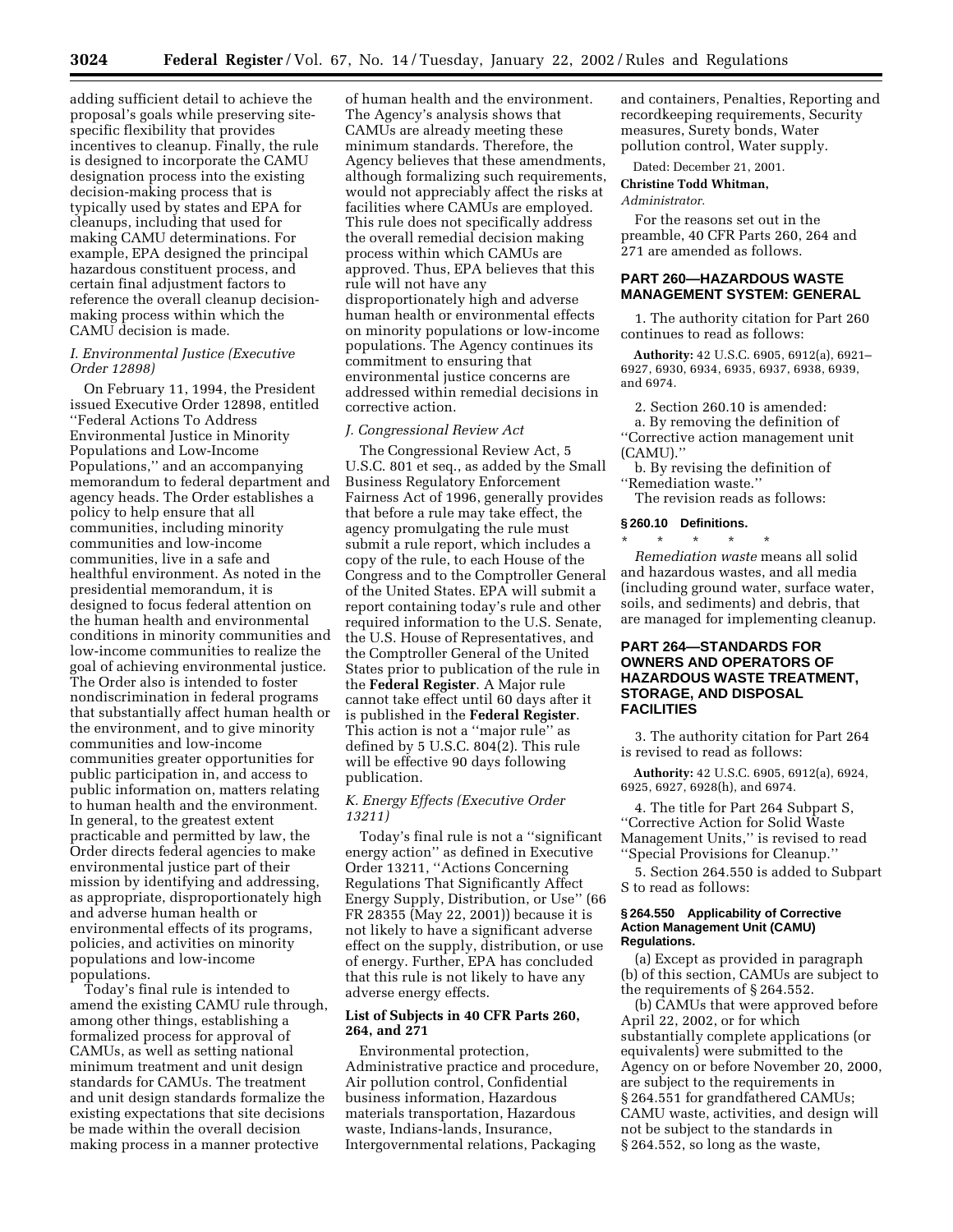adding sufficient detail to achieve the proposal's goals while preserving site-specific flexibility that provides incentives to cleanup. Finally, the rule is designed to incorporate the CAMU designation process into the existing decision-making process that is typically used by states and EPA for cleanups, including that used for making CAMU determinations. For example, EPA designed the principal hazardous constituent process, and certain final adjustment factors to reference the overall cleanup decision-making process within which the CAMU decision is made.

### *I. Environmental Justice (Executive Order 12898)*

On February 11, 1994, the President issued Executive Order 12898, entitled ''Federal Actions To Address Environmental Justice in Minority Populations and Low-Income Populations,'' and an accompanying memorandum to federal department and agency heads. The Order establishes a policy to help ensure that all communities, including minority communities and low-income communities, live in a safe and healthful environment. As noted in the presidential memorandum, it is designed to focus federal attention on the human health and environmental conditions in minority communities and low-income communities to realize the goal of achieving environmental justice. The Order also is intended to foster nondiscrimination in federal programs that substantially affect human health or the environment, and to give minority communities and low-income communities greater opportunities for public participation in, and access to public information on, matters relating to human health and the environment. In general, to the greatest extent practicable and permitted by law, the Order directs federal agencies to make environmental justice part of their mission by identifying and addressing, as appropriate, disproportionately high and adverse human health or environmental effects of its programs, policies, and activities on minority populations and low-income populations.

Today's final rule is intended to amend the existing CAMU rule through, among other things, establishing a formalized process for approval of CAMUs, as well as setting national minimum treatment and unit design standards for CAMUs. The treatment and unit design standards formalize the existing expectations that site decisions be made within the overall decision making process in a manner protective of human health and the environment. The Agency's analysis shows that CAMUs are already meeting these minimum standards. Therefore, the Agency believes that these amendments, although formalizing such requirements, would not appreciably affect the risks at facilities where CAMUs are employed. This rule does not specifically address the overall remedial decision making process within which CAMUs are approved. Thus, EPA believes that this rule will not have any disproportionately high and adverse human health or environmental effects on minority populations or low-income populations. The Agency continues its commitment to ensuring that environmental justice concerns are addressed within remedial decisions in corrective action.

### *J. Congressional Review Act*

The Congressional Review Act, 5 U.S.C. 801 et seq., as added by the Small Business Regulatory Enforcement Fairness Act of 1996, generally provides that before a rule may take effect, the agency promulgating the rule must submit a rule report, which includes a copy of the rule, to each House of the Congress and to the Comptroller General of the United States. EPA will submit a report containing today's rule and other required information to the U.S. Senate, the U.S. House of Representatives, and the Comptroller General of the United States prior to publication of the rule in the **Federal Register**. A Major rule cannot take effect until 60 days after it is published in the **Federal Register**. This action is not a ''major rule'' as defined by 5 U.S.C. 804(2). This rule will be effective 90 days following publication.

### *K. Energy Effects (Executive Order 13211)*

Today's final rule is not a ''significant energy action'' as defined in Executive Order 13211, ''Actions Concerning Regulations That Significantly Affect Energy Supply, Distribution, or Use'' (66 FR 28355 (May 22, 2001)) because it is not likely to have a significant adverse effect on the supply, distribution, or use of energy. Further, EPA has concluded that this rule is not likely to have any adverse energy effects.

### List of Subjects in 40 CFR Parts 260, 264, and 271

Environmental protection, Administrative practice and procedure, Air pollution control, Confidential business information, Hazardous materials transportation, Hazardous waste, Indians-lands, Insurance, Intergovernmental relations, Packaging and containers, Penalties, Reporting and recordkeeping requirements, Security measures, Surety bonds, Water pollution control, Water supply.

Dated: December 21, 2001.

**Christine Todd Whitman,**
*Administrator.*

For the reasons set out in the preamble, 40 CFR Parts 260, 264 and 271 are amended as follows.

## PART 260—HAZARDOUS WASTE MANAGEMENT SYSTEM: GENERAL

1. The authority citation for Part 260 continues to read as follows:

**Authority:** 42 U.S.C. 6905, 6912(a), 6921–6927, 6930, 6934, 6935, 6937, 6938, 6939, and 6974.

2. Section 260.10 is amended:

a. By removing the definition of ''Corrective action management unit (CAMU).''

b. By revising the definition of ''Remediation waste.''

The revision reads as follows:

### § 260.10 Definitions.

\* \* \* \* \*

*Remediation waste* means all solid and hazardous wastes, and all media (including ground water, surface water, soils, and sediments) and debris, that are managed for implementing cleanup.

## PART 264—STANDARDS FOR OWNERS AND OPERATORS OF HAZARDOUS WASTE TREATMENT, STORAGE, AND DISPOSAL FACILITIES

3. The authority citation for Part 264 is revised to read as follows:

**Authority:** 42 U.S.C. 6905, 6912(a), 6924, 6925, 6927, 6928(h), and 6974.

4. The title for Part 264 Subpart S, ''Corrective Action for Solid Waste Management Units,'' is revised to read ''Special Provisions for Cleanup.''

5. Section 264.550 is added to Subpart S to read as follows:

### § 264.550 Applicability of Corrective Action Management Unit (CAMU) Regulations.

(a) Except as provided in paragraph (b) of this section, CAMUs are subject to the requirements of § 264.552.

(b) CAMUs that were approved before April 22, 2002, or for which substantially complete applications (or equivalents) were submitted to the Agency on or before November 20, 2000, are subject to the requirements in § 264.551 for grandfathered CAMUs; CAMU waste, activities, and design will not be subject to the standards in § 264.552, so long as the waste,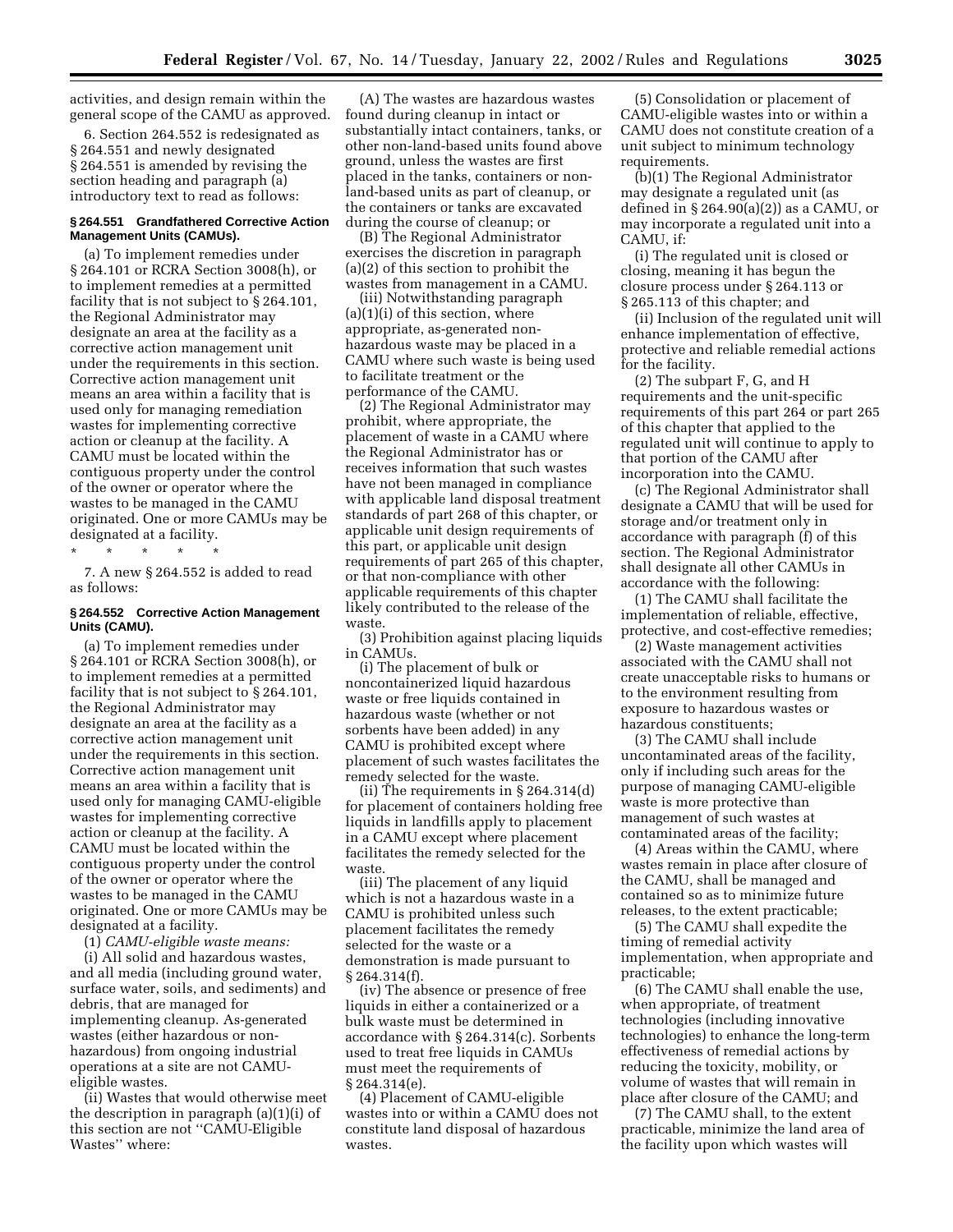activities, and design remain within the general scope of the CAMU as approved.

6. Section 264.552 is redesignated as § 264.551 and newly designated § 264.551 is amended by revising the section heading and paragraph (a) introductory text to read as follows:

### § 264.551 Grandfathered Corrective Action Management Units (CAMUs).

(a) To implement remedies under § 264.101 or RCRA Section 3008(h), or to implement remedies at a permitted facility that is not subject to § 264.101, the Regional Administrator may designate an area at the facility as a corrective action management unit under the requirements in this section. Corrective action management unit means an area within a facility that is used only for managing remediation wastes for implementing corrective action or cleanup at the facility. A CAMU must be located within the contiguous property under the control of the owner or operator where the wastes to be managed in the CAMU originated. One or more CAMUs may be designated at a facility.

\* \* \* \* \*

7. A new § 264.552 is added to read as follows:

### § 264.552 Corrective Action Management Units (CAMU).

(a) To implement remedies under § 264.101 or RCRA Section 3008(h), or to implement remedies at a permitted facility that is not subject to § 264.101, the Regional Administrator may designate an area at the facility as a corrective action management unit under the requirements in this section. Corrective action management unit means an area within a facility that is used only for managing CAMU-eligible wastes for implementing corrective action or cleanup at the facility. A CAMU must be located within the contiguous property under the control of the owner or operator where the wastes to be managed in the CAMU originated. One or more CAMUs may be designated at a facility.

(1) *CAMU-eligible waste means:*

(i) All solid and hazardous wastes, and all media (including ground water, surface water, soils, and sediments) and debris, that are managed for implementing cleanup. As-generated wastes (either hazardous or non-hazardous) from ongoing industrial operations at a site are not CAMU-eligible wastes.

(ii) Wastes that would otherwise meet the description in paragraph (a)(1)(i) of this section are not "CAMU-Eligible Wastes" where:

(A) The wastes are hazardous wastes found during cleanup in intact or substantially intact containers, tanks, or other non-land-based units found above ground, unless the wastes are first placed in the tanks, containers or non-land-based units as part of cleanup, or the containers or tanks are excavated during the course of cleanup; or

(B) The Regional Administrator exercises the discretion in paragraph (a)(2) of this section to prohibit the wastes from management in a CAMU.

(iii) Notwithstanding paragraph (a)(1)(i) of this section, where appropriate, as-generated non-hazardous waste may be placed in a CAMU where such waste is being used to facilitate treatment or the performance of the CAMU.

(2) The Regional Administrator may prohibit, where appropriate, the placement of waste in a CAMU where the Regional Administrator has or receives information that such wastes have not been managed in compliance with applicable land disposal treatment standards of part 268 of this chapter, or applicable unit design requirements of this part, or applicable unit design requirements of part 265 of this chapter, or that non-compliance with other applicable requirements of this chapter likely contributed to the release of the waste.

(3) Prohibition against placing liquids in CAMUs.

(i) The placement of bulk or noncontainerized liquid hazardous waste or free liquids contained in hazardous waste (whether or not sorbents have been added) in any CAMU is prohibited except where placement of such wastes facilitates the remedy selected for the waste.

(ii) The requirements in § 264.314(d) for placement of containers holding free liquids in landfills apply to placement in a CAMU except where placement facilitates the remedy selected for the waste.

(iii) The placement of any liquid which is not a hazardous waste in a CAMU is prohibited unless such placement facilitates the remedy selected for the waste or a demonstration is made pursuant to § 264.314(f).

(iv) The absence or presence of free liquids in either a containerized or a bulk waste must be determined in accordance with § 264.314(c). Sorbents used to treat free liquids in CAMUs must meet the requirements of § 264.314(e).

(4) Placement of CAMU-eligible wastes into or within a CAMU does not constitute land disposal of hazardous wastes.

(5) Consolidation or placement of CAMU-eligible wastes into or within a CAMU does not constitute creation of a unit subject to minimum technology requirements.

(b)(1) The Regional Administrator may designate a regulated unit (as defined in § 264.90(a)(2)) as a CAMU, or may incorporate a regulated unit into a CAMU, if:

(i) The regulated unit is closed or closing, meaning it has begun the closure process under § 264.113 or § 265.113 of this chapter; and

(ii) Inclusion of the regulated unit will enhance implementation of effective, protective and reliable remedial actions for the facility.

(2) The subpart F, G, and H requirements and the unit-specific requirements of this part 264 or part 265 of this chapter that applied to the regulated unit will continue to apply to that portion of the CAMU after incorporation into the CAMU.

(c) The Regional Administrator shall designate a CAMU that will be used for storage and/or treatment only in accordance with paragraph (f) of this section. The Regional Administrator shall designate all other CAMUs in accordance with the following:

(1) The CAMU shall facilitate the implementation of reliable, effective, protective, and cost-effective remedies;

(2) Waste management activities associated with the CAMU shall not create unacceptable risks to humans or to the environment resulting from exposure to hazardous wastes or hazardous constituents;

(3) The CAMU shall include uncontaminated areas of the facility, only if including such areas for the purpose of managing CAMU-eligible waste is more protective than management of such wastes at contaminated areas of the facility;

(4) Areas within the CAMU, where wastes remain in place after closure of the CAMU, shall be managed and contained so as to minimize future releases, to the extent practicable;

(5) The CAMU shall expedite the timing of remedial activity implementation, when appropriate and practicable;

(6) The CAMU shall enable the use, when appropriate, of treatment technologies (including innovative technologies) to enhance the long-term effectiveness of remedial actions by reducing the toxicity, mobility, or volume of wastes that will remain in place after closure of the CAMU; and

(7) The CAMU shall, to the extent practicable, minimize the land area of the facility upon which wastes will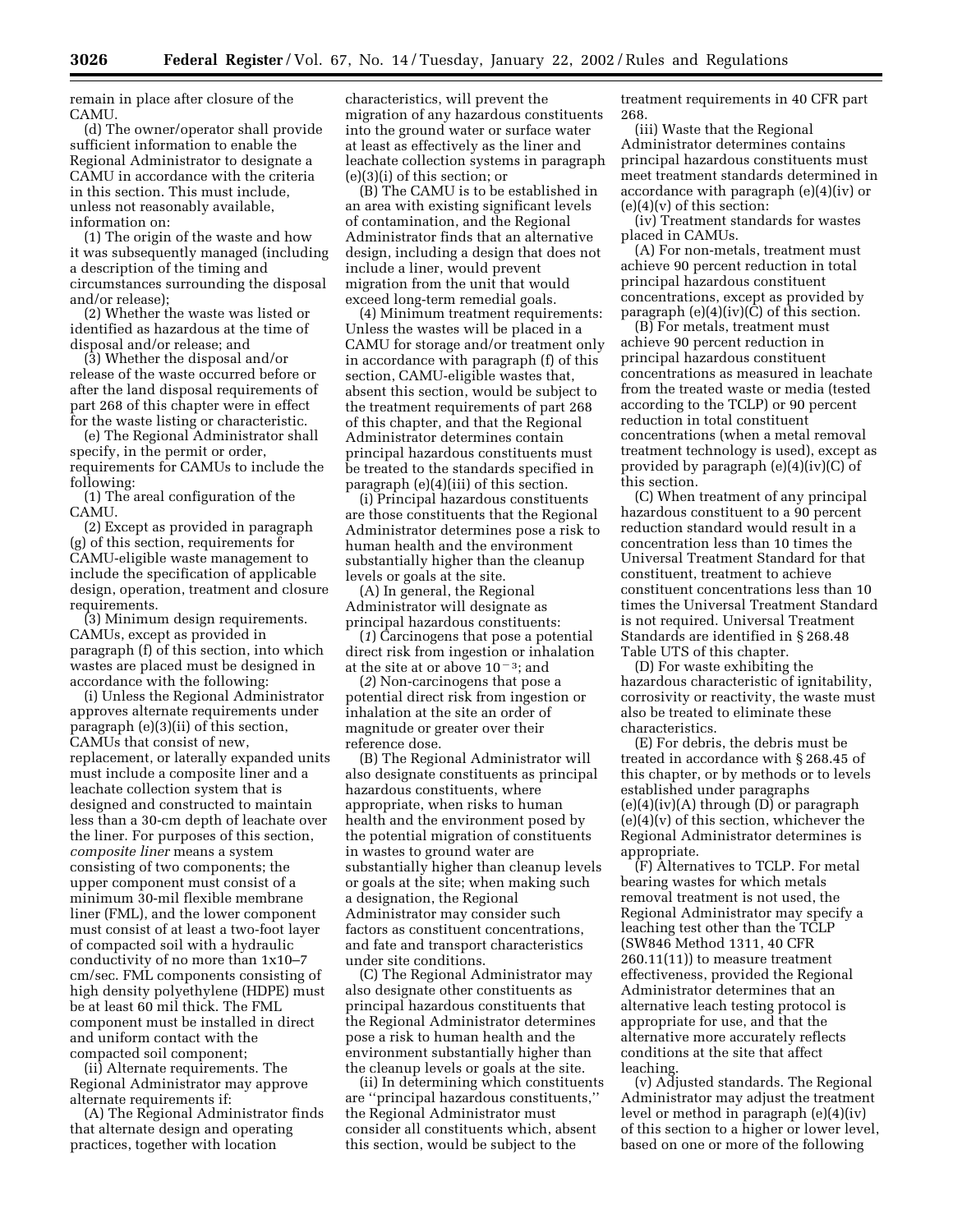remain in place after closure of the CAMU.

(d) The owner/operator shall provide sufficient information to enable the Regional Administrator to designate a CAMU in accordance with the criteria in this section. This must include, unless not reasonably available, information on:

(1) The origin of the waste and how it was subsequently managed (including a description of the timing and circumstances surrounding the disposal and/or release);

(2) Whether the waste was listed or identified as hazardous at the time of disposal and/or release; and

(3) Whether the disposal and/or release of the waste occurred before or after the land disposal requirements of part 268 of this chapter were in effect for the waste listing or characteristic.

(e) The Regional Administrator shall specify, in the permit or order, requirements for CAMUs to include the following:

(1) The areal configuration of the CAMU.

(2) Except as provided in paragraph (g) of this section, requirements for CAMU-eligible waste management to include the specification of applicable design, operation, treatment and closure requirements.

(3) Minimum design requirements. CAMUs, except as provided in paragraph (f) of this section, into which wastes are placed must be designed in accordance with the following:

(i) Unless the Regional Administrator approves alternate requirements under paragraph (e)(3)(ii) of this section, CAMUs that consist of new, replacement, or laterally expanded units must include a composite liner and a leachate collection system that is designed and constructed to maintain less than a 30-cm depth of leachate over the liner. For purposes of this section, *composite liner* means a system consisting of two components; the upper component must consist of a minimum 30-mil flexible membrane liner (FML), and the lower component must consist of at least a two-foot layer of compacted soil with a hydraulic conductivity of no more than $1x10^{-7}$ cm/sec. FML components consisting of high density polyethylene (HDPE) must be at least 60 mil thick. The FML component must be installed in direct and uniform contact with the compacted soil component;

(ii) Alternate requirements. The Regional Administrator may approve alternate requirements if:

(A) The Regional Administrator finds that alternate design and operating practices, together with location characteristics, will prevent the migration of any hazardous constituents into the ground water or surface water at least as effectively as the liner and leachate collection systems in paragraph (e)(3)(i) of this section; or

(B) The CAMU is to be established in an area with existing significant levels of contamination, and the Regional Administrator finds that an alternative design, including a design that does not include a liner, would prevent migration from the unit that would exceed long-term remedial goals.

(4) Minimum treatment requirements: Unless the wastes will be placed in a CAMU for storage and/or treatment only in accordance with paragraph (f) of this section, CAMU-eligible wastes that, absent this section, would be subject to the treatment requirements of part 268 of this chapter, and that the Regional Administrator determines contain principal hazardous constituents must be treated to the standards specified in paragraph (e)(4)(iii) of this section.

(i) Principal hazardous constituents are those constituents that the Regional Administrator determines pose a risk to human health and the environment substantially higher than the cleanup levels or goals at the site.

(A) In general, the Regional Administrator will designate as principal hazardous constituents:

(*1*) Carcinogens that pose a potential direct risk from ingestion or inhalation at the site at or above $10^{-3}$; and

(*2*) Non-carcinogens that pose a potential direct risk from ingestion or inhalation at the site an order of magnitude or greater over their reference dose.

(B) The Regional Administrator will also designate constituents as principal hazardous constituents, where appropriate, when risks to human health and the environment posed by the potential migration of constituents in wastes to ground water are substantially higher than cleanup levels or goals at the site; when making such a designation, the Regional Administrator may consider such factors as constituent concentrations, and fate and transport characteristics under site conditions.

(C) The Regional Administrator may also designate other constituents as principal hazardous constituents that the Regional Administrator determines pose a risk to human health and the environment substantially higher than the cleanup levels or goals at the site.

(ii) In determining which constituents are ''principal hazardous constituents,'' the Regional Administrator must consider all constituents which, absent this section, would be subject to the treatment requirements in 40 CFR part 268.

(iii) Waste that the Regional Administrator determines contains principal hazardous constituents must meet treatment standards determined in accordance with paragraph (e)(4)(iv) or (e)(4)(v) of this section:

(iv) Treatment standards for wastes placed in CAMUs.

(A) For non-metals, treatment must achieve 90 percent reduction in total principal hazardous constituent concentrations, except as provided by paragraph (e)(4)(iv)(C) of this section.

(B) For metals, treatment must achieve 90 percent reduction in principal hazardous constituent concentrations as measured in leachate from the treated waste or media (tested according to the TCLP) or 90 percent reduction in total constituent concentrations (when a metal removal treatment technology is used), except as provided by paragraph (e)(4)(iv)(C) of this section.

(C) When treatment of any principal hazardous constituent to a 90 percent reduction standard would result in a concentration less than 10 times the Universal Treatment Standard for that constituent, treatment to achieve constituent concentrations less than 10 times the Universal Treatment Standard is not required. Universal Treatment Standards are identified in § 268.48 Table UTS of this chapter.

(D) For waste exhibiting the hazardous characteristic of ignitability, corrosivity or reactivity, the waste must also be treated to eliminate these characteristics.

(E) For debris, the debris must be treated in accordance with § 268.45 of this chapter, or by methods or to levels established under paragraphs (e)(4)(iv)(A) through (D) or paragraph (e)(4)(v) of this section, whichever the Regional Administrator determines is appropriate.

(F) Alternatives to TCLP. For metal bearing wastes for which metals removal treatment is not used, the Regional Administrator may specify a leaching test other than the TCLP (SW846 Method 1311, 40 CFR 260.11(11)) to measure treatment effectiveness, provided the Regional Administrator determines that an alternative leach testing protocol is appropriate for use, and that the alternative more accurately reflects conditions at the site that affect leaching.

(v) Adjusted standards. The Regional Administrator may adjust the treatment level or method in paragraph (e)(4)(iv) of this section to a higher or lower level, based on one or more of the following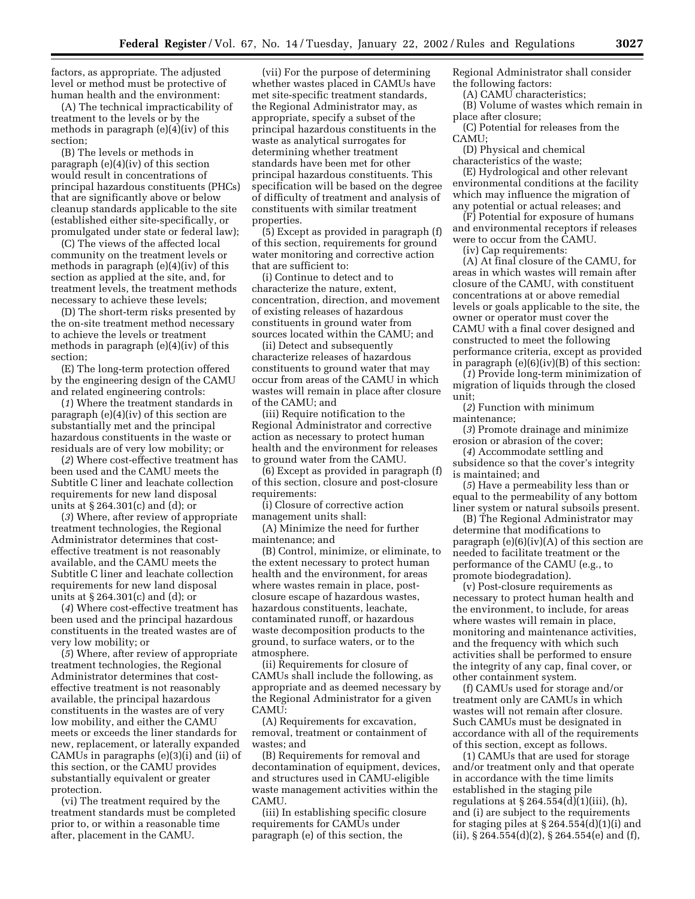factors, as appropriate. The adjusted level or method must be protective of human health and the environment:

(A) The technical impracticability of treatment to the levels or by the methods in paragraph (e)(4)(iv) of this section;

(B) The levels or methods in paragraph (e)(4)(iv) of this section would result in concentrations of principal hazardous constituents (PHCs) that are significantly above or below cleanup standards applicable to the site (established either site-specifically, or promulgated under state or federal law);

(C) The views of the affected local community on the treatment levels or methods in paragraph (e)(4)(iv) of this section as applied at the site, and, for treatment levels, the treatment methods necessary to achieve these levels;

(D) The short-term risks presented by the on-site treatment method necessary to achieve the levels or treatment methods in paragraph (e)(4)(iv) of this section;

(E) The long-term protection offered by the engineering design of the CAMU and related engineering controls:

(*1*) Where the treatment standards in paragraph (e)(4)(iv) of this section are substantially met and the principal hazardous constituents in the waste or residuals are of very low mobility; or

(*2*) Where cost-effective treatment has been used and the CAMU meets the Subtitle C liner and leachate collection requirements for new land disposal units at § 264.301(c) and (d); or

(*3*) Where, after review of appropriate treatment technologies, the Regional Administrator determines that cost-effective treatment is not reasonably available, and the CAMU meets the Subtitle C liner and leachate collection requirements for new land disposal units at § 264.301(c) and (d); or

(*4*) Where cost-effective treatment has been used and the principal hazardous constituents in the treated wastes are of very low mobility; or

(*5*) Where, after review of appropriate treatment technologies, the Regional Administrator determines that cost-effective treatment is not reasonably available, the principal hazardous constituents in the wastes are of very low mobility, and either the CAMU meets or exceeds the liner standards for new, replacement, or laterally expanded CAMUs in paragraphs (e)(3)(i) and (ii) of this section, or the CAMU provides substantially equivalent or greater protection.

(vi) The treatment required by the treatment standards must be completed prior to, or within a reasonable time after, placement in the CAMU.

(vii) For the purpose of determining whether wastes placed in CAMUs have met site-specific treatment standards, the Regional Administrator may, as appropriate, specify a subset of the principal hazardous constituents in the waste as analytical surrogates for determining whether treatment standards have been met for other principal hazardous constituents. This specification will be based on the degree of difficulty of treatment and analysis of constituents with similar treatment properties.

(5) Except as provided in paragraph (f) of this section, requirements for ground water monitoring and corrective action that are sufficient to:

(i) Continue to detect and to characterize the nature, extent, concentration, direction, and movement of existing releases of hazardous constituents in ground water from sources located within the CAMU; and

(ii) Detect and subsequently characterize releases of hazardous constituents to ground water that may occur from areas of the CAMU in which wastes will remain in place after closure of the CAMU; and

(iii) Require notification to the Regional Administrator and corrective action as necessary to protect human health and the environment for releases to ground water from the CAMU.

(6) Except as provided in paragraph (f) of this section, closure and post-closure requirements:

(i) Closure of corrective action management units shall:

(A) Minimize the need for further maintenance; and

(B) Control, minimize, or eliminate, to the extent necessary to protect human health and the environment, for areas where wastes remain in place, post-closure escape of hazardous wastes, hazardous constituents, leachate, contaminated runoff, or hazardous waste decomposition products to the ground, to surface waters, or to the atmosphere.

(ii) Requirements for closure of CAMUs shall include the following, as appropriate and as deemed necessary by the Regional Administrator for a given CAMU:

(A) Requirements for excavation, removal, treatment or containment of wastes; and

(B) Requirements for removal and decontamination of equipment, devices, and structures used in CAMU-eligible waste management activities within the CAMU.

(iii) In establishing specific closure requirements for CAMUs under paragraph (e) of this section, the Regional Administrator shall consider the following factors:

(A) CAMU characteristics;

(B) Volume of wastes which remain in place after closure;

(C) Potential for releases from the CAMU;

(D) Physical and chemical characteristics of the waste;

(E) Hydrological and other relevant environmental conditions at the facility which may influence the migration of any potential or actual releases; and

(F) Potential for exposure of humans and environmental receptors if releases were to occur from the CAMU.

(iv) Cap requirements:

(A) At final closure of the CAMU, for areas in which wastes will remain after closure of the CAMU, with constituent concentrations at or above remedial levels or goals applicable to the site, the owner or operator must cover the CAMU with a final cover designed and constructed to meet the following performance criteria, except as provided in paragraph (e)(6)(iv)(B) of this section:

(*1*) Provide long-term minimization of migration of liquids through the closed unit;

(*2*) Function with minimum maintenance;

(*3*) Promote drainage and minimize erosion or abrasion of the cover;

(*4*) Accommodate settling and subsidence so that the cover's integrity is maintained; and

(*5*) Have a permeability less than or equal to the permeability of any bottom liner system or natural subsoils present.

(B) The Regional Administrator may determine that modifications to paragraph (e)(6)(iv)(A) of this section are needed to facilitate treatment or the performance of the CAMU (e.g., to promote biodegradation).

(v) Post-closure requirements as necessary to protect human health and the environment, to include, for areas where wastes will remain in place, monitoring and maintenance activities, and the frequency with which such activities shall be performed to ensure the integrity of any cap, final cover, or other containment system.

(f) CAMUs used for storage and/or treatment only are CAMUs in which wastes will not remain after closure. Such CAMUs must be designated in accordance with all of the requirements of this section, except as follows.

(1) CAMUs that are used for storage and/or treatment only and that operate in accordance with the time limits established in the staging pile regulations at § 264.554(d)(1)(iii), (h), and (i) are subject to the requirements for staging piles at § 264.554(d)(1)(i) and (ii), § 264.554(d)(2), § 264.554(e) and (f),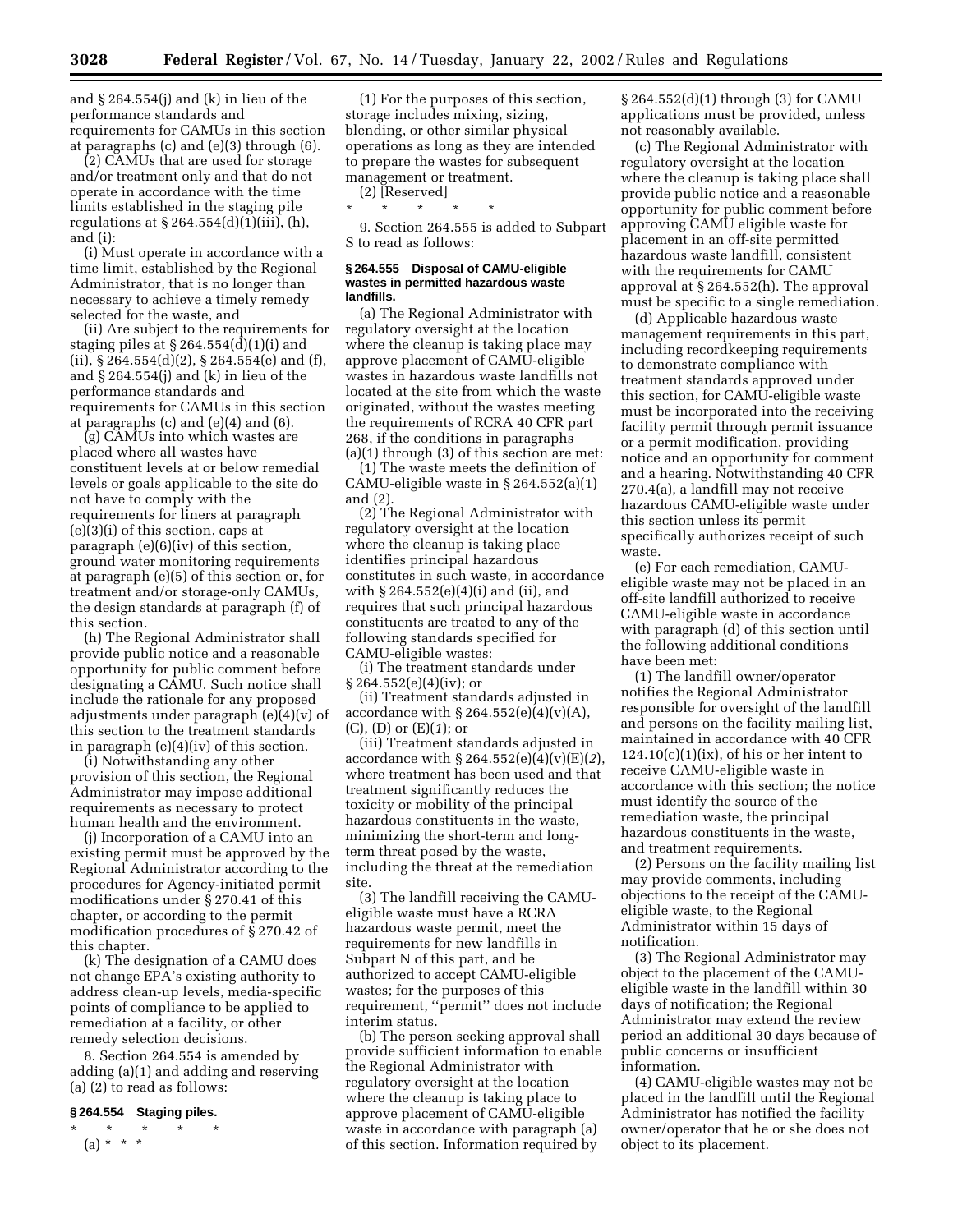and § 264.554(j) and (k) in lieu of the performance standards and requirements for CAMUs in this section at paragraphs (c) and (e)(3) through (6).

(2) CAMUs that are used for storage and/or treatment only and that do not operate in accordance with the time limits established in the staging pile regulations at § 264.554(d)(1)(iii), (h), and (i):

(i) Must operate in accordance with a time limit, established by the Regional Administrator, that is no longer than necessary to achieve a timely remedy selected for the waste, and

(ii) Are subject to the requirements for staging piles at § 264.554(d)(1)(i) and (ii), § 264.554(d)(2), § 264.554(e) and (f), and § 264.554(j) and (k) in lieu of the performance standards and requirements for CAMUs in this section at paragraphs (c) and (e)(4) and (6).

(g) CAMUs into which wastes are placed where all wastes have constituent levels at or below remedial levels or goals applicable to the site do not have to comply with the requirements for liners at paragraph (e)(3)(i) of this section, caps at paragraph (e)(6)(iv) of this section, ground water monitoring requirements at paragraph (e)(5) of this section or, for treatment and/or storage-only CAMUs, the design standards at paragraph (f) of this section.

(h) The Regional Administrator shall provide public notice and a reasonable opportunity for public comment before designating a CAMU. Such notice shall include the rationale for any proposed adjustments under paragraph (e)(4)(v) of this section to the treatment standards in paragraph (e)(4)(iv) of this section.

(i) Notwithstanding any other provision of this section, the Regional Administrator may impose additional requirements as necessary to protect human health and the environment.

(j) Incorporation of a CAMU into an existing permit must be approved by the Regional Administrator according to the procedures for Agency-initiated permit modifications under § 270.41 of this chapter, or according to the permit modification procedures of § 270.42 of this chapter.

(k) The designation of a CAMU does not change EPA's existing authority to address clean-up levels, media-specific points of compliance to be applied to remediation at a facility, or other remedy selection decisions.

8. Section 264.554 is amended by adding (a)(1) and adding and reserving (a) (2) to read as follows:

**§ 264.554 Staging piles.**

\* \* \* \* \*

(a) \* \* \*

(1) For the purposes of this section, storage includes mixing, sizing, blending, or other similar physical operations as long as they are intended to prepare the wastes for subsequent management or treatment.

(2) [Reserved]

\* \* \* \* \*

9. Section 264.555 is added to Subpart S to read as follows:

**§ 264.555 Disposal of CAMU-eligible wastes in permitted hazardous waste landfills.**

(a) The Regional Administrator with regulatory oversight at the location where the cleanup is taking place may approve placement of CAMU-eligible wastes in hazardous waste landfills not located at the site from which the waste originated, without the wastes meeting the requirements of RCRA 40 CFR part 268, if the conditions in paragraphs (a)(1) through (3) of this section are met:

(1) The waste meets the definition of CAMU-eligible waste in § 264.552(a)(1) and (2).

(2) The Regional Administrator with regulatory oversight at the location where the cleanup is taking place identifies principal hazardous constitutes in such waste, in accordance with § 264.552(e)(4)(i) and (ii), and requires that such principal hazardous constituents are treated to any of the following standards specified for CAMU-eligible wastes:

(i) The treatment standards under § 264.552(e)(4)(iv); or

(ii) Treatment standards adjusted in accordance with § 264.552(e)(4)(v)(A), (C), (D) or (E)(*1*); or

(iii) Treatment standards adjusted in accordance with § 264.552(e)(4)(v)(E)(*2*), where treatment has been used and that treatment significantly reduces the toxicity or mobility of the principal hazardous constituents in the waste, minimizing the short-term and long-term threat posed by the waste, including the threat at the remediation site.

(3) The landfill receiving the CAMU-eligible waste must have a RCRA hazardous waste permit, meet the requirements for new landfills in Subpart N of this part, and be authorized to accept CAMU-eligible wastes; for the purposes of this requirement, ''permit'' does not include interim status.

(b) The person seeking approval shall provide sufficient information to enable the Regional Administrator with regulatory oversight at the location where the cleanup is taking place to approve placement of CAMU-eligible waste in accordance with paragraph (a) of this section. Information required by § 264.552(d)(1) through (3) for CAMU applications must be provided, unless not reasonably available.

(c) The Regional Administrator with regulatory oversight at the location where the cleanup is taking place shall provide public notice and a reasonable opportunity for public comment before approving CAMU eligible waste for placement in an off-site permitted hazardous waste landfill, consistent with the requirements for CAMU approval at § 264.552(h). The approval must be specific to a single remediation.

(d) Applicable hazardous waste management requirements in this part, including recordkeeping requirements to demonstrate compliance with treatment standards approved under this section, for CAMU-eligible waste must be incorporated into the receiving facility permit through permit issuance or a permit modification, providing notice and an opportunity for comment and a hearing. Notwithstanding 40 CFR 270.4(a), a landfill may not receive hazardous CAMU-eligible waste under this section unless its permit specifically authorizes receipt of such waste.

(e) For each remediation, CAMU-eligible waste may not be placed in an off-site landfill authorized to receive CAMU-eligible waste in accordance with paragraph (d) of this section until the following additional conditions have been met:

(1) The landfill owner/operator notifies the Regional Administrator responsible for oversight of the landfill and persons on the facility mailing list, maintained in accordance with 40 CFR 124.10(c)(1)(ix), of his or her intent to receive CAMU-eligible waste in accordance with this section; the notice must identify the source of the remediation waste, the principal hazardous constituents in the waste, and treatment requirements.

(2) Persons on the facility mailing list may provide comments, including objections to the receipt of the CAMU-eligible waste, to the Regional Administrator within 15 days of notification.

(3) The Regional Administrator may object to the placement of the CAMU-eligible waste in the landfill within 30 days of notification; the Regional Administrator may extend the review period an additional 30 days because of public concerns or insufficient information.

(4) CAMU-eligible wastes may not be placed in the landfill until the Regional Administrator has notified the facility owner/operator that he or she does not object to its placement.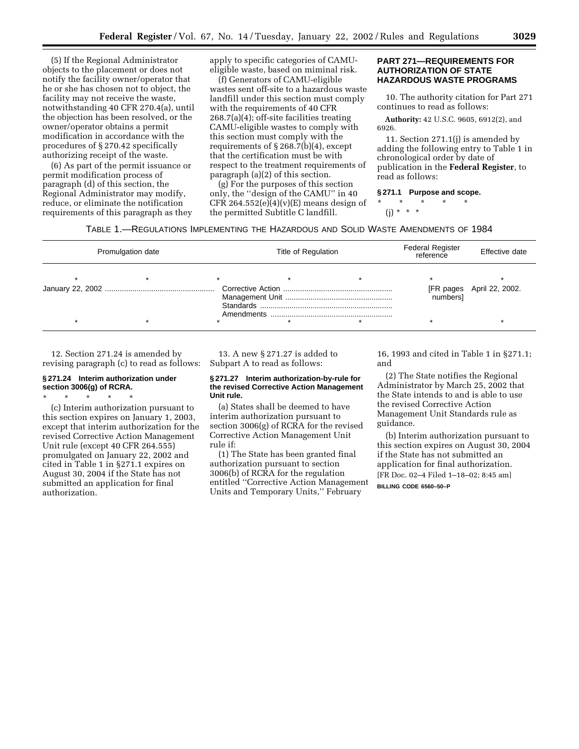(5) If the Regional Administrator objects to the placement or does not notify the facility owner/operator that he or she has chosen not to object, the facility may not receive the waste, notwithstanding 40 CFR 270.4(a), until the objection has been resolved, or the owner/operator obtains a permit modification in accordance with the procedures of § 270.42 specifically authorizing receipt of the waste.

(6) As part of the permit issuance or permit modification process of paragraph (d) of this section, the Regional Administrator may modify, reduce, or eliminate the notification requirements of this paragraph as they apply to specific categories of CAMU-eligible waste, based on miminal risk.

(f) Generators of CAMU-eligible wastes sent off-site to a hazardous waste landfill under this section must comply with the requirements of 40 CFR 268.7(a)(4); off-site facilities treating CAMU-eligible wastes to comply with this section must comply with the requirements of § 268.7(b)(4), except that the certification must be with respect to the treatment requirements of paragraph (a)(2) of this section.

(g) For the purposes of this section only, the ''design of the CAMU'' in 40 CFR 264.552(e)(4)(v)(E) means design of the permitted Subtitle C landfill.

## PART 271—REQUIREMENTS FOR AUTHORIZATION OF STATE HAZARDOUS WASTE PROGRAMS

10. The authority citation for Part 271 continues to read as follows:

**Authority:** 42 U.S.C. 9605, 6912(2), and 6926.

11. Section 271.1(j) is amended by adding the following entry to Table 1 in chronological order by date of publication in the **Federal Register**, to read as follows:

### § 271.1 Purpose and scope.

\* \* \* \* \*

(j) \* \* \*

TABLE 1.—REGULATIONS IMPLEMENTING THE HAZARDOUS AND SOLID WASTE AMENDMENTS OF 1984

| Promulgation date | Title of Regulation | Federal Register reference | Effective date |
|---|---|---|---|
| \* \* | \* \* \* | \* | \* |
| January 22, 2002 | Corrective Action Management Unit Standards Amendments | [FR pages numbers] | April 22, 2002. |
| \* \* | \* \* \* | \* | \* |

12. Section 271.24 is amended by revising paragraph (c) to read as follows:

### § 271.24 Interim authorization under section 3006(g) of RCRA.

\* \* \* \* \*

(c) Interim authorization pursuant to this section expires on January 1, 2003, except that interim authorization for the revised Corrective Action Management Unit rule (except 40 CFR 264.555) promulgated on January 22, 2002 and cited in Table 1 in §271.1 expires on August 30, 2004 if the State has not submitted an application for final authorization.

13. A new § 271.27 is added to Subpart A to read as follows:

### § 271.27 Interim authorization-by-rule for the revised Corrective Action Management Unit rule.

(a) States shall be deemed to have interim authorization pursuant to section 3006(g) of RCRA for the revised Corrective Action Management Unit rule if:

(1) The State has been granted final authorization pursuant to section 3006(b) of RCRA for the regulation entitled ''Corrective Action Management Units and Temporary Units,'' February 16, 1993 and cited in Table 1 in §271.1; and

(2) The State notifies the Regional Administrator by March 25, 2002 that the State intends to and is able to use the revised Corrective Action Management Unit Standards rule as guidance.

(b) Interim authorization pursuant to this section expires on August 30, 2004 if the State has not submitted an application for final authorization.

[FR Doc. 02–4 Filed 1–18–02; 8:45 am]

BILLING CODE 6560–50–P